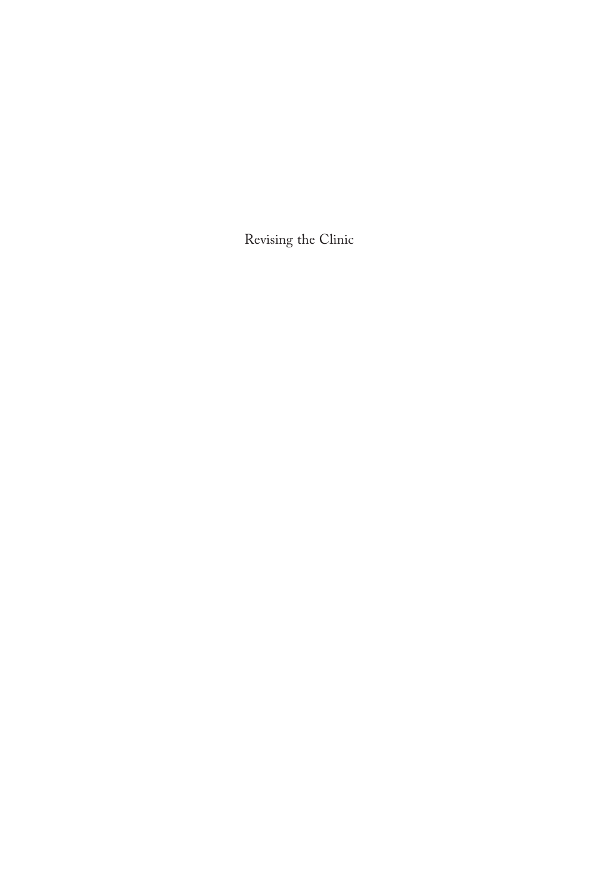Revising the Clinic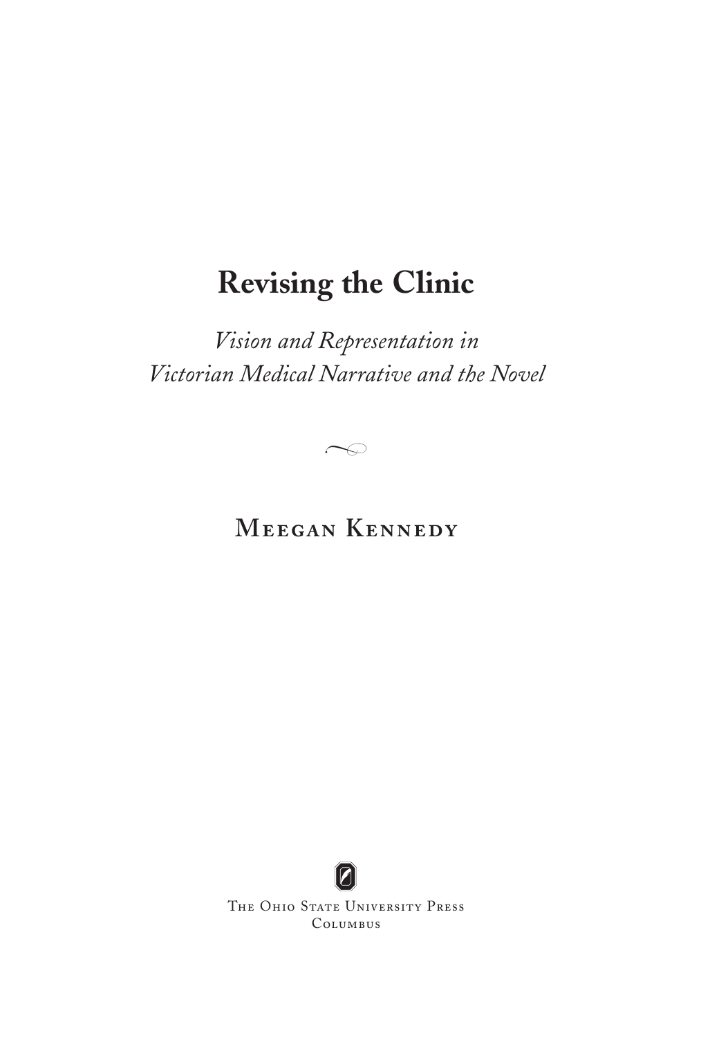# Revising the Clinic

*Vision and Representation in Victorian Medical Narrative and the Novel*

Meegan Kennedy

The Ohio State University Press
Columbus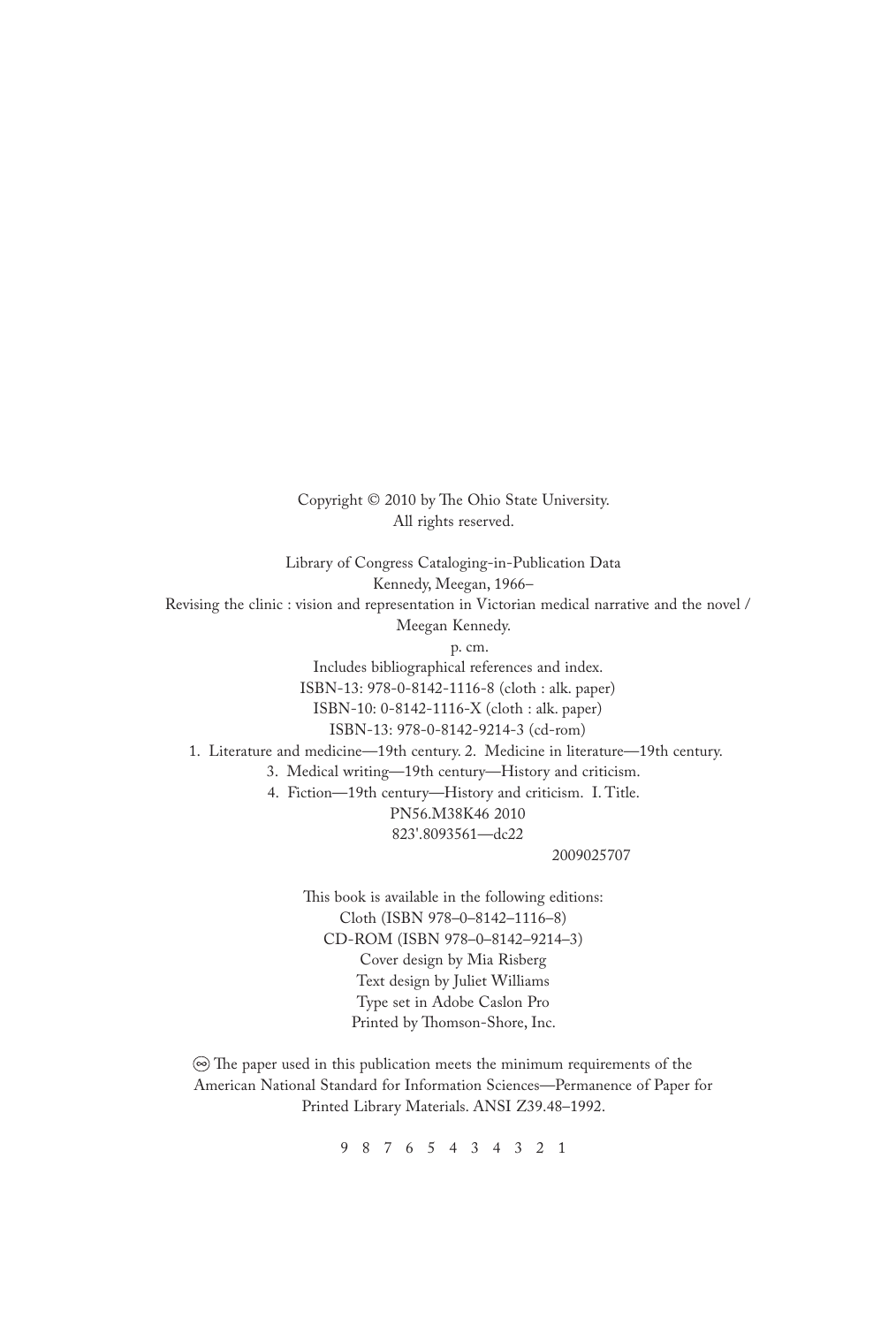Copyright © 2010 by The Ohio State University.
All rights reserved.

Library of Congress Cataloging-in-Publication Data
Kennedy, Meegan, 1966–
Revising the clinic : vision and representation in Victorian medical narrative and the novel / Meegan Kennedy.
p. cm.
Includes bibliographical references and index.
ISBN-13: 978-0-8142-1116-8 (cloth : alk. paper)
ISBN-10: 0-8142-1116-X (cloth : alk. paper)
ISBN-13: 978-0-8142-9214-3 (cd-rom)
1. Literature and medicine—19th century. 2. Medicine in literature—19th century.
3. Medical writing—19th century—History and criticism.
4. Fiction—19th century—History and criticism. I. Title.
PN56.M38K46 2010
823'.8093561—dc22
2009025707

This book is available in the following editions:
Cloth (ISBN 978–0–8142–1116–8)
CD-ROM (ISBN 978–0–8142–9214–3)
Cover design by Mia Risberg
Text design by Juliet Williams
Type set in Adobe Caslon Pro
Printed by Thomson-Shore, Inc.

♾ The paper used in this publication meets the minimum requirements of the American National Standard for Information Sciences—Permanence of Paper for Printed Library Materials. ANSI Z39.48–1992.

9 8 7 6 5 4 3 4 3 2 1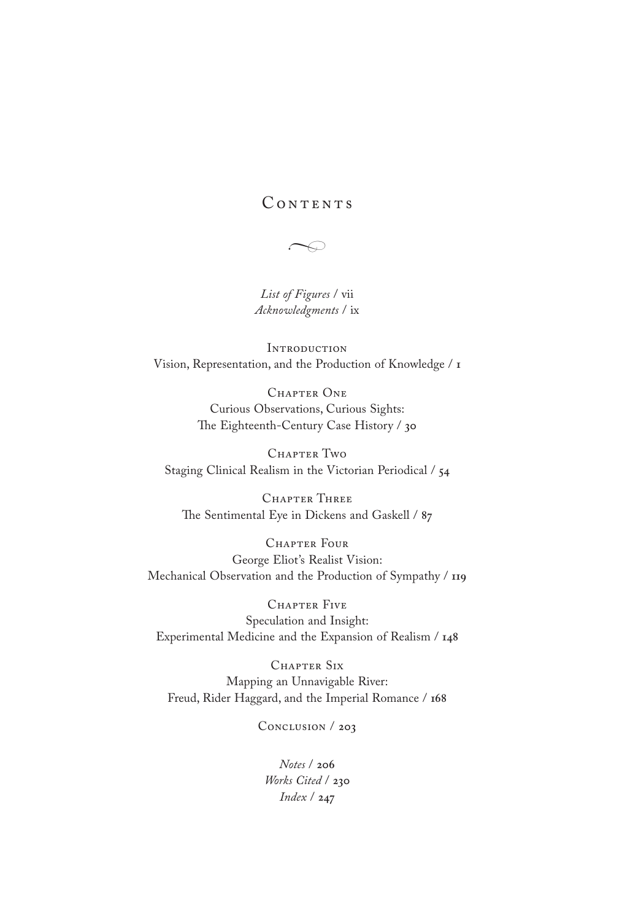# Contents

*List of Figures* / vii
*Acknowledgments* / ix

Introduction
Vision, Representation, and the Production of Knowledge / 1

Chapter One
Curious Observations, Curious Sights:
The Eighteenth-Century Case History / 30

Chapter Two
Staging Clinical Realism in the Victorian Periodical / 54

Chapter Three
The Sentimental Eye in Dickens and Gaskell / 87

Chapter Four
George Eliot's Realist Vision:
Mechanical Observation and the Production of Sympathy / 119

Chapter Five
Speculation and Insight:
Experimental Medicine and the Expansion of Realism / 148

Chapter Six
Mapping an Unnavigable River:
Freud, Rider Haggard, and the Imperial Romance / 168

Conclusion / 203

*Notes* / 206
*Works Cited* / 230
*Index* / 247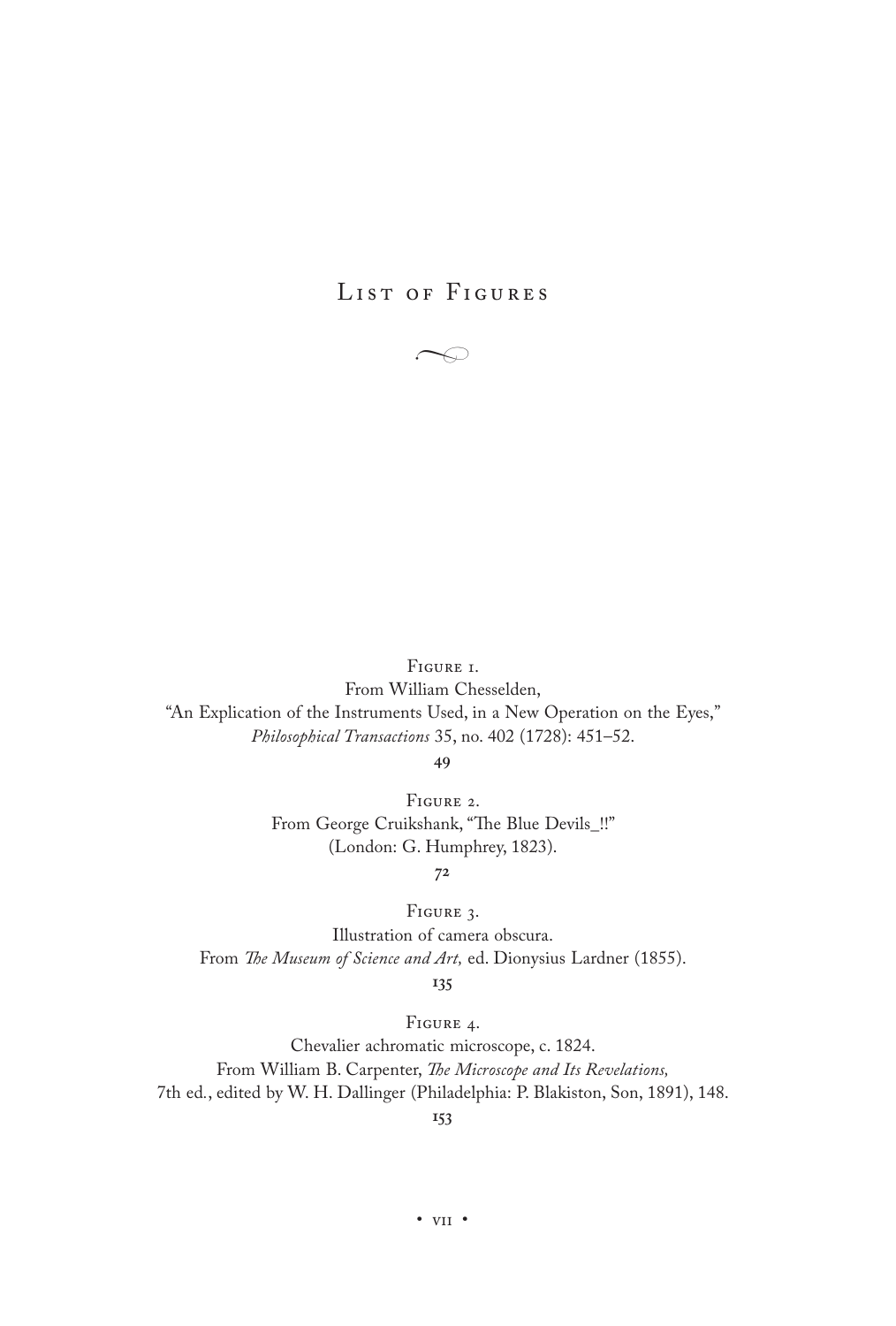# List of Figures

Figure 1.
From William Chesselden,
"An Explication of the Instruments Used, in a New Operation on the Eyes,"
*Philosophical Transactions* 35, no. 402 (1728): 451–52.
**49**

Figure 2.
From George Cruikshank, "The Blue Devils_!!"
(London: G. Humphrey, 1823).
**72**

Figure 3.
Illustration of camera obscura.
From *The Museum of Science and Art,* ed. Dionysius Lardner (1855).
**135**

Figure 4.
Chevalier achromatic microscope, c. 1824.
From William B. Carpenter, *The Microscope and Its Revelations,*
7th ed., edited by W. H. Dallinger (Philadelphia: P. Blakiston, Son, 1891), 148.
**153**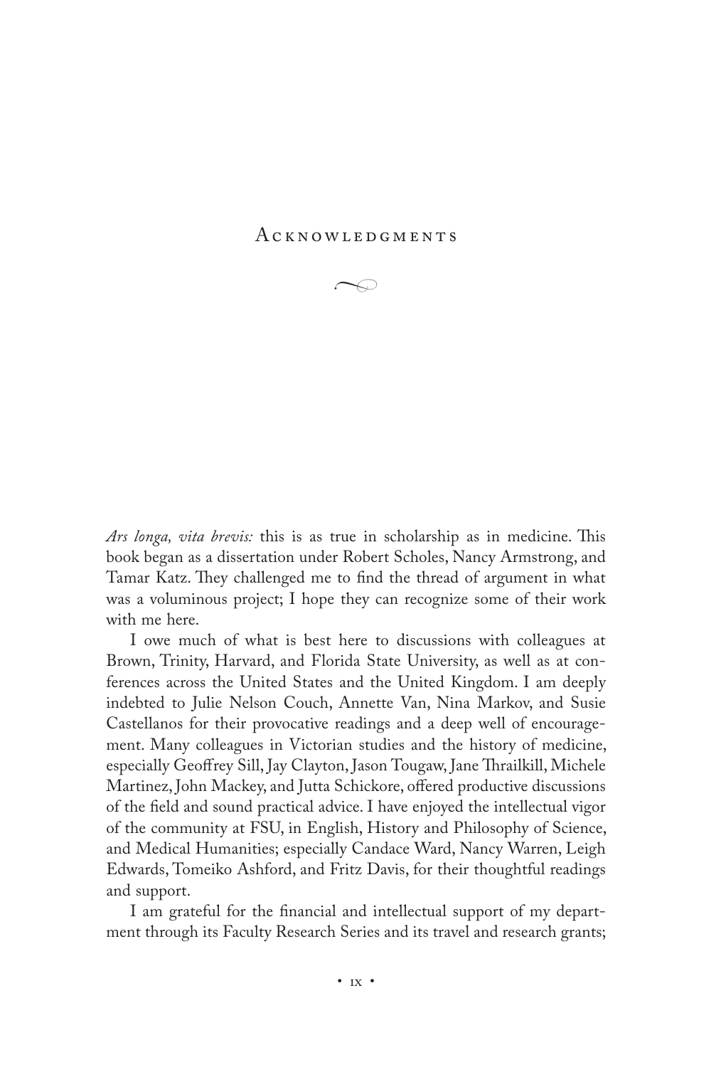# Acknowledgments

*Ars longa, vita brevis:* this is as true in scholarship as in medicine. This book began as a dissertation under Robert Scholes, Nancy Armstrong, and Tamar Katz. They challenged me to find the thread of argument in what was a voluminous project; I hope they can recognize some of their work with me here.

I owe much of what is best here to discussions with colleagues at Brown, Trinity, Harvard, and Florida State University, as well as at conferences across the United States and the United Kingdom. I am deeply indebted to Julie Nelson Couch, Annette Van, Nina Markov, and Susie Castellanos for their provocative readings and a deep well of encouragement. Many colleagues in Victorian studies and the history of medicine, especially Geoffrey Sill, Jay Clayton, Jason Tougaw, Jane Thrailkill, Michele Martinez, John Mackey, and Jutta Schickore, offered productive discussions of the field and sound practical advice. I have enjoyed the intellectual vigor of the community at FSU, in English, History and Philosophy of Science, and Medical Humanities; especially Candace Ward, Nancy Warren, Leigh Edwards, Tomeiko Ashford, and Fritz Davis, for their thoughtful readings and support.

I am grateful for the financial and intellectual support of my department through its Faculty Research Series and its travel and research grants;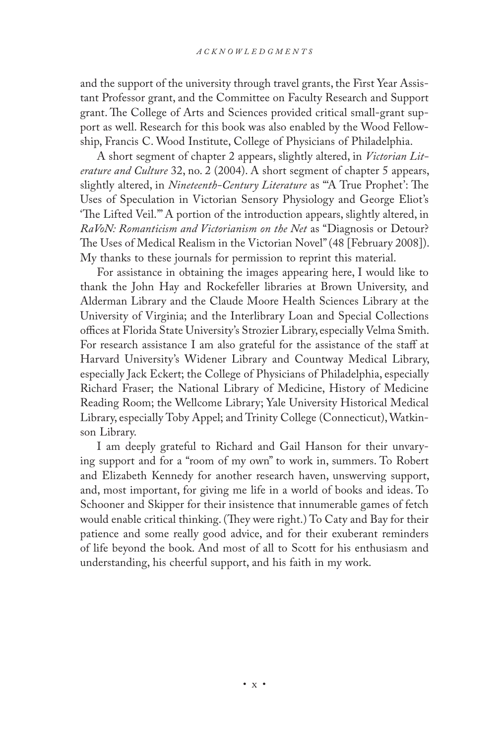and the support of the university through travel grants, the First Year Assistant Professor grant, and the Committee on Faculty Research and Support grant. The College of Arts and Sciences provided critical small-grant support as well. Research for this book was also enabled by the Wood Fellowship, Francis C. Wood Institute, College of Physicians of Philadelphia.

A short segment of chapter 2 appears, slightly altered, in *Victorian Literature and Culture* 32, no. 2 (2004). A short segment of chapter 5 appears, slightly altered, in *Nineteenth-Century Literature* as "'A True Prophet': The Uses of Speculation in Victorian Sensory Physiology and George Eliot's 'The Lifted Veil.'" A portion of the introduction appears, slightly altered, in *RaVoN: Romanticism and Victorianism on the Net* as "Diagnosis or Detour? The Uses of Medical Realism in the Victorian Novel" (48 [February 2008]). My thanks to these journals for permission to reprint this material.

For assistance in obtaining the images appearing here, I would like to thank the John Hay and Rockefeller libraries at Brown University, and Alderman Library and the Claude Moore Health Sciences Library at the University of Virginia; and the Interlibrary Loan and Special Collections offices at Florida State University's Strozier Library, especially Velma Smith. For research assistance I am also grateful for the assistance of the staff at Harvard University's Widener Library and Countway Medical Library, especially Jack Eckert; the College of Physicians of Philadelphia, especially Richard Fraser; the National Library of Medicine, History of Medicine Reading Room; the Wellcome Library; Yale University Historical Medical Library, especially Toby Appel; and Trinity College (Connecticut), Watkinson Library.

I am deeply grateful to Richard and Gail Hanson for their unvarying support and for a "room of my own" to work in, summers. To Robert and Elizabeth Kennedy for another research haven, unswerving support, and, most important, for giving me life in a world of books and ideas. To Schooner and Skipper for their insistence that innumerable games of fetch would enable critical thinking. (They were right.) To Caty and Bay for their patience and some really good advice, and for their exuberant reminders of life beyond the book. And most of all to Scott for his enthusiasm and understanding, his cheerful support, and his faith in my work.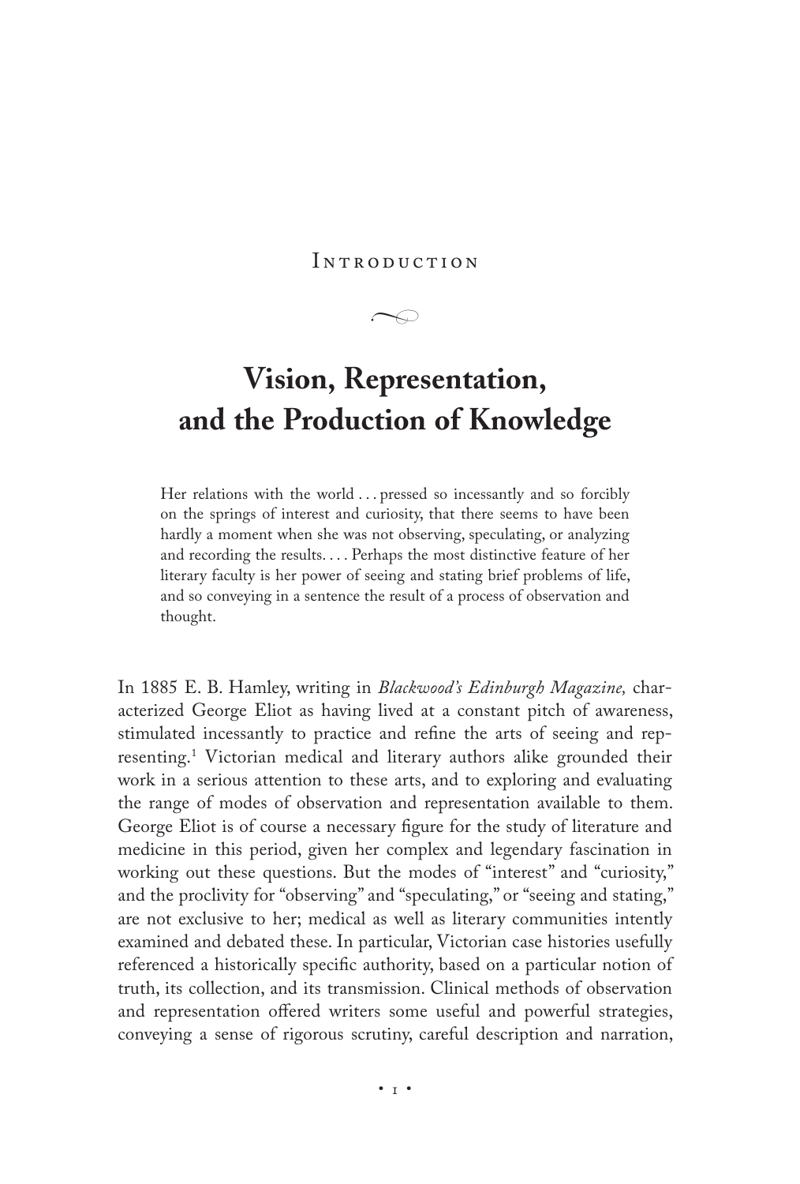# Introduction

## Vision, Representation, and the Production of Knowledge

> Her relations with the world . . . pressed so incessantly and so forcibly on the springs of interest and curiosity, that there seems to have been hardly a moment when she was not observing, speculating, or analyzing and recording the results. . . . Perhaps the most distinctive feature of her literary faculty is her power of seeing and stating brief problems of life, and so conveying in a sentence the result of a process of observation and thought.

In 1885 E. B. Hamley, writing in *Blackwood's Edinburgh Magazine,* characterized George Eliot as having lived at a constant pitch of awareness, stimulated incessantly to practice and refine the arts of seeing and representing.[1] Victorian medical and literary authors alike grounded their work in a serious attention to these arts, and to exploring and evaluating the range of modes of observation and representation available to them. George Eliot is of course a necessary figure for the study of literature and medicine in this period, given her complex and legendary fascination in working out these questions. But the modes of "interest" and "curiosity," and the proclivity for "observing" and "speculating," or "seeing and stating," are not exclusive to her; medical as well as literary communities intently examined and debated these. In particular, Victorian case histories usefully referenced a historically specific authority, based on a particular notion of truth, its collection, and its transmission. Clinical methods of observation and representation offered writers some useful and powerful strategies, conveying a sense of rigorous scrutiny, careful description and narration,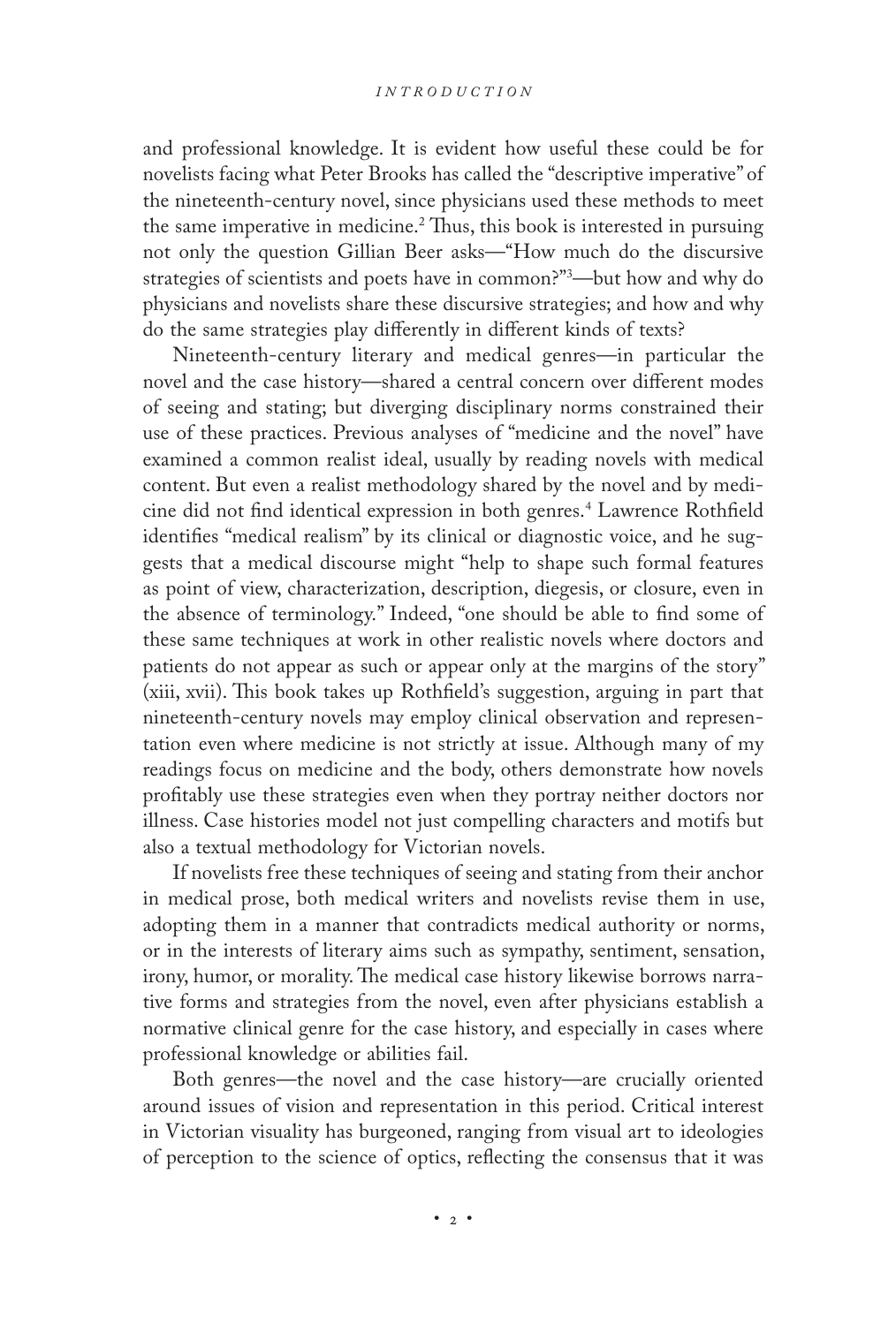and professional knowledge. It is evident how useful these could be for novelists facing what Peter Brooks has called the "descriptive imperative" of the nineteenth-century novel, since physicians used these methods to meet the same imperative in medicine.[2] Thus, this book is interested in pursuing not only the question Gillian Beer asks—"How much do the discursive strategies of scientists and poets have in common?"[3]—but how and why do physicians and novelists share these discursive strategies; and how and why do the same strategies play differently in different kinds of texts?

Nineteenth-century literary and medical genres—in particular the novel and the case history—shared a central concern over different modes of seeing and stating; but diverging disciplinary norms constrained their use of these practices. Previous analyses of "medicine and the novel" have examined a common realist ideal, usually by reading novels with medical content. But even a realist methodology shared by the novel and by medicine did not find identical expression in both genres.[4] Lawrence Rothfield identifies "medical realism" by its clinical or diagnostic voice, and he suggests that a medical discourse might "help to shape such formal features as point of view, characterization, description, diegesis, or closure, even in the absence of terminology." Indeed, "one should be able to find some of these same techniques at work in other realistic novels where doctors and patients do not appear as such or appear only at the margins of the story" (xiii, xvii). This book takes up Rothfield's suggestion, arguing in part that nineteenth-century novels may employ clinical observation and representation even where medicine is not strictly at issue. Although many of my readings focus on medicine and the body, others demonstrate how novels profitably use these strategies even when they portray neither doctors nor illness. Case histories model not just compelling characters and motifs but also a textual methodology for Victorian novels.

If novelists free these techniques of seeing and stating from their anchor in medical prose, both medical writers and novelists revise them in use, adopting them in a manner that contradicts medical authority or norms, or in the interests of literary aims such as sympathy, sentiment, sensation, irony, humor, or morality. The medical case history likewise borrows narrative forms and strategies from the novel, even after physicians establish a normative clinical genre for the case history, and especially in cases where professional knowledge or abilities fail.

Both genres—the novel and the case history—are crucially oriented around issues of vision and representation in this period. Critical interest in Victorian visuality has burgeoned, ranging from visual art to ideologies of perception to the science of optics, reflecting the consensus that it was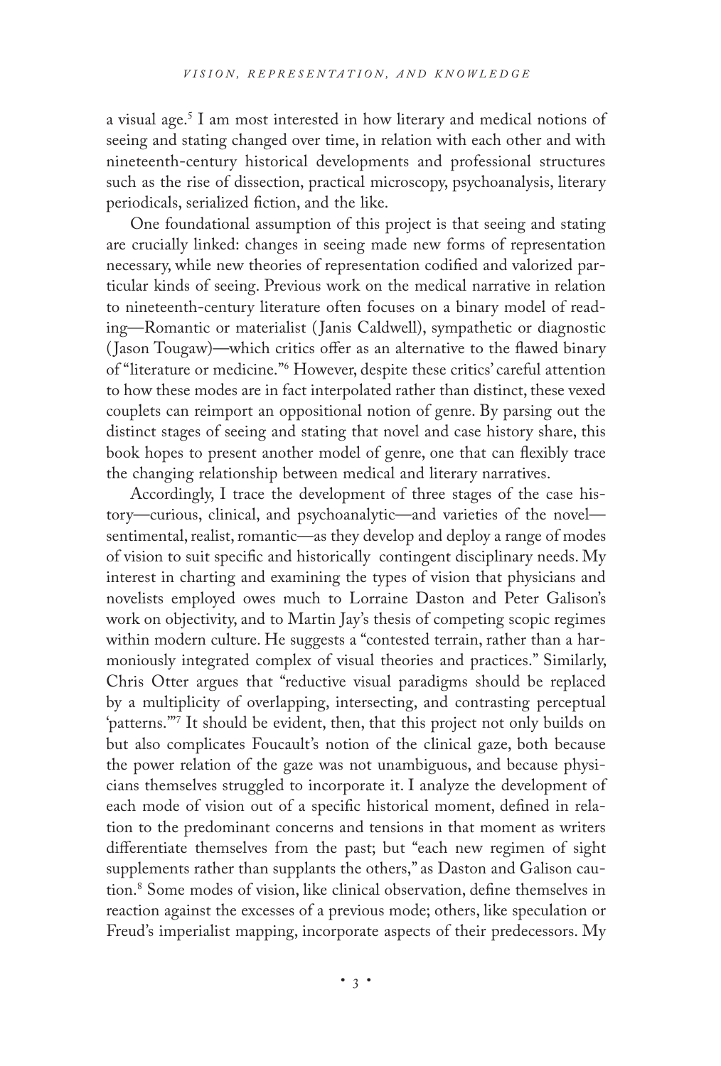a visual age.[5] I am most interested in how literary and medical notions of seeing and stating changed over time, in relation with each other and with nineteenth-century historical developments and professional structures such as the rise of dissection, practical microscopy, psychoanalysis, literary periodicals, serialized fiction, and the like.

One foundational assumption of this project is that seeing and stating are crucially linked: changes in seeing made new forms of representation necessary, while new theories of representation codified and valorized particular kinds of seeing. Previous work on the medical narrative in relation to nineteenth-century literature often focuses on a binary model of reading—Romantic or materialist (Janis Caldwell), sympathetic or diagnostic (Jason Tougaw)—which critics offer as an alternative to the flawed binary of "literature or medicine."[6] However, despite these critics' careful attention to how these modes are in fact interpolated rather than distinct, these vexed couplets can reimport an oppositional notion of genre. By parsing out the distinct stages of seeing and stating that novel and case history share, this book hopes to present another model of genre, one that can flexibly trace the changing relationship between medical and literary narratives.

Accordingly, I trace the development of three stages of the case history—curious, clinical, and psychoanalytic—and varieties of the novel—sentimental, realist, romantic—as they develop and deploy a range of modes of vision to suit specific and historically contingent disciplinary needs. My interest in charting and examining the types of vision that physicians and novelists employed owes much to Lorraine Daston and Peter Galison's work on objectivity, and to Martin Jay's thesis of competing scopic regimes within modern culture. He suggests a "contested terrain, rather than a harmoniously integrated complex of visual theories and practices." Similarly, Chris Otter argues that "reductive visual paradigms should be replaced by a multiplicity of overlapping, intersecting, and contrasting perceptual 'patterns.'"[7] It should be evident, then, that this project not only builds on but also complicates Foucault's notion of the clinical gaze, both because the power relation of the gaze was not unambiguous, and because physicians themselves struggled to incorporate it. I analyze the development of each mode of vision out of a specific historical moment, defined in relation to the predominant concerns and tensions in that moment as writers differentiate themselves from the past; but "each new regimen of sight supplements rather than supplants the others," as Daston and Galison caution.[8] Some modes of vision, like clinical observation, define themselves in reaction against the excesses of a previous mode; others, like speculation or Freud's imperialist mapping, incorporate aspects of their predecessors. My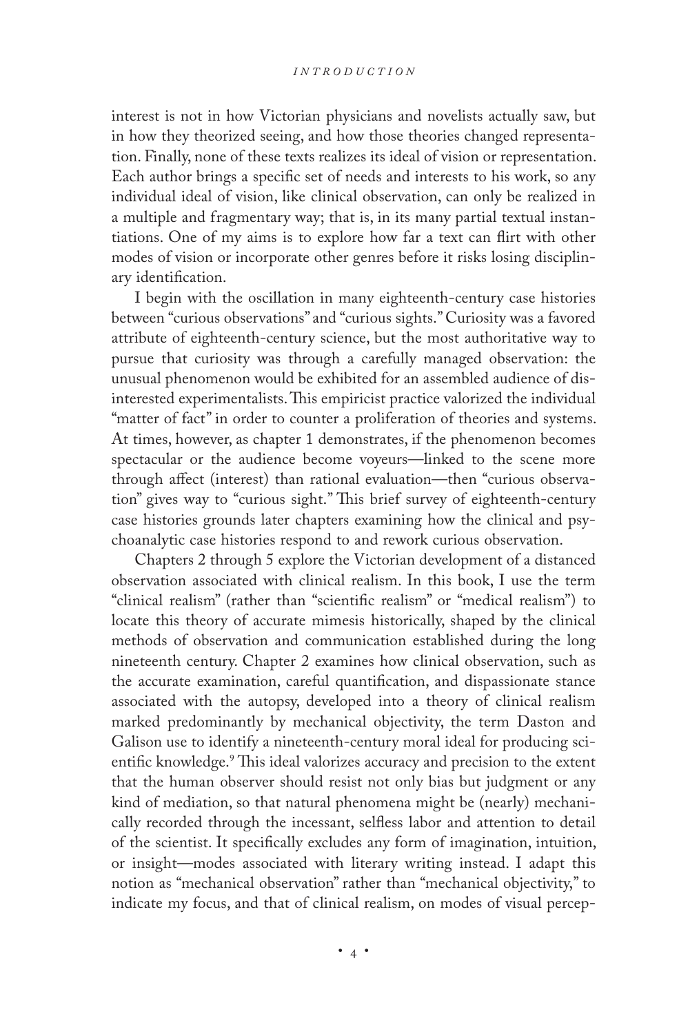interest is not in how Victorian physicians and novelists actually saw, but in how they theorized seeing, and how those theories changed representation. Finally, none of these texts realizes its ideal of vision or representation. Each author brings a specific set of needs and interests to his work, so any individual ideal of vision, like clinical observation, can only be realized in a multiple and fragmentary way; that is, in its many partial textual instantiations. One of my aims is to explore how far a text can flirt with other modes of vision or incorporate other genres before it risks losing disciplinary identification.

I begin with the oscillation in many eighteenth-century case histories between "curious observations" and "curious sights." Curiosity was a favored attribute of eighteenth-century science, but the most authoritative way to pursue that curiosity was through a carefully managed observation: the unusual phenomenon would be exhibited for an assembled audience of disinterested experimentalists. This empiricist practice valorized the individual "matter of fact" in order to counter a proliferation of theories and systems. At times, however, as chapter 1 demonstrates, if the phenomenon becomes spectacular or the audience become voyeurs—linked to the scene more through affect (interest) than rational evaluation—then "curious observation" gives way to "curious sight." This brief survey of eighteenth-century case histories grounds later chapters examining how the clinical and psychoanalytic case histories respond to and rework curious observation.

Chapters 2 through 5 explore the Victorian development of a distanced observation associated with clinical realism. In this book, I use the term "clinical realism" (rather than "scientific realism" or "medical realism") to locate this theory of accurate mimesis historically, shaped by the clinical methods of observation and communication established during the long nineteenth century. Chapter 2 examines how clinical observation, such as the accurate examination, careful quantification, and dispassionate stance associated with the autopsy, developed into a theory of clinical realism marked predominantly by mechanical objectivity, the term Daston and Galison use to identify a nineteenth-century moral ideal for producing scientific knowledge.[9] This ideal valorizes accuracy and precision to the extent that the human observer should resist not only bias but judgment or any kind of mediation, so that natural phenomena might be (nearly) mechanically recorded through the incessant, selfless labor and attention to detail of the scientist. It specifically excludes any form of imagination, intuition, or insight—modes associated with literary writing instead. I adapt this notion as "mechanical observation" rather than "mechanical objectivity," to indicate my focus, and that of clinical realism, on modes of visual percep-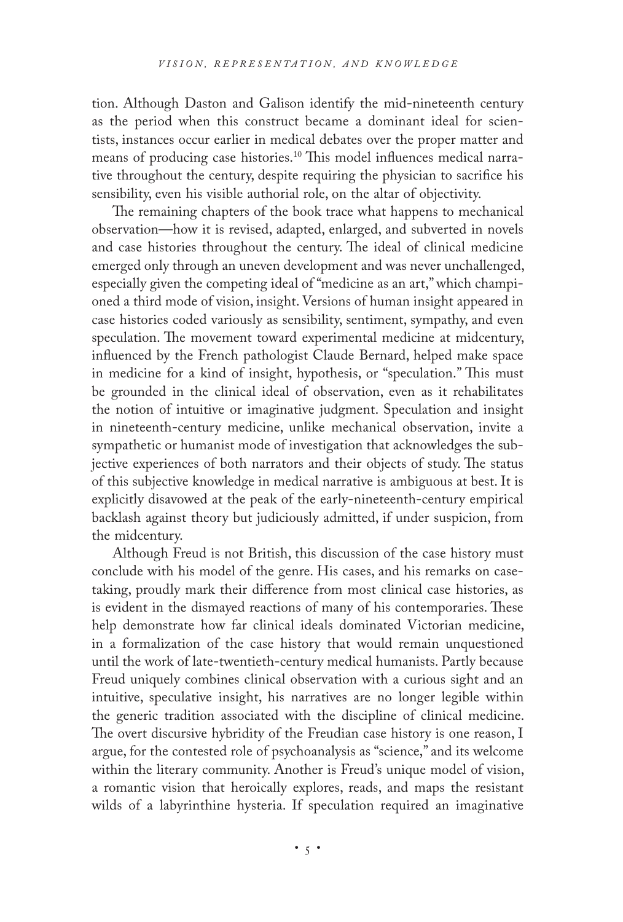tion. Although Daston and Galison identify the mid-nineteenth century as the period when this construct became a dominant ideal for scientists, instances occur earlier in medical debates over the proper matter and means of producing case histories.[10] This model influences medical narrative throughout the century, despite requiring the physician to sacrifice his sensibility, even his visible authorial role, on the altar of objectivity.

The remaining chapters of the book trace what happens to mechanical observation—how it is revised, adapted, enlarged, and subverted in novels and case histories throughout the century. The ideal of clinical medicine emerged only through an uneven development and was never unchallenged, especially given the competing ideal of "medicine as an art," which championed a third mode of vision, insight. Versions of human insight appeared in case histories coded variously as sensibility, sentiment, sympathy, and even speculation. The movement toward experimental medicine at midcentury, influenced by the French pathologist Claude Bernard, helped make space in medicine for a kind of insight, hypothesis, or "speculation." This must be grounded in the clinical ideal of observation, even as it rehabilitates the notion of intuitive or imaginative judgment. Speculation and insight in nineteenth-century medicine, unlike mechanical observation, invite a sympathetic or humanist mode of investigation that acknowledges the subjective experiences of both narrators and their objects of study. The status of this subjective knowledge in medical narrative is ambiguous at best. It is explicitly disavowed at the peak of the early-nineteenth-century empirical backlash against theory but judiciously admitted, if under suspicion, from the midcentury.

Although Freud is not British, this discussion of the case history must conclude with his model of the genre. His cases, and his remarks on case-taking, proudly mark their difference from most clinical case histories, as is evident in the dismayed reactions of many of his contemporaries. These help demonstrate how far clinical ideals dominated Victorian medicine, in a formalization of the case history that would remain unquestioned until the work of late-twentieth-century medical humanists. Partly because Freud uniquely combines clinical observation with a curious sight and an intuitive, speculative insight, his narratives are no longer legible within the generic tradition associated with the discipline of clinical medicine. The overt discursive hybridity of the Freudian case history is one reason, I argue, for the contested role of psychoanalysis as "science," and its welcome within the literary community. Another is Freud's unique model of vision, a romantic vision that heroically explores, reads, and maps the resistant wilds of a labyrinthine hysteria. If speculation required an imaginative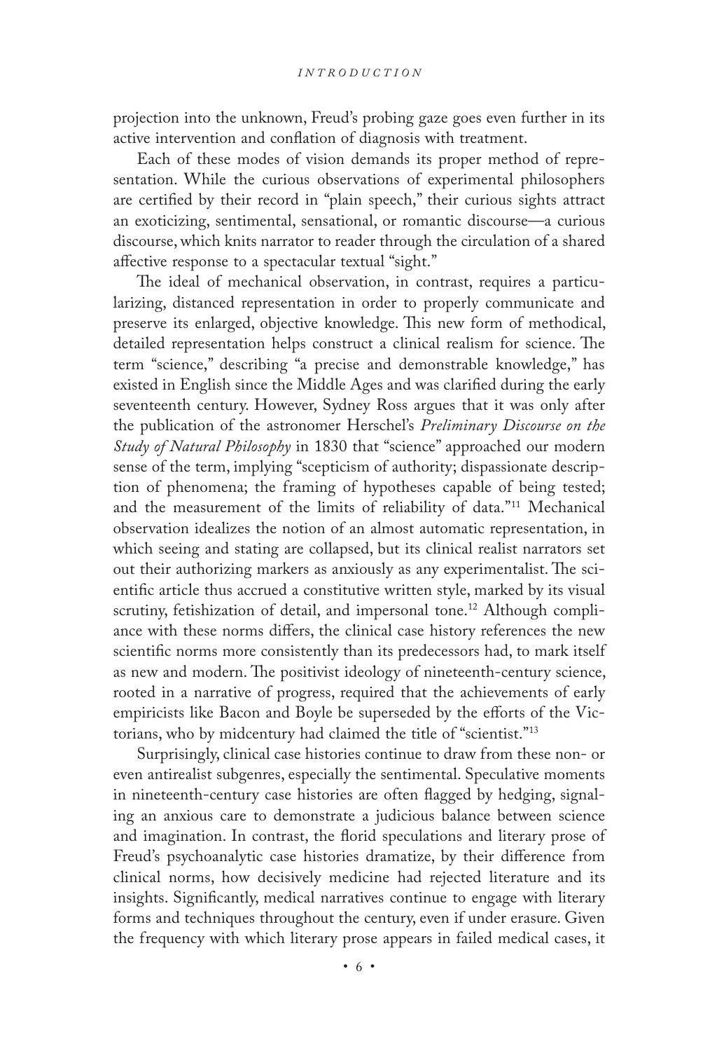projection into the unknown, Freud's probing gaze goes even further in its active intervention and conflation of diagnosis with treatment.

Each of these modes of vision demands its proper method of representation. While the curious observations of experimental philosophers are certified by their record in "plain speech," their curious sights attract an exoticizing, sentimental, sensational, or romantic discourse—a curious discourse, which knits narrator to reader through the circulation of a shared affective response to a spectacular textual "sight."

The ideal of mechanical observation, in contrast, requires a particularizing, distanced representation in order to properly communicate and preserve its enlarged, objective knowledge. This new form of methodical, detailed representation helps construct a clinical realism for science. The term "science," describing "a precise and demonstrable knowledge," has existed in English since the Middle Ages and was clarified during the early seventeenth century. However, Sydney Ross argues that it was only after the publication of the astronomer Herschel's *Preliminary Discourse on the Study of Natural Philosophy* in 1830 that "science" approached our modern sense of the term, implying "scepticism of authority; dispassionate description of phenomena; the framing of hypotheses capable of being tested; and the measurement of the limits of reliability of data."[11] Mechanical observation idealizes the notion of an almost automatic representation, in which seeing and stating are collapsed, but its clinical realist narrators set out their authorizing markers as anxiously as any experimentalist. The scientific article thus accrued a constitutive written style, marked by its visual scrutiny, fetishization of detail, and impersonal tone.[12] Although compliance with these norms differs, the clinical case history references the new scientific norms more consistently than its predecessors had, to mark itself as new and modern. The positivist ideology of nineteenth-century science, rooted in a narrative of progress, required that the achievements of early empiricists like Bacon and Boyle be superseded by the efforts of the Victorians, who by midcentury had claimed the title of "scientist."[13]

Surprisingly, clinical case histories continue to draw from these non- or even antirealist subgenres, especially the sentimental. Speculative moments in nineteenth-century case histories are often flagged by hedging, signaling an anxious care to demonstrate a judicious balance between science and imagination. In contrast, the florid speculations and literary prose of Freud's psychoanalytic case histories dramatize, by their difference from clinical norms, how decisively medicine had rejected literature and its insights. Significantly, medical narratives continue to engage with literary forms and techniques throughout the century, even if under erasure. Given the frequency with which literary prose appears in failed medical cases, it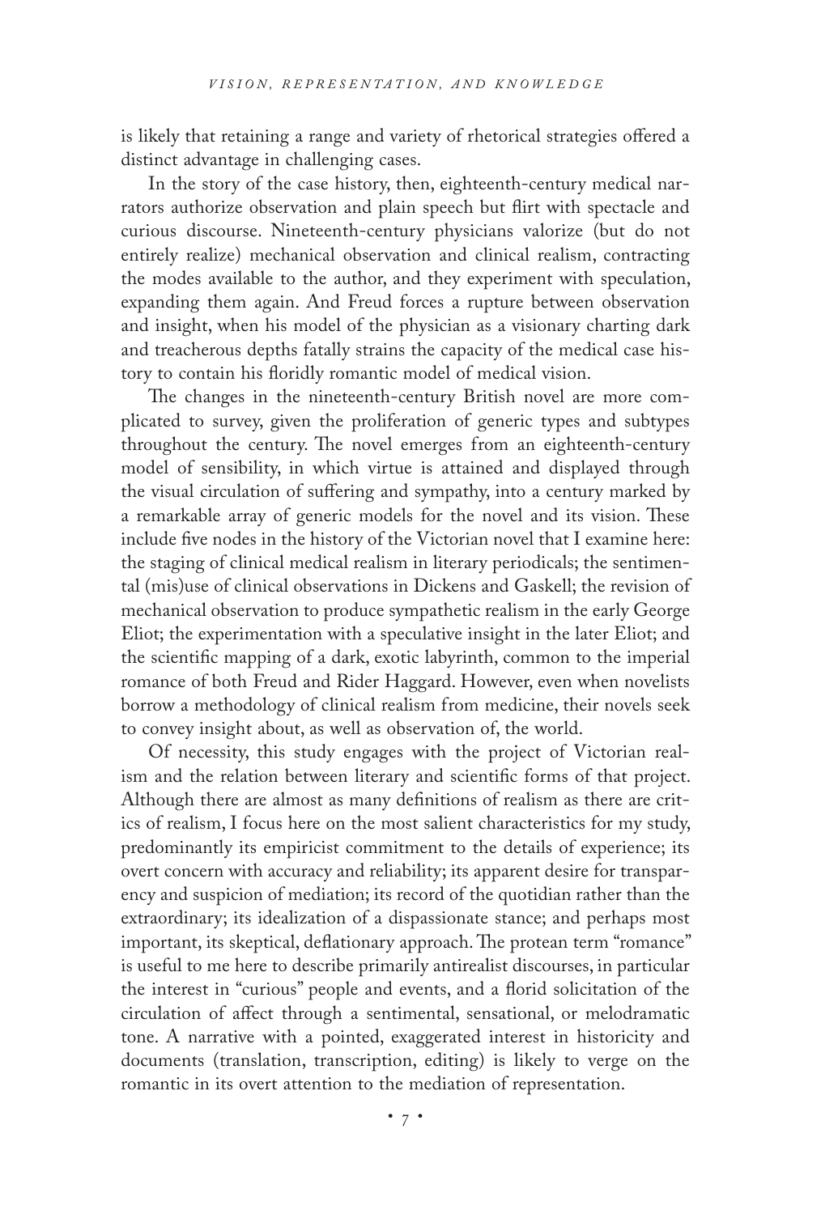is likely that retaining a range and variety of rhetorical strategies offered a distinct advantage in challenging cases.

In the story of the case history, then, eighteenth-century medical narrators authorize observation and plain speech but flirt with spectacle and curious discourse. Nineteenth-century physicians valorize (but do not entirely realize) mechanical observation and clinical realism, contracting the modes available to the author, and they experiment with speculation, expanding them again. And Freud forces a rupture between observation and insight, when his model of the physician as a visionary charting dark and treacherous depths fatally strains the capacity of the medical case history to contain his floridly romantic model of medical vision.

The changes in the nineteenth-century British novel are more complicated to survey, given the proliferation of generic types and subtypes throughout the century. The novel emerges from an eighteenth-century model of sensibility, in which virtue is attained and displayed through the visual circulation of suffering and sympathy, into a century marked by a remarkable array of generic models for the novel and its vision. These include five nodes in the history of the Victorian novel that I examine here: the staging of clinical medical realism in literary periodicals; the sentimental (mis)use of clinical observations in Dickens and Gaskell; the revision of mechanical observation to produce sympathetic realism in the early George Eliot; the experimentation with a speculative insight in the later Eliot; and the scientific mapping of a dark, exotic labyrinth, common to the imperial romance of both Freud and Rider Haggard. However, even when novelists borrow a methodology of clinical realism from medicine, their novels seek to convey insight about, as well as observation of, the world.

Of necessity, this study engages with the project of Victorian realism and the relation between literary and scientific forms of that project. Although there are almost as many definitions of realism as there are critics of realism, I focus here on the most salient characteristics for my study, predominantly its empiricist commitment to the details of experience; its overt concern with accuracy and reliability; its apparent desire for transparency and suspicion of mediation; its record of the quotidian rather than the extraordinary; its idealization of a dispassionate stance; and perhaps most important, its skeptical, deflationary approach. The protean term "romance" is useful to me here to describe primarily antirealist discourses, in particular the interest in "curious" people and events, and a florid solicitation of the circulation of affect through a sentimental, sensational, or melodramatic tone. A narrative with a pointed, exaggerated interest in historicity and documents (translation, transcription, editing) is likely to verge on the romantic in its overt attention to the mediation of representation.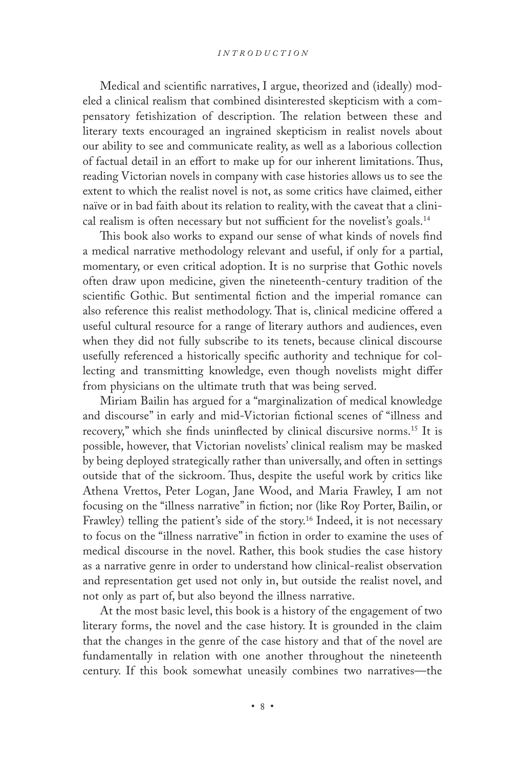Medical and scientific narratives, I argue, theorized and (ideally) modeled a clinical realism that combined disinterested skepticism with a compensatory fetishization of description. The relation between these and literary texts encouraged an ingrained skepticism in realist novels about our ability to see and communicate reality, as well as a laborious collection of factual detail in an effort to make up for our inherent limitations. Thus, reading Victorian novels in company with case histories allows us to see the extent to which the realist novel is not, as some critics have claimed, either naïve or in bad faith about its relation to reality, with the caveat that a clinical realism is often necessary but not sufficient for the novelist's goals.[14]

This book also works to expand our sense of what kinds of novels find a medical narrative methodology relevant and useful, if only for a partial, momentary, or even critical adoption. It is no surprise that Gothic novels often draw upon medicine, given the nineteenth-century tradition of the scientific Gothic. But sentimental fiction and the imperial romance can also reference this realist methodology. That is, clinical medicine offered a useful cultural resource for a range of literary authors and audiences, even when they did not fully subscribe to its tenets, because clinical discourse usefully referenced a historically specific authority and technique for collecting and transmitting knowledge, even though novelists might differ from physicians on the ultimate truth that was being served.

Miriam Bailin has argued for a "marginalization of medical knowledge and discourse" in early and mid-Victorian fictional scenes of "illness and recovery," which she finds uninflected by clinical discursive norms.[15] It is possible, however, that Victorian novelists' clinical realism may be masked by being deployed strategically rather than universally, and often in settings outside that of the sickroom. Thus, despite the useful work by critics like Athena Vrettos, Peter Logan, Jane Wood, and Maria Frawley, I am not focusing on the "illness narrative" in fiction; nor (like Roy Porter, Bailin, or Frawley) telling the patient's side of the story.[16] Indeed, it is not necessary to focus on the "illness narrative" in fiction in order to examine the uses of medical discourse in the novel. Rather, this book studies the case history as a narrative genre in order to understand how clinical-realist observation and representation get used not only in, but outside the realist novel, and not only as part of, but also beyond the illness narrative.

At the most basic level, this book is a history of the engagement of two literary forms, the novel and the case history. It is grounded in the claim that the changes in the genre of the case history and that of the novel are fundamentally in relation with one another throughout the nineteenth century. If this book somewhat uneasily combines two narratives—the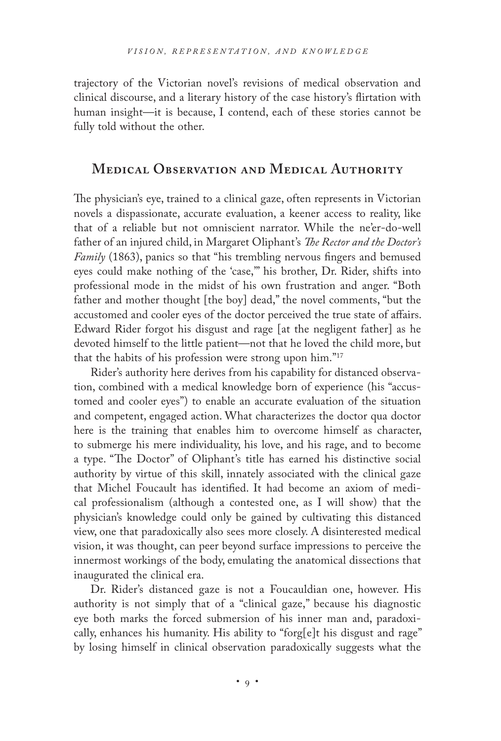trajectory of the Victorian novel's revisions of medical observation and clinical discourse, and a literary history of the case history's flirtation with human insight—it is because, I contend, each of these stories cannot be fully told without the other.

## Medical Observation and Medical Authority

The physician's eye, trained to a clinical gaze, often represents in Victorian novels a dispassionate, accurate evaluation, a keener access to reality, like that of a reliable but not omniscient narrator. While the ne'er-do-well father of an injured child, in Margaret Oliphant's *The Rector and the Doctor's Family* (1863), panics so that "his trembling nervous fingers and bemused eyes could make nothing of the 'case,'" his brother, Dr. Rider, shifts into professional mode in the midst of his own frustration and anger. "Both father and mother thought [the boy] dead," the novel comments, "but the accustomed and cooler eyes of the doctor perceived the true state of affairs. Edward Rider forgot his disgust and rage [at the negligent father] as he devoted himself to the little patient—not that he loved the child more, but that the habits of his profession were strong upon him."[17]

Rider's authority here derives from his capability for distanced observation, combined with a medical knowledge born of experience (his "accustomed and cooler eyes") to enable an accurate evaluation of the situation and competent, engaged action. What characterizes the doctor qua doctor here is the training that enables him to overcome himself as character, to submerge his mere individuality, his love, and his rage, and to become a type. "The Doctor" of Oliphant's title has earned his distinctive social authority by virtue of this skill, innately associated with the clinical gaze that Michel Foucault has identified. It had become an axiom of medical professionalism (although a contested one, as I will show) that the physician's knowledge could only be gained by cultivating this distanced view, one that paradoxically also sees more closely. A disinterested medical vision, it was thought, can peer beyond surface impressions to perceive the innermost workings of the body, emulating the anatomical dissections that inaugurated the clinical era.

Dr. Rider's distanced gaze is not a Foucauldian one, however. His authority is not simply that of a "clinical gaze," because his diagnostic eye both marks the forced submersion of his inner man and, paradoxically, enhances his humanity. His ability to "forg[e]t his disgust and rage" by losing himself in clinical observation paradoxically suggests what the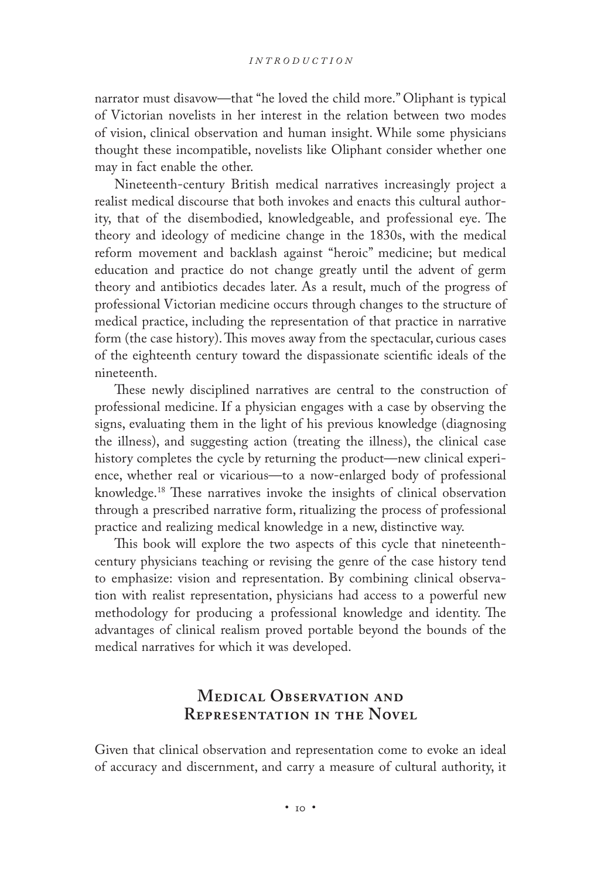narrator must disavow—that "he loved the child more." Oliphant is typical of Victorian novelists in her interest in the relation between two modes of vision, clinical observation and human insight. While some physicians thought these incompatible, novelists like Oliphant consider whether one may in fact enable the other.

Nineteenth-century British medical narratives increasingly project a realist medical discourse that both invokes and enacts this cultural authority, that of the disembodied, knowledgeable, and professional eye. The theory and ideology of medicine change in the 1830s, with the medical reform movement and backlash against "heroic" medicine; but medical education and practice do not change greatly until the advent of germ theory and antibiotics decades later. As a result, much of the progress of professional Victorian medicine occurs through changes to the structure of medical practice, including the representation of that practice in narrative form (the case history). This moves away from the spectacular, curious cases of the eighteenth century toward the dispassionate scientific ideals of the nineteenth.

These newly disciplined narratives are central to the construction of professional medicine. If a physician engages with a case by observing the signs, evaluating them in the light of his previous knowledge (diagnosing the illness), and suggesting action (treating the illness), the clinical case history completes the cycle by returning the product—new clinical experience, whether real or vicarious—to a now-enlarged body of professional knowledge.[18] These narratives invoke the insights of clinical observation through a prescribed narrative form, ritualizing the process of professional practice and realizing medical knowledge in a new, distinctive way.

This book will explore the two aspects of this cycle that nineteenth-century physicians teaching or revising the genre of the case history tend to emphasize: vision and representation. By combining clinical observation with realist representation, physicians had access to a powerful new methodology for producing a professional knowledge and identity. The advantages of clinical realism proved portable beyond the bounds of the medical narratives for which it was developed.

## Medical Observation and Representation in the Novel

Given that clinical observation and representation come to evoke an ideal of accuracy and discernment, and carry a measure of cultural authority, it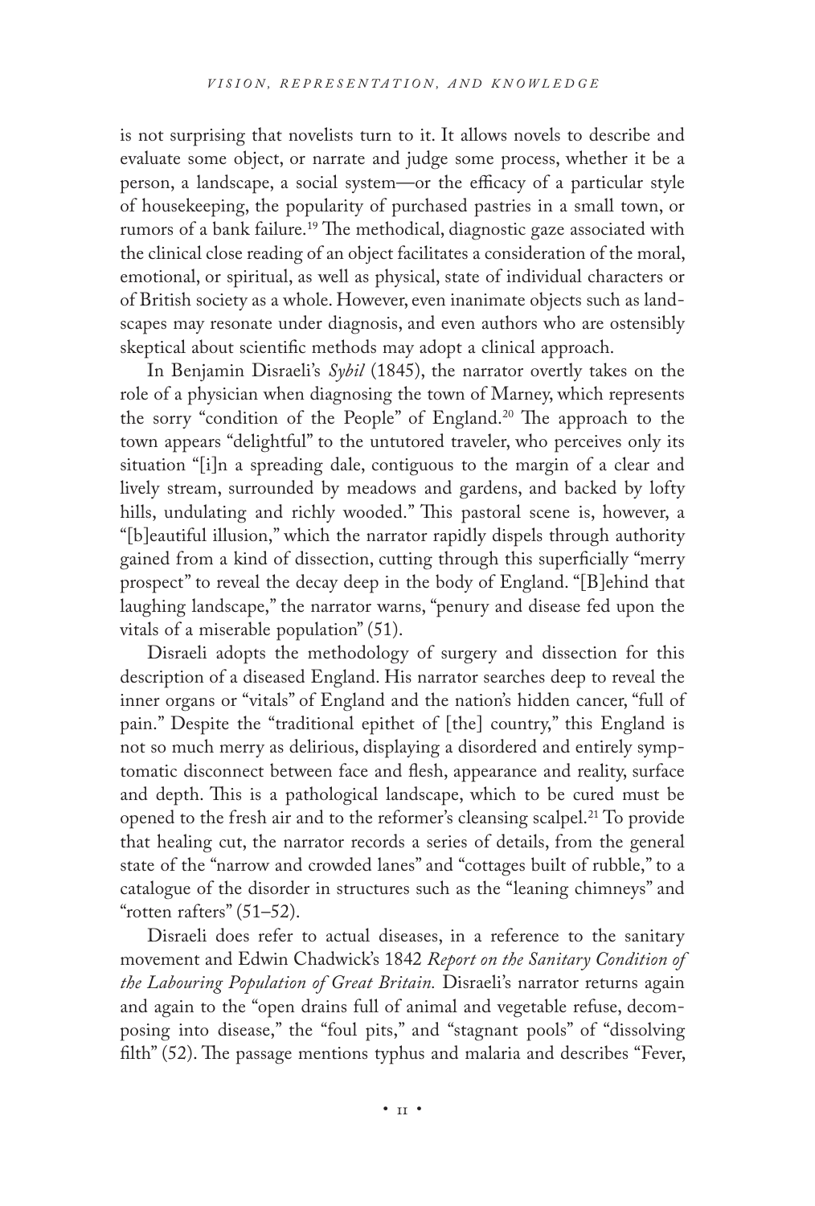is not surprising that novelists turn to it. It allows novels to describe and evaluate some object, or narrate and judge some process, whether it be a person, a landscape, a social system—or the efficacy of a particular style of housekeeping, the popularity of purchased pastries in a small town, or rumors of a bank failure.[19] The methodical, diagnostic gaze associated with the clinical close reading of an object facilitates a consideration of the moral, emotional, or spiritual, as well as physical, state of individual characters or of British society as a whole. However, even inanimate objects such as landscapes may resonate under diagnosis, and even authors who are ostensibly skeptical about scientific methods may adopt a clinical approach.

In Benjamin Disraeli's *Sybil* (1845), the narrator overtly takes on the role of a physician when diagnosing the town of Marney, which represents the sorry "condition of the People" of England.[20] The approach to the town appears "delightful" to the untutored traveler, who perceives only its situation "[i]n a spreading dale, contiguous to the margin of a clear and lively stream, surrounded by meadows and gardens, and backed by lofty hills, undulating and richly wooded." This pastoral scene is, however, a "[b]eautiful illusion," which the narrator rapidly dispels through authority gained from a kind of dissection, cutting through this superficially "merry prospect" to reveal the decay deep in the body of England. "[B]ehind that laughing landscape," the narrator warns, "penury and disease fed upon the vitals of a miserable population" (51).

Disraeli adopts the methodology of surgery and dissection for this description of a diseased England. His narrator searches deep to reveal the inner organs or "vitals" of England and the nation's hidden cancer, "full of pain." Despite the "traditional epithet of [the] country," this England is not so much merry as delirious, displaying a disordered and entirely symptomatic disconnect between face and flesh, appearance and reality, surface and depth. This is a pathological landscape, which to be cured must be opened to the fresh air and to the reformer's cleansing scalpel.[21] To provide that healing cut, the narrator records a series of details, from the general state of the "narrow and crowded lanes" and "cottages built of rubble," to a catalogue of the disorder in structures such as the "leaning chimneys" and "rotten rafters" (51–52).

Disraeli does refer to actual diseases, in a reference to the sanitary movement and Edwin Chadwick's 1842 *Report on the Sanitary Condition of the Labouring Population of Great Britain.* Disraeli's narrator returns again and again to the "open drains full of animal and vegetable refuse, decomposing into disease," the "foul pits," and "stagnant pools" of "dissolving filth" (52). The passage mentions typhus and malaria and describes "Fever,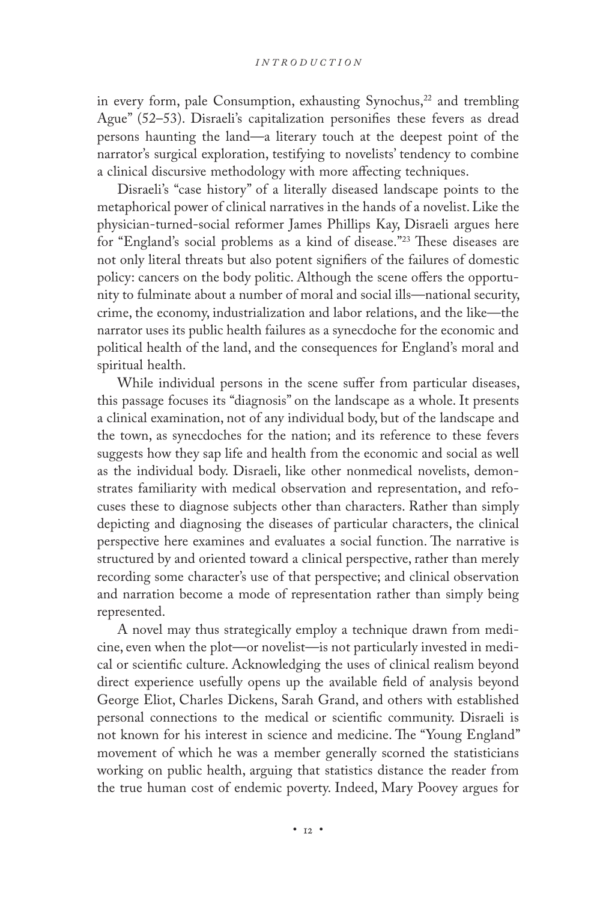in every form, pale Consumption, exhausting Synochus,[22] and trembling Ague" (52–53). Disraeli's capitalization personifies these fevers as dread persons haunting the land—a literary touch at the deepest point of the narrator's surgical exploration, testifying to novelists' tendency to combine a clinical discursive methodology with more affecting techniques.

Disraeli's "case history" of a literally diseased landscape points to the metaphorical power of clinical narratives in the hands of a novelist. Like the physician-turned-social reformer James Phillips Kay, Disraeli argues here for "England's social problems as a kind of disease."[23] These diseases are not only literal threats but also potent signifiers of the failures of domestic policy: cancers on the body politic. Although the scene offers the opportunity to fulminate about a number of moral and social ills—national security, crime, the economy, industrialization and labor relations, and the like—the narrator uses its public health failures as a synecdoche for the economic and political health of the land, and the consequences for England's moral and spiritual health.

While individual persons in the scene suffer from particular diseases, this passage focuses its "diagnosis" on the landscape as a whole. It presents a clinical examination, not of any individual body, but of the landscape and the town, as synecdoches for the nation; and its reference to these fevers suggests how they sap life and health from the economic and social as well as the individual body. Disraeli, like other nonmedical novelists, demonstrates familiarity with medical observation and representation, and refocuses these to diagnose subjects other than characters. Rather than simply depicting and diagnosing the diseases of particular characters, the clinical perspective here examines and evaluates a social function. The narrative is structured by and oriented toward a clinical perspective, rather than merely recording some character's use of that perspective; and clinical observation and narration become a mode of representation rather than simply being represented.

A novel may thus strategically employ a technique drawn from medicine, even when the plot—or novelist—is not particularly invested in medical or scientific culture. Acknowledging the uses of clinical realism beyond direct experience usefully opens up the available field of analysis beyond George Eliot, Charles Dickens, Sarah Grand, and others with established personal connections to the medical or scientific community. Disraeli is not known for his interest in science and medicine. The "Young England" movement of which he was a member generally scorned the statisticians working on public health, arguing that statistics distance the reader from the true human cost of endemic poverty. Indeed, Mary Poovey argues for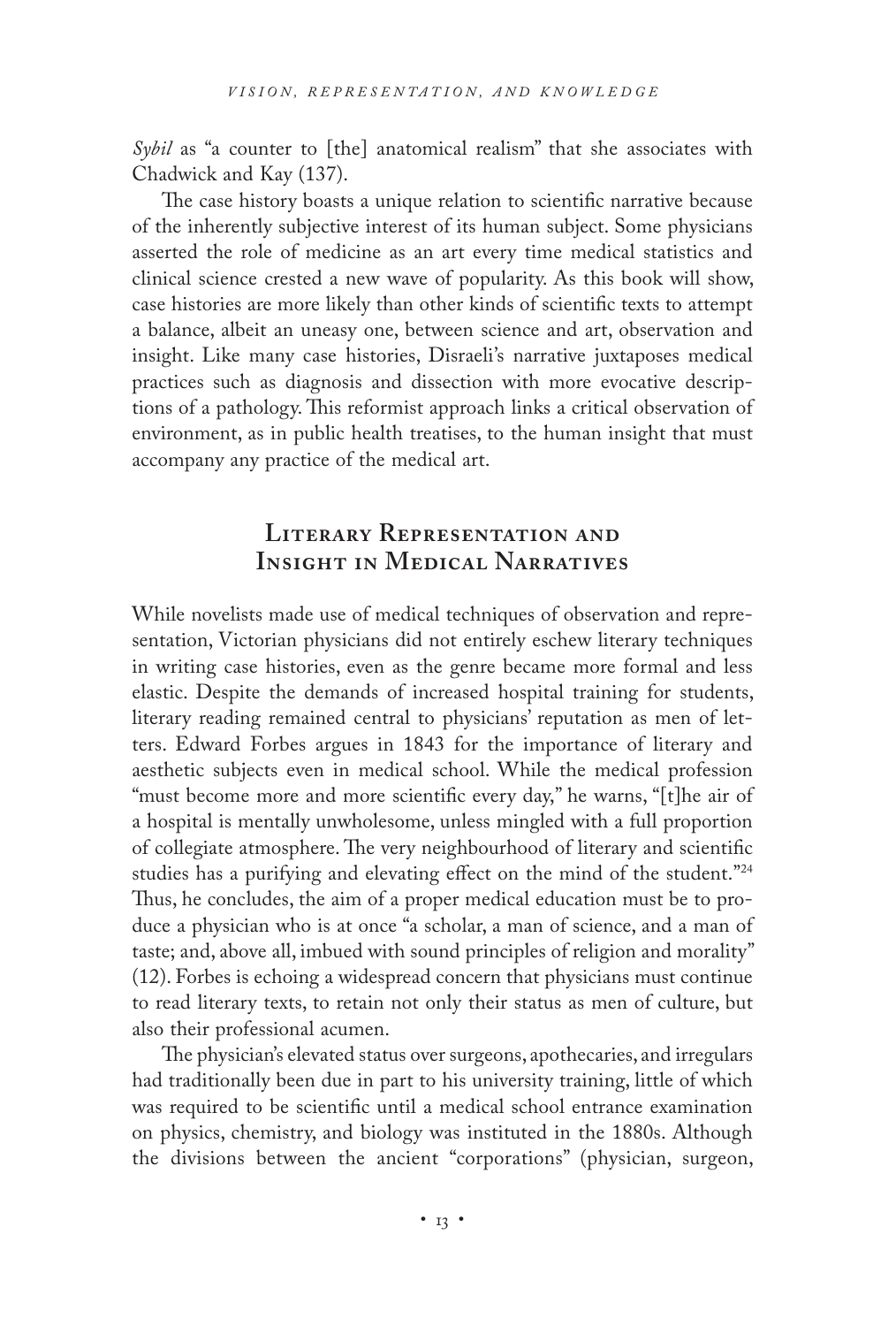*Sybil* as "a counter to [the] anatomical realism" that she associates with Chadwick and Kay (137).

The case history boasts a unique relation to scientific narrative because of the inherently subjective interest of its human subject. Some physicians asserted the role of medicine as an art every time medical statistics and clinical science crested a new wave of popularity. As this book will show, case histories are more likely than other kinds of scientific texts to attempt a balance, albeit an uneasy one, between science and art, observation and insight. Like many case histories, Disraeli's narrative juxtaposes medical practices such as diagnosis and dissection with more evocative descriptions of a pathology. This reformist approach links a critical observation of environment, as in public health treatises, to the human insight that must accompany any practice of the medical art.

## Literary Representation and Insight in Medical Narratives

While novelists made use of medical techniques of observation and representation, Victorian physicians did not entirely eschew literary techniques in writing case histories, even as the genre became more formal and less elastic. Despite the demands of increased hospital training for students, literary reading remained central to physicians' reputation as men of letters. Edward Forbes argues in 1843 for the importance of literary and aesthetic subjects even in medical school. While the medical profession "must become more and more scientific every day," he warns, "[t]he air of a hospital is mentally unwholesome, unless mingled with a full proportion of collegiate atmosphere. The very neighbourhood of literary and scientific studies has a purifying and elevating effect on the mind of the student."[24] Thus, he concludes, the aim of a proper medical education must be to produce a physician who is at once "a scholar, a man of science, and a man of taste; and, above all, imbued with sound principles of religion and morality" (12). Forbes is echoing a widespread concern that physicians must continue to read literary texts, to retain not only their status as men of culture, but also their professional acumen.

The physician's elevated status over surgeons, apothecaries, and irregulars had traditionally been due in part to his university training, little of which was required to be scientific until a medical school entrance examination on physics, chemistry, and biology was instituted in the 1880s. Although the divisions between the ancient "corporations" (physician, surgeon,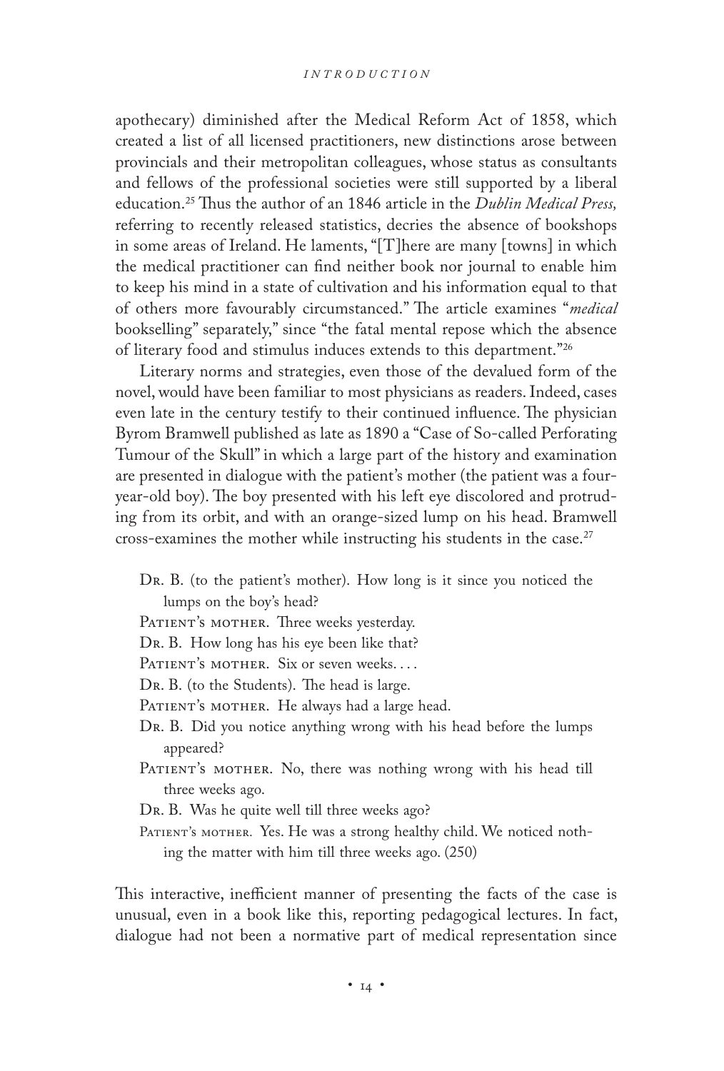apothecary) diminished after the Medical Reform Act of 1858, which created a list of all licensed practitioners, new distinctions arose between provincials and their metropolitan colleagues, whose status as consultants and fellows of the professional societies were still supported by a liberal education.[25] Thus the author of an 1846 article in the *Dublin Medical Press,* referring to recently released statistics, decries the absence of bookshops in some areas of Ireland. He laments, "[T]here are many [towns] in which the medical practitioner can find neither book nor journal to enable him to keep his mind in a state of cultivation and his information equal to that of others more favourably circumstanced." The article examines "*medical* bookselling" separately," since "the fatal mental repose which the absence of literary food and stimulus induces extends to this department."[26]

Literary norms and strategies, even those of the devalued form of the novel, would have been familiar to most physicians as readers. Indeed, cases even late in the century testify to their continued influence. The physician Byrom Bramwell published as late as 1890 a "Case of So-called Perforating Tumour of the Skull" in which a large part of the history and examination are presented in dialogue with the patient's mother (the patient was a four-year-old boy). The boy presented with his left eye discolored and protruding from its orbit, and with an orange-sized lump on his head. Bramwell cross-examines the mother while instructing his students in the case.[27]

> Dr. B. (to the patient's mother). How long is it since you noticed the lumps on the boy's head?
>
> Patient's mother. Three weeks yesterday.
>
> Dr. B. How long has his eye been like that?
>
> Patient's mother. Six or seven weeks. . . .
>
> Dr. B. (to the Students). The head is large.
>
> Patient's mother. He always had a large head.
>
> Dr. B. Did you notice anything wrong with his head before the lumps appeared?
>
> Patient's mother. No, there was nothing wrong with his head till three weeks ago.
>
> Dr. B. Was he quite well till three weeks ago?
>
> Patient's mother. Yes. He was a strong healthy child. We noticed nothing the matter with him till three weeks ago. (250)

This interactive, inefficient manner of presenting the facts of the case is unusual, even in a book like this, reporting pedagogical lectures. In fact, dialogue had not been a normative part of medical representation since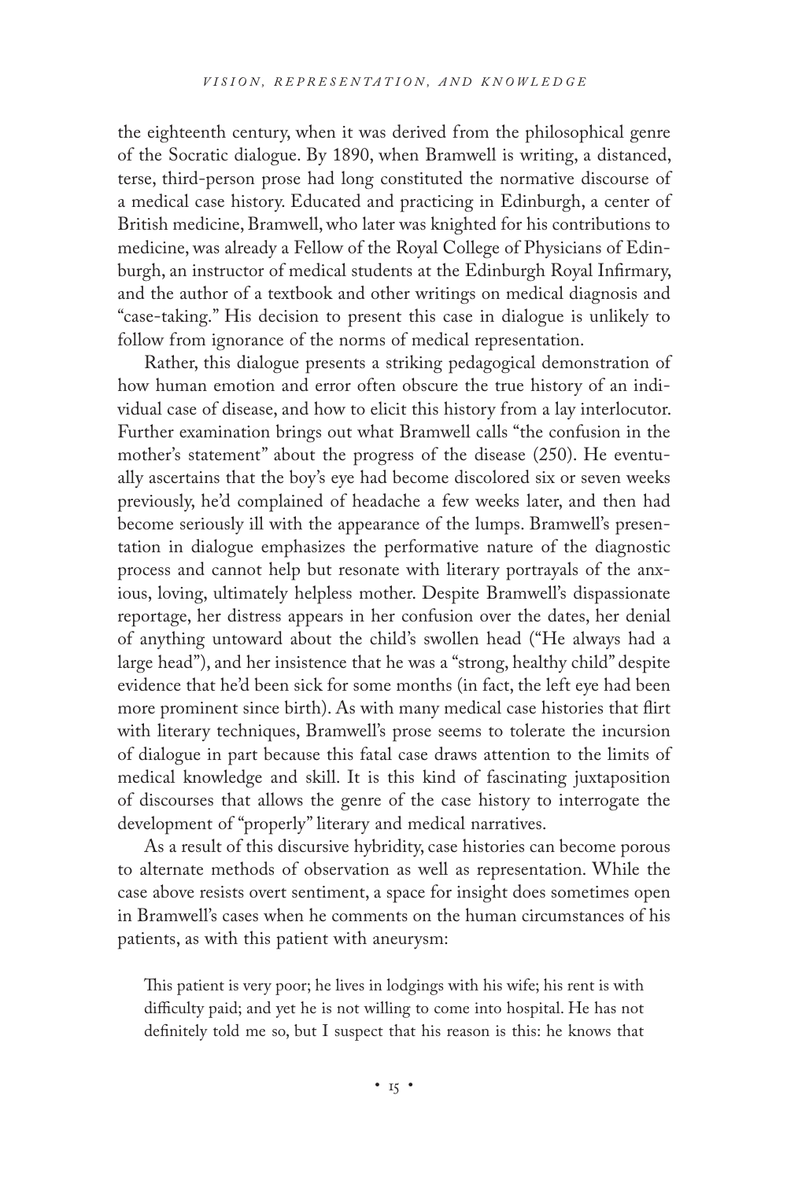the eighteenth century, when it was derived from the philosophical genre of the Socratic dialogue. By 1890, when Bramwell is writing, a distanced, terse, third-person prose had long constituted the normative discourse of a medical case history. Educated and practicing in Edinburgh, a center of British medicine, Bramwell, who later was knighted for his contributions to medicine, was already a Fellow of the Royal College of Physicians of Edinburgh, an instructor of medical students at the Edinburgh Royal Infirmary, and the author of a textbook and other writings on medical diagnosis and "case-taking." His decision to present this case in dialogue is unlikely to follow from ignorance of the norms of medical representation.

Rather, this dialogue presents a striking pedagogical demonstration of how human emotion and error often obscure the true history of an individual case of disease, and how to elicit this history from a lay interlocutor. Further examination brings out what Bramwell calls "the confusion in the mother's statement" about the progress of the disease (250). He eventually ascertains that the boy's eye had become discolored six or seven weeks previously, he'd complained of headache a few weeks later, and then had become seriously ill with the appearance of the lumps. Bramwell's presentation in dialogue emphasizes the performative nature of the diagnostic process and cannot help but resonate with literary portrayals of the anxious, loving, ultimately helpless mother. Despite Bramwell's dispassionate reportage, her distress appears in her confusion over the dates, her denial of anything untoward about the child's swollen head ("He always had a large head"), and her insistence that he was a "strong, healthy child" despite evidence that he'd been sick for some months (in fact, the left eye had been more prominent since birth). As with many medical case histories that flirt with literary techniques, Bramwell's prose seems to tolerate the incursion of dialogue in part because this fatal case draws attention to the limits of medical knowledge and skill. It is this kind of fascinating juxtaposition of discourses that allows the genre of the case history to interrogate the development of "properly" literary and medical narratives.

As a result of this discursive hybridity, case histories can become porous to alternate methods of observation as well as representation. While the case above resists overt sentiment, a space for insight does sometimes open in Bramwell's cases when he comments on the human circumstances of his patients, as with this patient with aneurysm:

> This patient is very poor; he lives in lodgings with his wife; his rent is with difficulty paid; and yet he is not willing to come into hospital. He has not definitely told me so, but I suspect that his reason is this: he knows that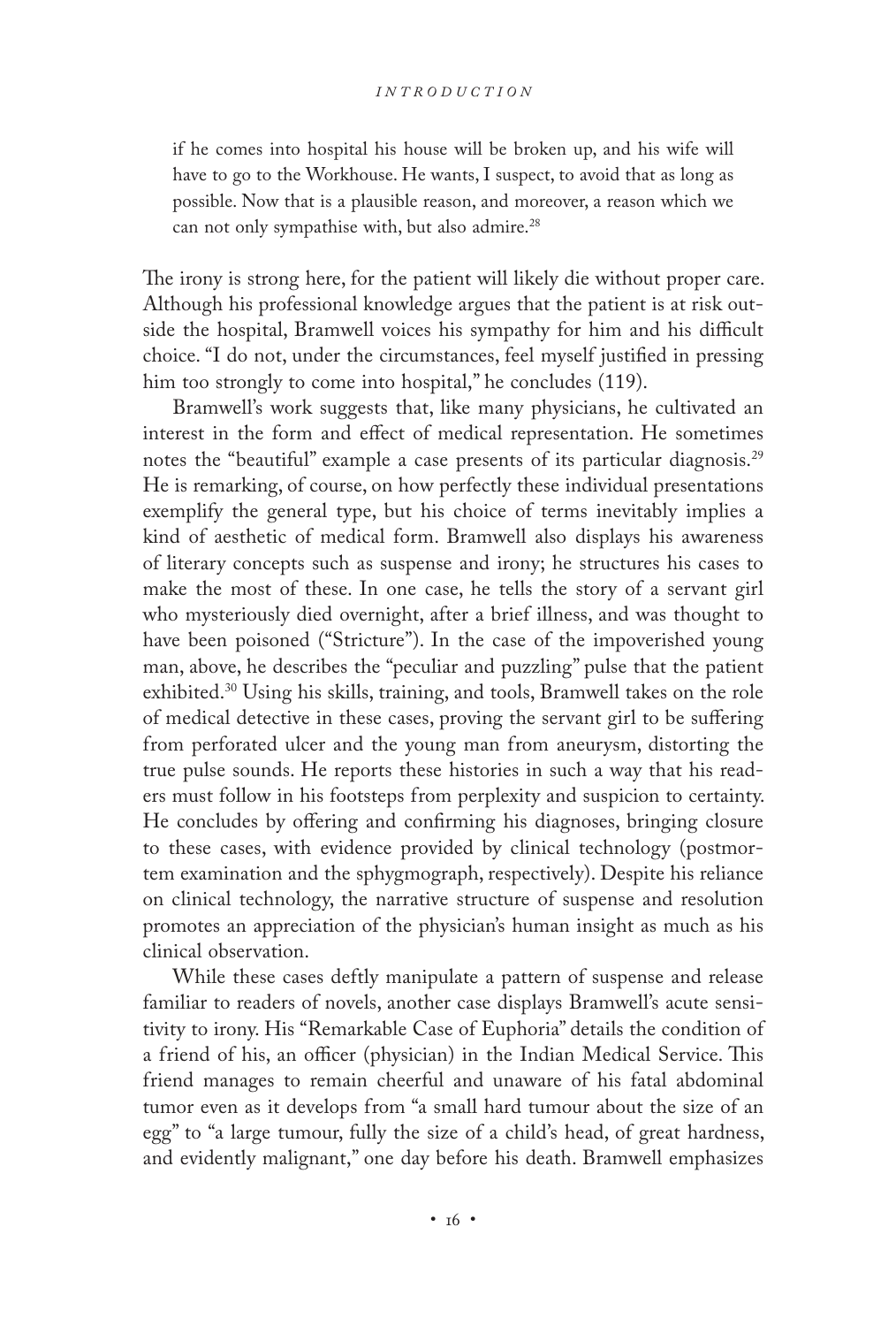> if he comes into hospital his house will be broken up, and his wife will have to go to the Workhouse. He wants, I suspect, to avoid that as long as possible. Now that is a plausible reason, and moreover, a reason which we can not only sympathise with, but also admire.[28]

The irony is strong here, for the patient will likely die without proper care. Although his professional knowledge argues that the patient is at risk outside the hospital, Bramwell voices his sympathy for him and his difficult choice. "I do not, under the circumstances, feel myself justified in pressing him too strongly to come into hospital," he concludes (119).

Bramwell's work suggests that, like many physicians, he cultivated an interest in the form and effect of medical representation. He sometimes notes the "beautiful" example a case presents of its particular diagnosis.[29] He is remarking, of course, on how perfectly these individual presentations exemplify the general type, but his choice of terms inevitably implies a kind of aesthetic of medical form. Bramwell also displays his awareness of literary concepts such as suspense and irony; he structures his cases to make the most of these. In one case, he tells the story of a servant girl who mysteriously died overnight, after a brief illness, and was thought to have been poisoned ("Stricture"). In the case of the impoverished young man, above, he describes the "peculiar and puzzling" pulse that the patient exhibited.[30] Using his skills, training, and tools, Bramwell takes on the role of medical detective in these cases, proving the servant girl to be suffering from perforated ulcer and the young man from aneurysm, distorting the true pulse sounds. He reports these histories in such a way that his readers must follow in his footsteps from perplexity and suspicion to certainty. He concludes by offering and confirming his diagnoses, bringing closure to these cases, with evidence provided by clinical technology (postmortem examination and the sphygmograph, respectively). Despite his reliance on clinical technology, the narrative structure of suspense and resolution promotes an appreciation of the physician's human insight as much as his clinical observation.

While these cases deftly manipulate a pattern of suspense and release familiar to readers of novels, another case displays Bramwell's acute sensitivity to irony. His "Remarkable Case of Euphoria" details the condition of a friend of his, an officer (physician) in the Indian Medical Service. This friend manages to remain cheerful and unaware of his fatal abdominal tumor even as it develops from "a small hard tumour about the size of an egg" to "a large tumour, fully the size of a child's head, of great hardness, and evidently malignant," one day before his death. Bramwell emphasizes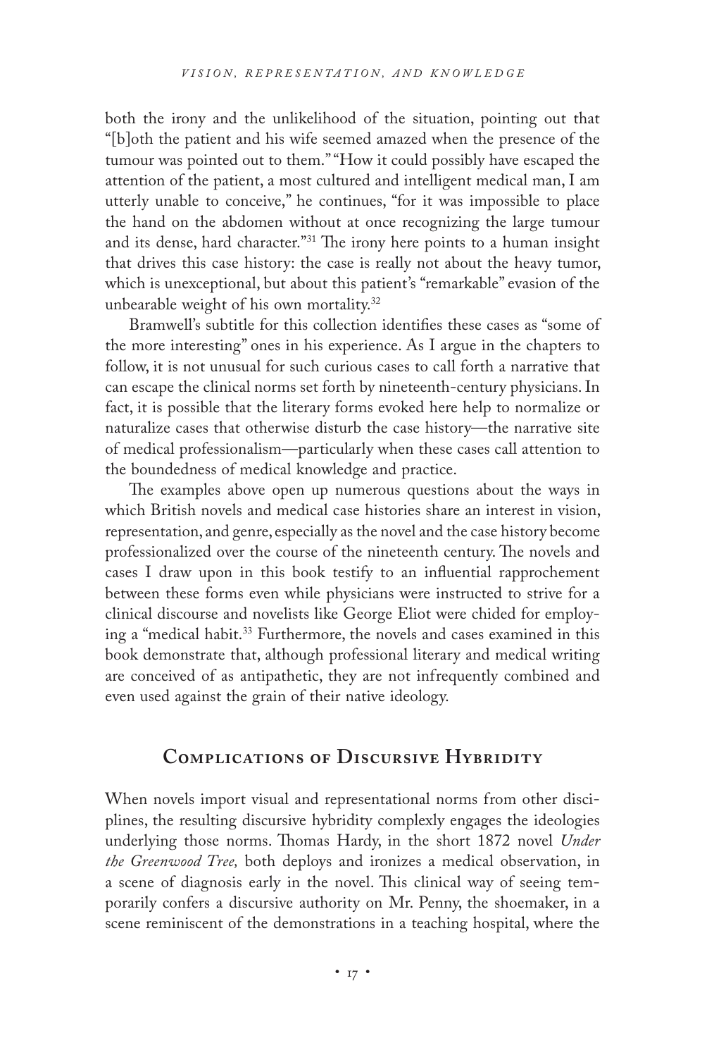both the irony and the unlikelihood of the situation, pointing out that "[b]oth the patient and his wife seemed amazed when the presence of the tumour was pointed out to them." "How it could possibly have escaped the attention of the patient, a most cultured and intelligent medical man, I am utterly unable to conceive," he continues, "for it was impossible to place the hand on the abdomen without at once recognizing the large tumour and its dense, hard character."[31] The irony here points to a human insight that drives this case history: the case is really not about the heavy tumor, which is unexceptional, but about this patient's "remarkable" evasion of the unbearable weight of his own mortality.[32]

Bramwell's subtitle for this collection identifies these cases as "some of the more interesting" ones in his experience. As I argue in the chapters to follow, it is not unusual for such curious cases to call forth a narrative that can escape the clinical norms set forth by nineteenth-century physicians. In fact, it is possible that the literary forms evoked here help to normalize or naturalize cases that otherwise disturb the case history—the narrative site of medical professionalism—particularly when these cases call attention to the boundedness of medical knowledge and practice.

The examples above open up numerous questions about the ways in which British novels and medical case histories share an interest in vision, representation, and genre, especially as the novel and the case history become professionalized over the course of the nineteenth century. The novels and cases I draw upon in this book testify to an influential rapprochement between these forms even while physicians were instructed to strive for a clinical discourse and novelists like George Eliot were chided for employing a "medical habit."[33] Furthermore, the novels and cases examined in this book demonstrate that, although professional literary and medical writing are conceived of as antipathetic, they are not infrequently combined and even used against the grain of their native ideology.

## Complications of Discursive Hybridity

When novels import visual and representational norms from other disciplines, the resulting discursive hybridity complexly engages the ideologies underlying those norms. Thomas Hardy, in the short 1872 novel *Under the Greenwood Tree,* both deploys and ironizes a medical observation, in a scene of diagnosis early in the novel. This clinical way of seeing temporarily confers a discursive authority on Mr. Penny, the shoemaker, in a scene reminiscent of the demonstrations in a teaching hospital, where the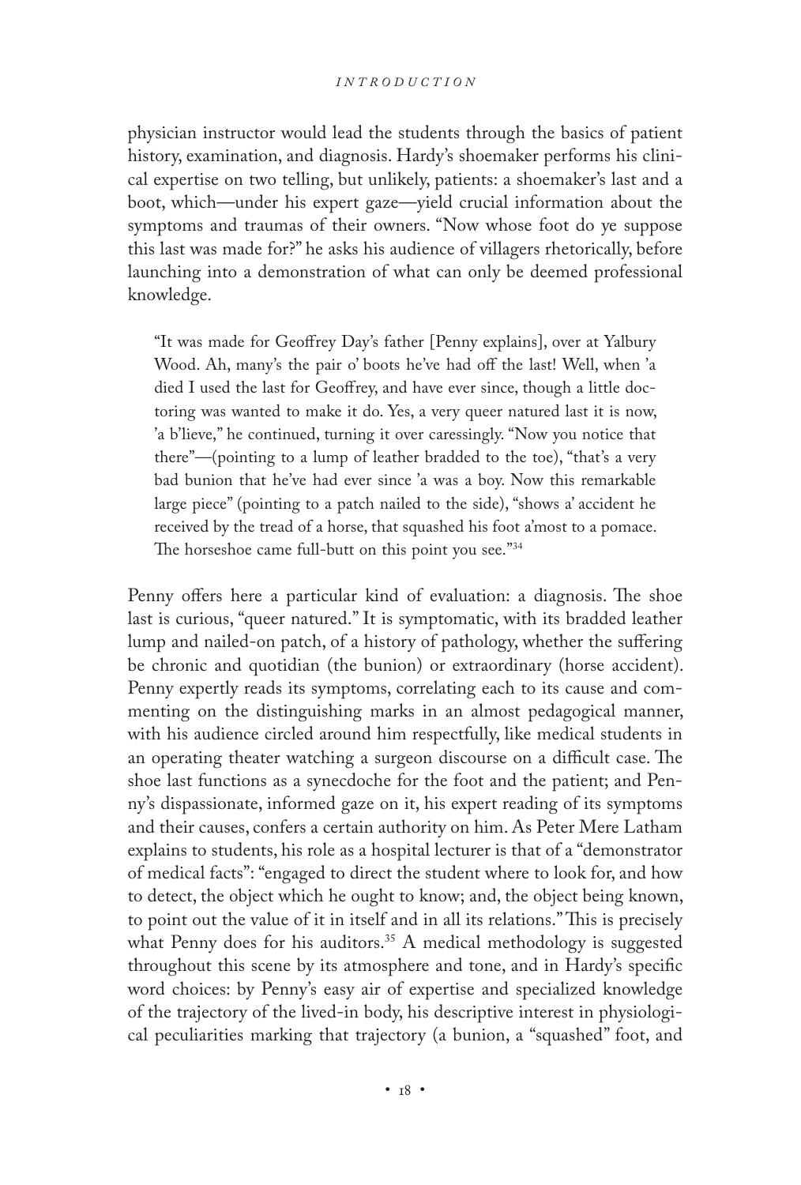physician instructor would lead the students through the basics of patient history, examination, and diagnosis. Hardy's shoemaker performs his clinical expertise on two telling, but unlikely, patients: a shoemaker's last and a boot, which—under his expert gaze—yield crucial information about the symptoms and traumas of their owners. "Now whose foot do ye suppose this last was made for?" he asks his audience of villagers rhetorically, before launching into a demonstration of what can only be deemed professional knowledge.

> "It was made for Geoffrey Day's father [Penny explains], over at Yalbury Wood. Ah, many's the pair o' boots he's had off the last! Well, when 'a died I used the last for Geoffrey, and have ever since, though a little doctoring was wanted to make it do. Yes, a very queer natured last it is now, 'a b'lieve," he continued, turning it over caressingly. "Now you notice that there"—(pointing to a lump of leather bradded to the toe), "that's a very bad bunion that he's had ever since 'a was a boy. Now this remarkable large piece" (pointing to a patch nailed to the side), "shows a' accident he received by the tread of a horse, that squashed his foot a'most to a pomace. The horseshoe came full-butt on this point you see."[34]

Penny offers here a particular kind of evaluation: a diagnosis. The shoe last is curious, "queer natured." It is symptomatic, with its bradded leather lump and nailed-on patch, of a history of pathology, whether the suffering be chronic and quotidian (the bunion) or extraordinary (horse accident). Penny expertly reads its symptoms, correlating each to its cause and commenting on the distinguishing marks in an almost pedagogical manner, with his audience circled around him respectfully, like medical students in an operating theater watching a surgeon discourse on a difficult case. The shoe last functions as a synecdoche for the foot and the patient; and Penny's dispassionate, informed gaze on it, his expert reading of its symptoms and their causes, confers a certain authority on him. As Peter Mere Latham explains to students, his role as a hospital lecturer is that of a "demonstrator of medical facts": "engaged to direct the student where to look for, and how to detect, the object which he ought to know; and, the object being known, to point out the value of it in itself and in all its relations." This is precisely what Penny does for his auditors.[35] A medical methodology is suggested throughout this scene by its atmosphere and tone, and in Hardy's specific word choices: by Penny's easy air of expertise and specialized knowledge of the trajectory of the lived-in body, his descriptive interest in physiological peculiarities marking that trajectory (a bunion, a "squashed" foot, and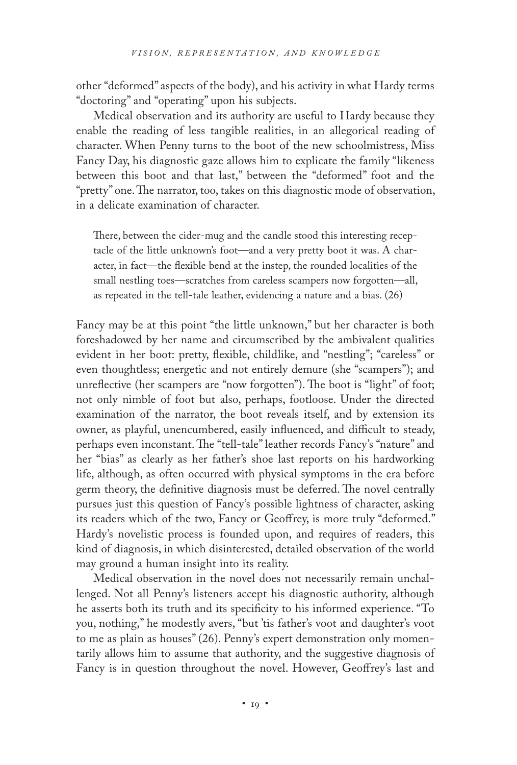other "deformed" aspects of the body), and his activity in what Hardy terms "doctoring" and "operating" upon his subjects.

Medical observation and its authority are useful to Hardy because they enable the reading of less tangible realities, in an allegorical reading of character. When Penny turns to the boot of the new schoolmistress, Miss Fancy Day, his diagnostic gaze allows him to explicate the family "likeness between this boot and that last," between the "deformed" foot and the "pretty" one. The narrator, too, takes on this diagnostic mode of observation, in a delicate examination of character.

> There, between the cider-mug and the candle stood this interesting receptacle of the little unknown's foot—and a very pretty boot it was. A character, in fact—the flexible bend at the instep, the rounded localities of the small nestling toes—scratches from careless scampers now forgotten—all, as repeated in the tell-tale leather, evidencing a nature and a bias. (26)

Fancy may be at this point "the little unknown," but her character is both foreshadowed by her name and circumscribed by the ambivalent qualities evident in her boot: pretty, flexible, childlike, and "nestling"; "careless" or even thoughtless; energetic and not entirely demure (she "scampers"); and unreflective (her scampers are "now forgotten"). The boot is "light" of foot; not only nimble of foot but also, perhaps, footloose. Under the directed examination of the narrator, the boot reveals itself, and by extension its owner, as playful, unencumbered, easily influenced, and difficult to steady, perhaps even inconstant. The "tell-tale" leather records Fancy's "nature" and her "bias" as clearly as her father's shoe last reports on his hardworking life, although, as often occurred with physical symptoms in the era before germ theory, the definitive diagnosis must be deferred. The novel centrally pursues just this question of Fancy's possible lightness of character, asking its readers which of the two, Fancy or Geoffrey, is more truly "deformed." Hardy's novelistic process is founded upon, and requires of readers, this kind of diagnosis, in which disinterested, detailed observation of the world may ground a human insight into its reality.

Medical observation in the novel does not necessarily remain unchallenged. Not all Penny's listeners accept his diagnostic authority, although he asserts both its truth and its specificity to his informed experience. "To you, nothing," he modestly avers, "but 'tis father's voot and daughter's voot to me as plain as houses" (26). Penny's expert demonstration only momentarily allows him to assume that authority, and the suggestive diagnosis of Fancy is in question throughout the novel. However, Geoffrey's last and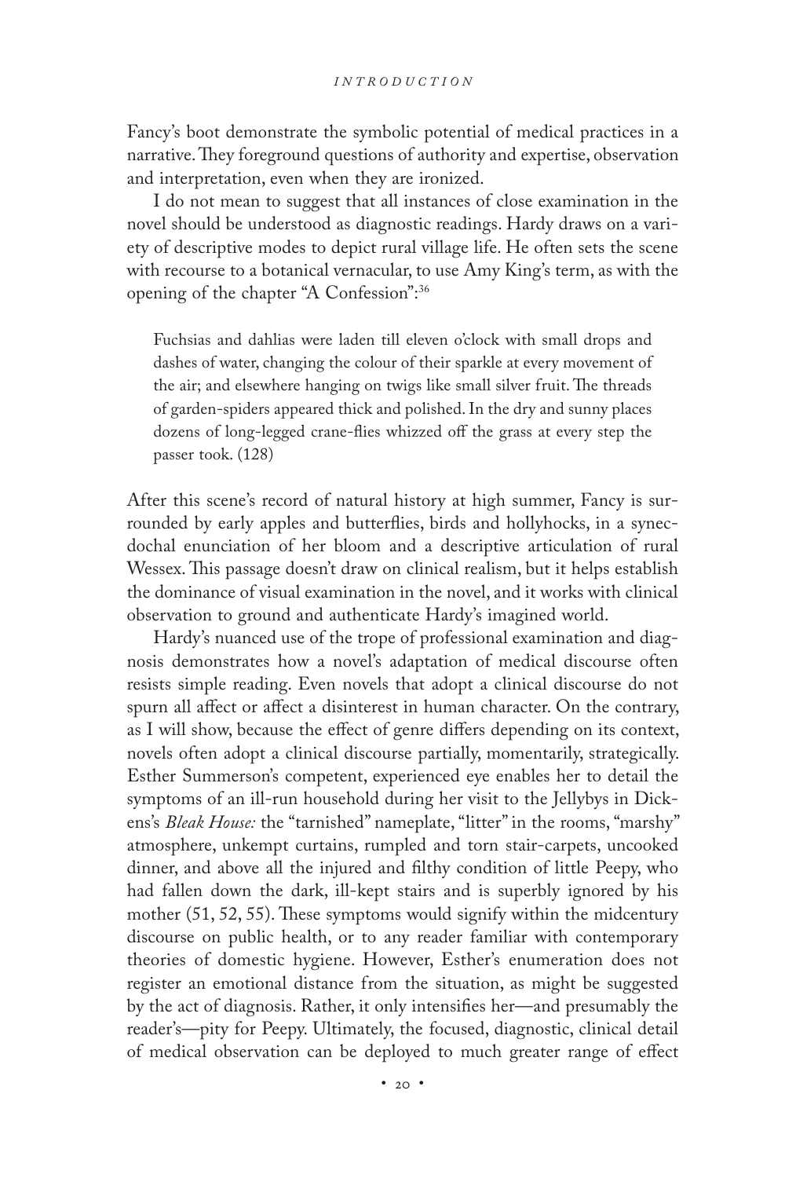Fancy's boot demonstrate the symbolic potential of medical practices in a narrative. They foreground questions of authority and expertise, observation and interpretation, even when they are ironized.

I do not mean to suggest that all instances of close examination in the novel should be understood as diagnostic readings. Hardy draws on a variety of descriptive modes to depict rural village life. He often sets the scene with recourse to a botanical vernacular, to use Amy King's term, as with the opening of the chapter "A Confession":[36]

> Fuchsias and dahlias were laden till eleven o'clock with small drops and dashes of water, changing the colour of their sparkle at every movement of the air; and elsewhere hanging on twigs like small silver fruit. The threads of garden-spiders appeared thick and polished. In the dry and sunny places dozens of long-legged crane-flies whizzed off the grass at every step the passer took. (128)

After this scene's record of natural history at high summer, Fancy is surrounded by early apples and butterflies, birds and hollyhocks, in a synecdochal enunciation of her bloom and a descriptive articulation of rural Wessex. This passage doesn't draw on clinical realism, but it helps establish the dominance of visual examination in the novel, and it works with clinical observation to ground and authenticate Hardy's imagined world.

Hardy's nuanced use of the trope of professional examination and diagnosis demonstrates how a novel's adaptation of medical discourse often resists simple reading. Even novels that adopt a clinical discourse do not spurn all affect or affect a disinterest in human character. On the contrary, as I will show, because the effect of genre differs depending on its context, novels often adopt a clinical discourse partially, momentarily, strategically. Esther Summerson's competent, experienced eye enables her to detail the symptoms of an ill-run household during her visit to the Jellybys in Dickens's *Bleak House:* the "tarnished" nameplate, "litter" in the rooms, "marshy" atmosphere, unkempt curtains, rumpled and torn stair-carpets, uncooked dinner, and above all the injured and filthy condition of little Peepy, who had fallen down the dark, ill-kept stairs and is superbly ignored by his mother (51, 52, 55). These symptoms would signify within the midcentury discourse on public health, or to any reader familiar with contemporary theories of domestic hygiene. However, Esther's enumeration does not register an emotional distance from the situation, as might be suggested by the act of diagnosis. Rather, it only intensifies her—and presumably the reader's—pity for Peepy. Ultimately, the focused, diagnostic, clinical detail of medical observation can be deployed to much greater range of effect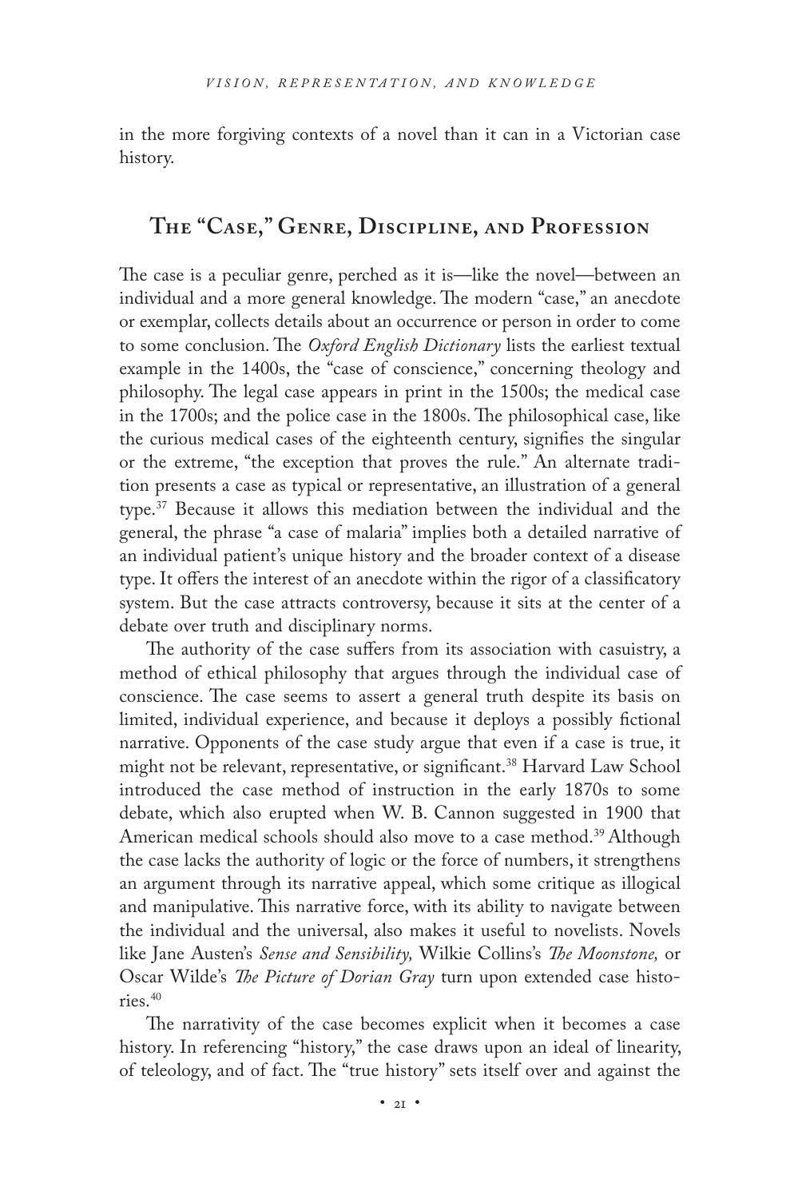in the more forgiving contexts of a novel than it can in a Victorian case history.

## The "Case," Genre, Discipline, and Profession

The case is a peculiar genre, perched as it is—like the novel—between an individual and a more general knowledge. The modern "case," an anecdote or exemplar, collects details about an occurrence or person in order to come to some conclusion. The *Oxford English Dictionary* lists the earliest textual example in the 1400s, the "case of conscience," concerning theology and philosophy. The legal case appears in print in the 1500s; the medical case in the 1700s; and the police case in the 1800s. The philosophical case, like the curious medical cases of the eighteenth century, signifies the singular or the extreme, "the exception that proves the rule." An alternate tradition presents a case as typical or representative, an illustration of a general type.[37] Because it allows this mediation between the individual and the general, the phrase "a case of malaria" implies both a detailed narrative of an individual patient's unique history and the broader context of a disease type. It offers the interest of an anecdote within the rigor of a classificatory system. But the case attracts controversy, because it sits at the center of a debate over truth and disciplinary norms.

The authority of the case suffers from its association with casuistry, a method of ethical philosophy that argues through the individual case of conscience. The case seems to assert a general truth despite its basis on limited, individual experience, and because it deploys a possibly fictional narrative. Opponents of the case study argue that even if a case is true, it might not be relevant, representative, or significant.[38] Harvard Law School introduced the case method of instruction in the early 1870s to some debate, which also erupted when W. B. Cannon suggested in 1900 that American medical schools should also move to a case method.[39] Although the case lacks the authority of logic or the force of numbers, it strengthens an argument through its narrative appeal, which some critique as illogical and manipulative. This narrative force, with its ability to navigate between the individual and the universal, also makes it useful to novelists. Novels like Jane Austen's *Sense and Sensibility,* Wilkie Collins's *The Moonstone,* or Oscar Wilde's *The Picture of Dorian Gray* turn upon extended case histories.[40]

The narrativity of the case becomes explicit when it becomes a case history. In referencing "history," the case draws upon an ideal of linearity, of teleology, and of fact. The "true history" sets itself over and against the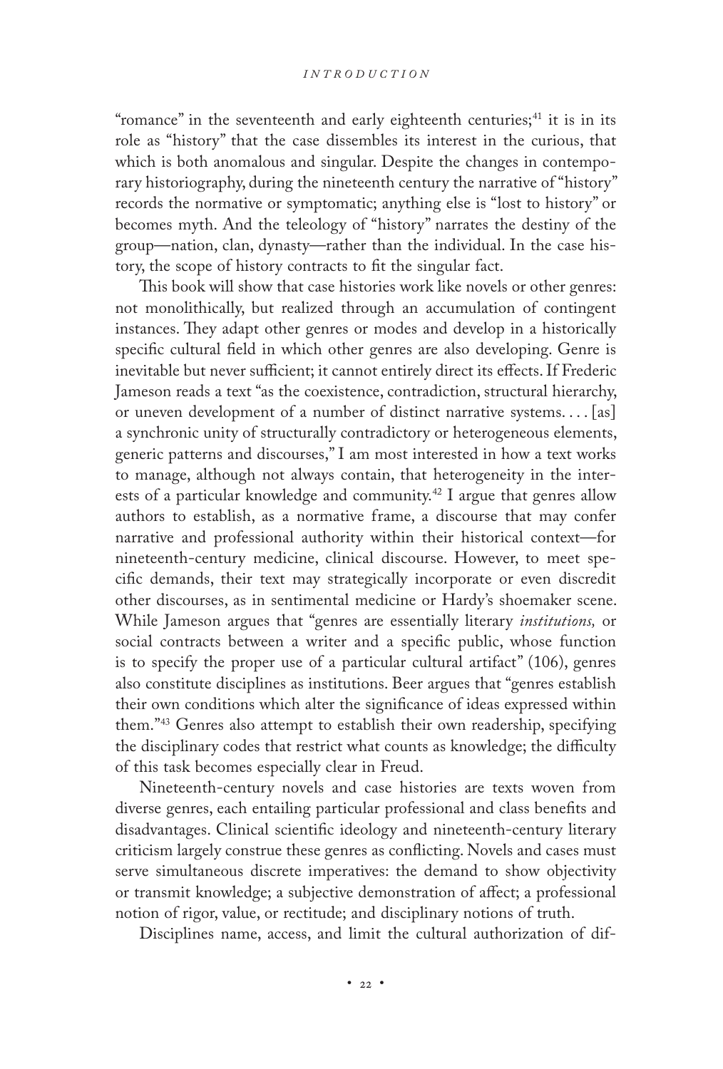"romance" in the seventeenth and early eighteenth centuries;[41] it is in its role as "history" that the case dissembles its interest in the curious, that which is both anomalous and singular. Despite the changes in contemporary historiography, during the nineteenth century the narrative of "history" records the normative or symptomatic; anything else is "lost to history" or becomes myth. And the teleology of "history" narrates the destiny of the group—nation, clan, dynasty—rather than the individual. In the case history, the scope of history contracts to fit the singular fact.

This book will show that case histories work like novels or other genres: not monolithically, but realized through an accumulation of contingent instances. They adapt other genres or modes and develop in a historically specific cultural field in which other genres are also developing. Genre is inevitable but never sufficient; it cannot entirely direct its effects. If Frederic Jameson reads a text "as the coexistence, contradiction, structural hierarchy, or uneven development of a number of distinct narrative systems. . . . [as] a synchronic unity of structurally contradictory or heterogeneous elements, generic patterns and discourses," I am most interested in how a text works to manage, although not always contain, that heterogeneity in the interests of a particular knowledge and community.[42] I argue that genres allow authors to establish, as a normative frame, a discourse that may confer narrative and professional authority within their historical context—for nineteenth-century medicine, clinical discourse. However, to meet specific demands, their text may strategically incorporate or even discredit other discourses, as in sentimental medicine or Hardy's shoemaker scene. While Jameson argues that "genres are essentially literary *institutions,* or social contracts between a writer and a specific public, whose function is to specify the proper use of a particular cultural artifact" (106), genres also constitute disciplines as institutions. Beer argues that "genres establish their own conditions which alter the significance of ideas expressed within them."[43] Genres also attempt to establish their own readership, specifying the disciplinary codes that restrict what counts as knowledge; the difficulty of this task becomes especially clear in Freud.

Nineteenth-century novels and case histories are texts woven from diverse genres, each entailing particular professional and class benefits and disadvantages. Clinical scientific ideology and nineteenth-century literary criticism largely construe these genres as conflicting. Novels and cases must serve simultaneous discrete imperatives: the demand to show objectivity or transmit knowledge; a subjective demonstration of affect; a professional notion of rigor, value, or rectitude; and disciplinary notions of truth.

Disciplines name, access, and limit the cultural authorization of dif-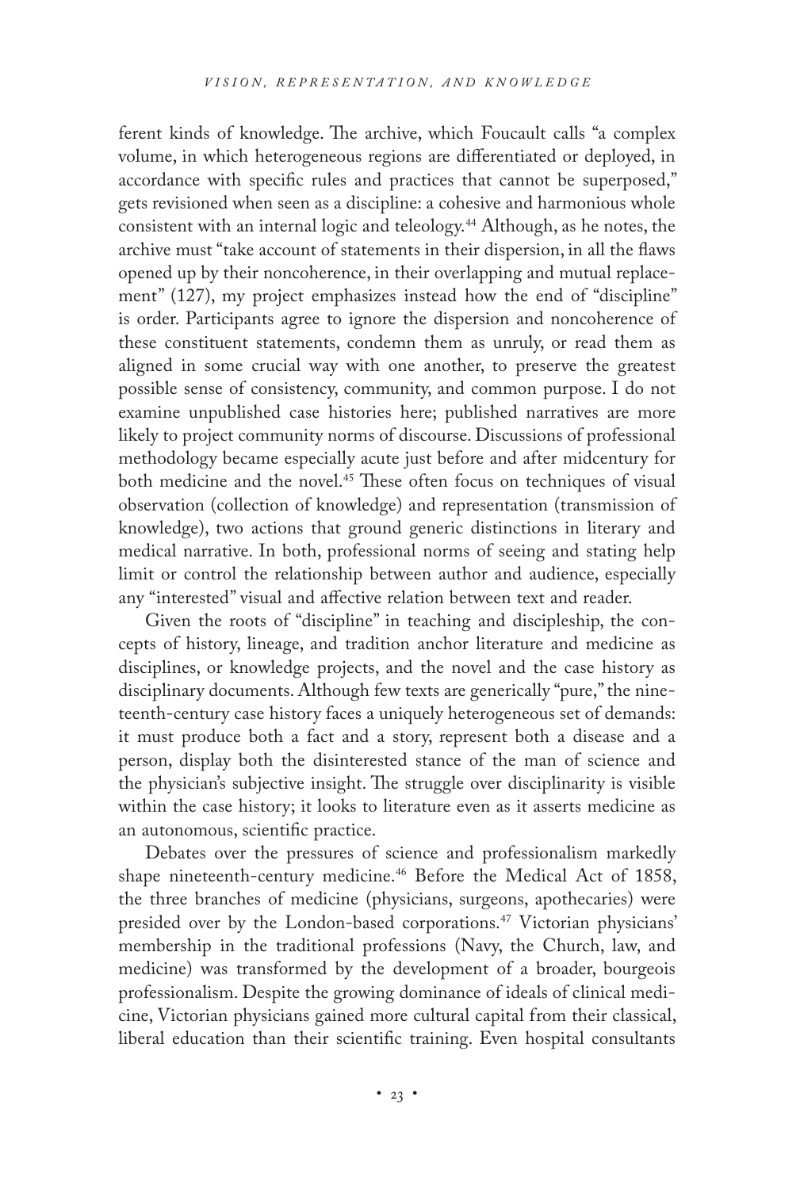ferent kinds of knowledge. The archive, which Foucault calls "a complex volume, in which heterogeneous regions are differentiated or deployed, in accordance with specific rules and practices that cannot be superposed," gets revisioned when seen as a discipline: a cohesive and harmonious whole consistent with an internal logic and teleology.[44] Although, as he notes, the archive must "take account of statements in their dispersion, in all the flaws opened up by their noncoherence, in their overlapping and mutual replacement" (127), my project emphasizes instead how the end of "discipline" is order. Participants agree to ignore the dispersion and noncoherence of these constituent statements, condemn them as unruly, or read them as aligned in some crucial way with one another, to preserve the greatest possible sense of consistency, community, and common purpose. I do not examine unpublished case histories here; published narratives are more likely to project community norms of discourse. Discussions of professional methodology became especially acute just before and after midcentury for both medicine and the novel.[45] These often focus on techniques of visual observation (collection of knowledge) and representation (transmission of knowledge), two actions that ground generic distinctions in literary and medical narrative. In both, professional norms of seeing and stating help limit or control the relationship between author and audience, especially any "interested" visual and affective relation between text and reader.

Given the roots of "discipline" in teaching and discipleship, the concepts of history, lineage, and tradition anchor literature and medicine as disciplines, or knowledge projects, and the novel and the case history as disciplinary documents. Although few texts are generically "pure," the nineteenth-century case history faces a uniquely heterogeneous set of demands: it must produce both a fact and a story, represent both a disease and a person, display both the disinterested stance of the man of science and the physician's subjective insight. The struggle over disciplinarity is visible within the case history; it looks to literature even as it asserts medicine as an autonomous, scientific practice.

Debates over the pressures of science and professionalism markedly shape nineteenth-century medicine.[46] Before the Medical Act of 1858, the three branches of medicine (physicians, surgeons, apothecaries) were presided over by the London-based corporations.[47] Victorian physicians' membership in the traditional professions (Navy, the Church, law, and medicine) was transformed by the development of a broader, bourgeois professionalism. Despite the growing dominance of ideals of clinical medicine, Victorian physicians gained more cultural capital from their classical, liberal education than their scientific training. Even hospital consultants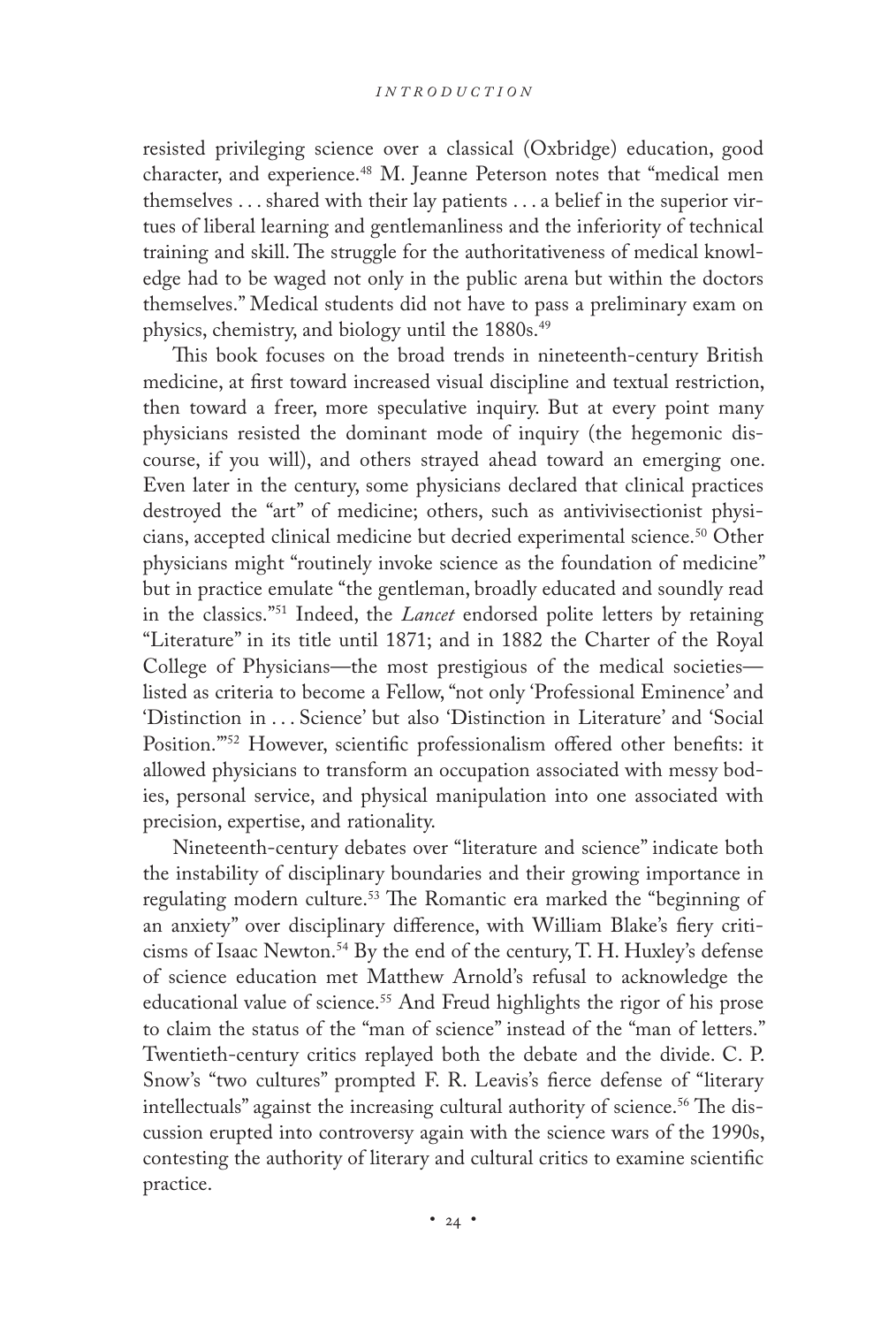resisted privileging science over a classical (Oxbridge) education, good character, and experience.[48] M. Jeanne Peterson notes that "medical men themselves . . . shared with their lay patients . . . a belief in the superior virtues of liberal learning and gentlemanliness and the inferiority of technical training and skill. The struggle for the authoritativeness of medical knowledge had to be waged not only in the public arena but within the doctors themselves." Medical students did not have to pass a preliminary exam on physics, chemistry, and biology until the 1880s.[49]

This book focuses on the broad trends in nineteenth-century British medicine, at first toward increased visual discipline and textual restriction, then toward a freer, more speculative inquiry. But at every point many physicians resisted the dominant mode of inquiry (the hegemonic discourse, if you will), and others strayed ahead toward an emerging one. Even later in the century, some physicians declared that clinical practices destroyed the "art" of medicine; others, such as antivivisectionist physicians, accepted clinical medicine but decried experimental science.[50] Other physicians might "routinely invoke science as the foundation of medicine" but in practice emulate "the gentleman, broadly educated and soundly read in the classics."[51] Indeed, the *Lancet* endorsed polite letters by retaining "Literature" in its title until 1871; and in 1882 the Charter of the Royal College of Physicians—the most prestigious of the medical societies—listed as criteria to become a Fellow, "not only 'Professional Eminence' and 'Distinction in . . . Science' but also 'Distinction in Literature' and 'Social Position.'"[52] However, scientific professionalism offered other benefits: it allowed physicians to transform an occupation associated with messy bodies, personal service, and physical manipulation into one associated with precision, expertise, and rationality.

Nineteenth-century debates over "literature and science" indicate both the instability of disciplinary boundaries and their growing importance in regulating modern culture.[53] The Romantic era marked the "beginning of an anxiety" over disciplinary difference, with William Blake's fiery criticisms of Isaac Newton.[54] By the end of the century, T. H. Huxley's defense of science education met Matthew Arnold's refusal to acknowledge the educational value of science.[55] And Freud highlights the rigor of his prose to claim the status of the "man of science" instead of the "man of letters." Twentieth-century critics replayed both the debate and the divide. C. P. Snow's "two cultures" prompted F. R. Leavis's fierce defense of "literary intellectuals" against the increasing cultural authority of science.[56] The discussion erupted into controversy again with the science wars of the 1990s, contesting the authority of literary and cultural critics to examine scientific practice.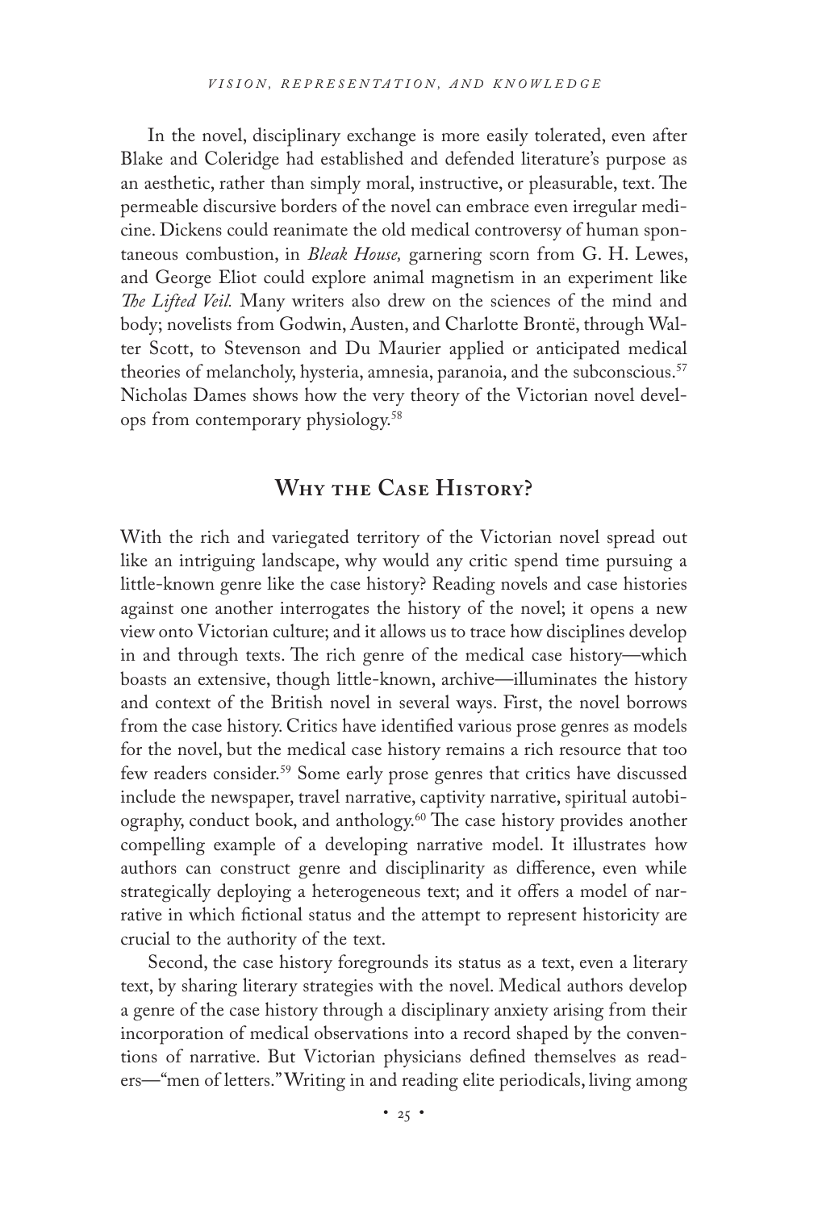In the novel, disciplinary exchange is more easily tolerated, even after Blake and Coleridge had established and defended literature's purpose as an aesthetic, rather than simply moral, instructive, or pleasurable, text. The permeable discursive borders of the novel can embrace even irregular medicine. Dickens could reanimate the old medical controversy of human spontaneous combustion, in *Bleak House,* garnering scorn from G. H. Lewes, and George Eliot could explore animal magnetism in an experiment like *The Lifted Veil.* Many writers also drew on the sciences of the mind and body; novelists from Godwin, Austen, and Charlotte Brontë, through Walter Scott, to Stevenson and Du Maurier applied or anticipated medical theories of melancholy, hysteria, amnesia, paranoia, and the subconscious.[57] Nicholas Dames shows how the very theory of the Victorian novel develops from contemporary physiology.[58]

## Why the Case History?

With the rich and variegated territory of the Victorian novel spread out like an intriguing landscape, why would any critic spend time pursuing a little-known genre like the case history? Reading novels and case histories against one another interrogates the history of the novel; it opens a new view onto Victorian culture; and it allows us to trace how disciplines develop in and through texts. The rich genre of the medical case history—which boasts an extensive, though little-known, archive—illuminates the history and context of the British novel in several ways. First, the novel borrows from the case history. Critics have identified various prose genres as models for the novel, but the medical case history remains a rich resource that too few readers consider.[59] Some early prose genres that critics have discussed include the newspaper, travel narrative, captivity narrative, spiritual autobiography, conduct book, and anthology.[60] The case history provides another compelling example of a developing narrative model. It illustrates how authors can construct genre and disciplinarity as difference, even while strategically deploying a heterogeneous text; and it offers a model of narrative in which fictional status and the attempt to represent historicity are crucial to the authority of the text.

Second, the case history foregrounds its status as a text, even a literary text, by sharing literary strategies with the novel. Medical authors develop a genre of the case history through a disciplinary anxiety arising from their incorporation of medical observations into a record shaped by the conventions of narrative. But Victorian physicians defined themselves as readers—"men of letters." Writing in and reading elite periodicals, living among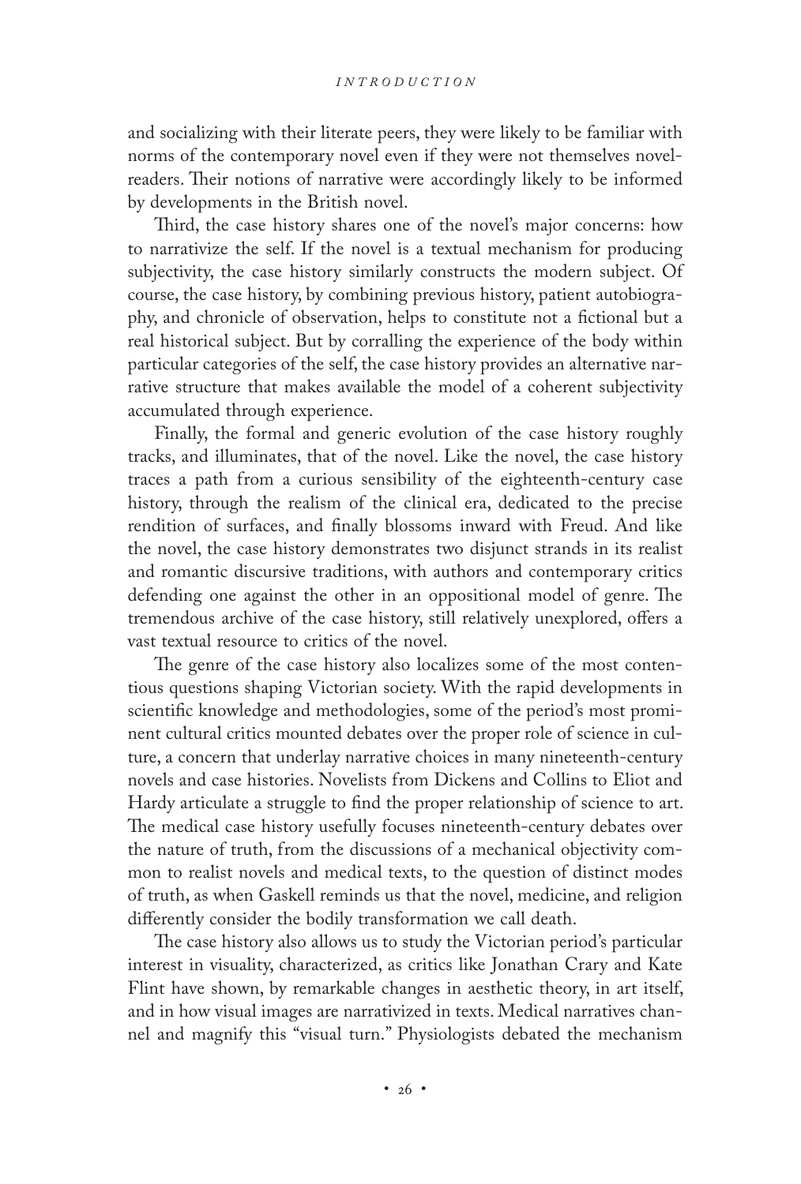and socializing with their literate peers, they were likely to be familiar with norms of the contemporary novel even if they were not themselves novel-readers. Their notions of narrative were accordingly likely to be informed by developments in the British novel.

Third, the case history shares one of the novel's major concerns: how to narrativize the self. If the novel is a textual mechanism for producing subjectivity, the case history similarly constructs the modern subject. Of course, the case history, by combining previous history, patient autobiography, and chronicle of observation, helps to constitute not a fictional but a real historical subject. But by corralling the experience of the body within particular categories of the self, the case history provides an alternative narrative structure that makes available the model of a coherent subjectivity accumulated through experience.

Finally, the formal and generic evolution of the case history roughly tracks, and illuminates, that of the novel. Like the novel, the case history traces a path from a curious sensibility of the eighteenth-century case history, through the realism of the clinical era, dedicated to the precise rendition of surfaces, and finally blossoms inward with Freud. And like the novel, the case history demonstrates two disjunct strands in its realist and romantic discursive traditions, with authors and contemporary critics defending one against the other in an oppositional model of genre. The tremendous archive of the case history, still relatively unexplored, offers a vast textual resource to critics of the novel.

The genre of the case history also localizes some of the most contentious questions shaping Victorian society. With the rapid developments in scientific knowledge and methodologies, some of the period's most prominent cultural critics mounted debates over the proper role of science in culture, a concern that underlay narrative choices in many nineteenth-century novels and case histories. Novelists from Dickens and Collins to Eliot and Hardy articulate a struggle to find the proper relationship of science to art. The medical case history usefully focuses nineteenth-century debates over the nature of truth, from the discussions of a mechanical objectivity common to realist novels and medical texts, to the question of distinct modes of truth, as when Gaskell reminds us that the novel, medicine, and religion differently consider the bodily transformation we call death.

The case history also allows us to study the Victorian period's particular interest in visuality, characterized, as critics like Jonathan Crary and Kate Flint have shown, by remarkable changes in aesthetic theory, in art itself, and in how visual images are narrativized in texts. Medical narratives channel and magnify this "visual turn." Physiologists debated the mechanism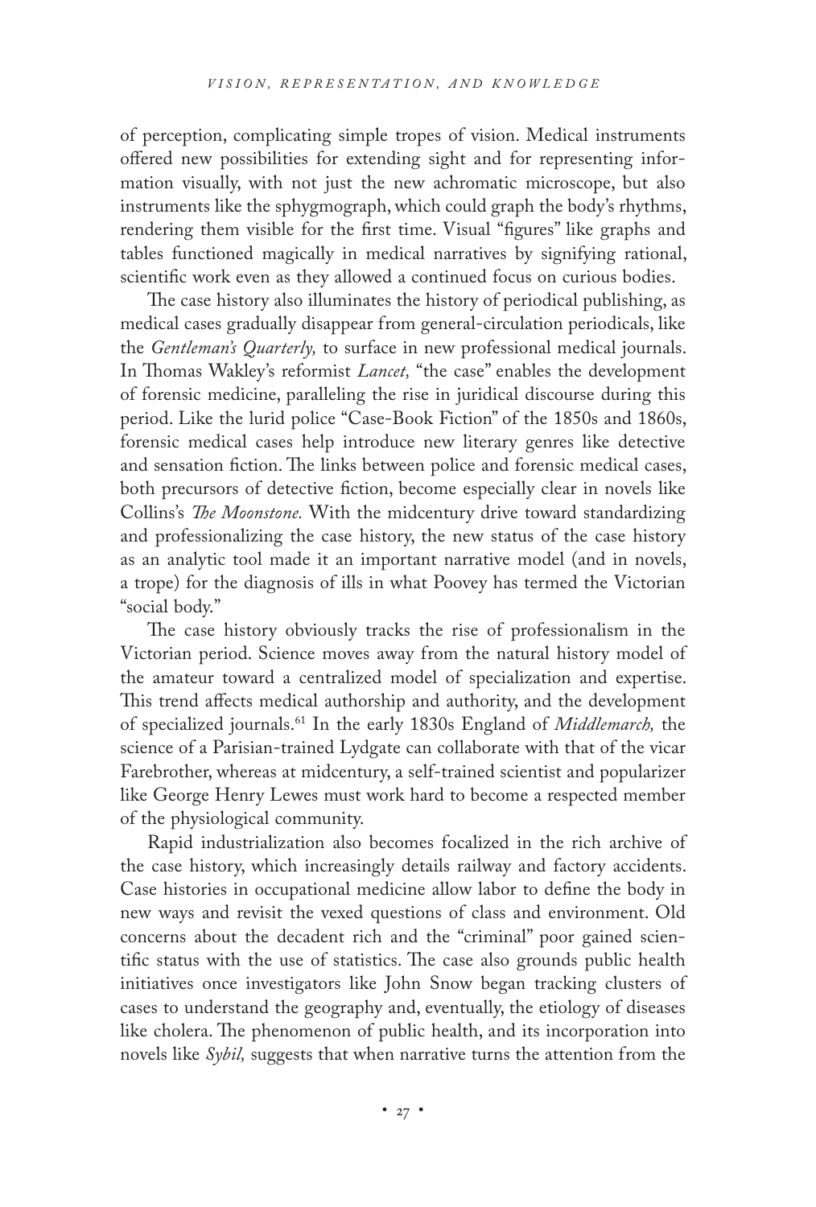of perception, complicating simple tropes of vision. Medical instruments offered new possibilities for extending sight and for representing information visually, with not just the new achromatic microscope, but also instruments like the sphygmograph, which could graph the body's rhythms, rendering them visible for the first time. Visual "figures" like graphs and tables functioned magically in medical narratives by signifying rational, scientific work even as they allowed a continued focus on curious bodies.

The case history also illuminates the history of periodical publishing, as medical cases gradually disappear from general-circulation periodicals, like the *Gentleman's Quarterly,* to surface in new professional medical journals. In Thomas Wakley's reformist *Lancet,* "the case" enables the development of forensic medicine, paralleling the rise in juridical discourse during this period. Like the lurid police "Case-Book Fiction" of the 1850s and 1860s, forensic medical cases help introduce new literary genres like detective and sensation fiction. The links between police and forensic medical cases, both precursors of detective fiction, become especially clear in novels like Collins's *The Moonstone.* With the midcentury drive toward standardizing and professionalizing the case history, the new status of the case history as an analytic tool made it an important narrative model (and in novels, a trope) for the diagnosis of ills in what Poovey has termed the Victorian "social body."

The case history obviously tracks the rise of professionalism in the Victorian period. Science moves away from the natural history model of the amateur toward a centralized model of specialization and expertise. This trend affects medical authorship and authority, and the development of specialized journals.[61] In the early 1830s England of *Middlemarch,* the science of a Parisian-trained Lydgate can collaborate with that of the vicar Farebrother, whereas at midcentury, a self-trained scientist and popularizer like George Henry Lewes must work hard to become a respected member of the physiological community.

Rapid industrialization also becomes focalized in the rich archive of the case history, which increasingly details railway and factory accidents. Case histories in occupational medicine allow labor to define the body in new ways and revisit the vexed questions of class and environment. Old concerns about the decadent rich and the "criminal" poor gained scientific status with the use of statistics. The case also grounds public health initiatives once investigators like John Snow began tracking clusters of cases to understand the geography and, eventually, the etiology of diseases like cholera. The phenomenon of public health, and its incorporation into novels like *Sybil,* suggests that when narrative turns the attention from the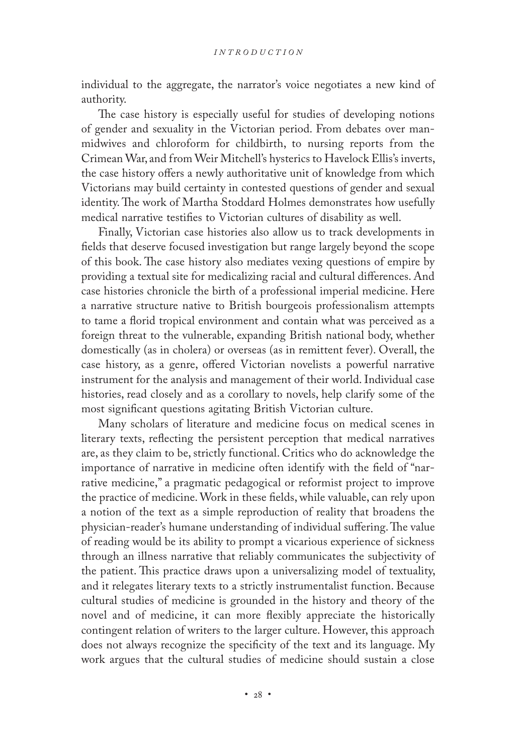individual to the aggregate, the narrator's voice negotiates a new kind of authority.

The case history is especially useful for studies of developing notions of gender and sexuality in the Victorian period. From debates over man-midwives and chloroform for childbirth, to nursing reports from the Crimean War, and from Weir Mitchell's hysterics to Havelock Ellis's inverts, the case history offers a newly authoritative unit of knowledge from which Victorians may build certainty in contested questions of gender and sexual identity. The work of Martha Stoddard Holmes demonstrates how usefully medical narrative testifies to Victorian cultures of disability as well.

Finally, Victorian case histories also allow us to track developments in fields that deserve focused investigation but range largely beyond the scope of this book. The case history also mediates vexing questions of empire by providing a textual site for medicalizing racial and cultural differences. And case histories chronicle the birth of a professional imperial medicine. Here a narrative structure native to British bourgeois professionalism attempts to tame a florid tropical environment and contain what was perceived as a foreign threat to the vulnerable, expanding British national body, whether domestically (as in cholera) or overseas (as in remittent fever). Overall, the case history, as a genre, offered Victorian novelists a powerful narrative instrument for the analysis and management of their world. Individual case histories, read closely and as a corollary to novels, help clarify some of the most significant questions agitating British Victorian culture.

Many scholars of literature and medicine focus on medical scenes in literary texts, reflecting the persistent perception that medical narratives are, as they claim to be, strictly functional. Critics who do acknowledge the importance of narrative in medicine often identify with the field of "narrative medicine," a pragmatic pedagogical or reformist project to improve the practice of medicine. Work in these fields, while valuable, can rely upon a notion of the text as a simple reproduction of reality that broadens the physician-reader's humane understanding of individual suffering. The value of reading would be its ability to prompt a vicarious experience of sickness through an illness narrative that reliably communicates the subjectivity of the patient. This practice draws upon a universalizing model of textuality, and it relegates literary texts to a strictly instrumentalist function. Because cultural studies of medicine is grounded in the history and theory of the novel and of medicine, it can more flexibly appreciate the historically contingent relation of writers to the larger culture. However, this approach does not always recognize the specificity of the text and its language. My work argues that the cultural studies of medicine should sustain a close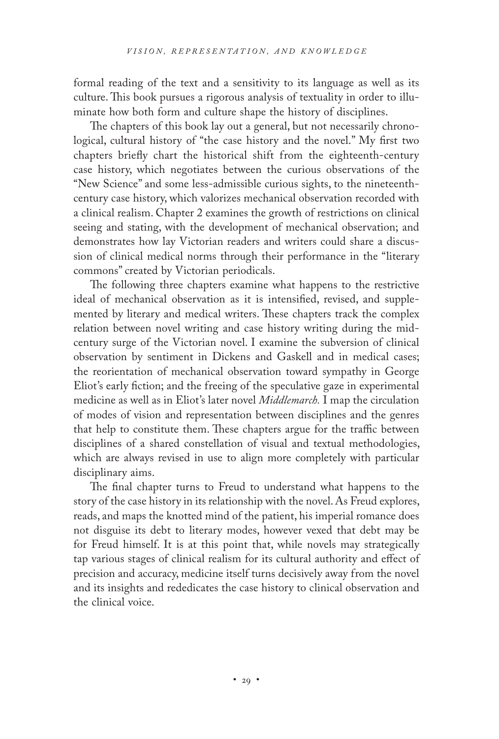formal reading of the text and a sensitivity to its language as well as its culture. This book pursues a rigorous analysis of textuality in order to illuminate how both form and culture shape the history of disciplines.

The chapters of this book lay out a general, but not necessarily chronological, cultural history of "the case history and the novel." My first two chapters briefly chart the historical shift from the eighteenth-century case history, which negotiates between the curious observations of the "New Science" and some less-admissible curious sights, to the nineteenth-century case history, which valorizes mechanical observation recorded with a clinical realism. Chapter 2 examines the growth of restrictions on clinical seeing and stating, with the development of mechanical observation; and demonstrates how lay Victorian readers and writers could share a discussion of clinical medical norms through their performance in the "literary commons" created by Victorian periodicals.

The following three chapters examine what happens to the restrictive ideal of mechanical observation as it is intensified, revised, and supplemented by literary and medical writers. These chapters track the complex relation between novel writing and case history writing during the mid-century surge of the Victorian novel. I examine the subversion of clinical observation by sentiment in Dickens and Gaskell and in medical cases; the reorientation of mechanical observation toward sympathy in George Eliot's early fiction; and the freeing of the speculative gaze in experimental medicine as well as in Eliot's later novel *Middlemarch.* I map the circulation of modes of vision and representation between disciplines and the genres that help to constitute them. These chapters argue for the traffic between disciplines of a shared constellation of visual and textual methodologies, which are always revised in use to align more completely with particular disciplinary aims.

The final chapter turns to Freud to understand what happens to the story of the case history in its relationship with the novel. As Freud explores, reads, and maps the knotted mind of the patient, his imperial romance does not disguise its debt to literary modes, however vexed that debt may be for Freud himself. It is at this point that, while novels may strategically tap various stages of clinical realism for its cultural authority and effect of precision and accuracy, medicine itself turns decisively away from the novel and its insights and rededicates the case history to clinical observation and the clinical voice.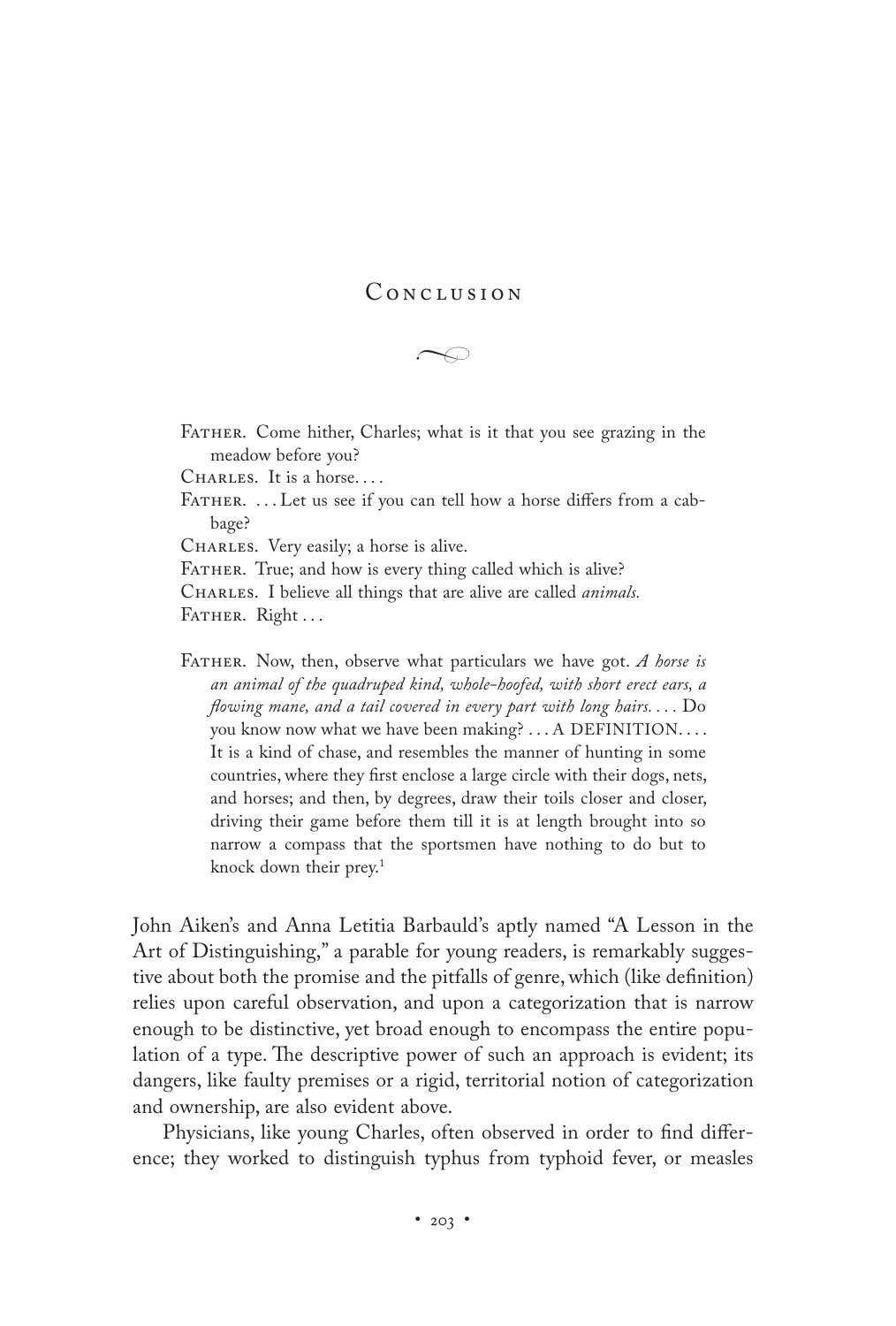# Conclusion

Father. Come hither, Charles; what is it that you see grazing in the meadow before you?

Charles. It is a horse. . . .

Father. . . . Let us see if you can tell how a horse differs from a cabbage?

Charles. Very easily; a horse is alive.

Father. True; and how is every thing called which is alive?

Charles. I believe all things that are alive are called *animals.*

Father. Right . . .

Father. Now, then, observe what particulars we have got. *A horse is an animal of the quadruped kind, whole-hoofed, with short erect ears, a flowing mane, and a tail covered in every part with long hairs. . . .* Do you know now what we have been making? . . . A DEFINITION. . . . It is a kind of chase, and resembles the manner of hunting in some countries, where they first enclose a large circle with their dogs, nets, and horses; and then, by degrees, draw their toils closer and closer, driving their game before them till it is at length brought into so narrow a compass that the sportsmen have nothing to do but to knock down their prey.[1]

John Aiken's and Anna Letitia Barbauld's aptly named "A Lesson in the Art of Distinguishing," a parable for young readers, is remarkably suggestive about both the promise and the pitfalls of genre, which (like definition) relies upon careful observation, and upon a categorization that is narrow enough to be distinctive, yet broad enough to encompass the entire population of a type. The descriptive power of such an approach is evident; its dangers, like faulty premises or a rigid, territorial notion of categorization and ownership, are also evident above.

Physicians, like young Charles, often observed in order to find difference; they worked to distinguish typhus from typhoid fever, or measles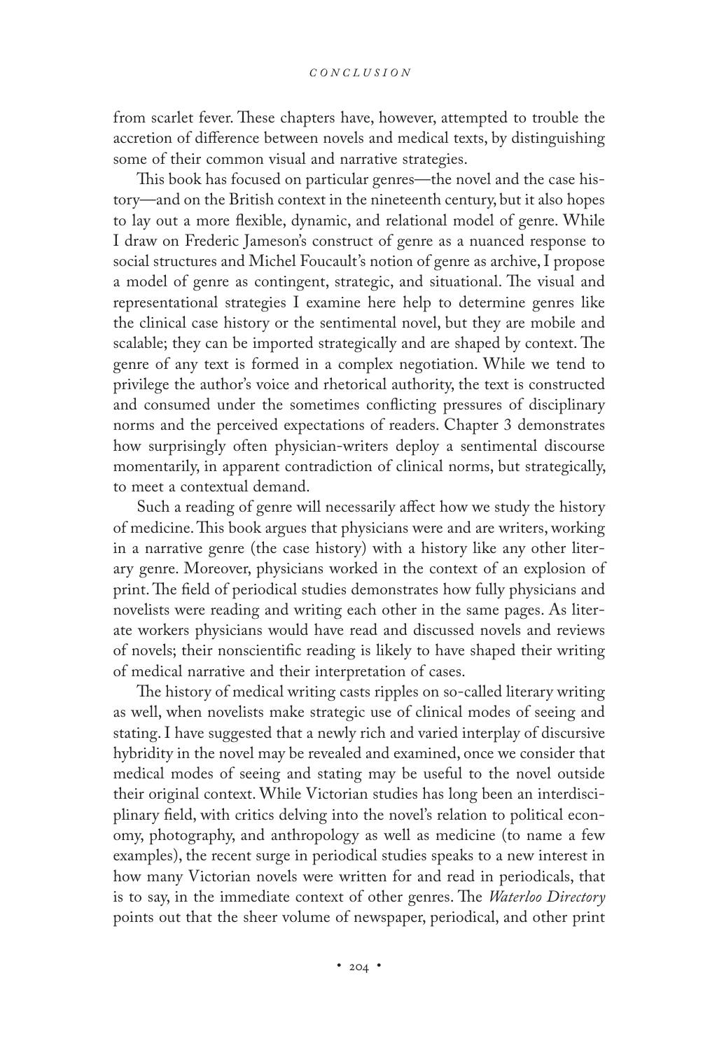from scarlet fever. These chapters have, however, attempted to trouble the accretion of difference between novels and medical texts, by distinguishing some of their common visual and narrative strategies.

This book has focused on particular genres—the novel and the case history—and on the British context in the nineteenth century, but it also hopes to lay out a more flexible, dynamic, and relational model of genre. While I draw on Frederic Jameson's construct of genre as a nuanced response to social structures and Michel Foucault's notion of genre as archive, I propose a model of genre as contingent, strategic, and situational. The visual and representational strategies I examine here help to determine genres like the clinical case history or the sentimental novel, but they are mobile and scalable; they can be imported strategically and are shaped by context. The genre of any text is formed in a complex negotiation. While we tend to privilege the author's voice and rhetorical authority, the text is constructed and consumed under the sometimes conflicting pressures of disciplinary norms and the perceived expectations of readers. Chapter 3 demonstrates how surprisingly often physician-writers deploy a sentimental discourse momentarily, in apparent contradiction of clinical norms, but strategically, to meet a contextual demand.

Such a reading of genre will necessarily affect how we study the history of medicine. This book argues that physicians were and are writers, working in a narrative genre (the case history) with a history like any other literary genre. Moreover, physicians worked in the context of an explosion of print. The field of periodical studies demonstrates how fully physicians and novelists were reading and writing each other in the same pages. As literate workers physicians would have read and discussed novels and reviews of novels; their nonscientific reading is likely to have shaped their writing of medical narrative and their interpretation of cases.

The history of medical writing casts ripples on so-called literary writing as well, when novelists make strategic use of clinical modes of seeing and stating. I have suggested that a newly rich and varied interplay of discursive hybridity in the novel may be revealed and examined, once we consider that medical modes of seeing and stating may be useful to the novel outside their original context. While Victorian studies has long been an interdisciplinary field, with critics delving into the novel's relation to political economy, photography, and anthropology as well as medicine (to name a few examples), the recent surge in periodical studies speaks to a new interest in how many Victorian novels were written for and read in periodicals, that is to say, in the immediate context of other genres. The *Waterloo Directory* points out that the sheer volume of newspaper, periodical, and other print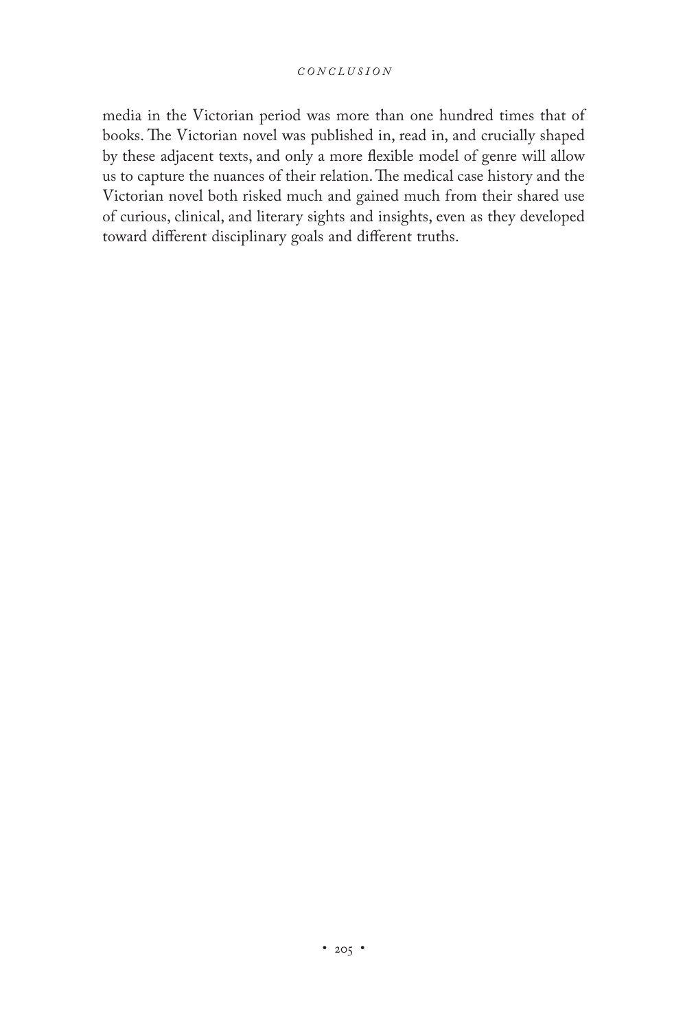media in the Victorian period was more than one hundred times that of books. The Victorian novel was published in, read in, and crucially shaped by these adjacent texts, and only a more flexible model of genre will allow us to capture the nuances of their relation. The medical case history and the Victorian novel both risked much and gained much from their shared use of curious, clinical, and literary sights and insights, even as they developed toward different disciplinary goals and different truths.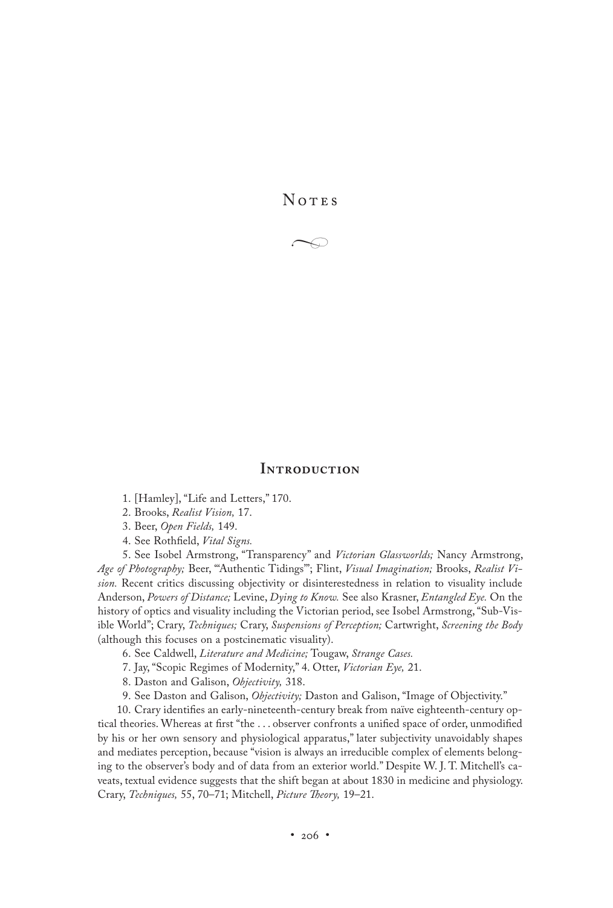# Notes

## Introduction

1. [Hamley], "Life and Letters," 170.
2. Brooks, *Realist Vision,* 17.
3. Beer, *Open Fields,* 149.
4. See Rothfield, *Vital Signs.*
5. See Isobel Armstrong, "Transparency" and *Victorian Glassworlds;* Nancy Armstrong, *Age of Photography;* Beer, "'Authentic Tidings'"; Flint, *Visual Imagination;* Brooks, *Realist Vision.* Recent critics discussing objectivity or disinterestedness in relation to visuality include Anderson, *Powers of Distance;* Levine, *Dying to Know.* See also Krasner, *Entangled Eye.* On the history of optics and visuality including the Victorian period, see Isobel Armstrong, "Sub-Visible World"; Crary, *Techniques;* Crary, *Suspensions of Perception;* Cartwright, *Screening the Body* (although this focuses on a postcinematic visuality).
6. See Caldwell, *Literature and Medicine;* Tougaw, *Strange Cases.*
7. Jay, "Scopic Regimes of Modernity," 4. Otter, *Victorian Eye,* 21.
8. Daston and Galison, *Objectivity,* 318.
9. See Daston and Galison, *Objectivity;* Daston and Galison, "Image of Objectivity."
10. Crary identifies an early-nineteenth-century break from naïve eighteenth-century optical theories. Whereas at first "the . . . observer confronts a unified space of order, unmodified by his or her own sensory and physiological apparatus," later subjectivity unavoidably shapes and mediates perception, because "vision is always an irreducible complex of elements belonging to the observer's body and of data from an exterior world." Despite W. J. T. Mitchell's caveats, textual evidence suggests that the shift began at about 1830 in medicine and physiology. Crary, *Techniques,* 55, 70–71; Mitchell, *Picture Theory,* 19–21.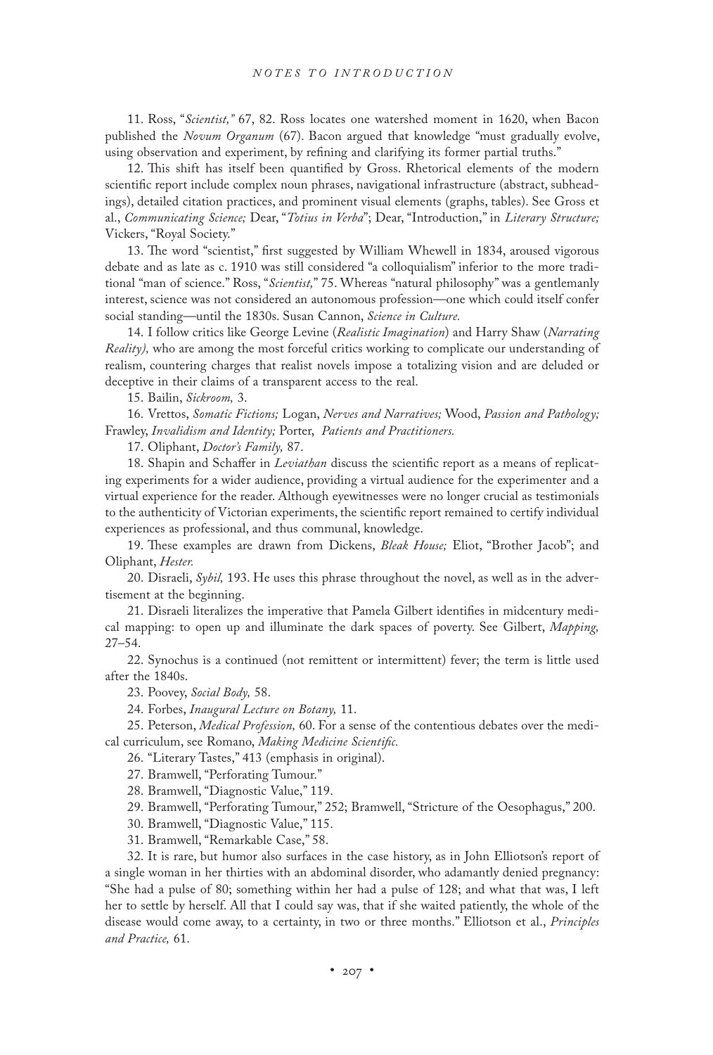11. Ross, "*Scientist,*" 67, 82. Ross locates one watershed moment in 1620, when Bacon published the *Novum Organum* (67). Bacon argued that knowledge "must gradually evolve, using observation and experiment, by refining and clarifying its former partial truths."

12. This shift has itself been quantified by Gross. Rhetorical elements of the modern scientific report include complex noun phrases, navigational infrastructure (abstract, subheadings), detailed citation practices, and prominent visual elements (graphs, tables). See Gross et al., *Communicating Science;* Dear, "*Totius in Verba*"; Dear, "Introduction," in *Literary Structure;* Vickers, "Royal Society."

13. The word "scientist," first suggested by William Whewell in 1834, aroused vigorous debate and as late as c. 1910 was still considered "a colloquialism" inferior to the more traditional "man of science." Ross, "*Scientist,*" 75. Whereas "natural philosophy" was a gentlemanly interest, science was not considered an autonomous profession—one which could itself confer social standing—until the 1830s. Susan Cannon, *Science in Culture.*

14. I follow critics like George Levine (*Realistic Imagination*) and Harry Shaw (*Narrating Reality),* who are among the most forceful critics working to complicate our understanding of realism, countering charges that realist novels impose a totalizing vision and are deluded or deceptive in their claims of a transparent access to the real.

15. Bailin, *Sickroom,* 3.

16. Vrettos, *Somatic Fictions;* Logan, *Nerves and Narratives;* Wood, *Passion and Pathology;* Frawley, *Invalidism and Identity;* Porter, *Patients and Practitioners.*

17. Oliphant, *Doctor's Family,* 87.

18. Shapin and Schaffer in *Leviathan* discuss the scientific report as a means of replicating experiments for a wider audience, providing a virtual audience for the experimenter and a virtual experience for the reader. Although eyewitnesses were no longer crucial as testimonials to the authenticity of Victorian experiments, the scientific report remained to certify individual experiences as professional, and thus communal, knowledge.

19. These examples are drawn from Dickens, *Bleak House;* Eliot, "Brother Jacob"; and Oliphant, *Hester.*

20. Disraeli, *Sybil,* 193. He uses this phrase throughout the novel, as well as in the advertisement at the beginning.

21. Disraeli literalizes the imperative that Pamela Gilbert identifies in midcentury medical mapping: to open up and illuminate the dark spaces of poverty. See Gilbert, *Mapping,* 27–54.

22. Synochus is a continued (not remittent or intermittent) fever; the term is little used after the 1840s.

23. Poovey, *Social Body,* 58.

24. Forbes, *Inaugural Lecture on Botany,* 11.

25. Peterson, *Medical Profession,* 60. For a sense of the contentious debates over the medical curriculum, see Romano, *Making Medicine Scientific.*

26. "Literary Tastes," 413 (emphasis in original).

27. Bramwell, "Perforating Tumour."

28. Bramwell, "Diagnostic Value," 119.

29. Bramwell, "Perforating Tumour," 252; Bramwell, "Stricture of the Oesophagus," 200.

30. Bramwell, "Diagnostic Value," 115.

31. Bramwell, "Remarkable Case," 58.

32. It is rare, but humor also surfaces in the case history, as in John Elliotson's report of a single woman in her thirties with an abdominal disorder, who adamantly denied pregnancy: "She had a pulse of 80; something within her had a pulse of 128; and what that was, I left her to settle by herself. All that I could say was, that if she waited patiently, the whole of the disease would come away, to a certainty, in two or three months." Elliotson et al., *Principles and Practice,* 61.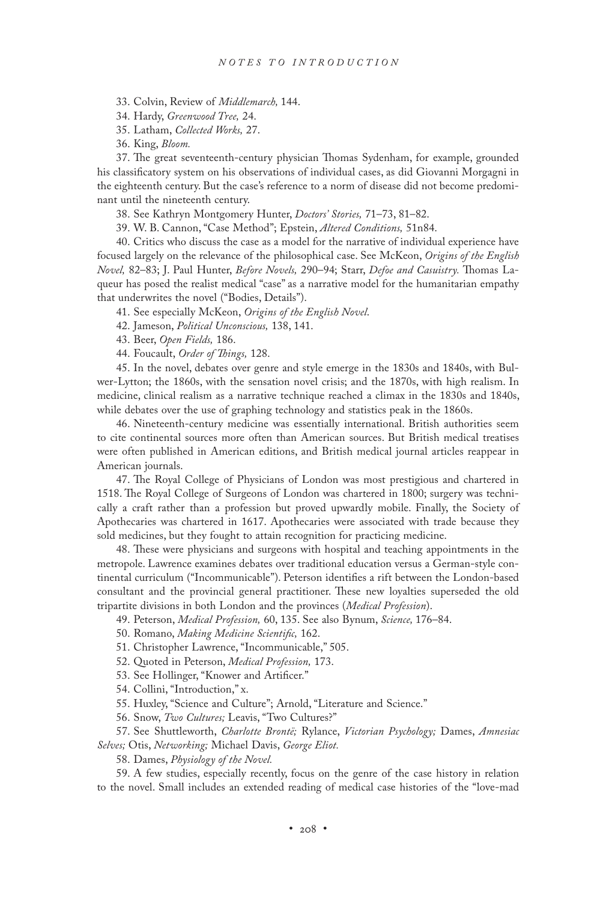33. Colvin, Review of *Middlemarch,* 144.

34. Hardy, *Greenwood Tree,* 24.

35. Latham, *Collected Works,* 27.

36. King, *Bloom.*

37. The great seventeenth-century physician Thomas Sydenham, for example, grounded his classificatory system on his observations of individual cases, as did Giovanni Morgagni in the eighteenth century. But the case's reference to a norm of disease did not become predominant until the nineteenth century.

38. See Kathryn Montgomery Hunter, *Doctors' Stories,* 71–73, 81–82.

39. W. B. Cannon, "Case Method"; Epstein, *Altered Conditions,* 51n84.

40. Critics who discuss the case as a model for the narrative of individual experience have focused largely on the relevance of the philosophical case. See McKeon, *Origins of the English Novel,* 82–83; J. Paul Hunter, *Before Novels,* 290–94; Starr, *Defoe and Casuistry.* Thomas Laqueur has posed the realist medical "case" as a narrative model for the humanitarian empathy that underwrites the novel ("Bodies, Details").

41. See especially McKeon, *Origins of the English Novel.*

42. Jameson, *Political Unconscious,* 138, 141.

43. Beer, *Open Fields,* 186.

44. Foucault, *Order of Things,* 128.

45. In the novel, debates over genre and style emerge in the 1830s and 1840s, with Bulwer-Lytton; the 1860s, with the sensation novel crisis; and the 1870s, with high realism. In medicine, clinical realism as a narrative technique reached a climax in the 1830s and 1840s, while debates over the use of graphing technology and statistics peak in the 1860s.

46. Nineteenth-century medicine was essentially international. British authorities seem to cite continental sources more often than American sources. But British medical treatises were often published in American editions, and British medical journal articles reappear in American journals.

47. The Royal College of Physicians of London was most prestigious and chartered in 1518. The Royal College of Surgeons of London was chartered in 1800; surgery was technically a craft rather than a profession but proved upwardly mobile. Finally, the Society of Apothecaries was chartered in 1617. Apothecaries were associated with trade because they sold medicines, but they fought to attain recognition for practicing medicine.

48. These were physicians and surgeons with hospital and teaching appointments in the metropole. Lawrence examines debates over traditional education versus a German-style continental curriculum ("Incommunicable"). Peterson identifies a rift between the London-based consultant and the provincial general practitioner. These new loyalties superseded the old tripartite divisions in both London and the provinces (*Medical Profession*).

49. Peterson, *Medical Profession,* 60, 135. See also Bynum, *Science,* 176–84.

50. Romano, *Making Medicine Scientific,* 162.

51. Christopher Lawrence, "Incommunicable," 505.

52. Quoted in Peterson, *Medical Profession,* 173.

53. See Hollinger, "Knower and Artificer."

54. Collini, "Introduction," x.

55. Huxley, "Science and Culture"; Arnold, "Literature and Science."

56. Snow, *Two Cultures;* Leavis, "Two Cultures?"

57. See Shuttleworth, *Charlotte Brontë;* Rylance, *Victorian Psychology;* Dames, *Amnesiac Selves;* Otis, *Networking;* Michael Davis, *George Eliot.*

58. Dames, *Physiology of the Novel.*

59. A few studies, especially recently, focus on the genre of the case history in relation to the novel. Small includes an extended reading of medical case histories of the "love-mad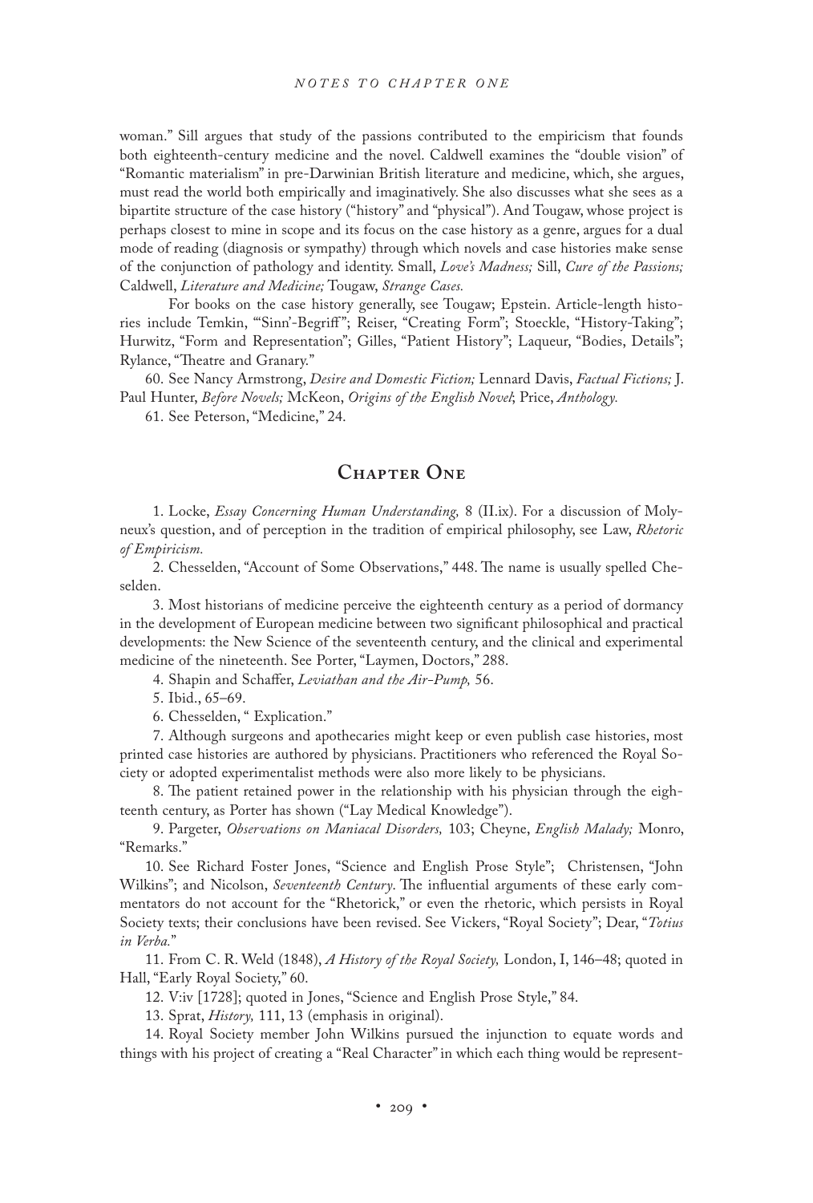woman." Sill argues that study of the passions contributed to the empiricism that founds both eighteenth-century medicine and the novel. Caldwell examines the "double vision" of "Romantic materialism" in pre-Darwinian British literature and medicine, which, she argues, must read the world both empirically and imaginatively. She also discusses what she sees as a bipartite structure of the case history ("history" and "physical"). And Tougaw, whose project is perhaps closest to mine in scope and its focus on the case history as a genre, argues for a dual mode of reading (diagnosis or sympathy) through which novels and case histories make sense of the conjunction of pathology and identity. Small, *Love's Madness;* Sill, *Cure of the Passions;* Caldwell, *Literature and Medicine;* Tougaw, *Strange Cases.*

For books on the case history generally, see Tougaw; Epstein. Article-length histories include Temkin, "'Sinn'-Begriff"; Reiser, "Creating Form"; Stoeckle, "History-Taking"; Hurwitz, "Form and Representation"; Gilles, "Patient History"; Laqueur, "Bodies, Details"; Rylance, "Theatre and Granary."

60. See Nancy Armstrong, *Desire and Domestic Fiction;* Lennard Davis, *Factual Fictions;* J. Paul Hunter, *Before Novels;* McKeon, *Origins of the English Novel*; Price, *Anthology.*

61. See Peterson, "Medicine," 24.

## Chapter One

1. Locke, *Essay Concerning Human Understanding,* 8 (II.ix). For a discussion of Molyneux's question, and of perception in the tradition of empirical philosophy, see Law, *Rhetoric of Empiricism.*

2. Chesselden, "Account of Some Observations," 448. The name is usually spelled Cheselden.

3. Most historians of medicine perceive the eighteenth century as a period of dormancy in the development of European medicine between two significant philosophical and practical developments: the New Science of the seventeenth century, and the clinical and experimental medicine of the nineteenth. See Porter, "Laymen, Doctors," 288.

4. Shapin and Schaffer, *Leviathan and the Air-Pump,* 56.

5. Ibid., 65–69.

6. Chesselden, " Explication."

7. Although surgeons and apothecaries might keep or even publish case histories, most printed case histories are authored by physicians. Practitioners who referenced the Royal Society or adopted experimentalist methods were also more likely to be physicians.

8. The patient retained power in the relationship with his physician through the eighteenth century, as Porter has shown ("Lay Medical Knowledge").

9. Pargeter, *Observations on Maniacal Disorders,* 103; Cheyne, *English Malady;* Monro, "Remarks."

10. See Richard Foster Jones, "Science and English Prose Style"; Christensen, "John Wilkins"; and Nicolson, *Seventeenth Century*. The influential arguments of these early commentators do not account for the "Rhetorick," or even the rhetoric, which persists in Royal Society texts; their conclusions have been revised. See Vickers, "Royal Society"; Dear, "*Totius in Verba.*"

11. From C. R. Weld (1848), *A History of the Royal Society,* London, I, 146–48; quoted in Hall, "Early Royal Society," 60.

12. V:iv [1728]; quoted in Jones, "Science and English Prose Style," 84.

13. Sprat, *History,* 111, 13 (emphasis in original).

14. Royal Society member John Wilkins pursued the injunction to equate words and things with his project of creating a "Real Character" in which each thing would be represent-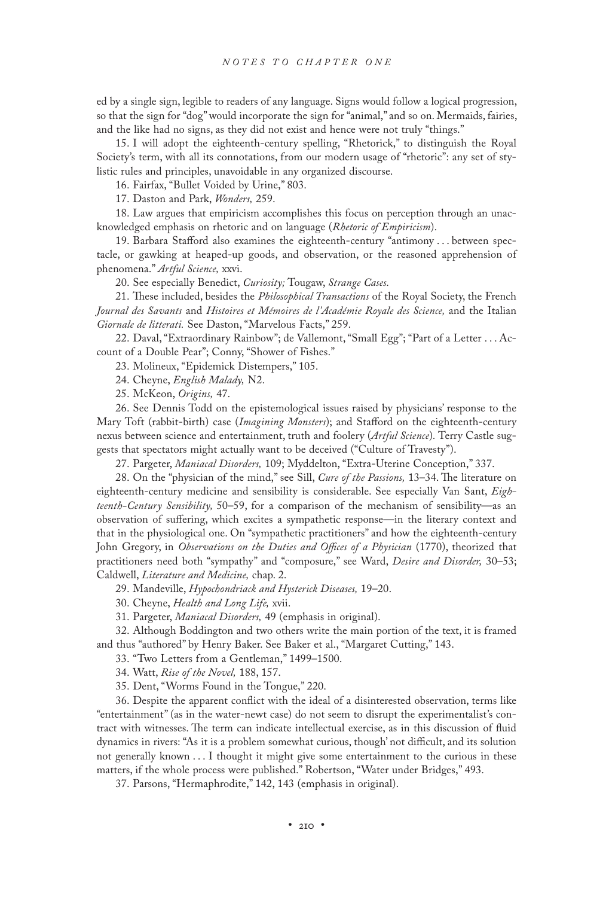ed by a single sign, legible to readers of any language. Signs would follow a logical progression, so that the sign for "dog" would incorporate the sign for "animal," and so on. Mermaids, fairies, and the like had no signs, as they did not exist and hence were not truly "things."

15. I will adopt the eighteenth-century spelling, "Rhetorick," to distinguish the Royal Society's term, with all its connotations, from our modern usage of "rhetoric": any set of stylistic rules and principles, unavoidable in any organized discourse.

16. Fairfax, "Bullet Voided by Urine," 803.

17. Daston and Park, *Wonders,* 259.

18. Law argues that empiricism accomplishes this focus on perception through an unacknowledged emphasis on rhetoric and on language (*Rhetoric of Empiricism*).

19. Barbara Stafford also examines the eighteenth-century "antimony . . . between spectacle, or gawking at heaped-up goods, and observation, or the reasoned apprehension of phenomena." *Artful Science,* xxvi.

20. See especially Benedict, *Curiosity;* Tougaw, *Strange Cases.*

21. These included, besides the *Philosophical Transactions* of the Royal Society, the French *Journal des Savants* and *Histoires et Mémoires de l'Académie Royale des Science,* and the Italian *Giornale de litterati.* See Daston, "Marvelous Facts," 259.

22. Daval, "Extraordinary Rainbow"; de Vallemont, "Small Egg"; "Part of a Letter . . . Account of a Double Pear"; Conny, "Shower of Fishes."

23. Molineux, "Epidemick Distempers," 105.

24. Cheyne, *English Malady,* N2.

25. McKeon, *Origins,* 47.

26. See Dennis Todd on the epistemological issues raised by physicians' response to the Mary Toft (rabbit-birth) case (*Imagining Monsters*); and Stafford on the eighteenth-century nexus between science and entertainment, truth and foolery (*Artful Science*). Terry Castle suggests that spectators might actually want to be deceived ("Culture of Travesty").

27. Pargeter, *Maniacal Disorders,* 109; Myddelton, "Extra-Uterine Conception," 337.

28. On the "physician of the mind," see Sill, *Cure of the Passions,* 13–34. The literature on eighteenth-century medicine and sensibility is considerable. See especially Van Sant, *Eighteenth-Century Sensibility,* 50–59, for a comparison of the mechanism of sensibility—as an observation of suffering, which excites a sympathetic response—in the literary context and that in the physiological one. On "sympathetic practitioners" and how the eighteenth-century John Gregory, in *Observations on the Duties and Offices of a Physician* (1770), theorized that practitioners need both "sympathy" and "composure," see Ward, *Desire and Disorder,* 30–53; Caldwell, *Literature and Medicine,* chap. 2.

29. Mandeville, *Hypochondriack and Hysterick Diseases,* 19–20.

30. Cheyne, *Health and Long Life,* xvii.

31. Pargeter, *Maniacal Disorders,* 49 (emphasis in original).

32. Although Boddington and two others write the main portion of the text, it is framed and thus "authored" by Henry Baker. See Baker et al., "Margaret Cutting," 143.

33. "Two Letters from a Gentleman," 1499–1500.

34. Watt, *Rise of the Novel,* 188, 157.

35. Dent, "Worms Found in the Tongue," 220.

36. Despite the apparent conflict with the ideal of a disinterested observation, terms like "entertainment" (as in the water-newt case) do not seem to disrupt the experimentalist's contract with witnesses. The term can indicate intellectual exercise, as in this discussion of fluid dynamics in rivers: "As it is a problem somewhat curious, though' not difficult, and its solution not generally known . . . I thought it might give some entertainment to the curious in these matters, if the whole process were published." Robertson, "Water under Bridges," 493.

37. Parsons, "Hermaphrodite," 142, 143 (emphasis in original).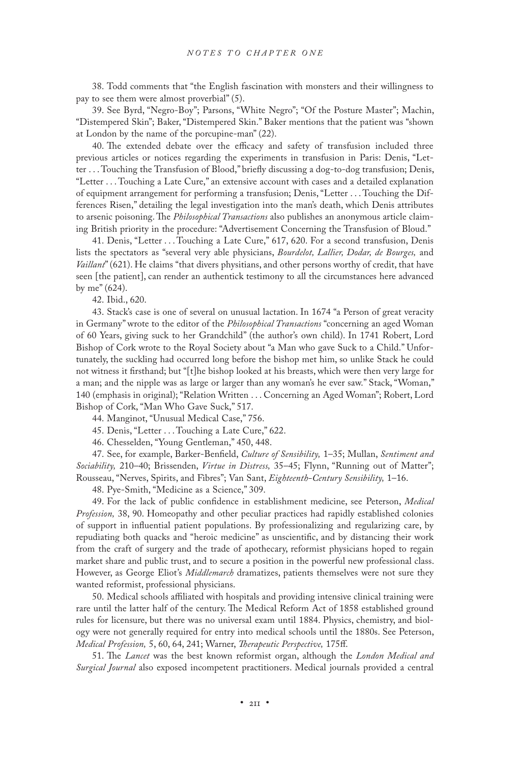38. Todd comments that "the English fascination with monsters and their willingness to pay to see them were almost proverbial" (5).

39. See Byrd, "Negro-Boy"; Parsons, "White Negro"; "Of the Posture Master"; Machin, "Distempered Skin"; Baker, "Distempered Skin." Baker mentions that the patient was "shown at London by the name of the porcupine-man" (22).

40. The extended debate over the efficacy and safety of transfusion included three previous articles or notices regarding the experiments in transfusion in Paris: Denis, "Letter . . . Touching the Transfusion of Blood," briefly discussing a dog-to-dog transfusion; Denis, "Letter . . . Touching a Late Cure," an extensive account with cases and a detailed explanation of equipment arrangement for performing a transfusion; Denis, "Letter . . . Touching the Differences Risen," detailing the legal investigation into the man's death, which Denis attributes to arsenic poisoning. The *Philosophical Transactions* also publishes an anonymous article claiming British priority in the procedure: "Advertisement Concerning the Transfusion of Bloud."

41. Denis, "Letter . . . Touching a Late Cure," 617, 620. For a second transfusion, Denis lists the spectators as "several very able physicians, *Bourdelot, Lallier, Dodar, de Bourges,* and *Vaillant*" (621). He claims "that divers physitians, and other persons worthy of credit, that have seen [the patient], can render an authentick testimony to all the circumstances here advanced by me" (624).

42. Ibid., 620.

43. Stack's case is one of several on unusual lactation. In 1674 "a Person of great veracity in Germany" wrote to the editor of the *Philosophical Transactions* "concerning an aged Woman of 60 Years, giving suck to her Grandchild" (the author's own child). In 1741 Robert, Lord Bishop of Cork wrote to the Royal Society about "a Man who gave Suck to a Child." Unfortunately, the suckling had occurred long before the bishop met him, so unlike Stack he could not witness it firsthand; but "[t]he bishop looked at his breasts, which were then very large for a man; and the nipple was as large or larger than any woman's he ever saw." Stack, "Woman," 140 (emphasis in original); "Relation Written . . . Concerning an Aged Woman"; Robert, Lord Bishop of Cork, "Man Who Gave Suck," 517.

44. Manginot, "Unusual Medical Case," 756.

45. Denis, "Letter . . . Touching a Late Cure," 622.

46. Chesselden, "Young Gentleman," 450, 448.

47. See, for example, Barker-Benfield, *Culture of Sensibility,* 1–35; Mullan, *Sentiment and Sociability,* 210–40; Brissenden, *Virtue in Distress,* 35–45; Flynn, "Running out of Matter"; Rousseau, "Nerves, Spirits, and Fibres"; Van Sant, *Eighteenth-Century Sensibility,* 1–16.

48. Pye-Smith, "Medicine as a Science," 309.

49. For the lack of public confidence in establishment medicine, see Peterson, *Medical Profession,* 38, 90. Homeopathy and other peculiar practices had rapidly established colonies of support in influential patient populations. By professionalizing and regularizing care, by repudiating both quacks and "heroic medicine" as unscientific, and by distancing their work from the craft of surgery and the trade of apothecary, reformist physicians hoped to regain market share and public trust, and to secure a position in the powerful new professional class. However, as George Eliot's *Middlemarch* dramatizes, patients themselves were not sure they wanted reformist, professional physicians.

50. Medical schools affiliated with hospitals and providing intensive clinical training were rare until the latter half of the century. The Medical Reform Act of 1858 established ground rules for licensure, but there was no universal exam until 1884. Physics, chemistry, and biology were not generally required for entry into medical schools until the 1880s. See Peterson, *Medical Profession,* 5, 60, 64, 241; Warner, *Therapeutic Perspective,* 175ff.

51. The *Lancet* was the best known reformist organ, although the *London Medical and Surgical Journal* also exposed incompetent practitioners. Medical journals provided a central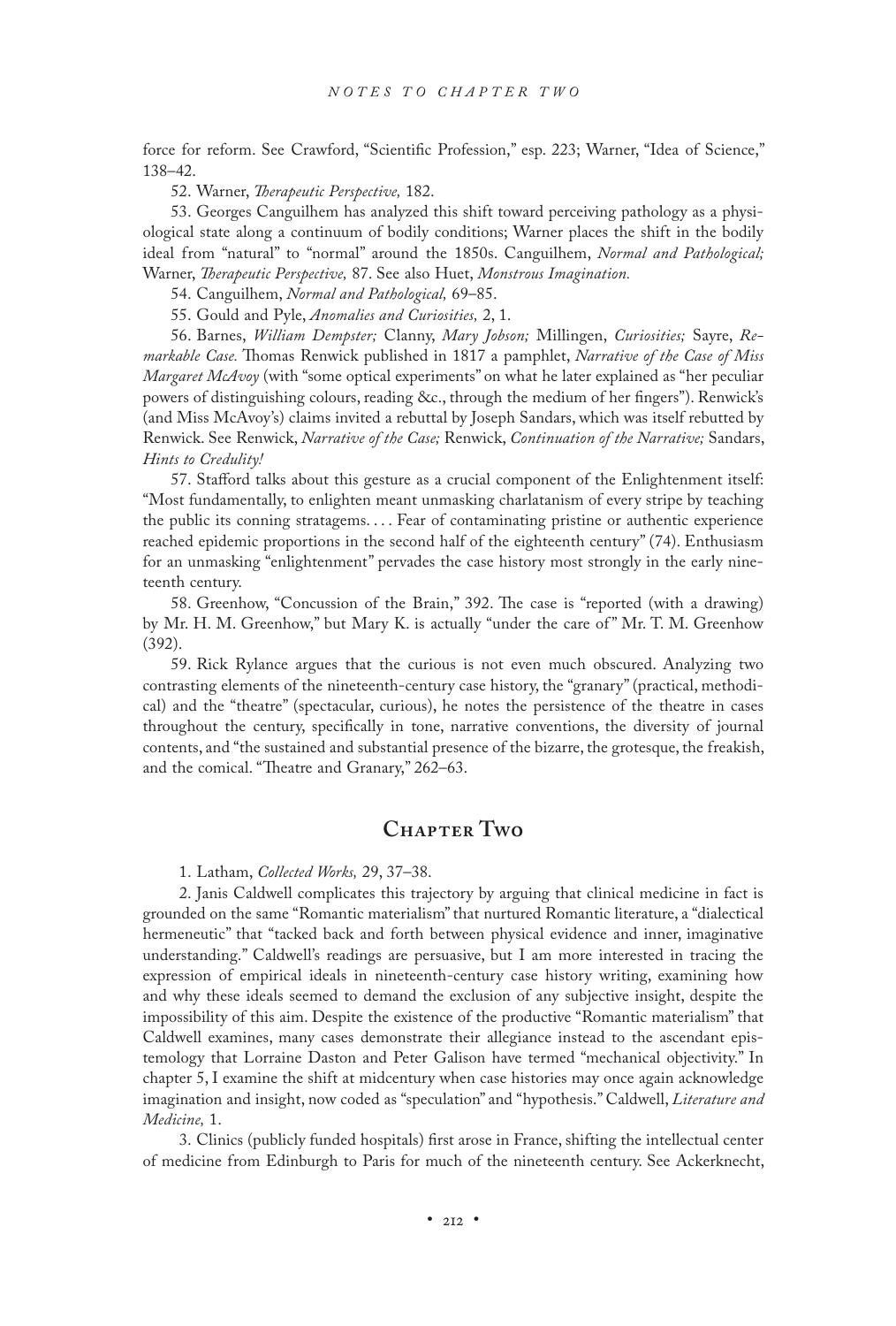force for reform. See Crawford, "Scientific Profession," esp. 223; Warner, "Idea of Science," 138–42.

52. Warner, *Therapeutic Perspective,* 182.

53. Georges Canguilhem has analyzed this shift toward perceiving pathology as a physiological state along a continuum of bodily conditions; Warner places the shift in the bodily ideal from "natural" to "normal" around the 1850s. Canguilhem, *Normal and Pathological;* Warner, *Therapeutic Perspective,* 87. See also Huet, *Monstrous Imagination.*

54. Canguilhem, *Normal and Pathological,* 69–85.

55. Gould and Pyle, *Anomalies and Curiosities,* 2, 1.

56. Barnes, *William Dempster;* Clanny, *Mary Jobson;* Millingen, *Curiosities;* Sayre, *Remarkable Case.* Thomas Renwick published in 1817 a pamphlet, *Narrative of the Case of Miss Margaret McAvoy* (with "some optical experiments" on what he later explained as "her peculiar powers of distinguishing colours, reading &c., through the medium of her fingers"). Renwick's (and Miss McAvoy's) claims invited a rebuttal by Joseph Sandars, which was itself rebutted by Renwick. See Renwick, *Narrative of the Case;* Renwick, *Continuation of the Narrative;* Sandars, *Hints to Credulity!*

57. Stafford talks about this gesture as a crucial component of the Enlightenment itself: "Most fundamentally, to enlighten meant unmasking charlatanism of every stripe by teaching the public its conning stratagems. . . . Fear of contaminating pristine or authentic experience reached epidemic proportions in the second half of the eighteenth century" (74). Enthusiasm for an unmasking "enlightenment" pervades the case history most strongly in the early nineteenth century.

58. Greenhow, "Concussion of the Brain," 392. The case is "reported (with a drawing) by Mr. H. M. Greenhow," but Mary K. is actually "under the care of" Mr. T. M. Greenhow (392).

59. Rick Rylance argues that the curious is not even much obscured. Analyzing two contrasting elements of the nineteenth-century case history, the "granary" (practical, methodical) and the "theatre" (spectacular, curious), he notes the persistence of the theatre in cases throughout the century, specifically in tone, narrative conventions, the diversity of journal contents, and "the sustained and substantial presence of the bizarre, the grotesque, the freakish, and the comical. "Theatre and Granary," 262–63.

## Chapter Two

1. Latham, *Collected Works,* 29, 37–38.

2. Janis Caldwell complicates this trajectory by arguing that clinical medicine in fact is grounded on the same "Romantic materialism" that nurtured Romantic literature, a "dialectical hermeneutic" that "tacked back and forth between physical evidence and inner, imaginative understanding." Caldwell's readings are persuasive, but I am more interested in tracing the expression of empirical ideals in nineteenth-century case history writing, examining how and why these ideals seemed to demand the exclusion of any subjective insight, despite the impossibility of this aim. Despite the existence of the productive "Romantic materialism" that Caldwell examines, many cases demonstrate their allegiance instead to the ascendant epistemology that Lorraine Daston and Peter Galison have termed "mechanical objectivity." In chapter 5, I examine the shift at midcentury when case histories may once again acknowledge imagination and insight, now coded as "speculation" and "hypothesis." Caldwell, *Literature and Medicine,* 1.

3. Clinics (publicly funded hospitals) first arose in France, shifting the intellectual center of medicine from Edinburgh to Paris for much of the nineteenth century. See Ackerknecht,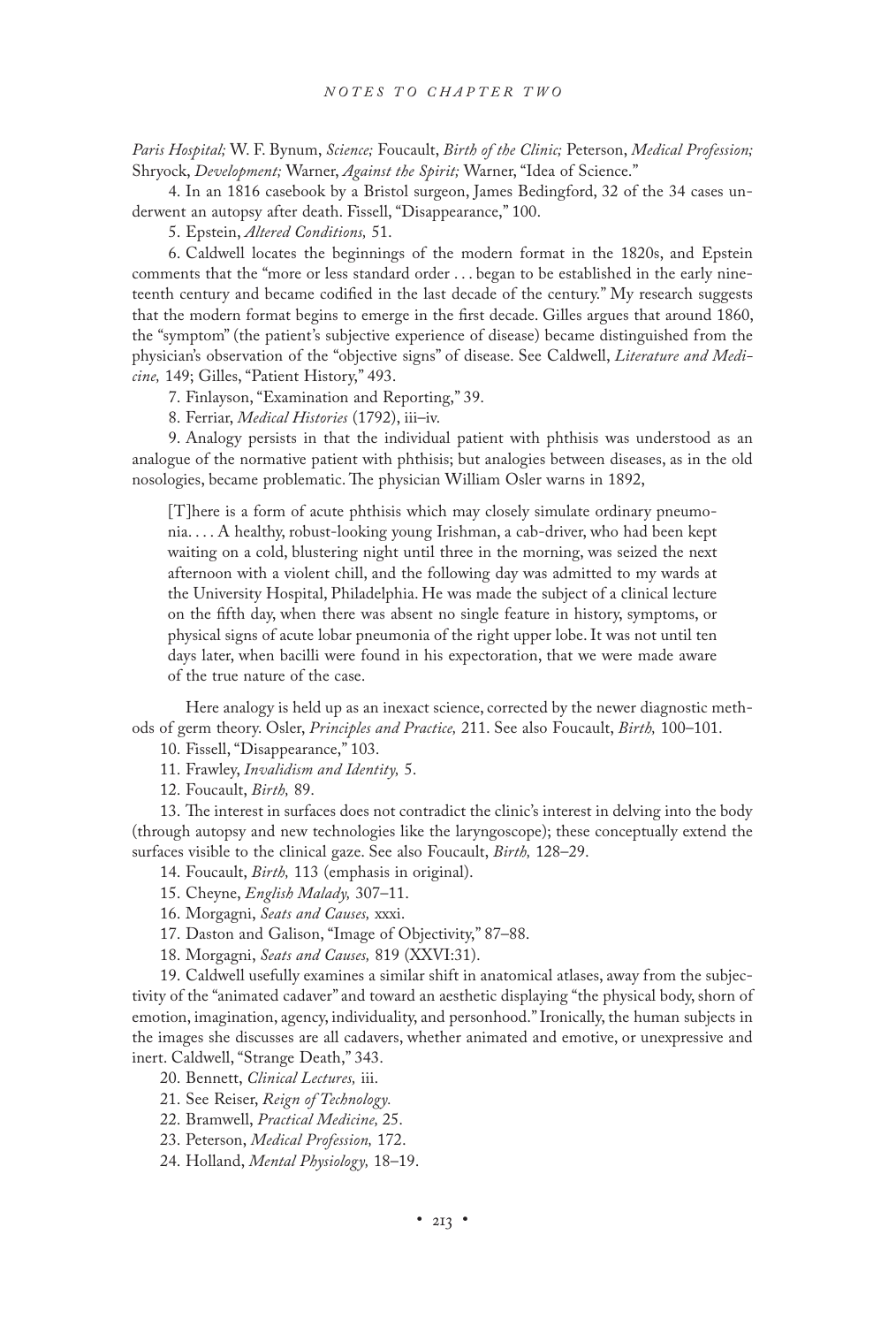*Paris Hospital;* W. F. Bynum, *Science;* Foucault, *Birth of the Clinic;* Peterson, *Medical Profession;* Shryock, *Development;* Warner, *Against the Spirit;* Warner, "Idea of Science."

4. In an 1816 casebook by a Bristol surgeon, James Bedingford, 32 of the 34 cases underwent an autopsy after death. Fissell, "Disappearance," 100.

5. Epstein, *Altered Conditions,* 51.

6. Caldwell locates the beginnings of the modern format in the 1820s, and Epstein comments that the "more or less standard order . . . began to be established in the early nineteenth century and became codified in the last decade of the century." My research suggests that the modern format begins to emerge in the first decade. Gilles argues that around 1860, the "symptom" (the patient's subjective experience of disease) became distinguished from the physician's observation of the "objective signs" of disease. See Caldwell, *Literature and Medicine,* 149; Gilles, "Patient History," 493.

7. Finlayson, "Examination and Reporting," 39.

8. Ferriar, *Medical Histories* (1792), iii–iv.

9. Analogy persists in that the individual patient with phthisis was understood as an analogue of the normative patient with phthisis; but analogies between diseases, as in the old nosologies, became problematic. The physician William Osler warns in 1892,

> [T]here is a form of acute phthisis which may closely simulate ordinary pneumonia. . . . A healthy, robust-looking young Irishman, a cab-driver, who had been kept waiting on a cold, blustering night until three in the morning, was seized the next afternoon with a violent chill, and the following day was admitted to my wards at the University Hospital, Philadelphia. He was made the subject of a clinical lecture on the fifth day, when there was absent no single feature in history, symptoms, or physical signs of acute lobar pneumonia of the right upper lobe. It was not until ten days later, when bacilli were found in his expectoration, that we were made aware of the true nature of the case.

Here analogy is held up as an inexact science, corrected by the newer diagnostic methods of germ theory. Osler, *Principles and Practice,* 211. See also Foucault, *Birth,* 100–101.

10. Fissell, "Disappearance," 103.

11. Frawley, *Invalidism and Identity,* 5.

12. Foucault, *Birth,* 89.

13. The interest in surfaces does not contradict the clinic's interest in delving into the body (through autopsy and new technologies like the laryngoscope); these conceptually extend the surfaces visible to the clinical gaze. See also Foucault, *Birth,* 128–29.

14. Foucault, *Birth,* 113 (emphasis in original).

15. Cheyne, *English Malady,* 307–11.

16. Morgagni, *Seats and Causes,* xxxi.

17. Daston and Galison, "Image of Objectivity," 87–88.

18. Morgagni, *Seats and Causes,* 819 (XXVI:31).

19. Caldwell usefully examines a similar shift in anatomical atlases, away from the subjectivity of the "animated cadaver" and toward an aesthetic displaying "the physical body, shorn of emotion, imagination, agency, individuality, and personhood." Ironically, the human subjects in the images she discusses are all cadavers, whether animated and emotive, or unexpressive and inert. Caldwell, "Strange Death," 343.

20. Bennett, *Clinical Lectures,* iii.

21. See Reiser, *Reign of Technology.*

22. Bramwell, *Practical Medicine,* 25.

23. Peterson, *Medical Profession,* 172.

24. Holland, *Mental Physiology,* 18–19.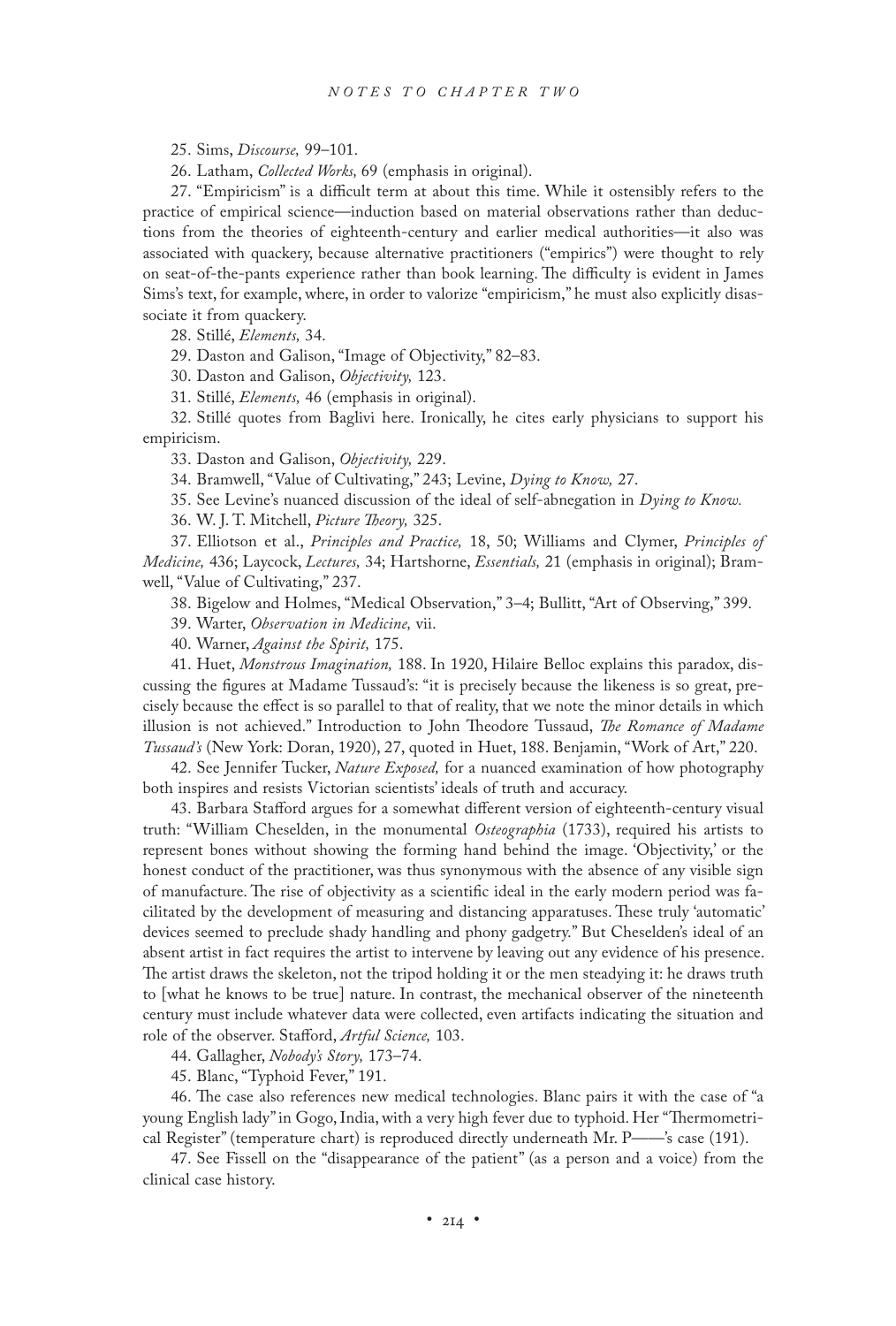25. Sims, *Discourse,* 99–101.

26. Latham, *Collected Works,* 69 (emphasis in original).

27. "Empiricism" is a difficult term at about this time. While it ostensibly refers to the practice of empirical science—induction based on material observations rather than deductions from the theories of eighteenth-century and earlier medical authorities—it also was associated with quackery, because alternative practitioners ("empirics") were thought to rely on seat-of-the-pants experience rather than book learning. The difficulty is evident in James Sims's text, for example, where, in order to valorize "empiricism," he must also explicitly disassociate it from quackery.

28. Stillé, *Elements,* 34.

29. Daston and Galison, "Image of Objectivity," 82–83.

30. Daston and Galison, *Objectivity,* 123.

31. Stillé, *Elements,* 46 (emphasis in original).

32. Stillé quotes from Baglivi here. Ironically, he cites early physicians to support his empiricism.

33. Daston and Galison, *Objectivity,* 229.

34. Bramwell, "Value of Cultivating," 243; Levine, *Dying to Know,* 27.

35. See Levine's nuanced discussion of the ideal of self-abnegation in *Dying to Know.*

36. W. J. T. Mitchell, *Picture Theory,* 325.

37. Elliotson et al., *Principles and Practice,* 18, 50; Williams and Clymer, *Principles of Medicine,* 436; Laycock, *Lectures,* 34; Hartshorne, *Essentials,* 21 (emphasis in original); Bramwell, "Value of Cultivating," 237.

38. Bigelow and Holmes, "Medical Observation," 3–4; Bullitt, "Art of Observing," 399.

39. Warter, *Observation in Medicine,* vii.

40. Warner, *Against the Spirit,* 175.

41. Huet, *Monstrous Imagination,* 188. In 1920, Hilaire Belloc explains this paradox, discussing the figures at Madame Tussaud's: "it is precisely because the likeness is so great, precisely because the effect is so parallel to that of reality, that we note the minor details in which illusion is not achieved." Introduction to John Theodore Tussaud, *The Romance of Madame Tussaud's* (New York: Doran, 1920), 27, quoted in Huet, 188. Benjamin, "Work of Art," 220.

42. See Jennifer Tucker, *Nature Exposed,* for a nuanced examination of how photography both inspires and resists Victorian scientists' ideals of truth and accuracy.

43. Barbara Stafford argues for a somewhat different version of eighteenth-century visual truth: "William Cheselden, in the monumental *Osteographia* (1733), required his artists to represent bones without showing the forming hand behind the image. 'Objectivity,' or the honest conduct of the practitioner, was thus synonymous with the absence of any visible sign of manufacture. The rise of objectivity as a scientific ideal in the early modern period was facilitated by the development of measuring and distancing apparatuses. These truly 'automatic' devices seemed to preclude shady handling and phony gadgetry." But Cheselden's ideal of an absent artist in fact requires the artist to intervene by leaving out any evidence of his presence. The artist draws the skeleton, not the tripod holding it or the men steadying it: he draws truth to [what he knows to be true] nature. In contrast, the mechanical observer of the nineteenth century must include whatever data were collected, even artifacts indicating the situation and role of the observer. Stafford, *Artful Science,* 103.

44. Gallagher, *Nobody's Story,* 173–74.

45. Blanc, "Typhoid Fever," 191.

46. The case also references new medical technologies. Blanc pairs it with the case of "a young English lady" in Gogo, India, with a very high fever due to typhoid. Her "Thermometrical Register" (temperature chart) is reproduced directly underneath Mr. P——'s case (191).

47. See Fissell on the "disappearance of the patient" (as a person and a voice) from the clinical case history.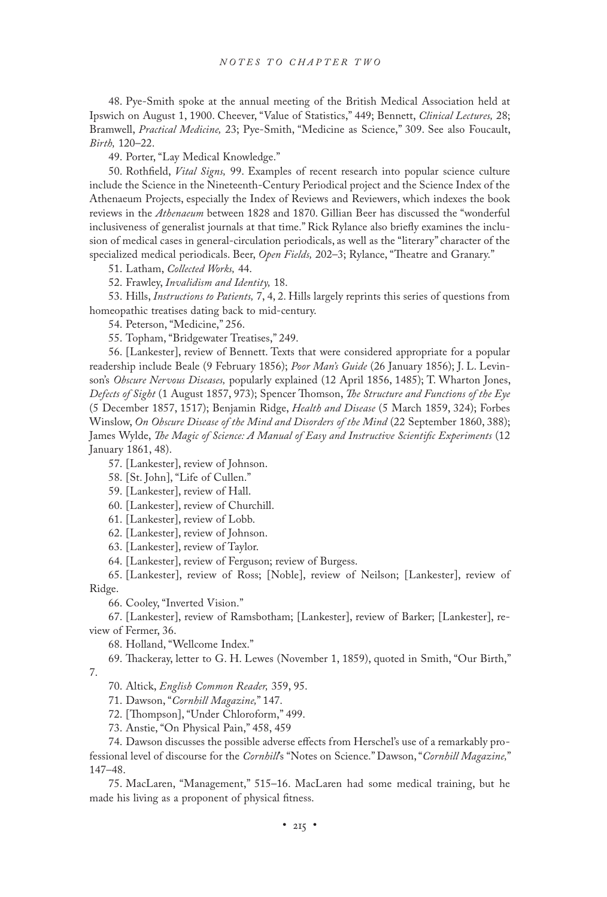48. Pye-Smith spoke at the annual meeting of the British Medical Association held at Ipswich on August 1, 1900. Cheever, "Value of Statistics," 449; Bennett, *Clinical Lectures,* 28; Bramwell, *Practical Medicine,* 23; Pye-Smith, "Medicine as Science," 309. See also Foucault, *Birth,* 120–22.

49. Porter, "Lay Medical Knowledge."

50. Rothfield, *Vital Signs,* 99. Examples of recent research into popular science culture include the Science in the Nineteenth-Century Periodical project and the Science Index of the Athenaeum Projects, especially the Index of Reviews and Reviewers, which indexes the book reviews in the *Athenaeum* between 1828 and 1870. Gillian Beer has discussed the "wonderful inclusiveness of generalist journals at that time." Rick Rylance also briefly examines the inclusion of medical cases in general-circulation periodicals, as well as the "literary" character of the specialized medical periodicals. Beer, *Open Fields,* 202–3; Rylance, "Theatre and Granary."

51. Latham, *Collected Works,* 44.

52. Frawley, *Invalidism and Identity,* 18.

53. Hills, *Instructions to Patients,* 7, 4, 2. Hills largely reprints this series of questions from homeopathic treatises dating back to mid-century.

54. Peterson, "Medicine," 256.

55. Topham, "Bridgewater Treatises," 249.

56. [Lankester], review of Bennett. Texts that were considered appropriate for a popular readership include Beale (9 February 1856); *Poor Man's Guide* (26 January 1856); J. L. Levinson's *Obscure Nervous Diseases,* popularly explained (12 April 1856, 1485); T. Wharton Jones, *Defects of Sight* (1 August 1857, 973); Spencer Thomson, *The Structure and Functions of the Eye* (5 December 1857, 1517); Benjamin Ridge, *Health and Disease* (5 March 1859, 324); Forbes Winslow, *On Obscure Disease of the Mind and Disorders of the Mind* (22 September 1860, 388); James Wylde, *The Magic of Science: A Manual of Easy and Instructive Scientific Experiments* (12 January 1861, 48).

57. [Lankester], review of Johnson.

58. [St. John], "Life of Cullen."

59. [Lankester], review of Hall.

60. [Lankester], review of Churchill.

61. [Lankester], review of Lobb.

62. [Lankester], review of Johnson.

63. [Lankester], review of Taylor.

64. [Lankester], review of Ferguson; review of Burgess.

65. [Lankester], review of Ross; [Noble], review of Neilson; [Lankester], review of Ridge.

66. Cooley, "Inverted Vision."

67. [Lankester], review of Ramsbotham; [Lankester], review of Barker; [Lankester], review of Fermer, 36.

68. Holland, "Wellcome Index."

69. Thackeray, letter to G. H. Lewes (November 1, 1859), quoted in Smith, "Our Birth," 7.

70. Altick, *English Common Reader,* 359, 95.

71. Dawson, "*Cornhill Magazine,*" 147.

72. [Thompson], "Under Chloroform," 499.

73. Anstie, "On Physical Pain," 458, 459

74. Dawson discusses the possible adverse effects from Herschel's use of a remarkably professional level of discourse for the *Cornhill*'s "Notes on Science." Dawson, "*Cornhill Magazine,*" 147–48.

75. MacLaren, "Management," 515–16. MacLaren had some medical training, but he made his living as a proponent of physical fitness.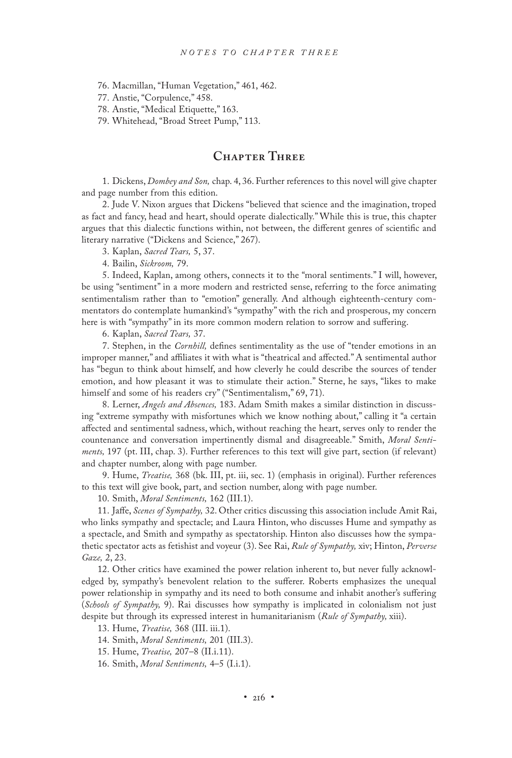76. Macmillan, "Human Vegetation," 461, 462.

77. Anstie, "Corpulence," 458.

78. Anstie, "Medical Etiquette," 163.

79. Whitehead, "Broad Street Pump," 113.

## Chapter Three

1. Dickens, *Dombey and Son,* chap. 4, 36. Further references to this novel will give chapter and page number from this edition.

2. Jude V. Nixon argues that Dickens "believed that science and the imagination, troped as fact and fancy, head and heart, should operate dialectically." While this is true, this chapter argues that this dialectic functions within, not between, the different genres of scientific and literary narrative ("Dickens and Science," 267).

3. Kaplan, *Sacred Tears,* 5, 37.

4. Bailin, *Sickroom,* 79.

5. Indeed, Kaplan, among others, connects it to the "moral sentiments." I will, however, be using "sentiment" in a more modern and restricted sense, referring to the force animating sentimentalism rather than to "emotion" generally. And although eighteenth-century commentators do contemplate humankind's "sympathy" with the rich and prosperous, my concern here is with "sympathy" in its more common modern relation to sorrow and suffering.

6. Kaplan, *Sacred Tears,* 37.

7. Stephen, in the *Cornhill,* defines sentimentality as the use of "tender emotions in an improper manner," and affiliates it with what is "theatrical and affected." A sentimental author has "begun to think about himself, and how cleverly he could describe the sources of tender emotion, and how pleasant it was to stimulate their action." Sterne, he says, "likes to make himself and some of his readers cry" ("Sentimentalism," 69, 71).

8. Lerner, *Angels and Absences,* 183. Adam Smith makes a similar distinction in discussing "extreme sympathy with misfortunes which we know nothing about," calling it "a certain affected and sentimental sadness, which, without reaching the heart, serves only to render the countenance and conversation impertinently dismal and disagreeable." Smith, *Moral Sentiments,* 197 (pt. III, chap. 3). Further references to this text will give part, section (if relevant) and chapter number, along with page number.

9. Hume, *Treatise,* 368 (bk. III, pt. iii, sec. 1) (emphasis in original). Further references to this text will give book, part, and section number, along with page number.

10. Smith, *Moral Sentiments,* 162 (III.1).

11. Jaffe, *Scenes of Sympathy,* 32. Other critics discussing this association include Amit Rai, who links sympathy and spectacle; and Laura Hinton, who discusses Hume and sympathy as a spectacle, and Smith and sympathy as spectatorship. Hinton also discusses how the sympathetic spectator acts as fetishist and voyeur (3). See Rai, *Rule of Sympathy,* xiv; Hinton, *Perverse Gaze,* 2, 23.

12. Other critics have examined the power relation inherent to, but never fully acknowledged by, sympathy's benevolent relation to the sufferer. Roberts emphasizes the unequal power relationship in sympathy and its need to both consume and inhabit another's suffering (*Schools of Sympathy,* 9). Rai discusses how sympathy is implicated in colonialism not just despite but through its expressed interest in humanitarianism (*Rule of Sympathy,* xiii).

13. Hume, *Treatise,* 368 (III. iii.1).

14. Smith, *Moral Sentiments,* 201 (III.3).

15. Hume, *Treatise,* 207–8 (II.i.11).

16. Smith, *Moral Sentiments,* 4–5 (I.i.1).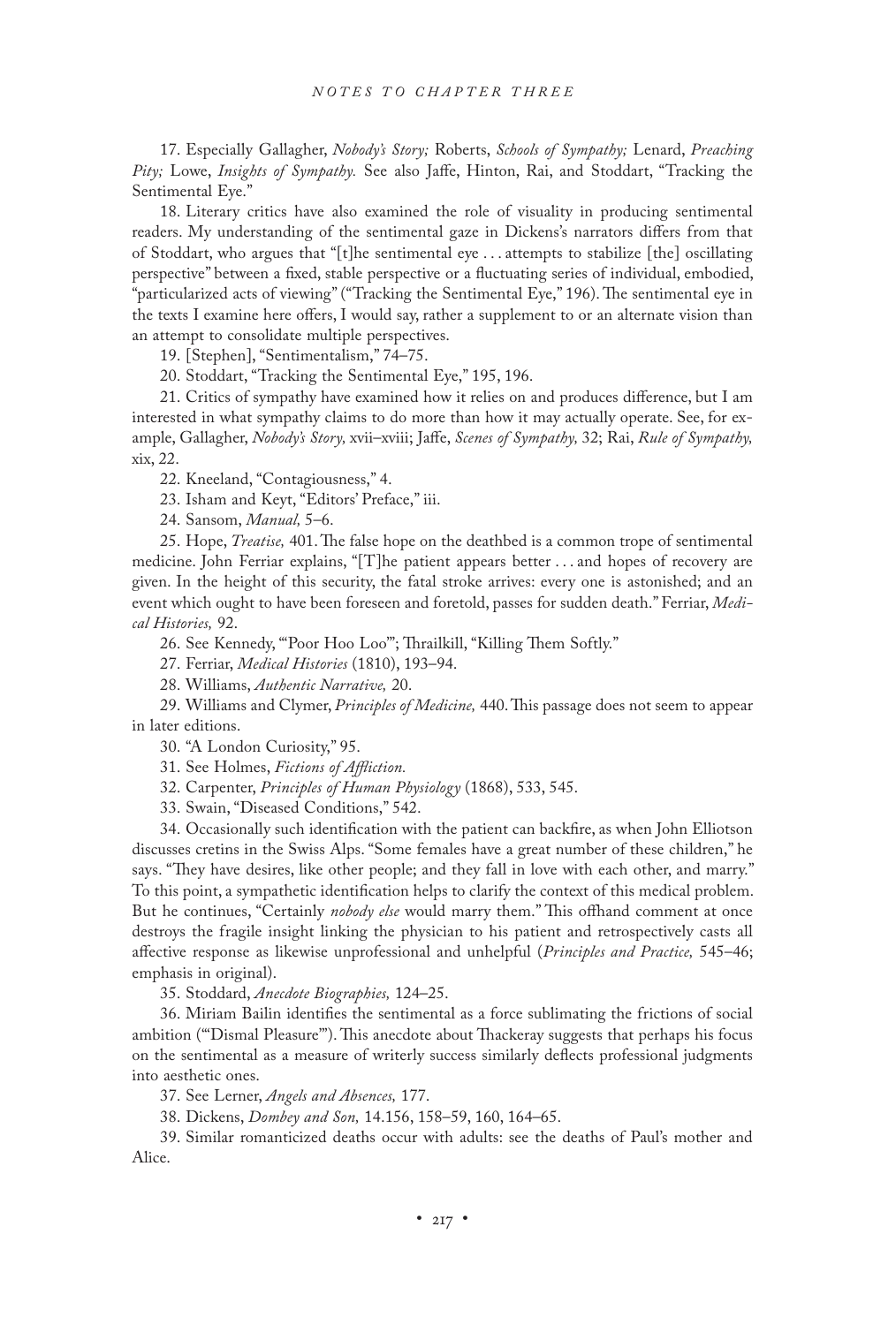17. Especially Gallagher, *Nobody's Story;* Roberts, *Schools of Sympathy;* Lenard, *Preaching Pity;* Lowe, *Insights of Sympathy.* See also Jaffe, Hinton, Rai, and Stoddart, "Tracking the Sentimental Eye."

18. Literary critics have also examined the role of visuality in producing sentimental readers. My understanding of the sentimental gaze in Dickens's narrators differs from that of Stoddart, who argues that "[t]he sentimental eye . . . attempts to stabilize [the] oscillating perspective" between a fixed, stable perspective or a fluctuating series of individual, embodied, "particularized acts of viewing" ("Tracking the Sentimental Eye," 196). The sentimental eye in the texts I examine here offers, I would say, rather a supplement to or an alternate vision than an attempt to consolidate multiple perspectives.

19. [Stephen], "Sentimentalism," 74–75.

20. Stoddart, "Tracking the Sentimental Eye," 195, 196.

21. Critics of sympathy have examined how it relies on and produces difference, but I am interested in what sympathy claims to do more than how it may actually operate. See, for example, Gallagher, *Nobody's Story,* xvii–xviii; Jaffe, *Scenes of Sympathy,* 32; Rai, *Rule of Sympathy,* xix, 22.

22. Kneeland, "Contagiousness," 4.

23. Isham and Keyt, "Editors' Preface," iii.

24. Sansom, *Manual,* 5–6.

25. Hope, *Treatise,* 401. The false hope on the deathbed is a common trope of sentimental medicine. John Ferriar explains, "[T]he patient appears better . . . and hopes of recovery are given. In the height of this security, the fatal stroke arrives: every one is astonished; and an event which ought to have been foreseen and foretold, passes for sudden death." Ferriar, *Medical Histories,* 92.

26. See Kennedy, "'Poor Hoo Loo'"; Thrailkill, "Killing Them Softly."

27. Ferriar, *Medical Histories* (1810), 193–94.

28. Williams, *Authentic Narrative,* 20.

29. Williams and Clymer, *Principles of Medicine,* 440. This passage does not seem to appear in later editions.

30. "A London Curiosity," 95.

31. See Holmes, *Fictions of Affliction.*

32. Carpenter, *Principles of Human Physiology* (1868), 533, 545.

33. Swain, "Diseased Conditions," 542.

34. Occasionally such identification with the patient can backfire, as when John Elliotson discusses cretins in the Swiss Alps. "Some females have a great number of these children," he says. "They have desires, like other people; and they fall in love with each other, and marry." To this point, a sympathetic identification helps to clarify the context of this medical problem. But he continues, "Certainly *nobody else* would marry them." This offhand comment at once destroys the fragile insight linking the physician to his patient and retrospectively casts all affective response as likewise unprofessional and unhelpful (*Principles and Practice,* 545–46; emphasis in original).

35. Stoddard, *Anecdote Biographies,* 124–25.

36. Miriam Bailin identifies the sentimental as a force sublimating the frictions of social ambition ("'Dismal Pleasure'"). This anecdote about Thackeray suggests that perhaps his focus on the sentimental as a measure of writerly success similarly deflects professional judgments into aesthetic ones.

37. See Lerner, *Angels and Absences,* 177.

38. Dickens, *Dombey and Son,* 14.156, 158–59, 160, 164–65.

39. Similar romanticized deaths occur with adults: see the deaths of Paul's mother and Alice.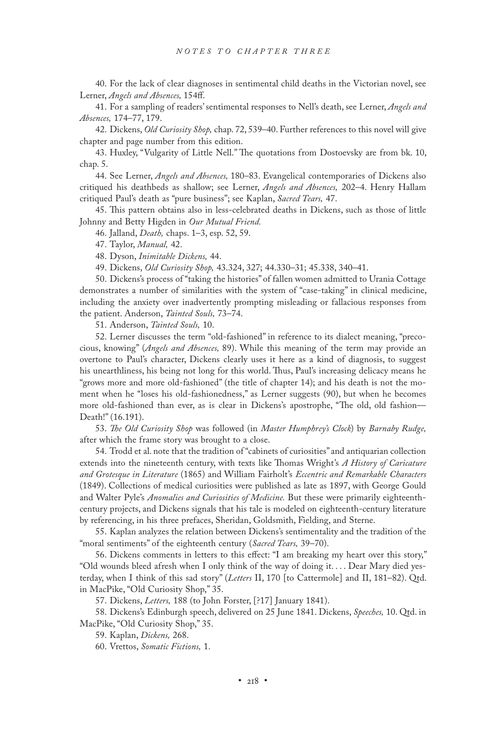40. For the lack of clear diagnoses in sentimental child deaths in the Victorian novel, see Lerner, *Angels and Absences,* 154ff.

41. For a sampling of readers' sentimental responses to Nell's death, see Lerner, *Angels and Absences,* 174–77, 179.

42. Dickens, *Old Curiosity Shop,* chap. 72, 539–40. Further references to this novel will give chapter and page number from this edition.

43. Huxley, "Vulgarity of Little Nell." The quotations from Dostoevsky are from bk. 10, chap. 5.

44. See Lerner, *Angels and Absences,* 180–83. Evangelical contemporaries of Dickens also critiqued his deathbeds as shallow; see Lerner, *Angels and Absences,* 202–4. Henry Hallam critiqued Paul's death as "pure business"; see Kaplan, *Sacred Tears,* 47.

45. This pattern obtains also in less-celebrated deaths in Dickens, such as those of little Johnny and Betty Higden in *Our Mutual Friend.*

46. Jalland, *Death,* chaps. 1–3, esp. 52, 59.

47. Taylor, *Manual,* 42.

48. Dyson, *Inimitable Dickens,* 44.

49. Dickens, *Old Curiosity Shop,* 43.324, 327; 44.330–31; 45.338, 340–41.

50. Dickens's process of "taking the histories" of fallen women admitted to Urania Cottage demonstrates a number of similarities with the system of "case-taking" in clinical medicine, including the anxiety over inadvertently prompting misleading or fallacious responses from the patient. Anderson, *Tainted Souls,* 73–74.

51. Anderson, *Tainted Souls,* 10.

52. Lerner discusses the term "old-fashioned" in reference to its dialect meaning, "precocious, knowing" (*Angels and Absences,* 89). While this meaning of the term may provide an overtone to Paul's character, Dickens clearly uses it here as a kind of diagnosis, to suggest his unearthliness, his being not long for this world. Thus, Paul's increasing delicacy means he "grows more and more old-fashioned" (the title of chapter 14); and his death is not the moment when he "loses his old-fashionedness," as Lerner suggests (90), but when he becomes more old-fashioned than ever, as is clear in Dickens's apostrophe, "The old, old fashion—Death!" (16.191).

53. *The Old Curiosity Shop* was followed (in *Master Humphrey's Clock*) by *Barnaby Rudge,* after which the frame story was brought to a close.

54. Trodd et al. note that the tradition of "cabinets of curiosities" and antiquarian collection extends into the nineteenth century, with texts like Thomas Wright's *A History of Caricature and Grotesque in Literature* (1865) and William Fairholt's *Eccentric and Remarkable Characters* (1849). Collections of medical curiosities were published as late as 1897, with George Gould and Walter Pyle's *Anomalies and Curiosities of Medicine.* But these were primarily eighteenth-century projects, and Dickens signals that his tale is modeled on eighteenth-century literature by referencing, in his three prefaces, Sheridan, Goldsmith, Fielding, and Sterne.

55. Kaplan analyzes the relation between Dickens's sentimentality and the tradition of the "moral sentiments" of the eighteenth century (*Sacred Tears,* 39–70).

56. Dickens comments in letters to this effect: "I am breaking my heart over this story," "Old wounds bleed afresh when I only think of the way of doing it. . . . Dear Mary died yesterday, when I think of this sad story" (*Letters* II, 170 [to Cattermole] and II, 181–82). Qtd. in MacPike, "Old Curiosity Shop," 35.

57. Dickens, *Letters,* 188 (to John Forster, [?17] January 1841).

58. Dickens's Edinburgh speech, delivered on 25 June 1841. Dickens, *Speeches,* 10. Qtd. in MacPike, "Old Curiosity Shop," 35.

59. Kaplan, *Dickens,* 268.

60. Vrettos, *Somatic Fictions,* 1.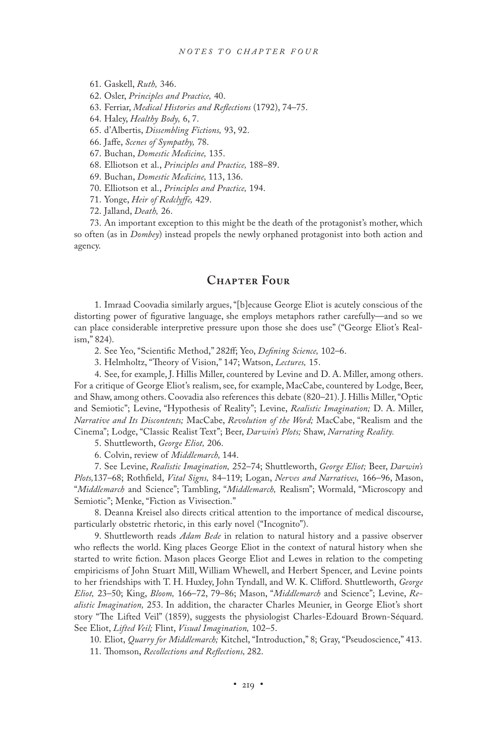61. Gaskell, *Ruth,* 346.

62. Osler, *Principles and Practice,* 40.

63. Ferriar, *Medical Histories and Reflections* (1792), 74–75.

64. Haley, *Healthy Body,* 6, 7.

65. d'Albertis, *Dissembling Fictions,* 93, 92.

66. Jaffe, *Scenes of Sympathy,* 78.

67. Buchan, *Domestic Medicine,* 135.

68. Elliotson et al., *Principles and Practice,* 188–89.

69. Buchan, *Domestic Medicine,* 113, 136.

70. Elliotson et al., *Principles and Practice,* 194.

71. Yonge, *Heir of Redclyffe,* 429.

72. Jalland, *Death,* 26.

73. An important exception to this might be the death of the protagonist's mother, which so often (as in *Dombey*) instead propels the newly orphaned protagonist into both action and agency.

## Chapter Four

1. Imraad Coovadia similarly argues, "[b]ecause George Eliot is acutely conscious of the distorting power of figurative language, she employs metaphors rather carefully—and so we can place considerable interpretive pressure upon those she does use" ("George Eliot's Realism," 824).

2. See Yeo, "Scientific Method," 282ff; Yeo, *Defining Science,* 102–6.

3. Helmholtz, "Theory of Vision," 147; Watson, *Lectures,* 15.

4. See, for example, J. Hillis Miller, countered by Levine and D. A. Miller, among others. For a critique of George Eliot's realism, see, for example, MacCabe, countered by Lodge, Beer, and Shaw, among others. Coovadia also references this debate (820–21). J. Hillis Miller, "Optic and Semiotic"; Levine, "Hypothesis of Reality"; Levine, *Realistic Imagination;* D. A. Miller, *Narrative and Its Discontents;* MacCabe, *Revolution of the Word;* MacCabe, "Realism and the Cinema"; Lodge, "Classic Realist Text"; Beer, *Darwin's Plots;* Shaw, *Narrating Reality.*

5. Shuttleworth, *George Eliot,* 206.

6. Colvin, review of *Middlemarch,* 144.

7. See Levine, *Realistic Imagination,* 252–74; Shuttleworth, *George Eliot;* Beer, *Darwin's Plots,*137–68; Rothfield, *Vital Signs,* 84–119; Logan, *Nerves and Narratives,* 166–96, Mason, "*Middlemarch* and Science"; Tambling, "*Middlemarch,* Realism"; Wormald, "Microscopy and Semiotic"; Menke, "Fiction as Vivisection."

8. Deanna Kreisel also directs critical attention to the importance of medical discourse, particularly obstetric rhetoric, in this early novel ("Incognito").

9. Shuttleworth reads *Adam Bede* in relation to natural history and a passive observer who reflects the world. King places George Eliot in the context of natural history when she started to write fiction. Mason places George Eliot and Lewes in relation to the competing empiricisms of John Stuart Mill, William Whewell, and Herbert Spencer, and Levine points to her friendships with T. H. Huxley, John Tyndall, and W. K. Clifford. Shuttleworth, *George Eliot,* 23–50; King, *Bloom,* 166–72, 79–86; Mason, "*Middlemarch* and Science"; Levine, *Realistic Imagination,* 253. In addition, the character Charles Meunier, in George Eliot's short story "The Lifted Veil" (1859), suggests the physiologist Charles-Edouard Brown-Séquard. See Eliot, *Lifted Veil;* Flint, *Visual Imagination,* 102–5.

10. Eliot, *Quarry for Middlemarch;* Kitchel, "Introduction," 8; Gray, "Pseudoscience," 413.

11. Thomson, *Recollections and Reflections,* 282.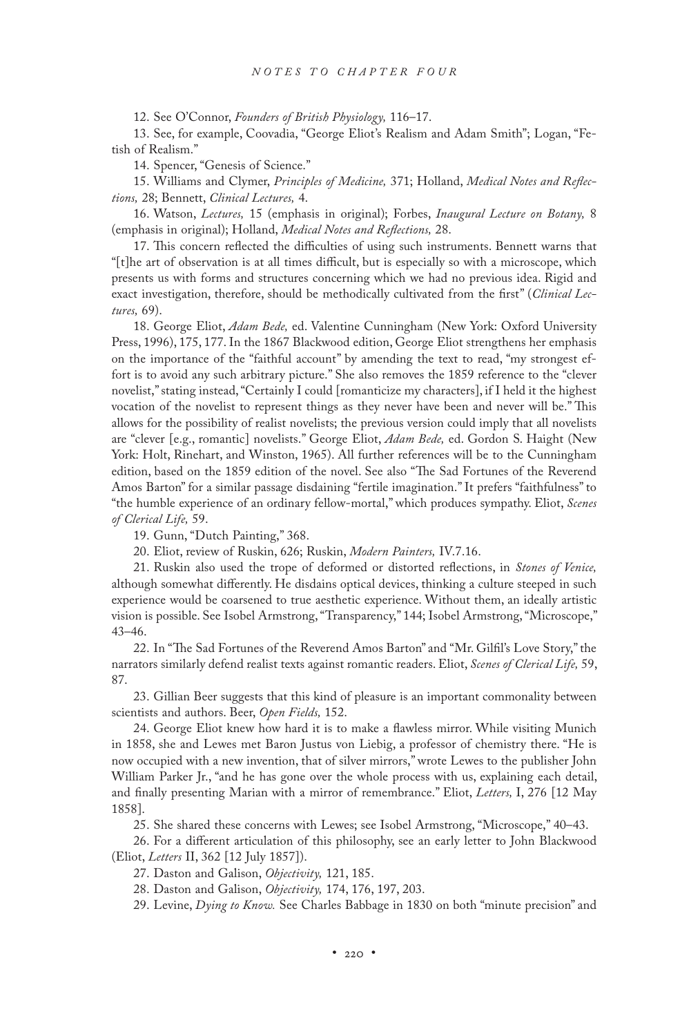12. See O'Connor, *Founders of British Physiology,* 116–17.

13. See, for example, Coovadia, "George Eliot's Realism and Adam Smith"; Logan, "Fetish of Realism."

14. Spencer, "Genesis of Science."

15. Williams and Clymer, *Principles of Medicine,* 371; Holland, *Medical Notes and Reflections,* 28; Bennett, *Clinical Lectures,* 4.

16. Watson, *Lectures,* 15 (emphasis in original); Forbes, *Inaugural Lecture on Botany,* 8 (emphasis in original); Holland, *Medical Notes and Reflections,* 28.

17. This concern reflected the difficulties of using such instruments. Bennett warns that "[t]he art of observation is at all times difficult, but is especially so with a microscope, which presents us with forms and structures concerning which we had no previous idea. Rigid and exact investigation, therefore, should be methodically cultivated from the first" (*Clinical Lectures,* 69).

18. George Eliot, *Adam Bede,* ed. Valentine Cunningham (New York: Oxford University Press, 1996), 175, 177. In the 1867 Blackwood edition, George Eliot strengthens her emphasis on the importance of the "faithful account" by amending the text to read, "my strongest effort is to avoid any such arbitrary picture." She also removes the 1859 reference to the "clever novelist," stating instead, "Certainly I could [romanticize my characters], if I held it the highest vocation of the novelist to represent things as they never have been and never will be." This allows for the possibility of realist novelists; the previous version could imply that all novelists are "clever [e.g., romantic] novelists." George Eliot, *Adam Bede,* ed. Gordon S. Haight (New York: Holt, Rinehart, and Winston, 1965). All further references will be to the Cunningham edition, based on the 1859 edition of the novel. See also "The Sad Fortunes of the Reverend Amos Barton" for a similar passage disdaining "fertile imagination." It prefers "faithfulness" to "the humble experience of an ordinary fellow-mortal," which produces sympathy. Eliot, *Scenes of Clerical Life,* 59.

19. Gunn, "Dutch Painting," 368.

20. Eliot, review of Ruskin, 626; Ruskin, *Modern Painters,* IV.7.16.

21. Ruskin also used the trope of deformed or distorted reflections, in *Stones of Venice,* although somewhat differently. He disdains optical devices, thinking a culture steeped in such experience would be coarsened to true aesthetic experience. Without them, an ideally artistic vision is possible. See Isobel Armstrong, "Transparency," 144; Isobel Armstrong, "Microscope," 43–46.

22. In "The Sad Fortunes of the Reverend Amos Barton" and "Mr. Gilfil's Love Story," the narrators similarly defend realist texts against romantic readers. Eliot, *Scenes of Clerical Life,* 59, 87.

23. Gillian Beer suggests that this kind of pleasure is an important commonality between scientists and authors. Beer, *Open Fields,* 152.

24. George Eliot knew how hard it is to make a flawless mirror. While visiting Munich in 1858, she and Lewes met Baron Justus von Liebig, a professor of chemistry there. "He is now occupied with a new invention, that of silver mirrors," wrote Lewes to the publisher John William Parker Jr., "and he has gone over the whole process with us, explaining each detail, and finally presenting Marian with a mirror of remembrance." Eliot, *Letters,* I, 276 [12 May 1858].

25. She shared these concerns with Lewes; see Isobel Armstrong, "Microscope," 40–43.

26. For a different articulation of this philosophy, see an early letter to John Blackwood (Eliot, *Letters* II, 362 [12 July 1857]).

27. Daston and Galison, *Objectivity,* 121, 185.

28. Daston and Galison, *Objectivity,* 174, 176, 197, 203.

29. Levine, *Dying to Know.* See Charles Babbage in 1830 on both "minute precision" and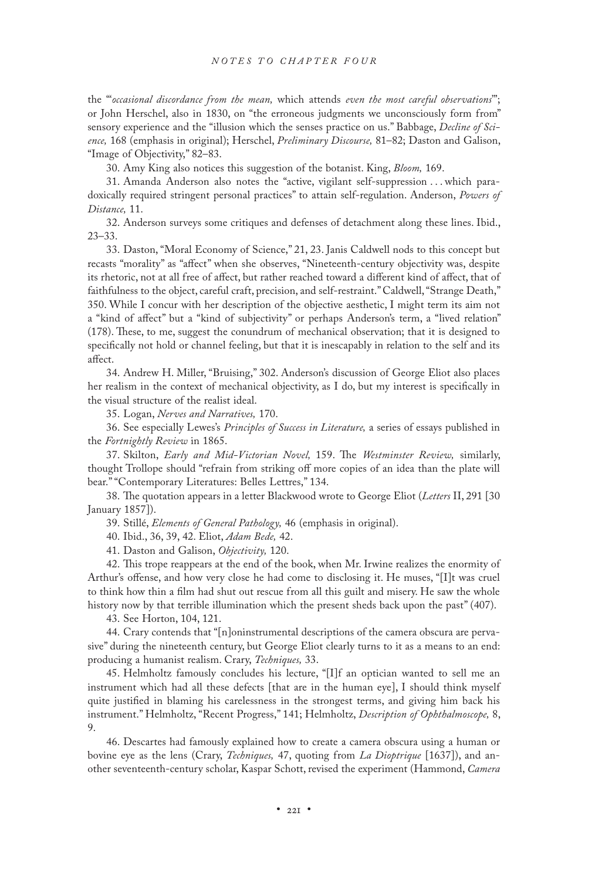the "'*occasional discordance from the mean,* which attends *even the most careful observations*'"; or John Herschel, also in 1830, on "the erroneous judgments we unconsciously form from" sensory experience and the "illusion which the senses practice on us." Babbage, *Decline of Science,* 168 (emphasis in original); Herschel, *Preliminary Discourse,* 81–82; Daston and Galison, "Image of Objectivity," 82–83.

30. Amy King also notices this suggestion of the botanist. King, *Bloom,* 169.

31. Amanda Anderson also notes the "active, vigilant self-suppression . . . which paradoxically required stringent personal practices" to attain self-regulation. Anderson, *Powers of Distance,* 11.

32. Anderson surveys some critiques and defenses of detachment along these lines. Ibid., 23–33.

33. Daston, "Moral Economy of Science," 21, 23. Janis Caldwell nods to this concept but recasts "morality" as "affect" when she observes, "Nineteenth-century objectivity was, despite its rhetoric, not at all free of affect, but rather reached toward a different kind of affect, that of faithfulness to the object, careful craft, precision, and self-restraint." Caldwell, "Strange Death," 350. While I concur with her description of the objective aesthetic, I might term its aim not a "kind of affect" but a "kind of subjectivity" or perhaps Anderson's term, a "lived relation" (178). These, to me, suggest the conundrum of mechanical observation; that it is designed to specifically not hold or channel feeling, but that it is inescapably in relation to the self and its affect.

34. Andrew H. Miller, "Bruising," 302. Anderson's discussion of George Eliot also places her realism in the context of mechanical objectivity, as I do, but my interest is specifically in the visual structure of the realist ideal.

35. Logan, *Nerves and Narratives,* 170.

36. See especially Lewes's *Principles of Success in Literature,* a series of essays published in the *Fortnightly Review* in 1865.

37. Skilton, *Early and Mid-Victorian Novel,* 159. The *Westminster Review,* similarly, thought Trollope should "refrain from striking off more copies of an idea than the plate will bear." "Contemporary Literatures: Belles Lettres," 134.

38. The quotation appears in a letter Blackwood wrote to George Eliot (*Letters* II, 291 [30 January 1857]).

39. Stillé, *Elements of General Pathology,* 46 (emphasis in original).

40. Ibid., 36, 39, 42. Eliot, *Adam Bede,* 42.

41. Daston and Galison, *Objectivity,* 120.

42. This trope reappears at the end of the book, when Mr. Irwine realizes the enormity of Arthur's offense, and how very close he had come to disclosing it. He muses, "[I]t was cruel to think how thin a film had shut out rescue from all this guilt and misery. He saw the whole history now by that terrible illumination which the present sheds back upon the past" (407).

43. See Horton, 104, 121.

44. Crary contends that "[n]oninstrumental descriptions of the camera obscura are pervasive" during the nineteenth century, but George Eliot clearly turns to it as a means to an end: producing a humanist realism. Crary, *Techniques,* 33.

45. Helmholtz famously concludes his lecture, "[I]f an optician wanted to sell me an instrument which had all these defects [that are in the human eye], I should think myself quite justified in blaming his carelessness in the strongest terms, and giving him back his instrument." Helmholtz, "Recent Progress," 141; Helmholtz, *Description of Ophthalmoscope,* 8, 9.

46. Descartes had famously explained how to create a camera obscura using a human or bovine eye as the lens (Crary, *Techniques,* 47, quoting from *La Dioptrique* [1637]), and another seventeenth-century scholar, Kaspar Schott, revised the experiment (Hammond, *Camera*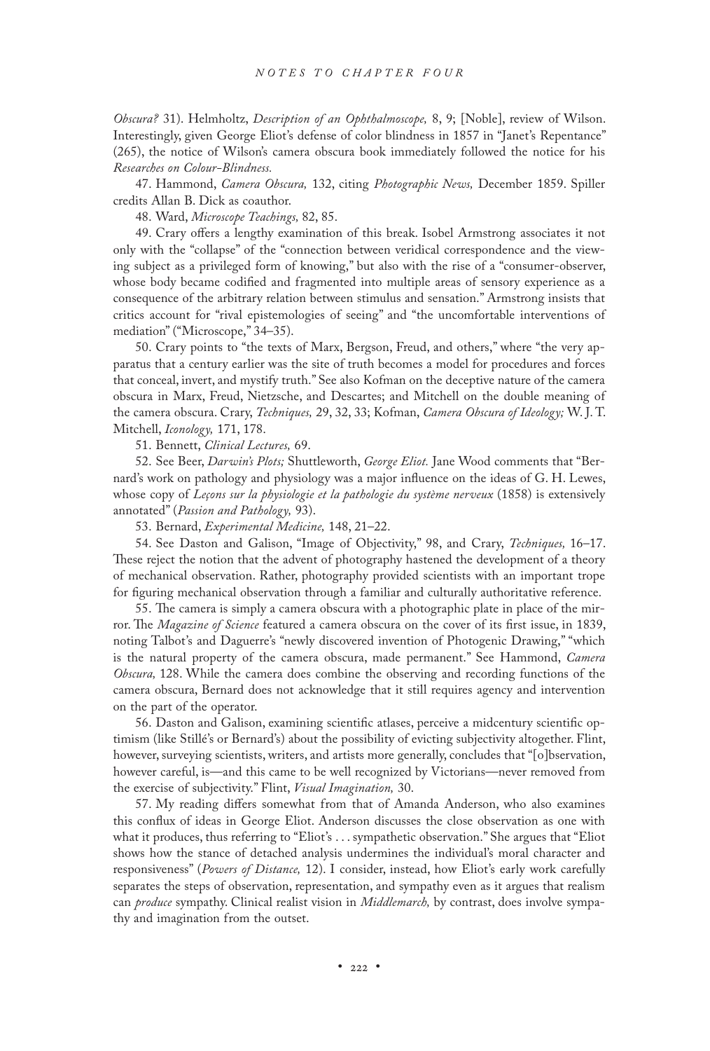*Obscura?* 31). Helmholtz, *Description of an Ophthalmoscope,* 8, 9; [Noble], review of Wilson. Interestingly, given George Eliot's defense of color blindness in 1857 in "Janet's Repentance" (265), the notice of Wilson's camera obscura book immediately followed the notice for his *Researches on Colour-Blindness.*

47. Hammond, *Camera Obscura,* 132, citing *Photographic News,* December 1859. Spiller credits Allan B. Dick as coauthor.

48. Ward, *Microscope Teachings,* 82, 85.

49. Crary offers a lengthy examination of this break. Isobel Armstrong associates it not only with the "collapse" of the "connection between veridical correspondence and the viewing subject as a privileged form of knowing," but also with the rise of a "consumer-observer, whose body became codified and fragmented into multiple areas of sensory experience as a consequence of the arbitrary relation between stimulus and sensation." Armstrong insists that critics account for "rival epistemologies of seeing" and "the uncomfortable interventions of mediation" ("Microscope," 34–35).

50. Crary points to "the texts of Marx, Bergson, Freud, and others," where "the very apparatus that a century earlier was the site of truth becomes a model for procedures and forces that conceal, invert, and mystify truth." See also Kofman on the deceptive nature of the camera obscura in Marx, Freud, Nietzsche, and Descartes; and Mitchell on the double meaning of the camera obscura. Crary, *Techniques,* 29, 32, 33; Kofman, *Camera Obscura of Ideology;* W. J. T. Mitchell, *Iconology,* 171, 178.

51. Bennett, *Clinical Lectures,* 69.

52. See Beer, *Darwin's Plots;* Shuttleworth, *George Eliot.* Jane Wood comments that "Bernard's work on pathology and physiology was a major influence on the ideas of G. H. Lewes, whose copy of *Leçons sur la physiologie et la pathologie du système nerveux* (1858) is extensively annotated" (*Passion and Pathology,* 93).

53. Bernard, *Experimental Medicine,* 148, 21–22.

54. See Daston and Galison, "Image of Objectivity," 98, and Crary, *Techniques,* 16–17. These reject the notion that the advent of photography hastened the development of a theory of mechanical observation. Rather, photography provided scientists with an important trope for figuring mechanical observation through a familiar and culturally authoritative reference.

55. The camera is simply a camera obscura with a photographic plate in place of the mirror. The *Magazine of Science* featured a camera obscura on the cover of its first issue, in 1839, noting Talbot's and Daguerre's "newly discovered invention of Photogenic Drawing," "which is the natural property of the camera obscura, made permanent." See Hammond, *Camera Obscura,* 128. While the camera does combine the observing and recording functions of the camera obscura, Bernard does not acknowledge that it still requires agency and intervention on the part of the operator.

56. Daston and Galison, examining scientific atlases, perceive a midcentury scientific optimism (like Stillé's or Bernard's) about the possibility of evicting subjectivity altogether. Flint, however, surveying scientists, writers, and artists more generally, concludes that "[o]bservation, however careful, is—and this came to be well recognized by Victorians—never removed from the exercise of subjectivity." Flint, *Visual Imagination,* 30.

57. My reading differs somewhat from that of Amanda Anderson, who also examines this conflux of ideas in George Eliot. Anderson discusses the close observation as one with what it produces, thus referring to "Eliot's . . . sympathetic observation." She argues that "Eliot shows how the stance of detached analysis undermines the individual's moral character and responsiveness" (*Powers of Distance,* 12). I consider, instead, how Eliot's early work carefully separates the steps of observation, representation, and sympathy even as it argues that realism can *produce* sympathy. Clinical realist vision in *Middlemarch,* by contrast, does involve sympathy and imagination from the outset.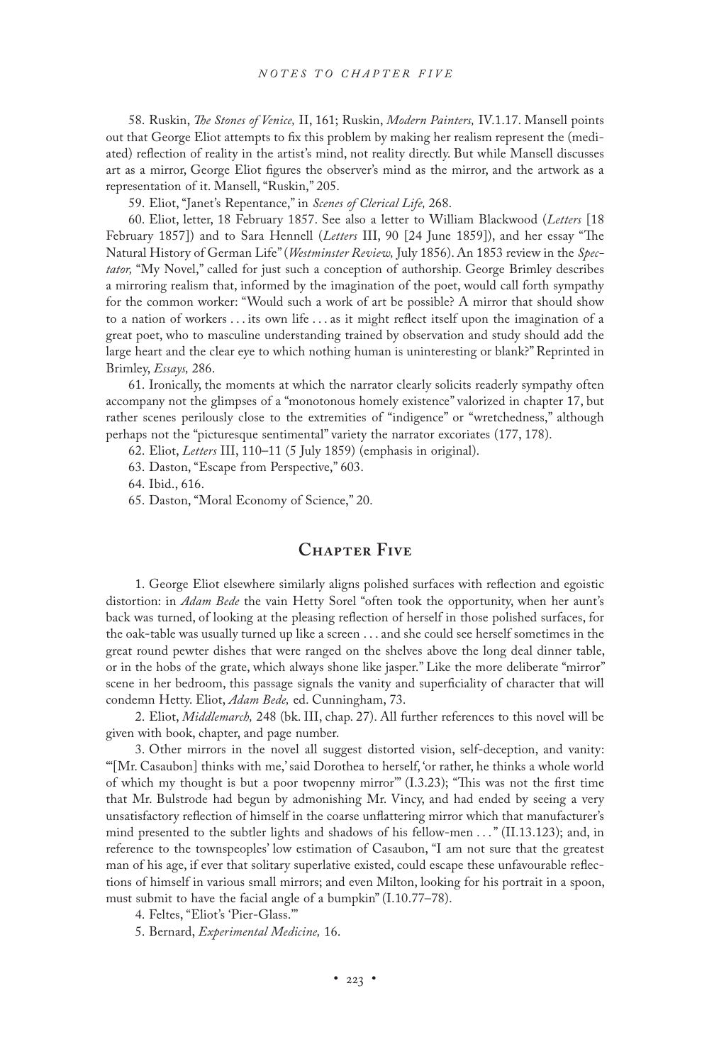58. Ruskin, *The Stones of Venice,* II, 161; Ruskin, *Modern Painters,* IV.1.17. Mansell points out that George Eliot attempts to fix this problem by making her realism represent the (mediated) reflection of reality in the artist's mind, not reality directly. But while Mansell discusses art as a mirror, George Eliot figures the observer's mind as the mirror, and the artwork as a representation of it. Mansell, "Ruskin," 205.

59. Eliot, "Janet's Repentance," in *Scenes of Clerical Life,* 268.

60. Eliot, letter, 18 February 1857. See also a letter to William Blackwood (*Letters* [18 February 1857]) and to Sara Hennell (*Letters* III, 90 [24 June 1859]), and her essay "The Natural History of German Life" (*Westminster Review,* July 1856). An 1853 review in the *Spectator,* "My Novel," called for just such a conception of authorship. George Brimley describes a mirroring realism that, informed by the imagination of the poet, would call forth sympathy for the common worker: "Would such a work of art be possible? A mirror that should show to a nation of workers . . . its own life . . . as it might reflect itself upon the imagination of a great poet, who to masculine understanding trained by observation and study should add the large heart and the clear eye to which nothing human is uninteresting or blank?" Reprinted in Brimley, *Essays,* 286.

61. Ironically, the moments at which the narrator clearly solicits readerly sympathy often accompany not the glimpses of a "monotonous homely existence" valorized in chapter 17, but rather scenes perilously close to the extremities of "indigence" or "wretchedness," although perhaps not the "picturesque sentimental" variety the narrator excoriates (177, 178).

62. Eliot, *Letters* III, 110–11 (5 July 1859) (emphasis in original).

63. Daston, "Escape from Perspective," 603.

64. Ibid., 616.

65. Daston, "Moral Economy of Science," 20.

## Chapter Five

1. George Eliot elsewhere similarly aligns polished surfaces with reflection and egoistic distortion: in *Adam Bede* the vain Hetty Sorel "often took the opportunity, when her aunt's back was turned, of looking at the pleasing reflection of herself in those polished surfaces, for the oak-table was usually turned up like a screen . . . and she could see herself sometimes in the great round pewter dishes that were ranged on the shelves above the long deal dinner table, or in the hobs of the grate, which always shone like jasper." Like the more deliberate "mirror" scene in her bedroom, this passage signals the vanity and superficiality of character that will condemn Hetty. Eliot, *Adam Bede,* ed. Cunningham, 73.

2. Eliot, *Middlemarch,* 248 (bk. III, chap. 27). All further references to this novel will be given with book, chapter, and page number.

3. Other mirrors in the novel all suggest distorted vision, self-deception, and vanity: "'[Mr. Casaubon] thinks with me,' said Dorothea to herself, 'or rather, he thinks a whole world of which my thought is but a poor twopenny mirror'" (I.3.23); "This was not the first time that Mr. Bulstrode had begun by admonishing Mr. Vincy, and had ended by seeing a very unsatisfactory reflection of himself in the coarse unflattering mirror which that manufacturer's mind presented to the subtler lights and shadows of his fellow-men . . . " (II.13.123); and, in reference to the townspeoples' low estimation of Casaubon, "I am not sure that the greatest man of his age, if ever that solitary superlative existed, could escape these unfavourable reflections of himself in various small mirrors; and even Milton, looking for his portrait in a spoon, must submit to have the facial angle of a bumpkin" (I.10.77–78).

4. Feltes, "Eliot's 'Pier-Glass.'"

5. Bernard, *Experimental Medicine,* 16.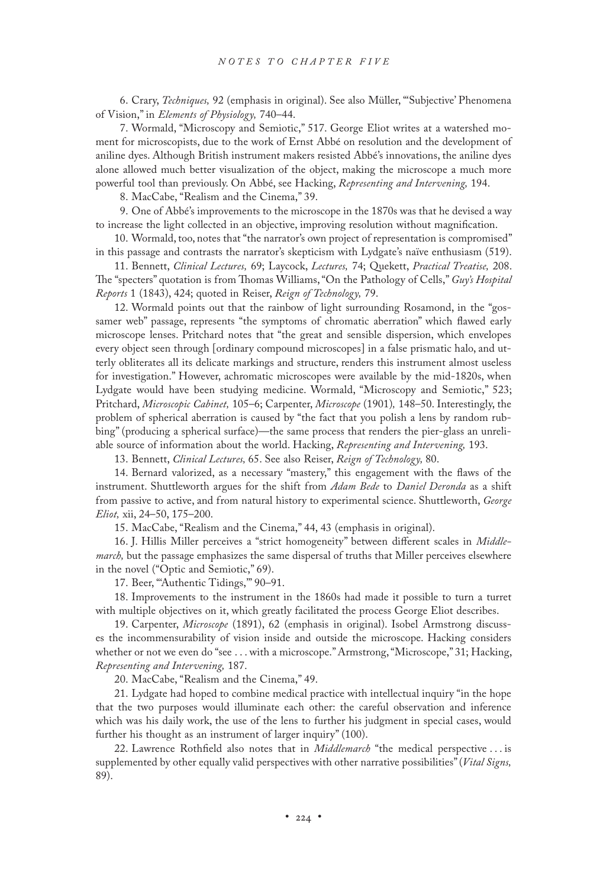6. Crary, *Techniques,* 92 (emphasis in original). See also Müller, "'Subjective' Phenomena of Vision," in *Elements of Physiology,* 740–44.

7. Wormald, "Microscopy and Semiotic," 517. George Eliot writes at a watershed moment for microscopists, due to the work of Ernst Abbé on resolution and the development of aniline dyes. Although British instrument makers resisted Abbé's innovations, the aniline dyes alone allowed much better visualization of the object, making the microscope a much more powerful tool than previously. On Abbé, see Hacking, *Representing and Intervening,* 194.

8. MacCabe, "Realism and the Cinema," 39.

9. One of Abbé's improvements to the microscope in the 1870s was that he devised a way to increase the light collected in an objective, improving resolution without magnification.

10. Wormald, too, notes that "the narrator's own project of representation is compromised" in this passage and contrasts the narrator's skepticism with Lydgate's naïve enthusiasm (519).

11. Bennett, *Clinical Lectures,* 69; Laycock, *Lectures,* 74; Quekett, *Practical Treatise,* 208. The "specters" quotation is from Thomas Williams, "On the Pathology of Cells," *Guy's Hospital Reports* 1 (1843), 424; quoted in Reiser, *Reign of Technology,* 79.

12. Wormald points out that the rainbow of light surrounding Rosamond, in the "gossamer web" passage, represents "the symptoms of chromatic aberration" which flawed early microscope lenses. Pritchard notes that "the great and sensible dispersion, which envelopes every object seen through [ordinary compound microscopes] in a false prismatic halo, and utterly obliterates all its delicate markings and structure, renders this instrument almost useless for investigation." However, achromatic microscopes were available by the mid-1820s, when Lydgate would have been studying medicine. Wormald, "Microscopy and Semiotic," 523; Pritchard, *Microscopic Cabinet,* 105–6; Carpenter, *Microscope* (1901)*,* 148–50. Interestingly, the problem of spherical aberration is caused by "the fact that you polish a lens by random rubbing" (producing a spherical surface)—the same process that renders the pier-glass an unreliable source of information about the world. Hacking, *Representing and Intervening,* 193.

13. Bennett, *Clinical Lectures,* 65. See also Reiser, *Reign of Technology,* 80.

14. Bernard valorized, as a necessary "mastery," this engagement with the flaws of the instrument. Shuttleworth argues for the shift from *Adam Bede* to *Daniel Deronda* as a shift from passive to active, and from natural history to experimental science. Shuttleworth, *George Eliot,* xii, 24–50, 175–200.

15. MacCabe, "Realism and the Cinema," 44, 43 (emphasis in original).

16. J. Hillis Miller perceives a "strict homogeneity" between different scales in *Middlemarch,* but the passage emphasizes the same dispersal of truths that Miller perceives elsewhere in the novel ("Optic and Semiotic," 69).

17. Beer, "'Authentic Tidings,'" 90–91.

18. Improvements to the instrument in the 1860s had made it possible to turn a turret with multiple objectives on it, which greatly facilitated the process George Eliot describes.

19. Carpenter, *Microscope* (1891), 62 (emphasis in original). Isobel Armstrong discusses the incommensurability of vision inside and outside the microscope. Hacking considers whether or not we even do "see . . . with a microscope." Armstrong, "Microscope," 31; Hacking, *Representing and Intervening,* 187.

20. MacCabe, "Realism and the Cinema," 49.

21. Lydgate had hoped to combine medical practice with intellectual inquiry "in the hope that the two purposes would illuminate each other: the careful observation and inference which was his daily work, the use of the lens to further his judgment in special cases, would further his thought as an instrument of larger inquiry" (100).

22. Lawrence Rothfield also notes that in *Middlemarch* "the medical perspective . . . is supplemented by other equally valid perspectives with other narrative possibilities" (*Vital Signs,* 89).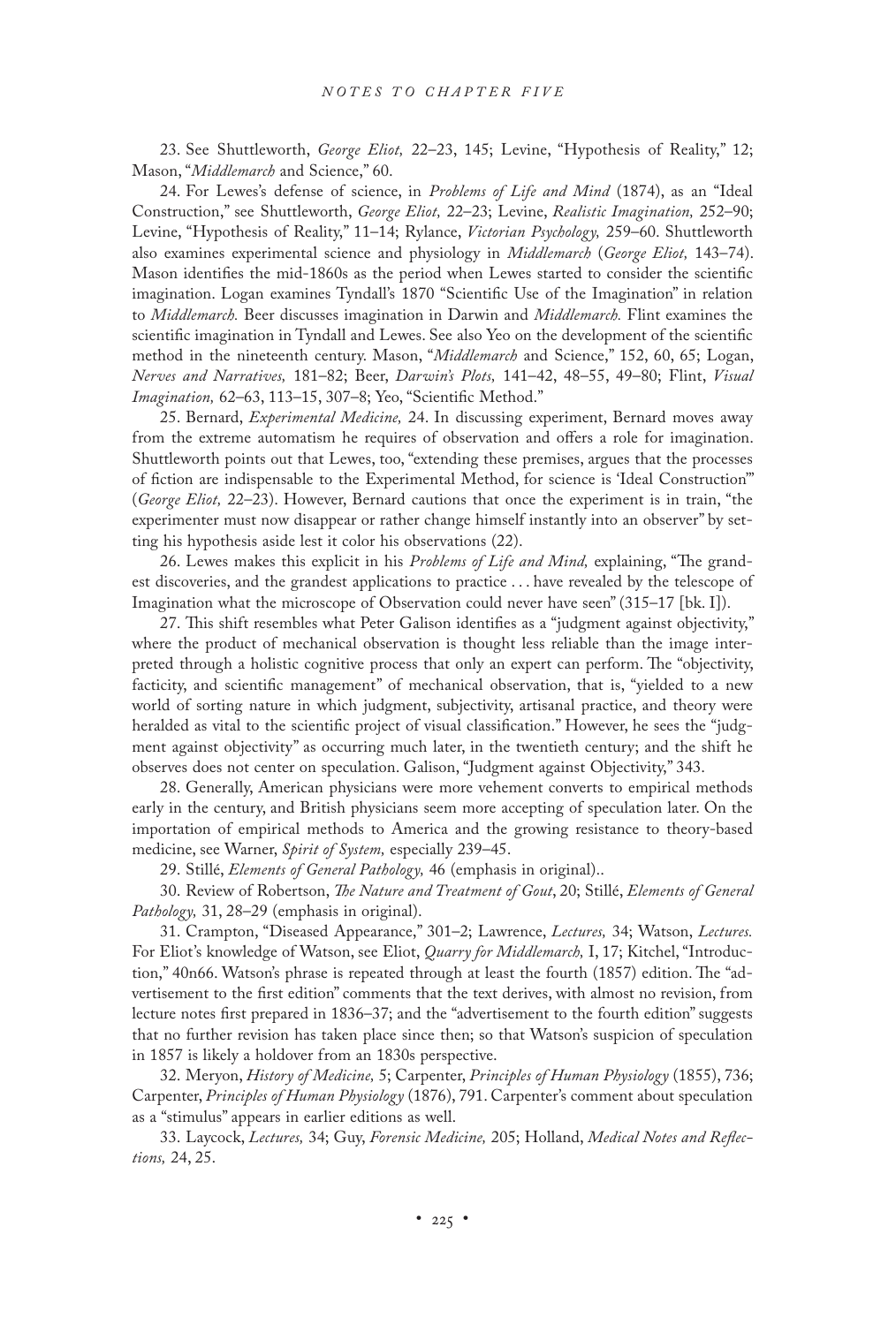23. See Shuttleworth, *George Eliot,* 22–23, 145; Levine, "Hypothesis of Reality," 12; Mason, "*Middlemarch* and Science," 60.

24. For Lewes's defense of science, in *Problems of Life and Mind* (1874), as an "Ideal Construction," see Shuttleworth, *George Eliot,* 22–23; Levine, *Realistic Imagination,* 252–90; Levine, "Hypothesis of Reality," 11–14; Rylance, *Victorian Psychology,* 259–60. Shuttleworth also examines experimental science and physiology in *Middlemarch* (*George Eliot,* 143–74). Mason identifies the mid-1860s as the period when Lewes started to consider the scientific imagination. Logan examines Tyndall's 1870 "Scientific Use of the Imagination" in relation to *Middlemarch.* Beer discusses imagination in Darwin and *Middlemarch.* Flint examines the scientific imagination in Tyndall and Lewes. See also Yeo on the development of the scientific method in the nineteenth century. Mason, "*Middlemarch* and Science," 152, 60, 65; Logan, *Nerves and Narratives,* 181–82; Beer, *Darwin's Plots,* 141–42, 48–55, 49–80; Flint, *Visual Imagination,* 62–63, 113–15, 307–8; Yeo, "Scientific Method."

25. Bernard, *Experimental Medicine,* 24. In discussing experiment, Bernard moves away from the extreme automatism he requires of observation and offers a role for imagination. Shuttleworth points out that Lewes, too, "extending these premises, argues that the processes of fiction are indispensable to the Experimental Method, for science is 'Ideal Construction'" (*George Eliot,* 22–23). However, Bernard cautions that once the experiment is in train, "the experimenter must now disappear or rather change himself instantly into an observer" by setting his hypothesis aside lest it color his observations (22).

26. Lewes makes this explicit in his *Problems of Life and Mind,* explaining, "The grandest discoveries, and the grandest applications to practice . . . have revealed by the telescope of Imagination what the microscope of Observation could never have seen" (315–17 [bk. I]).

27. This shift resembles what Peter Galison identifies as a "judgment against objectivity," where the product of mechanical observation is thought less reliable than the image interpreted through a holistic cognitive process that only an expert can perform. The "objectivity, facticity, and scientific management" of mechanical observation, that is, "yielded to a new world of sorting nature in which judgment, subjectivity, artisanal practice, and theory were heralded as vital to the scientific project of visual classification." However, he sees the "judgment against objectivity" as occurring much later, in the twentieth century; and the shift he observes does not center on speculation. Galison, "Judgment against Objectivity," 343.

28. Generally, American physicians were more vehement converts to empirical methods early in the century, and British physicians seem more accepting of speculation later. On the importation of empirical methods to America and the growing resistance to theory-based medicine, see Warner, *Spirit of System,* especially 239–45.

29. Stillé, *Elements of General Pathology,* 46 (emphasis in original)..

30. Review of Robertson, *The Nature and Treatment of Gout*, 20; Stillé, *Elements of General Pathology,* 31, 28–29 (emphasis in original).

31. Crampton, "Diseased Appearance," 301–2; Lawrence, *Lectures,* 34; Watson, *Lectures.* For Eliot's knowledge of Watson, see Eliot, *Quarry for Middlemarch,* I, 17; Kitchel, "Introduction," 40n66. Watson's phrase is repeated through at least the fourth (1857) edition. The "advertisement to the first edition" comments that the text derives, with almost no revision, from lecture notes first prepared in 1836–37; and the "advertisement to the fourth edition" suggests that no further revision has taken place since then; so that Watson's suspicion of speculation in 1857 is likely a holdover from an 1830s perspective.

32. Meryon, *History of Medicine,* 5; Carpenter, *Principles of Human Physiology* (1855), 736; Carpenter, *Principles of Human Physiology* (1876), 791. Carpenter's comment about speculation as a "stimulus" appears in earlier editions as well.

33. Laycock, *Lectures,* 34; Guy, *Forensic Medicine,* 205; Holland, *Medical Notes and Reflections,* 24, 25.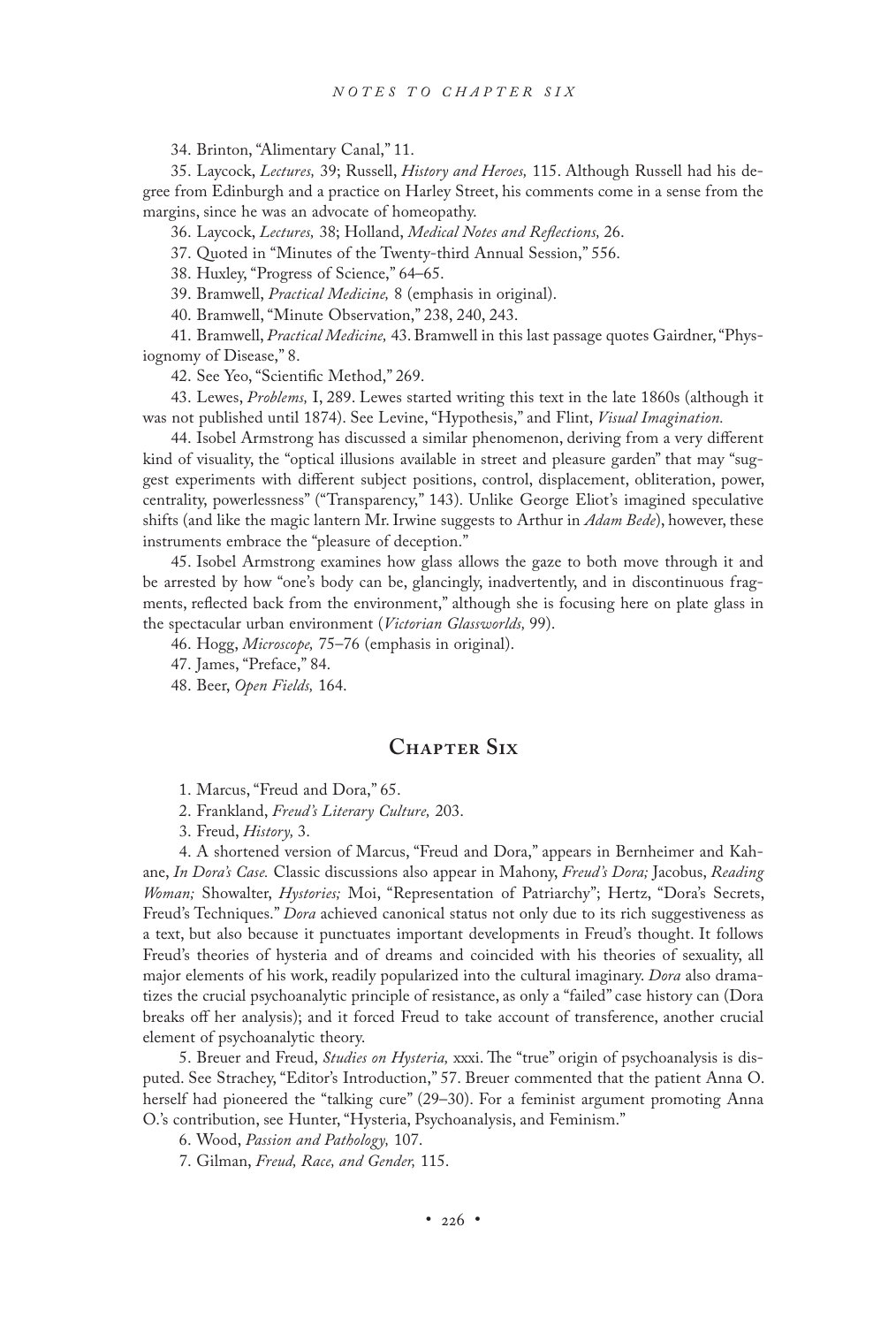34. Brinton, "Alimentary Canal," 11.

35. Laycock, *Lectures,* 39; Russell, *History and Heroes,* 115. Although Russell had his degree from Edinburgh and a practice on Harley Street, his comments come in a sense from the margins, since he was an advocate of homeopathy.

36. Laycock, *Lectures,* 38; Holland, *Medical Notes and Reflections,* 26.

37. Quoted in "Minutes of the Twenty-third Annual Session," 556.

38. Huxley, "Progress of Science," 64–65.

39. Bramwell, *Practical Medicine,* 8 (emphasis in original).

40. Bramwell, "Minute Observation," 238, 240, 243.

41. Bramwell, *Practical Medicine,* 43. Bramwell in this last passage quotes Gairdner, "Physiognomy of Disease," 8.

42. See Yeo, "Scientific Method," 269.

43. Lewes, *Problems,* I, 289. Lewes started writing this text in the late 1860s (although it was not published until 1874). See Levine, "Hypothesis," and Flint, *Visual Imagination.*

44. Isobel Armstrong has discussed a similar phenomenon, deriving from a very different kind of visuality, the "optical illusions available in street and pleasure garden" that may "suggest experiments with different subject positions, control, displacement, obliteration, power, centrality, powerlessness" ("Transparency," 143). Unlike George Eliot's imagined speculative shifts (and like the magic lantern Mr. Irwine suggests to Arthur in *Adam Bede*), however, these instruments embrace the "pleasure of deception."

45. Isobel Armstrong examines how glass allows the gaze to both move through it and be arrested by how "one's body can be, glancingly, inadvertently, and in discontinuous fragments, reflected back from the environment," although she is focusing here on plate glass in the spectacular urban environment (*Victorian Glassworlds,* 99).

46. Hogg, *Microscope,* 75–76 (emphasis in original).

47. James, "Preface," 84.

48. Beer, *Open Fields,* 164.

## Chapter Six

1. Marcus, "Freud and Dora," 65.

2. Frankland, *Freud's Literary Culture,* 203.

3. Freud, *History,* 3.

4. A shortened version of Marcus, "Freud and Dora," appears in Bernheimer and Kahane, *In Dora's Case.* Classic discussions also appear in Mahony, *Freud's Dora;* Jacobus, *Reading Woman;* Showalter, *Hystories;* Moi, "Representation of Patriarchy"; Hertz, "Dora's Secrets, Freud's Techniques." *Dora* achieved canonical status not only due to its rich suggestiveness as a text, but also because it punctuates important developments in Freud's thought. It follows Freud's theories of hysteria and of dreams and coincided with his theories of sexuality, all major elements of his work, readily popularized into the cultural imaginary. *Dora* also dramatizes the crucial psychoanalytic principle of resistance, as only a "failed" case history can (Dora breaks off her analysis); and it forced Freud to take account of transference, another crucial element of psychoanalytic theory.

5. Breuer and Freud, *Studies on Hysteria,* xxxi. The "true" origin of psychoanalysis is disputed. See Strachey, "Editor's Introduction," 57. Breuer commented that the patient Anna O. herself had pioneered the "talking cure" (29–30). For a feminist argument promoting Anna O.'s contribution, see Hunter, "Hysteria, Psychoanalysis, and Feminism."

6. Wood, *Passion and Pathology,* 107.

7. Gilman, *Freud, Race, and Gender,* 115.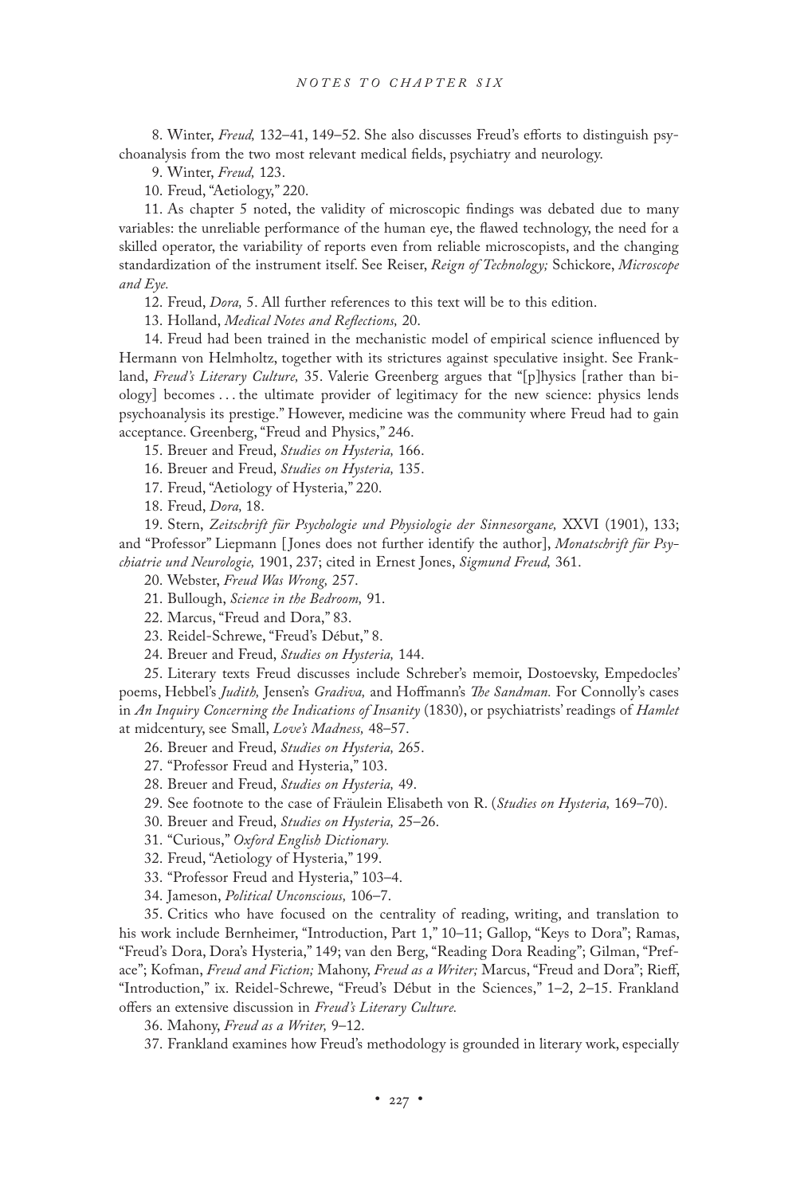8. Winter, *Freud,* 132–41, 149–52. She also discusses Freud's efforts to distinguish psychoanalysis from the two most relevant medical fields, psychiatry and neurology.

9. Winter, *Freud,* 123.

10. Freud, "Aetiology," 220.

11. As chapter 5 noted, the validity of microscopic findings was debated due to many variables: the unreliable performance of the human eye, the flawed technology, the need for a skilled operator, the variability of reports even from reliable microscopists, and the changing standardization of the instrument itself. See Reiser, *Reign of Technology;* Schickore, *Microscope and Eye.*

12. Freud, *Dora,* 5. All further references to this text will be to this edition.

13. Holland, *Medical Notes and Reflections,* 20.

14. Freud had been trained in the mechanistic model of empirical science influenced by Hermann von Helmholtz, together with its strictures against speculative insight. See Frankland, *Freud's Literary Culture,* 35. Valerie Greenberg argues that "[p]hysics [rather than biology] becomes . . . the ultimate provider of legitimacy for the new science: physics lends psychoanalysis its prestige." However, medicine was the community where Freud had to gain acceptance. Greenberg, "Freud and Physics," 246.

15. Breuer and Freud, *Studies on Hysteria,* 166.

16. Breuer and Freud, *Studies on Hysteria,* 135.

17. Freud, "Aetiology of Hysteria," 220.

18. Freud, *Dora,* 18.

19. Stern, *Zeitschrift für Psychologie und Physiologie der Sinnesorgane,* XXVI (1901), 133; and "Professor" Liepmann [Jones does not further identify the author], *Monatschrift für Psychiatrie und Neurologie,* 1901, 237; cited in Ernest Jones, *Sigmund Freud,* 361.

20. Webster, *Freud Was Wrong,* 257.

21. Bullough, *Science in the Bedroom,* 91.

22. Marcus, "Freud and Dora," 83.

23. Reidel-Schrewe, "Freud's Début," 8.

24. Breuer and Freud, *Studies on Hysteria,* 144.

25. Literary texts Freud discusses include Schreber's memoir, Dostoevsky, Empedocles' poems, Hebbel's *Judith,* Jensen's *Gradiva,* and Hoffmann's *The Sandman.* For Connolly's cases in *An Inquiry Concerning the Indications of Insanity* (1830), or psychiatrists' readings of *Hamlet* at midcentury, see Small, *Love's Madness,* 48–57.

26. Breuer and Freud, *Studies on Hysteria,* 265.

27. "Professor Freud and Hysteria," 103.

28. Breuer and Freud, *Studies on Hysteria,* 49.

29. See footnote to the case of Fräulein Elisabeth von R. (*Studies on Hysteria,* 169–70).

30. Breuer and Freud, *Studies on Hysteria,* 25–26.

31. "Curious," *Oxford English Dictionary.*

32. Freud, "Aetiology of Hysteria," 199.

33. "Professor Freud and Hysteria," 103–4.

34. Jameson, *Political Unconscious,* 106–7.

35. Critics who have focused on the centrality of reading, writing, and translation to his work include Bernheimer, "Introduction, Part 1," 10–11; Gallop, "Keys to Dora"; Ramas, "Freud's Dora, Dora's Hysteria," 149; van den Berg, "Reading Dora Reading"; Gilman, "Preface"; Kofman, *Freud and Fiction;* Mahony, *Freud as a Writer;* Marcus, "Freud and Dora"; Rieff, "Introduction," ix. Reidel-Schrewe, "Freud's Début in the Sciences," 1–2, 2–15. Frankland offers an extensive discussion in *Freud's Literary Culture.*

36. Mahony, *Freud as a Writer,* 9–12.

37. Frankland examines how Freud's methodology is grounded in literary work, especially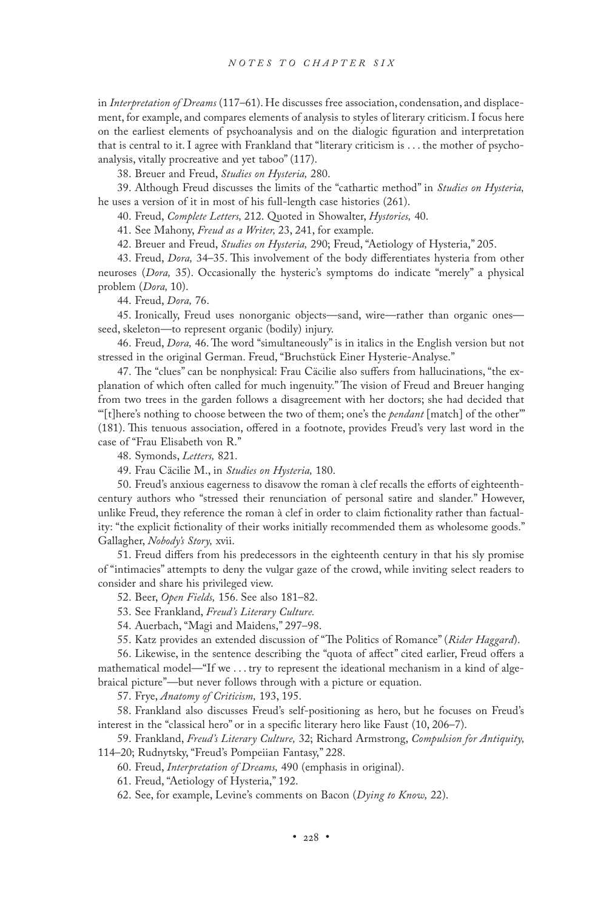in *Interpretation of Dreams* (117–61). He discusses free association, condensation, and displacement, for example, and compares elements of analysis to styles of literary criticism. I focus here on the earliest elements of psychoanalysis and on the dialogic figuration and interpretation that is central to it. I agree with Frankland that "literary criticism is . . . the mother of psychoanalysis, vitally procreative and yet taboo" (117).

38. Breuer and Freud, *Studies on Hysteria,* 280.

39. Although Freud discusses the limits of the "cathartic method" in *Studies on Hysteria,* he uses a version of it in most of his full-length case histories (261).

40. Freud, *Complete Letters,* 212. Quoted in Showalter, *Hystories,* 40.

41. See Mahony, *Freud as a Writer,* 23, 241, for example.

42. Breuer and Freud, *Studies on Hysteria,* 290; Freud, "Aetiology of Hysteria," 205.

43. Freud, *Dora,* 34–35. This involvement of the body differentiates hysteria from other neuroses (*Dora,* 35). Occasionally the hysteric's symptoms do indicate "merely" a physical problem (*Dora,* 10).

44. Freud, *Dora,* 76.

45. Ironically, Freud uses nonorganic objects—sand, wire—rather than organic ones—seed, skeleton—to represent organic (bodily) injury.

46. Freud, *Dora,* 46. The word "simultaneously" is in italics in the English version but not stressed in the original German. Freud, "Bruchstück Einer Hysterie-Analyse."

47. The "clues" can be nonphysical: Frau Cäcilie also suffers from hallucinations, "the explanation of which often called for much ingenuity." The vision of Freud and Breuer hanging from two trees in the garden follows a disagreement with her doctors; she had decided that "'[t]here's nothing to choose between the two of them; one's the *pendant* [match] of the other'" (181). This tenuous association, offered in a footnote, provides Freud's very last word in the case of "Frau Elisabeth von R."

48. Symonds, *Letters,* 821.

49. Frau Cäcilie M., in *Studies on Hysteria,* 180.

50. Freud's anxious eagerness to disavow the roman à clef recalls the efforts of eighteenth-century authors who "stressed their renunciation of personal satire and slander." However, unlike Freud, they reference the roman à clef in order to claim fictionality rather than factuality: "the explicit fictionality of their works initially recommended them as wholesome goods." Gallagher, *Nobody's Story,* xvii.

51. Freud differs from his predecessors in the eighteenth century in that his sly promise of "intimacies" attempts to deny the vulgar gaze of the crowd, while inviting select readers to consider and share his privileged view.

52. Beer, *Open Fields,* 156. See also 181–82.

53. See Frankland, *Freud's Literary Culture.*

54. Auerbach, "Magi and Maidens," 297–98.

55. Katz provides an extended discussion of "The Politics of Romance" (*Rider Haggard*).

56. Likewise, in the sentence describing the "quota of affect" cited earlier, Freud offers a mathematical model—"If we . . . try to represent the ideational mechanism in a kind of algebraical picture"—but never follows through with a picture or equation.

57. Frye, *Anatomy of Criticism,* 193, 195.

58. Frankland also discusses Freud's self-positioning as hero, but he focuses on Freud's interest in the "classical hero" or in a specific literary hero like Faust (10, 206–7).

59. Frankland, *Freud's Literary Culture,* 32; Richard Armstrong, *Compulsion for Antiquity,* 114–20; Rudnytsky, "Freud's Pompeiian Fantasy," 228.

60. Freud, *Interpretation of Dreams,* 490 (emphasis in original).

61. Freud, "Aetiology of Hysteria," 192.

62. See, for example, Levine's comments on Bacon (*Dying to Know,* 22).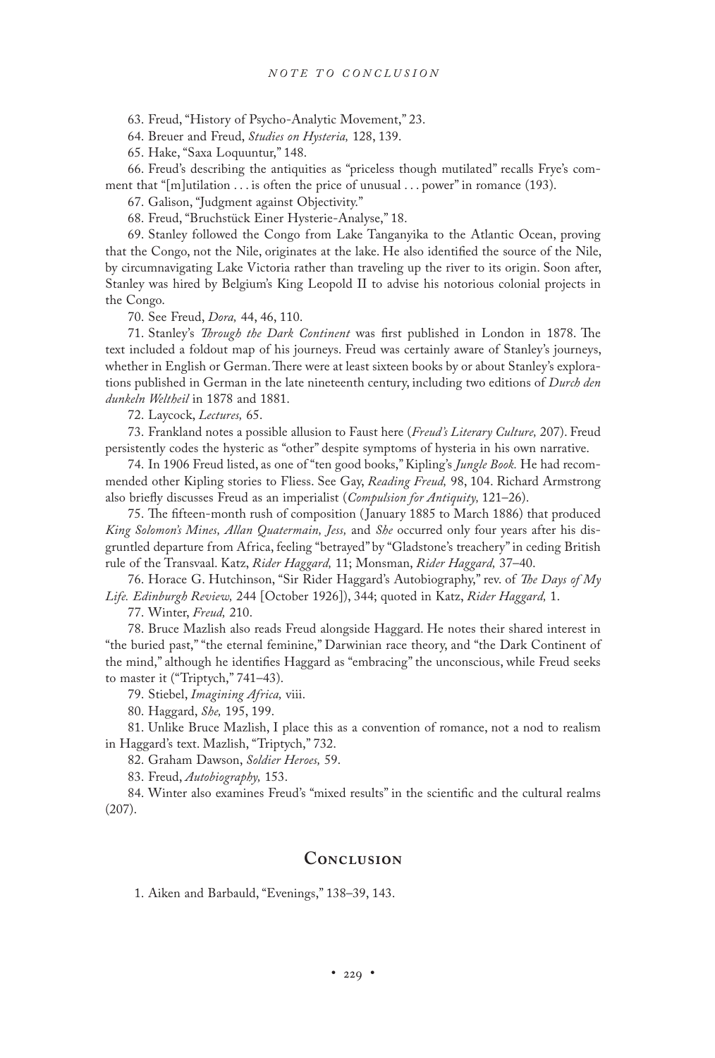63. Freud, "History of Psycho-Analytic Movement," 23.

64. Breuer and Freud, *Studies on Hysteria,* 128, 139.

65. Hake, "Saxa Loquuntur," 148.

66. Freud's describing the antiquities as "priceless though mutilated" recalls Frye's comment that "[m]utilation . . . is often the price of unusual . . . power" in romance (193).

67. Galison, "Judgment against Objectivity."

68. Freud, "Bruchstück Einer Hysterie-Analyse," 18.

69. Stanley followed the Congo from Lake Tanganyika to the Atlantic Ocean, proving that the Congo, not the Nile, originates at the lake. He also identified the source of the Nile, by circumnavigating Lake Victoria rather than traveling up the river to its origin. Soon after, Stanley was hired by Belgium's King Leopold II to advise his notorious colonial projects in the Congo.

70. See Freud, *Dora,* 44, 46, 110.

71. Stanley's *Through the Dark Continent* was first published in London in 1878. The text included a foldout map of his journeys. Freud was certainly aware of Stanley's journeys, whether in English or German. There were at least sixteen books by or about Stanley's explorations published in German in the late nineteenth century, including two editions of *Durch den dunkeln Weltheil* in 1878 and 1881.

72. Laycock, *Lectures,* 65.

73. Frankland notes a possible allusion to Faust here (*Freud's Literary Culture,* 207). Freud persistently codes the hysteric as "other" despite symptoms of hysteria in his own narrative.

74. In 1906 Freud listed, as one of "ten good books," Kipling's *Jungle Book.* He had recommended other Kipling stories to Fliess. See Gay, *Reading Freud,* 98, 104. Richard Armstrong also briefly discusses Freud as an imperialist (*Compulsion for Antiquity,* 121–26).

75. The fifteen-month rush of composition (January 1885 to March 1886) that produced *King Solomon's Mines, Allan Quatermain, Jess,* and *She* occurred only four years after his disgruntled departure from Africa, feeling "betrayed" by "Gladstone's treachery" in ceding British rule of the Transvaal. Katz, *Rider Haggard,* 11; Monsman, *Rider Haggard,* 37–40.

76. Horace G. Hutchinson, "Sir Rider Haggard's Autobiography," rev. of *The Days of My Life. Edinburgh Review,* 244 [October 1926]), 344; quoted in Katz, *Rider Haggard,* 1.

77. Winter, *Freud,* 210.

78. Bruce Mazlish also reads Freud alongside Haggard. He notes their shared interest in "the buried past," "the eternal feminine," Darwinian race theory, and "the Dark Continent of the mind," although he identifies Haggard as "embracing" the unconscious, while Freud seeks to master it ("Triptych," 741–43).

79. Stiebel, *Imagining Africa,* viii.

80. Haggard, *She,* 195, 199.

81. Unlike Bruce Mazlish, I place this as a convention of romance, not a nod to realism in Haggard's text. Mazlish, "Triptych," 732.

82. Graham Dawson, *Soldier Heroes,* 59.

83. Freud, *Autobiography,* 153.

84. Winter also examines Freud's "mixed results" in the scientific and the cultural realms (207).

## Conclusion

1. Aiken and Barbauld, "Evenings," 138–39, 143.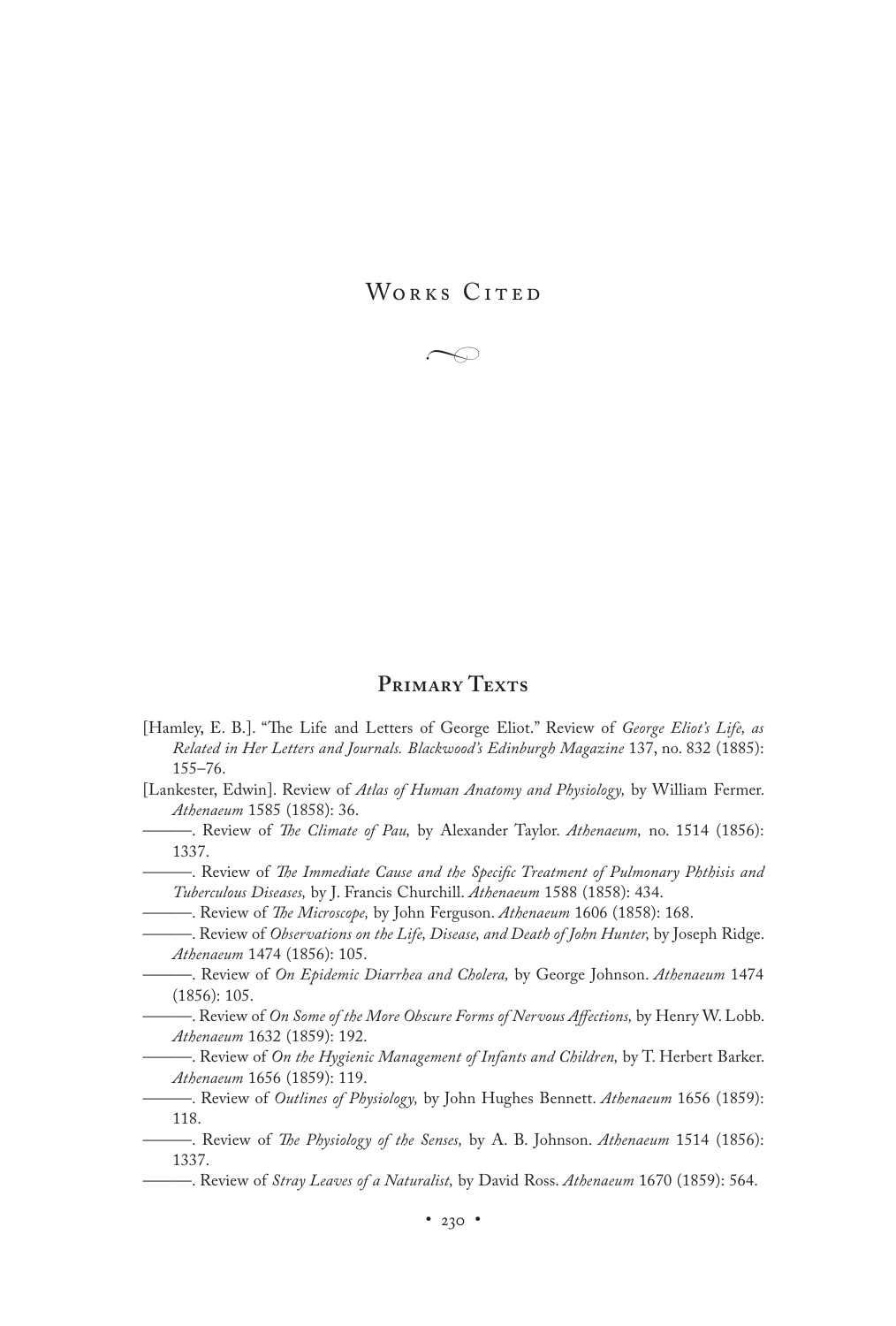# Works Cited

## Primary Texts

[Hamley, E. B.]. "The Life and Letters of George Eliot." Review of *George Eliot's Life, as Related in Her Letters and Journals. Blackwood's Edinburgh Magazine* 137, no. 832 (1885): 155–76.

[Lankester, Edwin]. Review of *Atlas of Human Anatomy and Physiology,* by William Fermer. *Athenaeum* 1585 (1858): 36.

———. Review of *The Climate of Pau,* by Alexander Taylor. *Athenaeum,* no. 1514 (1856): 1337.

———. Review of *The Immediate Cause and the Specific Treatment of Pulmonary Phthisis and Tuberculous Diseases,* by J. Francis Churchill. *Athenaeum* 1588 (1858): 434.

———. Review of *The Microscope,* by John Ferguson. *Athenaeum* 1606 (1858): 168.

———. Review of *Observations on the Life, Disease, and Death of John Hunter,* by Joseph Ridge. *Athenaeum* 1474 (1856): 105.

———. Review of *On Epidemic Diarrhea and Cholera,* by George Johnson. *Athenaeum* 1474 (1856): 105.

———. Review of *On Some of the More Obscure Forms of Nervous Affections,* by Henry W. Lobb. *Athenaeum* 1632 (1859): 192.

———. Review of *On the Hygienic Management of Infants and Children,* by T. Herbert Barker. *Athenaeum* 1656 (1859): 119.

———. Review of *Outlines of Physiology,* by John Hughes Bennett. *Athenaeum* 1656 (1859): 118.

———. Review of *The Physiology of the Senses,* by A. B. Johnson. *Athenaeum* 1514 (1856): 1337.

———. Review of *Stray Leaves of a Naturalist,* by David Ross. *Athenaeum* 1670 (1859): 564.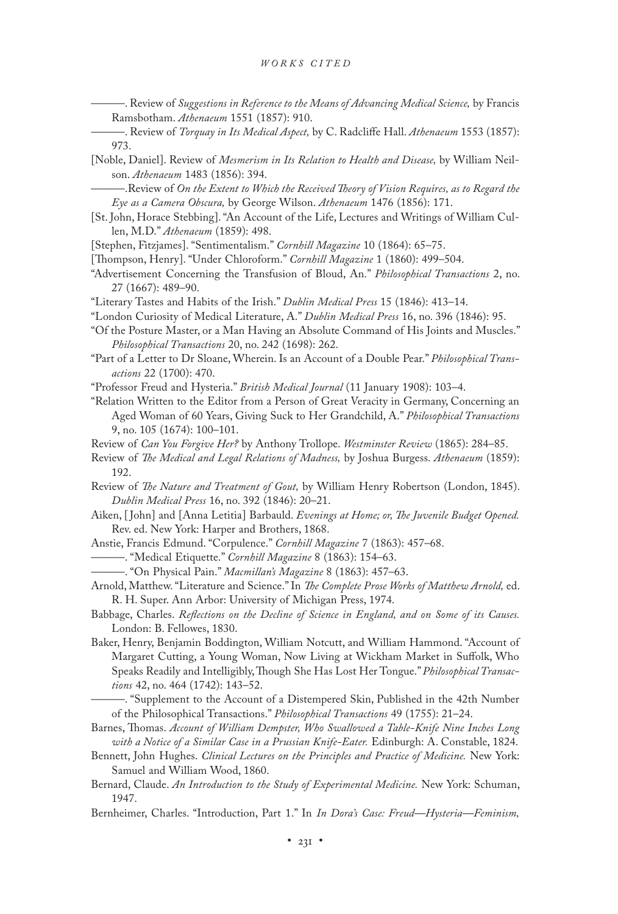———. Review of *Suggestions in Reference to the Means of Advancing Medical Science,* by Francis Ramsbotham. *Athenaeum* 1551 (1857): 910.

———. Review of *Torquay in Its Medical Aspect,* by C. Radcliffe Hall. *Athenaeum* 1553 (1857): 973.

[Noble, Daniel]. Review of *Mesmerism in Its Relation to Health and Disease,* by William Neilson. *Athenaeum* 1483 (1856): 394.

———.Review of *On the Extent to Which the Received Theory of Vision Requires, as to Regard the Eye as a Camera Obscura,* by George Wilson. *Athenaeum* 1476 (1856): 171.

[St. John, Horace Stebbing]. "An Account of the Life, Lectures and Writings of William Cullen, M.D." *Athenaeum* (1859): 498.

[Stephen, Fitzjames]. "Sentimentalism." *Cornhill Magazine* 10 (1864): 65–75.

[Thompson, Henry]. "Under Chloroform." *Cornhill Magazine* 1 (1860): 499–504.

"Advertisement Concerning the Transfusion of Bloud, An." *Philosophical Transactions* 2, no. 27 (1667): 489–90.

"Literary Tastes and Habits of the Irish." *Dublin Medical Press* 15 (1846): 413–14.

"London Curiosity of Medical Literature, A." *Dublin Medical Press* 16, no. 396 (1846): 95.

"Of the Posture Master, or a Man Having an Absolute Command of His Joints and Muscles." *Philosophical Transactions* 20, no. 242 (1698): 262.

"Part of a Letter to Dr Sloane, Wherein. Is an Account of a Double Pear." *Philosophical Transactions* 22 (1700): 470.

"Professor Freud and Hysteria." *British Medical Journal* (11 January 1908): 103–4.

"Relation Written to the Editor from a Person of Great Veracity in Germany, Concerning an Aged Woman of 60 Years, Giving Suck to Her Grandchild, A." *Philosophical Transactions* 9, no. 105 (1674): 100–101.

Review of *Can You Forgive Her?* by Anthony Trollope. *Westminster Review* (1865): 284–85.

Review of *The Medical and Legal Relations of Madness,* by Joshua Burgess. *Athenaeum* (1859): 192.

Review of *The Nature and Treatment of Gout,* by William Henry Robertson (London, 1845). *Dublin Medical Press* 16, no. 392 (1846): 20–21.

Aiken, [John] and [Anna Letitia] Barbauld. *Evenings at Home; or, The Juvenile Budget Opened.* Rev. ed. New York: Harper and Brothers, 1868.

Anstie, Francis Edmund. "Corpulence." *Cornhill Magazine* 7 (1863): 457–68.

———. "Medical Etiquette." *Cornhill Magazine* 8 (1863): 154–63.

———. "On Physical Pain." *Macmillan's Magazine* 8 (1863): 457–63.

Arnold, Matthew. "Literature and Science." In *The Complete Prose Works of Matthew Arnold,* ed. R. H. Super. Ann Arbor: University of Michigan Press, 1974.

Babbage, Charles. *Reflections on the Decline of Science in England, and on Some of its Causes.* London: B. Fellowes, 1830.

Baker, Henry, Benjamin Boddington, William Notcutt, and William Hammond. "Account of Margaret Cutting, a Young Woman, Now Living at Wickham Market in Suffolk, Who Speaks Readily and Intelligibly, Though She Has Lost Her Tongue." *Philosophical Transactions* 42, no. 464 (1742): 143–52.

———. "Supplement to the Account of a Distempered Skin, Published in the 42th Number of the Philosophical Transactions." *Philosophical Transactions* 49 (1755): 21–24.

Barnes, Thomas. *Account of William Dempster, Who Swallowed a Table-Knife Nine Inches Long with a Notice of a Similar Case in a Prussian Knife-Eater.* Edinburgh: A. Constable, 1824.

Bennett, John Hughes. *Clinical Lectures on the Principles and Practice of Medicine.* New York: Samuel and William Wood, 1860.

Bernard, Claude. *An Introduction to the Study of Experimental Medicine.* New York: Schuman, 1947.

Bernheimer, Charles. "Introduction, Part 1." In *In Dora's Case: Freud—Hysteria—Feminism,*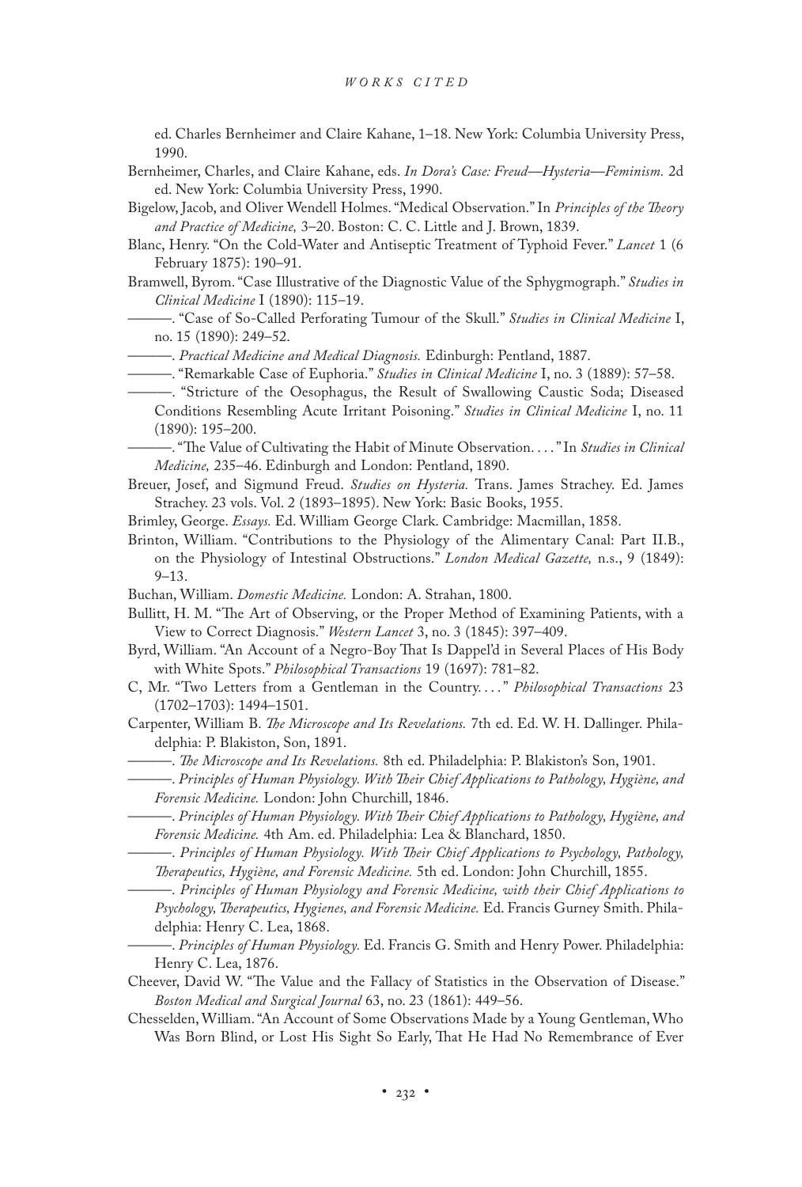ed. Charles Bernheimer and Claire Kahane, 1–18. New York: Columbia University Press, 1990.

Bernheimer, Charles, and Claire Kahane, eds. *In Dora's Case: Freud—Hysteria—Feminism.* 2d ed. New York: Columbia University Press, 1990.

Bigelow, Jacob, and Oliver Wendell Holmes. "Medical Observation." In *Principles of the Theory and Practice of Medicine,* 3–20. Boston: C. C. Little and J. Brown, 1839.

Blanc, Henry. "On the Cold-Water and Antiseptic Treatment of Typhoid Fever." *Lancet* 1 (6 February 1875): 190–91.

Bramwell, Byrom. "Case Illustrative of the Diagnostic Value of the Sphygmograph." *Studies in Clinical Medicine* I (1890): 115–19.

———. "Case of So-Called Perforating Tumour of the Skull." *Studies in Clinical Medicine* I, no. 15 (1890): 249–52.

———. *Practical Medicine and Medical Diagnosis.* Edinburgh: Pentland, 1887.

———. "Remarkable Case of Euphoria." *Studies in Clinical Medicine* I, no. 3 (1889): 57–58.

———. "Stricture of the Oesophagus, the Result of Swallowing Caustic Soda; Diseased Conditions Resembling Acute Irritant Poisoning." *Studies in Clinical Medicine* I, no. 11 (1890): 195–200.

———. "The Value of Cultivating the Habit of Minute Observation. . . ." In *Studies in Clinical Medicine,* 235–46. Edinburgh and London: Pentland, 1890.

Breuer, Josef, and Sigmund Freud. *Studies on Hysteria.* Trans. James Strachey. Ed. James Strachey. 23 vols. Vol. 2 (1893–1895). New York: Basic Books, 1955.

Brimley, George. *Essays.* Ed. William George Clark. Cambridge: Macmillan, 1858.

Brinton, William. "Contributions to the Physiology of the Alimentary Canal: Part II.B., on the Physiology of Intestinal Obstructions." *London Medical Gazette,* n.s., 9 (1849): 9–13.

Buchan, William. *Domestic Medicine.* London: A. Strahan, 1800.

Bullitt, H. M. "The Art of Observing, or the Proper Method of Examining Patients, with a View to Correct Diagnosis." *Western Lancet* 3, no. 3 (1845): 397–409.

Byrd, William. "An Account of a Negro-Boy That Is Dappel'd in Several Places of His Body with White Spots." *Philosophical Transactions* 19 (1697): 781–82.

C, Mr. "Two Letters from a Gentleman in the Country. . . ." *Philosophical Transactions* 23 (1702–1703): 1494–1501.

Carpenter, William B. *The Microscope and Its Revelations.* 7th ed. Ed. W. H. Dallinger. Philadelphia: P. Blakiston, Son, 1891.

———. *The Microscope and Its Revelations.* 8th ed. Philadelphia: P. Blakiston's Son, 1901.

———. *Principles of Human Physiology. With Their Chief Applications to Pathology, Hygiène, and Forensic Medicine.* London: John Churchill, 1846.

———. *Principles of Human Physiology. With Their Chief Applications to Pathology, Hygiène, and Forensic Medicine.* 4th Am. ed. Philadelphia: Lea & Blanchard, 1850.

———. *Principles of Human Physiology. With Their Chief Applications to Psychology, Pathology, Therapeutics, Hygiène, and Forensic Medicine.* 5th ed. London: John Churchill, 1855.

———. *Principles of Human Physiology and Forensic Medicine, with their Chief Applications to Psychology, Therapeutics, Hygienes, and Forensic Medicine.* Ed. Francis Gurney Smith. Philadelphia: Henry C. Lea, 1868.

———. *Principles of Human Physiology.* Ed. Francis G. Smith and Henry Power. Philadelphia: Henry C. Lea, 1876.

Cheever, David W. "The Value and the Fallacy of Statistics in the Observation of Disease." *Boston Medical and Surgical Journal* 63, no. 23 (1861): 449–56.

Chesselden, William. "An Account of Some Observations Made by a Young Gentleman, Who Was Born Blind, or Lost His Sight So Early, That He Had No Remembrance of Ever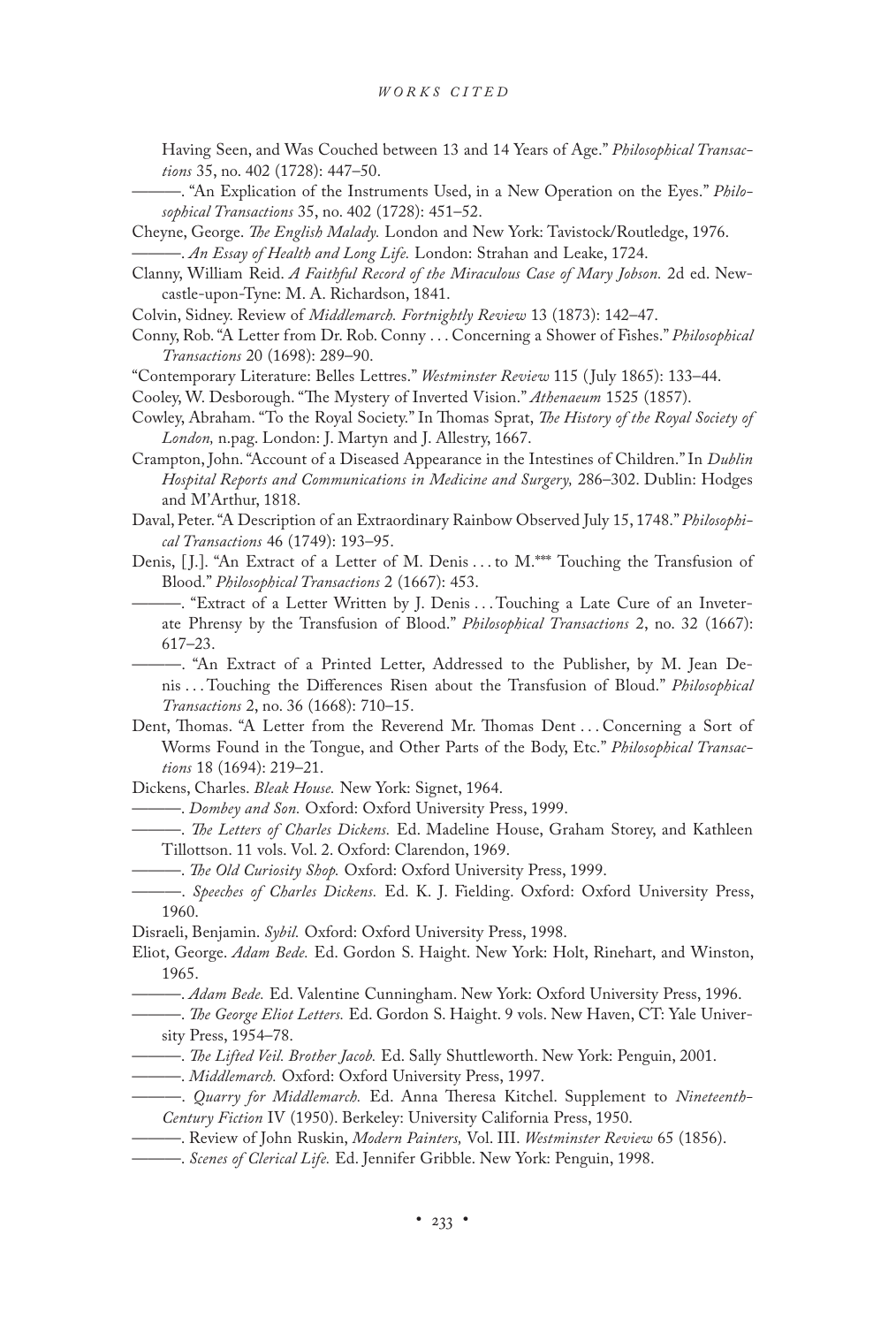Having Seen, and Was Couched between 13 and 14 Years of Age." *Philosophical Transactions* 35, no. 402 (1728): 447–50.

———. "An Explication of the Instruments Used, in a New Operation on the Eyes." *Philosophical Transactions* 35, no. 402 (1728): 451–52.

Cheyne, George. *The English Malady.* London and New York: Tavistock/Routledge, 1976.

———. *An Essay of Health and Long Life.* London: Strahan and Leake, 1724.

Clanny, William Reid. *A Faithful Record of the Miraculous Case of Mary Jobson.* 2d ed. Newcastle-upon-Tyne: M. A. Richardson, 1841.

Colvin, Sidney. Review of *Middlemarch. Fortnightly Review* 13 (1873): 142–47.

Conny, Rob. "A Letter from Dr. Rob. Conny . . . Concerning a Shower of Fishes." *Philosophical Transactions* 20 (1698): 289–90.

"Contemporary Literature: Belles Lettres." *Westminster Review* 115 (July 1865): 133–44.

Cooley, W. Desborough. "The Mystery of Inverted Vision." *Athenaeum* 1525 (1857).

Cowley, Abraham. "To the Royal Society." In Thomas Sprat, *The History of the Royal Society of London,* n.pag. London: J. Martyn and J. Allestry, 1667.

Crampton, John. "Account of a Diseased Appearance in the Intestines of Children." In *Dublin Hospital Reports and Communications in Medicine and Surgery,* 286–302. Dublin: Hodges and M'Arthur, 1818.

Daval, Peter. "A Description of an Extraordinary Rainbow Observed July 15, 1748." *Philosophical Transactions* 46 (1749): 193–95.

Denis, [J.]. "An Extract of a Letter of M. Denis . . . to M.*** Touching the Transfusion of Blood." *Philosophical Transactions* 2 (1667): 453.

———. "Extract of a Letter Written by J. Denis . . . Touching a Late Cure of an Inveterate Phrensy by the Transfusion of Blood." *Philosophical Transactions* 2, no. 32 (1667): 617–23.

———. "An Extract of a Printed Letter, Addressed to the Publisher, by M. Jean Denis . . . Touching the Differences Risen about the Transfusion of Bloud." *Philosophical Transactions* 2, no. 36 (1668): 710–15.

Dent, Thomas. "A Letter from the Reverend Mr. Thomas Dent . . . Concerning a Sort of Worms Found in the Tongue, and Other Parts of the Body, Etc." *Philosophical Transactions* 18 (1694): 219–21.

Dickens, Charles. *Bleak House.* New York: Signet, 1964.

———. *Dombey and Son.* Oxford: Oxford University Press, 1999.

———. *The Letters of Charles Dickens.* Ed. Madeline House, Graham Storey, and Kathleen Tillottson. 11 vols. Vol. 2. Oxford: Clarendon, 1969.

———. *The Old Curiosity Shop.* Oxford: Oxford University Press, 1999.

———. *Speeches of Charles Dickens.* Ed. K. J. Fielding. Oxford: Oxford University Press, 1960.

Disraeli, Benjamin. *Sybil.* Oxford: Oxford University Press, 1998.

Eliot, George. *Adam Bede.* Ed. Gordon S. Haight. New York: Holt, Rinehart, and Winston, 1965.

———. *Adam Bede.* Ed. Valentine Cunningham. New York: Oxford University Press, 1996.

———. *The George Eliot Letters.* Ed. Gordon S. Haight. 9 vols. New Haven, CT: Yale University Press, 1954–78.

———. *The Lifted Veil. Brother Jacob.* Ed. Sally Shuttleworth. New York: Penguin, 2001.

———. *Middlemarch.* Oxford: Oxford University Press, 1997.

———. *Quarry for Middlemarch.* Ed. Anna Theresa Kitchel. Supplement to *Nineteenth-Century Fiction* IV (1950). Berkeley: University California Press, 1950.

———. Review of John Ruskin, *Modern Painters,* Vol. III. *Westminster Review* 65 (1856).

———. *Scenes of Clerical Life.* Ed. Jennifer Gribble. New York: Penguin, 1998.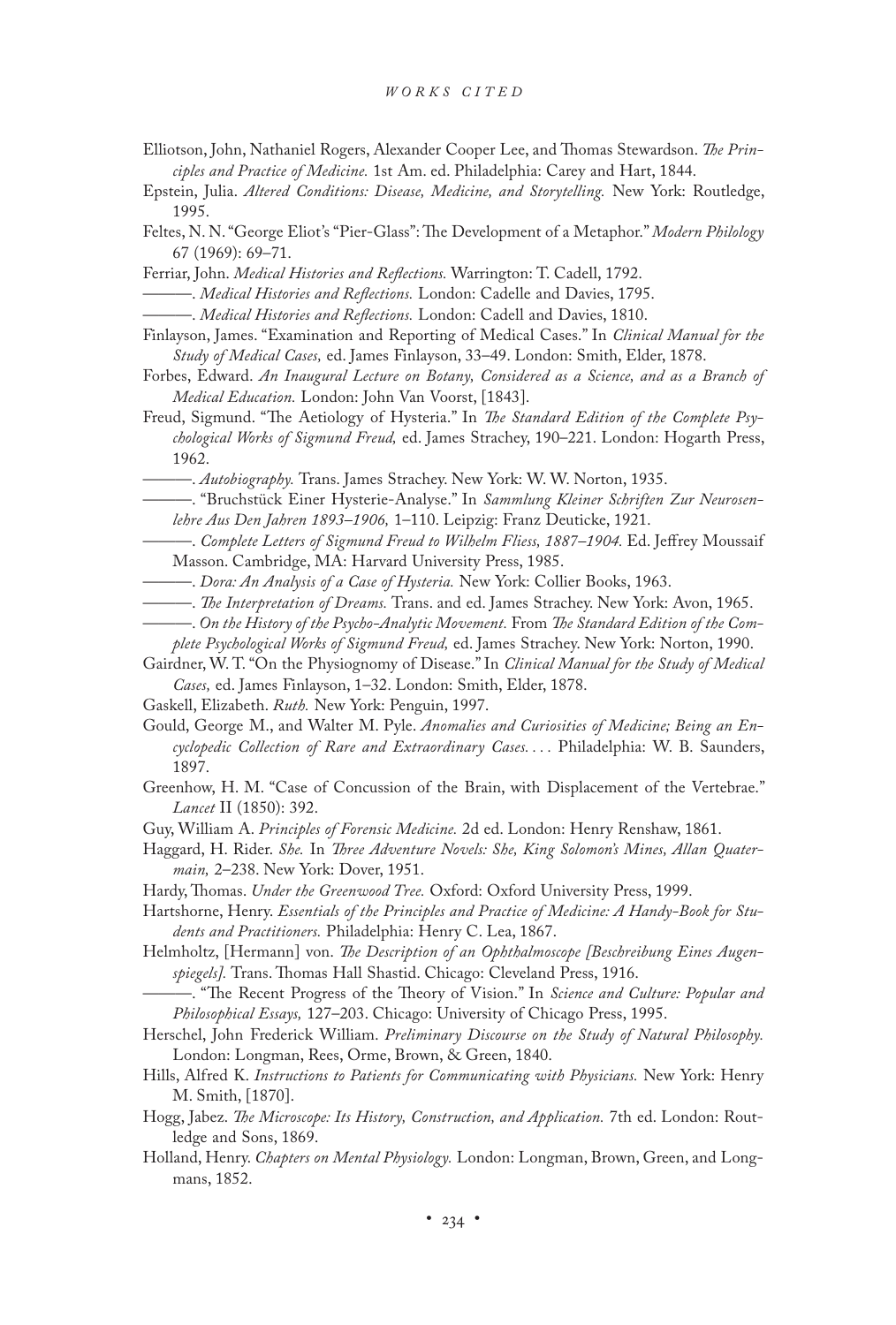Elliotson, John, Nathaniel Rogers, Alexander Cooper Lee, and Thomas Stewardson. *The Principles and Practice of Medicine.* 1st Am. ed. Philadelphia: Carey and Hart, 1844.

Epstein, Julia. *Altered Conditions: Disease, Medicine, and Storytelling.* New York: Routledge, 1995.

Feltes, N. N. "George Eliot's "Pier-Glass": The Development of a Metaphor." *Modern Philology* 67 (1969): 69–71.

Ferriar, John. *Medical Histories and Reflections.* Warrington: T. Cadell, 1792.

———. *Medical Histories and Reflections.* London: Cadelle and Davies, 1795.

———. *Medical Histories and Reflections.* London: Cadell and Davies, 1810.

Finlayson, James. "Examination and Reporting of Medical Cases." In *Clinical Manual for the Study of Medical Cases,* ed. James Finlayson, 33–49. London: Smith, Elder, 1878.

Forbes, Edward. *An Inaugural Lecture on Botany, Considered as a Science, and as a Branch of Medical Education.* London: John Van Voorst, [1843].

Freud, Sigmund. "The Aetiology of Hysteria." In *The Standard Edition of the Complete Psychological Works of Sigmund Freud,* ed. James Strachey, 190–221. London: Hogarth Press, 1962.

———. *Autobiography.* Trans. James Strachey. New York: W. W. Norton, 1935.

———. "Bruchstück Einer Hysterie-Analyse." In *Sammlung Kleiner Schriften Zur Neurosenlehre Aus Den Jahren 1893–1906,* 1–110. Leipzig: Franz Deuticke, 1921.

———. *Complete Letters of Sigmund Freud to Wilhelm Fliess, 1887–1904.* Ed. Jeffrey Moussaif Masson. Cambridge, MA: Harvard University Press, 1985.

———. *Dora: An Analysis of a Case of Hysteria.* New York: Collier Books, 1963.

———. *The Interpretation of Dreams.* Trans. and ed. James Strachey. New York: Avon, 1965.

———. *On the History of the Psycho-Analytic Movement.* From *The Standard Edition of the Complete Psychological Works of Sigmund Freud,* ed. James Strachey. New York: Norton, 1990.

Gairdner, W. T. "On the Physiognomy of Disease." In *Clinical Manual for the Study of Medical Cases,* ed. James Finlayson, 1–32. London: Smith, Elder, 1878.

Gaskell, Elizabeth. *Ruth.* New York: Penguin, 1997.

Gould, George M., and Walter M. Pyle. *Anomalies and Curiosities of Medicine; Being an Encyclopedic Collection of Rare and Extraordinary Cases. . . .* Philadelphia: W. B. Saunders, 1897.

Greenhow, H. M. "Case of Concussion of the Brain, with Displacement of the Vertebrae." *Lancet* II (1850): 392.

Guy, William A. *Principles of Forensic Medicine.* 2d ed. London: Henry Renshaw, 1861.

Haggard, H. Rider. *She.* In *Three Adventure Novels: She, King Solomon's Mines, Allan Quatermain,* 2–238. New York: Dover, 1951.

Hardy, Thomas. *Under the Greenwood Tree.* Oxford: Oxford University Press, 1999.

Hartshorne, Henry. *Essentials of the Principles and Practice of Medicine: A Handy-Book for Students and Practitioners.* Philadelphia: Henry C. Lea, 1867.

Helmholtz, [Hermann] von. *The Description of an Ophthalmoscope [Beschreibung Eines Augenspiegels].* Trans. Thomas Hall Shastid. Chicago: Cleveland Press, 1916.

———. "The Recent Progress of the Theory of Vision." In *Science and Culture: Popular and Philosophical Essays,* 127–203. Chicago: University of Chicago Press, 1995.

Herschel, John Frederick William. *Preliminary Discourse on the Study of Natural Philosophy.* London: Longman, Rees, Orme, Brown, & Green, 1840.

Hills, Alfred K. *Instructions to Patients for Communicating with Physicians.* New York: Henry M. Smith, [1870].

Hogg, Jabez. *The Microscope: Its History, Construction, and Application.* 7th ed. London: Routledge and Sons, 1869.

Holland, Henry. *Chapters on Mental Physiology.* London: Longman, Brown, Green, and Longmans, 1852.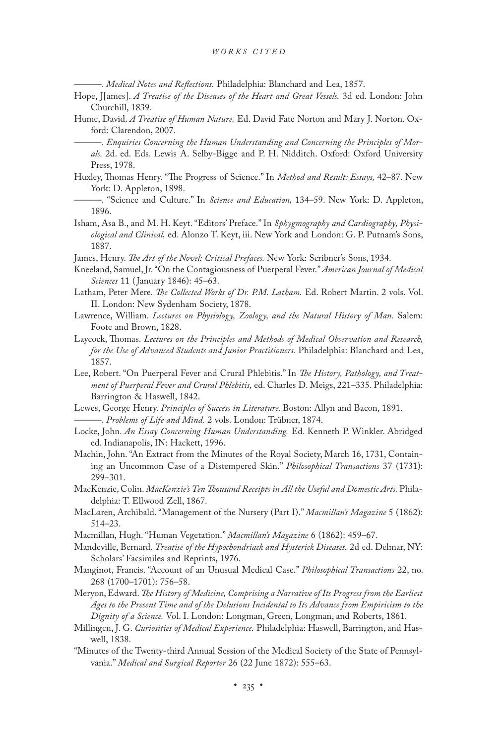———. *Medical Notes and Reflections.* Philadelphia: Blanchard and Lea, 1857.

Hope, J[ames]. *A Treatise of the Diseases of the Heart and Great Vessels.* 3d ed. London: John Churchill, 1839.

Hume, David. *A Treatise of Human Nature.* Ed. David Fate Norton and Mary J. Norton. Oxford: Clarendon, 2007.

———. *Enquiries Concerning the Human Understanding and Concerning the Principles of Morals.* 2d. ed. Eds. Lewis A. Selby-Bigge and P. H. Nidditch. Oxford: Oxford University Press, 1978.

Huxley, Thomas Henry. "The Progress of Science." In *Method and Result: Essays,* 42–87. New York: D. Appleton, 1898.

———. "Science and Culture." In *Science and Education,* 134–59. New York: D. Appleton, 1896.

Isham, Asa B., and M. H. Keyt. "Editors' Preface." In *Sphygmography and Cardiography, Physiological and Clinical,* ed. Alonzo T. Keyt, iii. New York and London: G. P. Putnam's Sons, 1887.

James, Henry. *The Art of the Novel: Critical Prefaces.* New York: Scribner's Sons, 1934.

Kneeland, Samuel, Jr. "On the Contagiousness of Puerperal Fever." *American Journal of Medical Sciences* 11 (January 1846): 45–63.

Latham, Peter Mere. *The Collected Works of Dr. P.M. Latham.* Ed. Robert Martin. 2 vols. Vol. II. London: New Sydenham Society, 1878.

Lawrence, William. *Lectures on Physiology, Zoology, and the Natural History of Man.* Salem: Foote and Brown, 1828.

Laycock, Thomas. *Lectures on the Principles and Methods of Medical Observation and Research, for the Use of Advanced Students and Junior Practitioners.* Philadelphia: Blanchard and Lea, 1857.

Lee, Robert. "On Puerperal Fever and Crural Phlebitis." In *The History, Pathology, and Treatment of Puerperal Fever and Crural Phlebitis,* ed. Charles D. Meigs, 221–335. Philadelphia: Barrington & Haswell, 1842.

Lewes, George Henry. *Principles of Success in Literature.* Boston: Allyn and Bacon, 1891.

———. *Problems of Life and Mind.* 2 vols. London: Trübner, 1874.

Locke, John. *An Essay Concerning Human Understanding.* Ed. Kenneth P. Winkler. Abridged ed. Indianapolis, IN: Hackett, 1996.

Machin, John. "An Extract from the Minutes of the Royal Society, March 16, 1731, Containing an Uncommon Case of a Distempered Skin." *Philosophical Transactions* 37 (1731): 299–301.

MacKenzie, Colin. *MacKenzie's Ten Thousand Receipts in All the Useful and Domestic Arts.* Philadelphia: T. Ellwood Zell, 1867.

MacLaren, Archibald. "Management of the Nursery (Part I)." *Macmillan's Magazine* 5 (1862): 514–23.

Macmillan, Hugh. "Human Vegetation." *Macmillan's Magazine* 6 (1862): 459–67.

Mandeville, Bernard. *Treatise of the Hypochondriack and Hysterick Diseases.* 2d ed. Delmar, NY: Scholars' Facsimiles and Reprints, 1976.

Manginot, Francis. "Account of an Unusual Medical Case." *Philosophical Transactions* 22, no. 268 (1700–1701): 756–58.

Meryon, Edward. *The History of Medicine, Comprising a Narrative of Its Progress from the Earliest Ages to the Present Time and of the Delusions Incidental to Its Advance from Empiricism to the Dignity of a Science.* Vol. I. London: Longman, Green, Longman, and Roberts, 1861.

Millingen, J. G. *Curiosities of Medical Experience.* Philadelphia: Haswell, Barrington, and Haswell, 1838.

"Minutes of the Twenty-third Annual Session of the Medical Society of the State of Pennsylvania." *Medical and Surgical Reporter* 26 (22 June 1872): 555–63.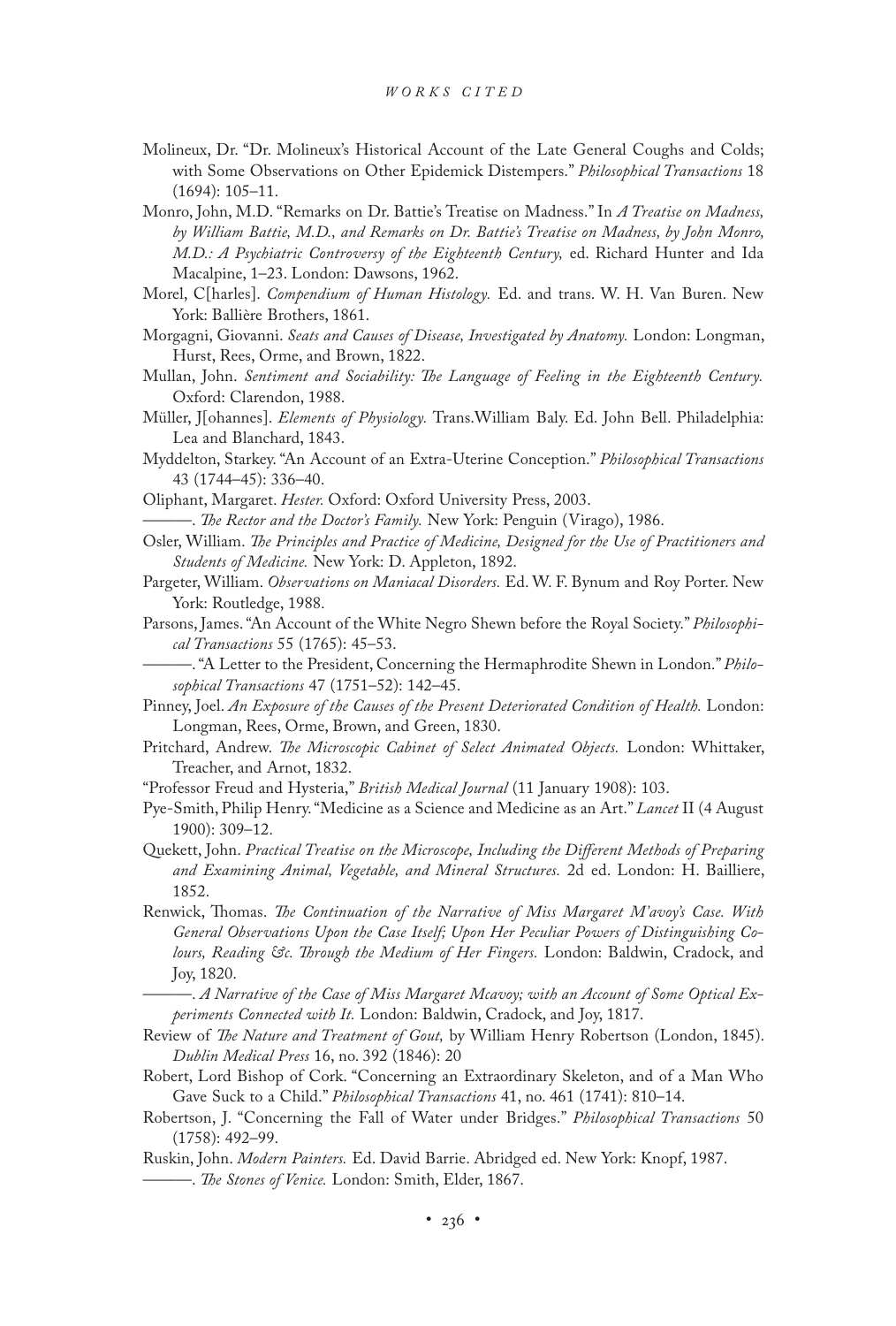Molineux, Dr. "Dr. Molineux's Historical Account of the Late General Coughs and Colds; with Some Observations on Other Epidemick Distempers." *Philosophical Transactions* 18 (1694): 105–11.

Monro, John, M.D. "Remarks on Dr. Battie's Treatise on Madness." In *A Treatise on Madness, by William Battie, M.D., and Remarks on Dr. Battie's Treatise on Madness, by John Monro, M.D.: A Psychiatric Controversy of the Eighteenth Century,* ed. Richard Hunter and Ida Macalpine, 1–23. London: Dawsons, 1962.

Morel, C[harles]. *Compendium of Human Histology.* Ed. and trans. W. H. Van Buren. New York: Ballière Brothers, 1861.

Morgagni, Giovanni. *Seats and Causes of Disease, Investigated by Anatomy.* London: Longman, Hurst, Rees, Orme, and Brown, 1822.

Mullan, John. *Sentiment and Sociability: The Language of Feeling in the Eighteenth Century.* Oxford: Clarendon, 1988.

Müller, J[ohannes]. *Elements of Physiology.* Trans.William Baly. Ed. John Bell. Philadelphia: Lea and Blanchard, 1843.

Myddelton, Starkey. "An Account of an Extra-Uterine Conception." *Philosophical Transactions* 43 (1744–45): 336–40.

Oliphant, Margaret. *Hester.* Oxford: Oxford University Press, 2003.

———. *The Rector and the Doctor's Family.* New York: Penguin (Virago), 1986.

Osler, William. *The Principles and Practice of Medicine, Designed for the Use of Practitioners and Students of Medicine.* New York: D. Appleton, 1892.

Pargeter, William. *Observations on Maniacal Disorders.* Ed. W. F. Bynum and Roy Porter. New York: Routledge, 1988.

Parsons, James. "An Account of the White Negro Shewn before the Royal Society." *Philosophical Transactions* 55 (1765): 45–53.

———. "A Letter to the President, Concerning the Hermaphrodite Shewn in London." *Philosophical Transactions* 47 (1751–52): 142–45.

Pinney, Joel. *An Exposure of the Causes of the Present Deteriorated Condition of Health.* London: Longman, Rees, Orme, Brown, and Green, 1830.

Pritchard, Andrew. *The Microscopic Cabinet of Select Animated Objects.* London: Whittaker, Treacher, and Arnot, 1832.

"Professor Freud and Hysteria," *British Medical Journal* (11 January 1908): 103.

Pye-Smith, Philip Henry. "Medicine as a Science and Medicine as an Art." *Lancet* II (4 August 1900): 309–12.

Quekett, John. *Practical Treatise on the Microscope, Including the Different Methods of Preparing and Examining Animal, Vegetable, and Mineral Structures.* 2d ed. London: H. Bailliere, 1852.

Renwick, Thomas. *The Continuation of the Narrative of Miss Margaret M'avoy's Case. With General Observations Upon the Case Itself; Upon Her Peculiar Powers of Distinguishing Colours, Reading &c. Through the Medium of Her Fingers.* London: Baldwin, Cradock, and Joy, 1820.

———. *A Narrative of the Case of Miss Margaret Mcavoy; with an Account of Some Optical Experiments Connected with It.* London: Baldwin, Cradock, and Joy, 1817.

Review of *The Nature and Treatment of Gout,* by William Henry Robertson (London, 1845). *Dublin Medical Press* 16, no. 392 (1846): 20

Robert, Lord Bishop of Cork. "Concerning an Extraordinary Skeleton, and of a Man Who Gave Suck to a Child." *Philosophical Transactions* 41, no. 461 (1741): 810–14.

Robertson, J. "Concerning the Fall of Water under Bridges." *Philosophical Transactions* 50 (1758): 492–99.

Ruskin, John. *Modern Painters.* Ed. David Barrie. Abridged ed. New York: Knopf, 1987.

———. *The Stones of Venice.* London: Smith, Elder, 1867.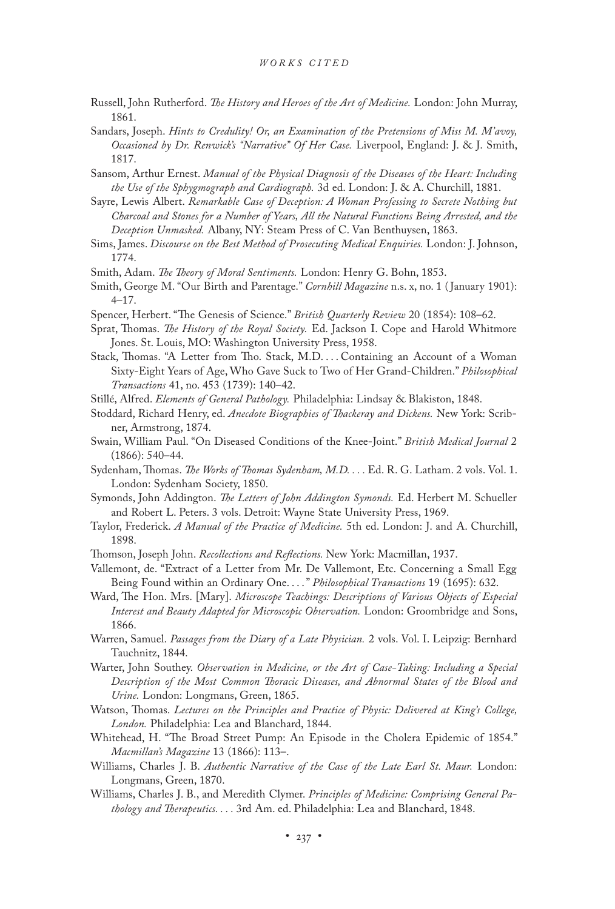Russell, John Rutherford. *The History and Heroes of the Art of Medicine.* London: John Murray, 1861.

Sandars, Joseph. *Hints to Credulity! Or, an Examination of the Pretensions of Miss M. M'avoy, Occasioned by Dr. Renwick's "Narrative" Of Her Case.* Liverpool, England: J. & J. Smith, 1817.

Sansom, Arthur Ernest. *Manual of the Physical Diagnosis of the Diseases of the Heart: Including the Use of the Sphygmograph and Cardiograph.* 3d ed. London: J. & A. Churchill, 1881.

Sayre, Lewis Albert. *Remarkable Case of Deception: A Woman Professing to Secrete Nothing but Charcoal and Stones for a Number of Years, All the Natural Functions Being Arrested, and the Deception Unmasked.* Albany, NY: Steam Press of C. Van Benthuysen, 1863.

Sims, James. *Discourse on the Best Method of Prosecuting Medical Enquiries.* London: J. Johnson, 1774.

Smith, Adam. *The Theory of Moral Sentiments.* London: Henry G. Bohn, 1853.

Smith, George M. "Our Birth and Parentage." *Cornhill Magazine* n.s. x, no. 1 (January 1901): 4–17.

Spencer, Herbert. "The Genesis of Science." *British Quarterly Review* 20 (1854): 108–62.

Sprat, Thomas. *The History of the Royal Society.* Ed. Jackson I. Cope and Harold Whitmore Jones. St. Louis, MO: Washington University Press, 1958.

Stack, Thomas. "A Letter from Tho. Stack, M.D. . . . Containing an Account of a Woman Sixty-Eight Years of Age, Who Gave Suck to Two of Her Grand-Children." *Philosophical Transactions* 41, no. 453 (1739): 140–42.

Stillé, Alfred. *Elements of General Pathology.* Philadelphia: Lindsay & Blakiston, 1848.

Stoddard, Richard Henry, ed. *Anecdote Biographies of Thackeray and Dickens.* New York: Scribner, Armstrong, 1874.

Swain, William Paul. "On Diseased Conditions of the Knee-Joint." *British Medical Journal* 2 (1866): 540–44.

Sydenham, Thomas. *The Works of Thomas Sydenham, M.D. . . .* Ed. R. G. Latham. 2 vols. Vol. 1. London: Sydenham Society, 1850.

Symonds, John Addington. *The Letters of John Addington Symonds.* Ed. Herbert M. Schueller and Robert L. Peters. 3 vols. Detroit: Wayne State University Press, 1969.

Taylor, Frederick. *A Manual of the Practice of Medicine.* 5th ed. London: J. and A. Churchill, 1898.

Thomson, Joseph John. *Recollections and Reflections.* New York: Macmillan, 1937.

Vallemont, de. "Extract of a Letter from Mr. De Vallemont, Etc. Concerning a Small Egg Being Found within an Ordinary One. . . ." *Philosophical Transactions* 19 (1695): 632.

Ward, The Hon. Mrs. [Mary]. *Microscope Teachings: Descriptions of Various Objects of Especial Interest and Beauty Adapted for Microscopic Observation.* London: Groombridge and Sons, 1866.

Warren, Samuel. *Passages from the Diary of a Late Physician.* 2 vols. Vol. I. Leipzig: Bernhard Tauchnitz, 1844.

Warter, John Southey. *Observation in Medicine, or the Art of Case-Taking: Including a Special Description of the Most Common Thoracic Diseases, and Abnormal States of the Blood and Urine.* London: Longmans, Green, 1865.

Watson, Thomas. *Lectures on the Principles and Practice of Physic: Delivered at King's College, London.* Philadelphia: Lea and Blanchard, 1844.

Whitehead, H. "The Broad Street Pump: An Episode in the Cholera Epidemic of 1854." *Macmillan's Magazine* 13 (1866): 113–.

Williams, Charles J. B. *Authentic Narrative of the Case of the Late Earl St. Maur.* London: Longmans, Green, 1870.

Williams, Charles J. B., and Meredith Clymer. *Principles of Medicine: Comprising General Pathology and Therapeutics. . . .* 3rd Am. ed. Philadelphia: Lea and Blanchard, 1848.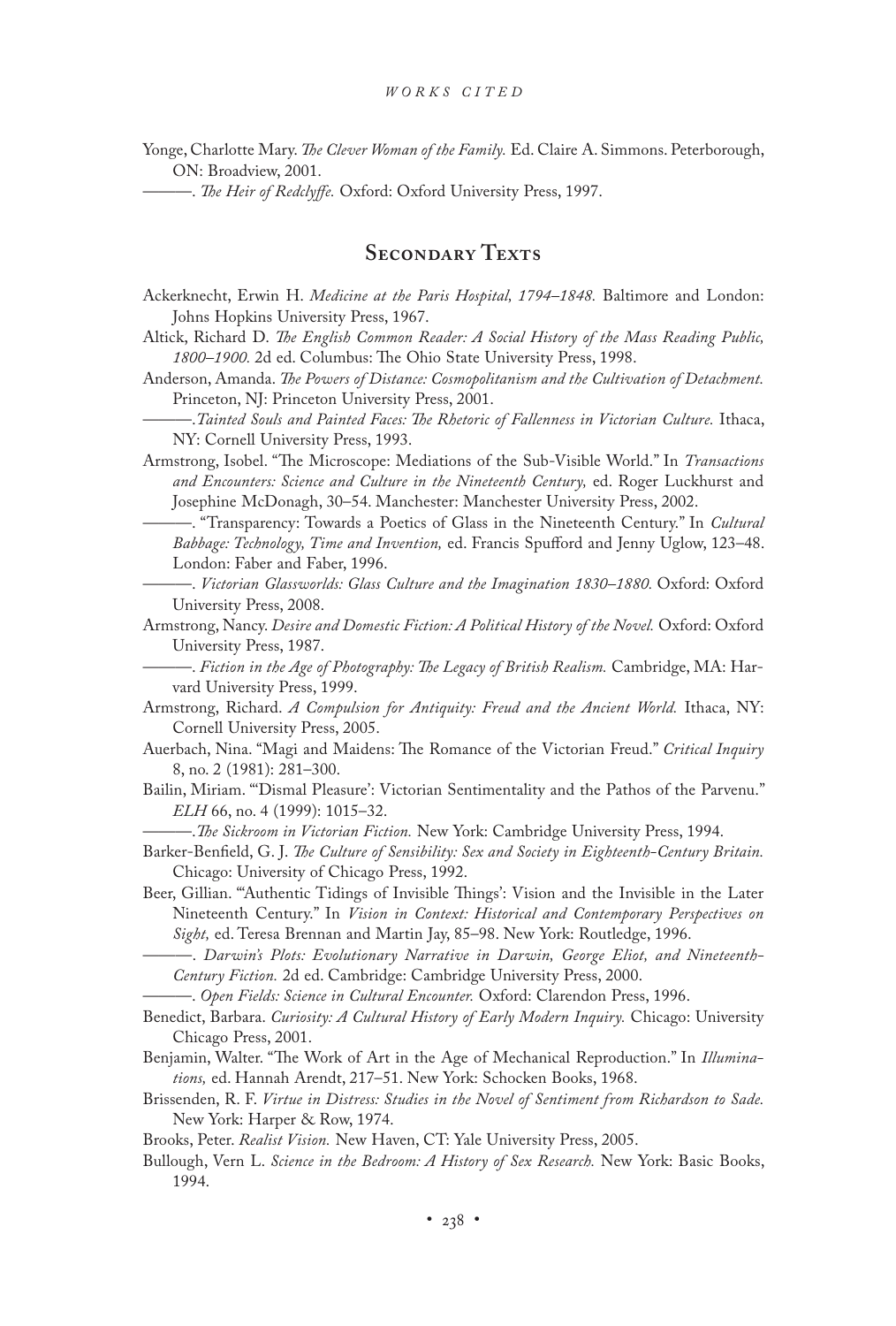Yonge, Charlotte Mary. *The Clever Woman of the Family.* Ed. Claire A. Simmons. Peterborough, ON: Broadview, 2001.

———. *The Heir of Redclyffe.* Oxford: Oxford University Press, 1997.

## Secondary Texts

Ackerknecht, Erwin H. *Medicine at the Paris Hospital, 1794–1848.* Baltimore and London: Johns Hopkins University Press, 1967.

Altick, Richard D. *The English Common Reader: A Social History of the Mass Reading Public, 1800–1900.* 2d ed. Columbus: The Ohio State University Press, 1998.

Anderson, Amanda. *The Powers of Distance: Cosmopolitanism and the Cultivation of Detachment.* Princeton, NJ: Princeton University Press, 2001.

———. *Tainted Souls and Painted Faces: The Rhetoric of Fallenness in Victorian Culture.* Ithaca, NY: Cornell University Press, 1993.

Armstrong, Isobel. "The Microscope: Mediations of the Sub-Visible World." In *Transactions and Encounters: Science and Culture in the Nineteenth Century,* ed. Roger Luckhurst and Josephine McDonagh, 30–54. Manchester: Manchester University Press, 2002.

———. "Transparency: Towards a Poetics of Glass in the Nineteenth Century." In *Cultural Babbage: Technology, Time and Invention,* ed. Francis Spufford and Jenny Uglow, 123–48. London: Faber and Faber, 1996.

———. *Victorian Glassworlds: Glass Culture and the Imagination 1830–1880.* Oxford: Oxford University Press, 2008.

Armstrong, Nancy. *Desire and Domestic Fiction: A Political History of the Novel.* Oxford: Oxford University Press, 1987.

———. *Fiction in the Age of Photography: The Legacy of British Realism.* Cambridge, MA: Harvard University Press, 1999.

Armstrong, Richard. *A Compulsion for Antiquity: Freud and the Ancient World.* Ithaca, NY: Cornell University Press, 2005.

Auerbach, Nina. "Magi and Maidens: The Romance of the Victorian Freud." *Critical Inquiry* 8, no. 2 (1981): 281–300.

Bailin, Miriam. "'Dismal Pleasure': Victorian Sentimentality and the Pathos of the Parvenu." *ELH* 66, no. 4 (1999): 1015–32.

———. *The Sickroom in Victorian Fiction.* New York: Cambridge University Press, 1994.

Barker-Benfield, G. J. *The Culture of Sensibility: Sex and Society in Eighteenth-Century Britain.* Chicago: University of Chicago Press, 1992.

Beer, Gillian. "'Authentic Tidings of Invisible Things': Vision and the Invisible in the Later Nineteenth Century." In *Vision in Context: Historical and Contemporary Perspectives on Sight,* ed. Teresa Brennan and Martin Jay, 85–98. New York: Routledge, 1996.

———. *Darwin's Plots: Evolutionary Narrative in Darwin, George Eliot, and Nineteenth-Century Fiction.* 2d ed. Cambridge: Cambridge University Press, 2000.

———. *Open Fields: Science in Cultural Encounter.* Oxford: Clarendon Press, 1996.

Benedict, Barbara. *Curiosity: A Cultural History of Early Modern Inquiry.* Chicago: University Chicago Press, 2001.

Benjamin, Walter. "The Work of Art in the Age of Mechanical Reproduction." In *Illuminations,* ed. Hannah Arendt, 217–51. New York: Schocken Books, 1968.

Brissenden, R. F. *Virtue in Distress: Studies in the Novel of Sentiment from Richardson to Sade.* New York: Harper & Row, 1974.

Brooks, Peter. *Realist Vision.* New Haven, CT: Yale University Press, 2005.

Bullough, Vern L. *Science in the Bedroom: A History of Sex Research.* New York: Basic Books, 1994.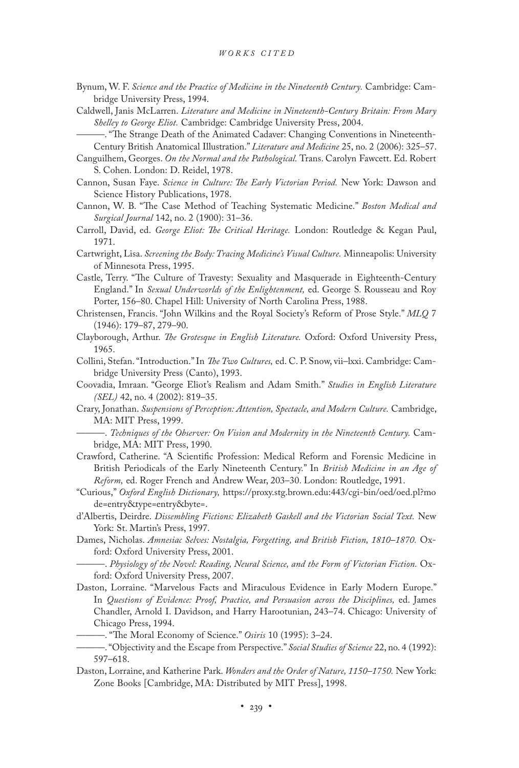Bynum, W. F. *Science and the Practice of Medicine in the Nineteenth Century.* Cambridge: Cambridge University Press, 1994.

Caldwell, Janis McLarren. *Literature and Medicine in Nineteenth-Century Britain: From Mary Shelley to George Eliot.* Cambridge: Cambridge University Press, 2004.

———. "The Strange Death of the Animated Cadaver: Changing Conventions in Nineteenth-Century British Anatomical Illustration." *Literature and Medicine* 25, no. 2 (2006): 325–57.

Canguilhem, Georges. *On the Normal and the Pathological.* Trans. Carolyn Fawcett. Ed. Robert S. Cohen. London: D. Reidel, 1978.

Cannon, Susan Faye. *Science in Culture: The Early Victorian Period.* New York: Dawson and Science History Publications, 1978.

Cannon, W. B. "The Case Method of Teaching Systematic Medicine." *Boston Medical and Surgical Journal* 142, no. 2 (1900): 31–36.

Carroll, David, ed. *George Eliot: The Critical Heritage.* London: Routledge & Kegan Paul, 1971.

Cartwright, Lisa. *Screening the Body: Tracing Medicine's Visual Culture.* Minneapolis: University of Minnesota Press, 1995.

Castle, Terry. "The Culture of Travesty: Sexuality and Masquerade in Eighteenth-Century England." In *Sexual Underworlds of the Enlightenment,* ed. George S. Rousseau and Roy Porter, 156–80. Chapel Hill: University of North Carolina Press, 1988.

Christensen, Francis. "John Wilkins and the Royal Society's Reform of Prose Style." *MLQ* 7 (1946): 179–87, 279–90.

Clayborough, Arthur. *The Grotesque in English Literature.* Oxford: Oxford University Press, 1965.

Collini, Stefan. "Introduction." In *The Two Cultures,* ed. C. P. Snow, vii–lxxi. Cambridge: Cambridge University Press (Canto), 1993.

Coovadia, Imraan. "George Eliot's Realism and Adam Smith." *Studies in English Literature (SEL)* 42, no. 4 (2002): 819–35.

Crary, Jonathan. *Suspensions of Perception: Attention, Spectacle, and Modern Culture.* Cambridge, MA: MIT Press, 1999.

———. *Techniques of the Observer: On Vision and Modernity in the Nineteenth Century.* Cambridge, MA: MIT Press, 1990.

Crawford, Catherine. "A Scientific Profession: Medical Reform and Forensic Medicine in British Periodicals of the Early Nineteenth Century." In *British Medicine in an Age of Reform,* ed. Roger French and Andrew Wear, 203–30. London: Routledge, 1991.

"Curious," *Oxford English Dictionary,* https://proxy.stg.brown.edu:443/cgi-bin/oed/oed.pl?mode=entry&type=entry&byte=.

d'Albertis, Deirdre. *Dissembling Fictions: Elizabeth Gaskell and the Victorian Social Text.* New York: St. Martin's Press, 1997.

Dames, Nicholas. *Amnesiac Selves: Nostalgia, Forgetting, and British Fiction, 1810–1870.* Oxford: Oxford University Press, 2001.

———. *Physiology of the Novel: Reading, Neural Science, and the Form of Victorian Fiction.* Oxford: Oxford University Press, 2007.

Daston, Lorraine. "Marvelous Facts and Miraculous Evidence in Early Modern Europe." In *Questions of Evidence: Proof, Practice, and Persuasion across the Disciplines,* ed. James Chandler, Arnold I. Davidson, and Harry Harootunian, 243–74. Chicago: University of Chicago Press, 1994.

———. "The Moral Economy of Science." *Osiris* 10 (1995): 3–24.

———. "Objectivity and the Escape from Perspective." *Social Studies of Science* 22, no. 4 (1992): 597–618.

Daston, Lorraine, and Katherine Park. *Wonders and the Order of Nature, 1150–1750.* New York: Zone Books [Cambridge, MA: Distributed by MIT Press], 1998.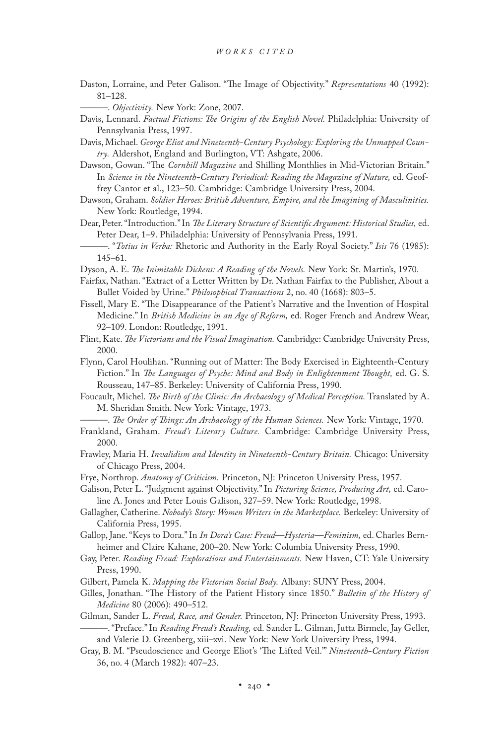Daston, Lorraine, and Peter Galison. "The Image of Objectivity." *Representations* 40 (1992): 81–128.

———. *Objectivity.* New York: Zone, 2007.

Davis, Lennard. *Factual Fictions: The Origins of the English Novel.* Philadelphia: University of Pennsylvania Press, 1997.

Davis, Michael. *George Eliot and Nineteenth-Century Psychology: Exploring the Unmapped Country.* Aldershot, England and Burlington, VT: Ashgate, 2006.

Dawson, Gowan. "The *Cornhill Magazine* and Shilling Monthlies in Mid-Victorian Britain." In *Science in the Nineteenth-Century Periodical: Reading the Magazine of Nature,* ed. Geoffrey Cantor et al., 123–50. Cambridge: Cambridge University Press, 2004.

Dawson, Graham. *Soldier Heroes: British Adventure, Empire, and the Imagining of Masculinities.* New York: Routledge, 1994.

Dear, Peter. "Introduction." In *The Literary Structure of Scientific Argument: Historical Studies,* ed. Peter Dear, 1–9. Philadelphia: University of Pennsylvania Press, 1991.

———. "*Totius in Verba:* Rhetoric and Authority in the Early Royal Society." *Isis* 76 (1985): 145–61.

Dyson, A. E. *The Inimitable Dickens: A Reading of the Novels.* New York: St. Martin's, 1970.

Fairfax, Nathan. "Extract of a Letter Written by Dr. Nathan Fairfax to the Publisher, About a Bullet Voided by Urine." *Philosophical Transactions* 2, no. 40 (1668): 803–5.

Fissell, Mary E. "The Disappearance of the Patient's Narrative and the Invention of Hospital Medicine." In *British Medicine in an Age of Reform,* ed. Roger French and Andrew Wear, 92–109. London: Routledge, 1991.

Flint, Kate. *The Victorians and the Visual Imagination.* Cambridge: Cambridge University Press, 2000.

Flynn, Carol Houlihan. "Running out of Matter: The Body Exercised in Eighteenth-Century Fiction." In *The Languages of Psyche: Mind and Body in Enlightenment Thought,* ed. G. S. Rousseau, 147–85. Berkeley: University of California Press, 1990.

Foucault, Michel. *The Birth of the Clinic: An Archaeology of Medical Perception.* Translated by A. M. Sheridan Smith. New York: Vintage, 1973.

———. *The Order of Things: An Archaeology of the Human Sciences.* New York: Vintage, 1970.

Frankland, Graham. *Freud's Literary Culture.* Cambridge: Cambridge University Press, 2000.

Frawley, Maria H. *Invalidism and Identity in Nineteenth-Century Britain.* Chicago: University of Chicago Press, 2004.

Frye, Northrop. *Anatomy of Criticism.* Princeton, NJ: Princeton University Press, 1957.

Galison, Peter L. "Judgment against Objectivity." In *Picturing Science, Producing Art,* ed. Caroline A. Jones and Peter Louis Galison, 327–59. New York: Routledge, 1998.

Gallagher, Catherine. *Nobody's Story: Women Writers in the Marketplace.* Berkeley: University of California Press, 1995.

Gallop, Jane. "Keys to Dora." In *In Dora's Case: Freud—Hysteria—Feminism,* ed. Charles Bernheimer and Claire Kahane, 200–20. New York: Columbia University Press, 1990.

Gay, Peter. *Reading Freud: Explorations and Entertainments.* New Haven, CT: Yale University Press, 1990.

Gilbert, Pamela K. *Mapping the Victorian Social Body.* Albany: SUNY Press, 2004.

Gilles, Jonathan. "The History of the Patient History since 1850." *Bulletin of the History of Medicine* 80 (2006): 490–512.

Gilman, Sander L. *Freud, Race, and Gender.* Princeton, NJ: Princeton University Press, 1993.

———. "Preface." In *Reading Freud's Reading,* ed. Sander L. Gilman, Jutta Birmele, Jay Geller, and Valerie D. Greenberg, xiii–xvi. New York: New York University Press, 1994.

Gray, B. M. "Pseudoscience and George Eliot's 'The Lifted Veil.'" *Nineteenth-Century Fiction* 36, no. 4 (March 1982): 407–23.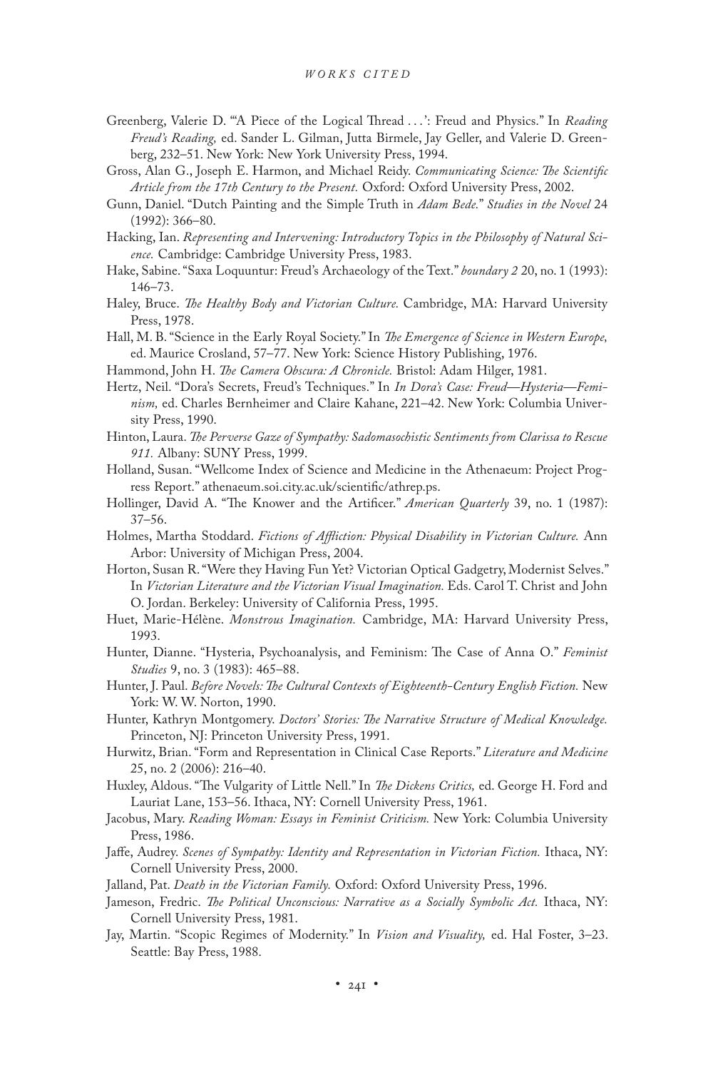Greenberg, Valerie D. "'A Piece of the Logical Thread . . .': Freud and Physics." In *Reading Freud's Reading,* ed. Sander L. Gilman, Jutta Birmele, Jay Geller, and Valerie D. Greenberg, 232–51. New York: New York University Press, 1994.

Gross, Alan G., Joseph E. Harmon, and Michael Reidy. *Communicating Science: The Scientific Article from the 17th Century to the Present.* Oxford: Oxford University Press, 2002.

Gunn, Daniel. "Dutch Painting and the Simple Truth in *Adam Bede.*" *Studies in the Novel* 24 (1992): 366–80.

Hacking, Ian. *Representing and Intervening: Introductory Topics in the Philosophy of Natural Science.* Cambridge: Cambridge University Press, 1983.

Hake, Sabine. "Saxa Loquuntur: Freud's Archaeology of the Text." *boundary 2* 20, no. 1 (1993): 146–73.

Haley, Bruce. *The Healthy Body and Victorian Culture.* Cambridge, MA: Harvard University Press, 1978.

Hall, M. B. "Science in the Early Royal Society." In *The Emergence of Science in Western Europe,* ed. Maurice Crosland, 57–77. New York: Science History Publishing, 1976.

Hammond, John H. *The Camera Obscura: A Chronicle.* Bristol: Adam Hilger, 1981.

Hertz, Neil. "Dora's Secrets, Freud's Techniques." In *In Dora's Case: Freud—Hysteria—Feminism,* ed. Charles Bernheimer and Claire Kahane, 221–42. New York: Columbia University Press, 1990.

Hinton, Laura. *The Perverse Gaze of Sympathy: Sadomasochistic Sentiments from Clarissa to Rescue 911.* Albany: SUNY Press, 1999.

Holland, Susan. "Wellcome Index of Science and Medicine in the Athenaeum: Project Progress Report." athenaeum.soi.city.ac.uk/scientific/athrep.ps.

Hollinger, David A. "The Knower and the Artificer." *American Quarterly* 39, no. 1 (1987): 37–56.

Holmes, Martha Stoddard. *Fictions of Affliction: Physical Disability in Victorian Culture.* Ann Arbor: University of Michigan Press, 2004.

Horton, Susan R. "Were they Having Fun Yet? Victorian Optical Gadgetry, Modernist Selves." In *Victorian Literature and the Victorian Visual Imagination.* Eds. Carol T. Christ and John O. Jordan. Berkeley: University of California Press, 1995.

Huet, Marie-Hélène. *Monstrous Imagination.* Cambridge, MA: Harvard University Press, 1993.

Hunter, Dianne. "Hysteria, Psychoanalysis, and Feminism: The Case of Anna O." *Feminist Studies* 9, no. 3 (1983): 465–88.

Hunter, J. Paul. *Before Novels: The Cultural Contexts of Eighteenth-Century English Fiction.* New York: W. W. Norton, 1990.

Hunter, Kathryn Montgomery. *Doctors' Stories: The Narrative Structure of Medical Knowledge.* Princeton, NJ: Princeton University Press, 1991.

Hurwitz, Brian. "Form and Representation in Clinical Case Reports." *Literature and Medicine* 25, no. 2 (2006): 216–40.

Huxley, Aldous. "The Vulgarity of Little Nell." In *The Dickens Critics,* ed. George H. Ford and Lauriat Lane, 153–56. Ithaca, NY: Cornell University Press, 1961.

Jacobus, Mary. *Reading Woman: Essays in Feminist Criticism.* New York: Columbia University Press, 1986.

Jaffe, Audrey. *Scenes of Sympathy: Identity and Representation in Victorian Fiction.* Ithaca, NY: Cornell University Press, 2000.

Jalland, Pat. *Death in the Victorian Family.* Oxford: Oxford University Press, 1996.

Jameson, Fredric. *The Political Unconscious: Narrative as a Socially Symbolic Act.* Ithaca, NY: Cornell University Press, 1981.

Jay, Martin. "Scopic Regimes of Modernity." In *Vision and Visuality,* ed. Hal Foster, 3–23. Seattle: Bay Press, 1988.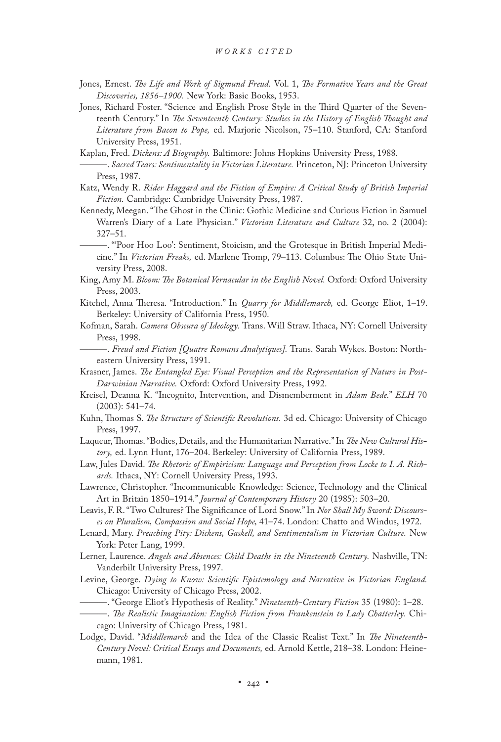Jones, Ernest. *The Life and Work of Sigmund Freud.* Vol. 1, *The Formative Years and the Great Discoveries, 1856–1900.* New York: Basic Books, 1953.

Jones, Richard Foster. "Science and English Prose Style in the Third Quarter of the Seventeenth Century." In *The Seventeenth Century: Studies in the History of English Thought and Literature from Bacon to Pope,* ed. Marjorie Nicolson, 75–110. Stanford, CA: Stanford University Press, 1951.

Kaplan, Fred. *Dickens: A Biography.* Baltimore: Johns Hopkins University Press, 1988.

———. *Sacred Tears: Sentimentality in Victorian Literature.* Princeton, NJ: Princeton University Press, 1987.

Katz, Wendy R. *Rider Haggard and the Fiction of Empire: A Critical Study of British Imperial Fiction.* Cambridge: Cambridge University Press, 1987.

Kennedy, Meegan. "The Ghost in the Clinic: Gothic Medicine and Curious Fiction in Samuel Warren's Diary of a Late Physician." *Victorian Literature and Culture* 32, no. 2 (2004): 327–51.

———. "'Poor Hoo Loo': Sentiment, Stoicism, and the Grotesque in British Imperial Medicine." In *Victorian Freaks,* ed. Marlene Tromp, 79–113. Columbus: The Ohio State University Press, 2008.

King, Amy M. *Bloom: The Botanical Vernacular in the English Novel.* Oxford: Oxford University Press, 2003.

Kitchel, Anna Theresa. "Introduction." In *Quarry for Middlemarch,* ed. George Eliot, 1–19. Berkeley: University of California Press, 1950.

Kofman, Sarah. *Camera Obscura of Ideology.* Trans. Will Straw. Ithaca, NY: Cornell University Press, 1998.

———. *Freud and Fiction [Quatre Romans Analytiques].* Trans. Sarah Wykes. Boston: Northeastern University Press, 1991.

Krasner, James. *The Entangled Eye: Visual Perception and the Representation of Nature in Post-Darwinian Narrative.* Oxford: Oxford University Press, 1992.

Kreisel, Deanna K. "Incognito, Intervention, and Dismemberment in *Adam Bede.*" *ELH* 70 (2003): 541–74.

Kuhn, Thomas S. *The Structure of Scientific Revolutions.* 3d ed. Chicago: University of Chicago Press, 1997.

Laqueur, Thomas. "Bodies, Details, and the Humanitarian Narrative." In *The New Cultural History,* ed. Lynn Hunt, 176–204. Berkeley: University of California Press, 1989.

Law, Jules David. *The Rhetoric of Empiricism: Language and Perception from Locke to I. A. Richards.* Ithaca, NY: Cornell University Press, 1993.

Lawrence, Christopher. "Incommunicable Knowledge: Science, Technology and the Clinical Art in Britain 1850–1914." *Journal of Contemporary History* 20 (1985): 503–20.

Leavis, F. R. "Two Cultures? The Significance of Lord Snow." In *Nor Shall My Sword: Discourses on Pluralism, Compassion and Social Hope,* 41–74. London: Chatto and Windus, 1972.

Lenard, Mary. *Preaching Pity: Dickens, Gaskell, and Sentimentalism in Victorian Culture.* New York: Peter Lang, 1999.

Lerner, Laurence. *Angels and Absences: Child Deaths in the Nineteenth Century.* Nashville, TN: Vanderbilt University Press, 1997.

Levine, George. *Dying to Know: Scientific Epistemology and Narrative in Victorian England.* Chicago: University of Chicago Press, 2002.

———. "George Eliot's Hypothesis of Reality." *Nineteenth-Century Fiction* 35 (1980): 1–28.

———. *The Realistic Imagination: English Fiction from Frankenstein to Lady Chatterley.* Chicago: University of Chicago Press, 1981.

Lodge, David. "*Middlemarch* and the Idea of the Classic Realist Text." In *The Nineteenth-Century Novel: Critical Essays and Documents,* ed. Arnold Kettle, 218–38. London: Heinemann, 1981.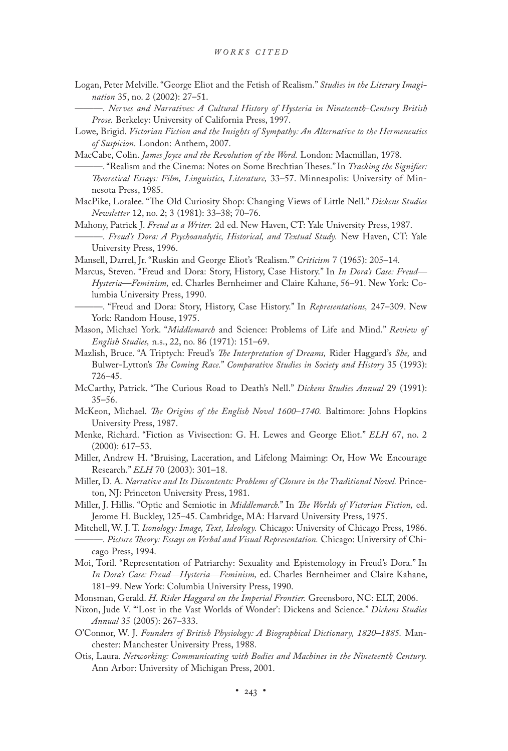Logan, Peter Melville. "George Eliot and the Fetish of Realism." *Studies in the Literary Imagination* 35, no. 2 (2002): 27–51.

———. *Nerves and Narratives: A Cultural History of Hysteria in Nineteenth-Century British Prose.* Berkeley: University of California Press, 1997.

Lowe, Brigid. *Victorian Fiction and the Insights of Sympathy: An Alternative to the Hermeneutics of Suspicion.* London: Anthem, 2007.

MacCabe, Colin. *James Joyce and the Revolution of the Word.* London: Macmillan, 1978.

———. "Realism and the Cinema: Notes on Some Brechtian Theses." In *Tracking the Signifier: Theoretical Essays: Film, Linguistics, Literature,* 33–57. Minneapolis: University of Minnesota Press, 1985.

MacPike, Loralee. "The Old Curiosity Shop: Changing Views of Little Nell." *Dickens Studies Newsletter* 12, no. 2; 3 (1981): 33–38; 70–76.

Mahony, Patrick J. *Freud as a Writer.* 2d ed. New Haven, CT: Yale University Press, 1987.

———. *Freud's Dora: A Psychoanalytic, Historical, and Textual Study.* New Haven, CT: Yale University Press, 1996.

Mansell, Darrel, Jr. "Ruskin and George Eliot's 'Realism.'" *Criticism* 7 (1965): 205–14.

Marcus, Steven. "Freud and Dora: Story, History, Case History." In *In Dora's Case: Freud—Hysteria—Feminism,* ed. Charles Bernheimer and Claire Kahane, 56–91. New York: Columbia University Press, 1990.

———. "Freud and Dora: Story, History, Case History." In *Representations,* 247–309. New York: Random House, 1975.

Mason, Michael York. "*Middlemarch* and Science: Problems of Life and Mind." *Review of English Studies,* n.s., 22, no. 86 (1971): 151–69.

Mazlish, Bruce. "A Triptych: Freud's *The Interpretation of Dreams,* Rider Haggard's *She,* and Bulwer-Lytton's *The Coming Race.*" *Comparative Studies in Society and History* 35 (1993): 726–45.

McCarthy, Patrick. "The Curious Road to Death's Nell." *Dickens Studies Annual* 29 (1991): 35–56.

McKeon, Michael. *The Origins of the English Novel 1600–1740.* Baltimore: Johns Hopkins University Press, 1987.

Menke, Richard. "Fiction as Vivisection: G. H. Lewes and George Eliot." *ELH* 67, no. 2 (2000): 617–53.

Miller, Andrew H. "Bruising, Laceration, and Lifelong Maiming: Or, How We Encourage Research." *ELH* 70 (2003): 301–18.

Miller, D. A. *Narrative and Its Discontents: Problems of Closure in the Traditional Novel.* Princeton, NJ: Princeton University Press, 1981.

Miller, J. Hillis. "Optic and Semiotic in *Middlemarch.*" In *The Worlds of Victorian Fiction,* ed. Jerome H. Buckley, 125–45. Cambridge, MA: Harvard University Press, 1975.

Mitchell, W. J. T. *Iconology: Image, Text, Ideology.* Chicago: University of Chicago Press, 1986.

———. *Picture Theory: Essays on Verbal and Visual Representation.* Chicago: University of Chicago Press, 1994.

Moi, Toril. "Representation of Patriarchy: Sexuality and Epistemology in Freud's Dora." In *In Dora's Case: Freud—Hysteria—Feminism,* ed. Charles Bernheimer and Claire Kahane, 181–99. New York: Columbia University Press, 1990.

Monsman, Gerald. *H. Rider Haggard on the Imperial Frontier.* Greensboro, NC: ELT, 2006.

Nixon, Jude V. "'Lost in the Vast Worlds of Wonder': Dickens and Science." *Dickens Studies Annual* 35 (2005): 267–333.

O'Connor, W. J. *Founders of British Physiology: A Biographical Dictionary, 1820–1885.* Manchester: Manchester University Press, 1988.

Otis, Laura. *Networking: Communicating with Bodies and Machines in the Nineteenth Century.* Ann Arbor: University of Michigan Press, 2001.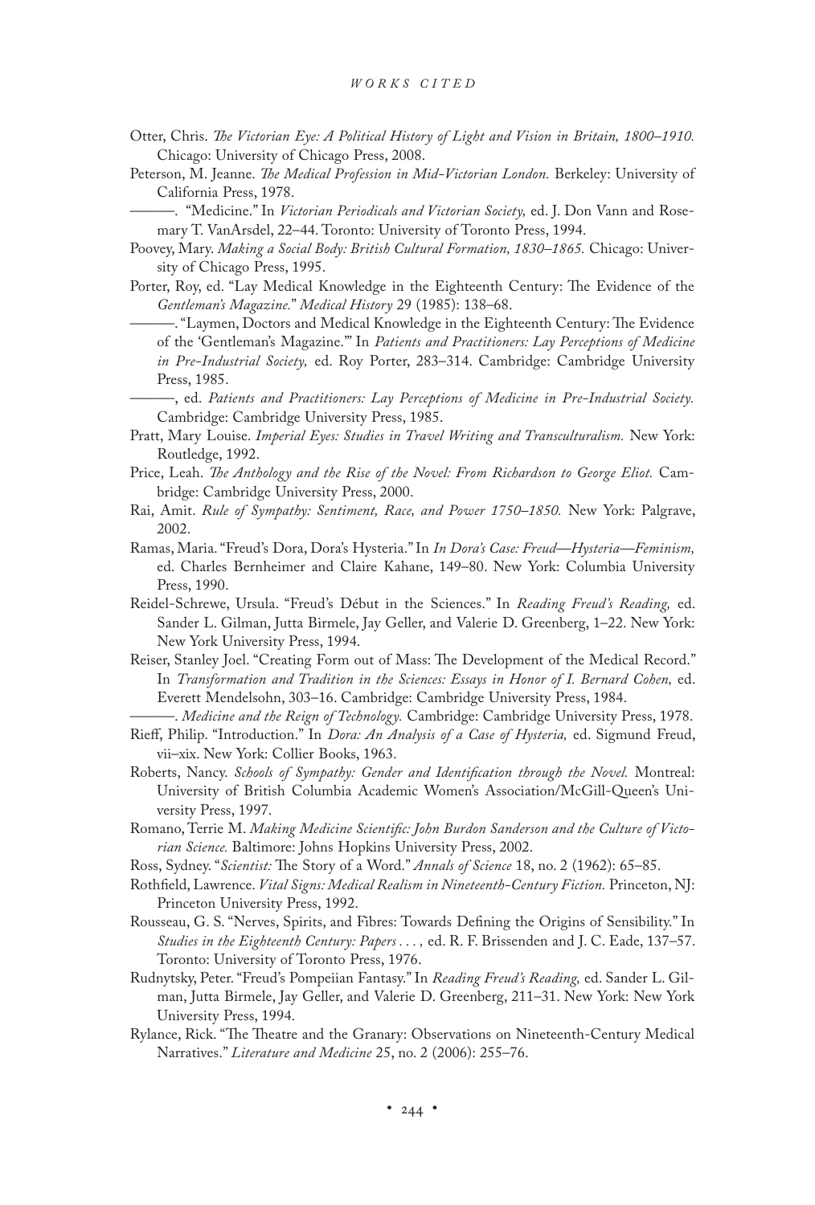Otter, Chris. *The Victorian Eye: A Political History of Light and Vision in Britain, 1800–1910.* Chicago: University of Chicago Press, 2008.

Peterson, M. Jeanne. *The Medical Profession in Mid-Victorian London.* Berkeley: University of California Press, 1978.

———. "Medicine." In *Victorian Periodicals and Victorian Society,* ed. J. Don Vann and Rosemary T. VanArsdel, 22–44. Toronto: University of Toronto Press, 1994.

Poovey, Mary. *Making a Social Body: British Cultural Formation, 1830–1865.* Chicago: University of Chicago Press, 1995.

Porter, Roy, ed. "Lay Medical Knowledge in the Eighteenth Century: The Evidence of the *Gentleman's Magazine.*" *Medical History* 29 (1985): 138–68.

———. "Laymen, Doctors and Medical Knowledge in the Eighteenth Century: The Evidence of the 'Gentleman's Magazine.'" In *Patients and Practitioners: Lay Perceptions of Medicine in Pre-Industrial Society,* ed. Roy Porter, 283–314. Cambridge: Cambridge University Press, 1985.

———, ed. *Patients and Practitioners: Lay Perceptions of Medicine in Pre-Industrial Society.* Cambridge: Cambridge University Press, 1985.

Pratt, Mary Louise. *Imperial Eyes: Studies in Travel Writing and Transculturalism.* New York: Routledge, 1992.

Price, Leah. *The Anthology and the Rise of the Novel: From Richardson to George Eliot.* Cambridge: Cambridge University Press, 2000.

Rai, Amit. *Rule of Sympathy: Sentiment, Race, and Power 1750–1850.* New York: Palgrave, 2002.

Ramas, Maria. "Freud's Dora, Dora's Hysteria." In *In Dora's Case: Freud—Hysteria—Feminism,* ed. Charles Bernheimer and Claire Kahane, 149–80. New York: Columbia University Press, 1990.

Reidel-Schrewe, Ursula. "Freud's Début in the Sciences." In *Reading Freud's Reading,* ed. Sander L. Gilman, Jutta Birmele, Jay Geller, and Valerie D. Greenberg, 1–22. New York: New York University Press, 1994.

Reiser, Stanley Joel. "Creating Form out of Mass: The Development of the Medical Record." In *Transformation and Tradition in the Sciences: Essays in Honor of I. Bernard Cohen,* ed. Everett Mendelsohn, 303–16. Cambridge: Cambridge University Press, 1984.

———. *Medicine and the Reign of Technology.* Cambridge: Cambridge University Press, 1978.

Rieff, Philip. "Introduction." In *Dora: An Analysis of a Case of Hysteria,* ed. Sigmund Freud, vii–xix. New York: Collier Books, 1963.

Roberts, Nancy. *Schools of Sympathy: Gender and Identification through the Novel.* Montreal: University of British Columbia Academic Women's Association/McGill-Queen's University Press, 1997.

Romano, Terrie M. *Making Medicine Scientific: John Burdon Sanderson and the Culture of Victorian Science.* Baltimore: Johns Hopkins University Press, 2002.

Ross, Sydney. "*Scientist:* The Story of a Word." *Annals of Science* 18, no. 2 (1962): 65–85.

Rothfield, Lawrence. *Vital Signs: Medical Realism in Nineteenth-Century Fiction.* Princeton, NJ: Princeton University Press, 1992.

Rousseau, G. S. "Nerves, Spirits, and Fibres: Towards Defining the Origins of Sensibility." In *Studies in the Eighteenth Century: Papers . . . ,* ed. R. F. Brissenden and J. C. Eade, 137–57. Toronto: University of Toronto Press, 1976.

Rudnytsky, Peter. "Freud's Pompeiian Fantasy." In *Reading Freud's Reading,* ed. Sander L. Gilman, Jutta Birmele, Jay Geller, and Valerie D. Greenberg, 211–31. New York: New York University Press, 1994.

Rylance, Rick. "The Theatre and the Granary: Observations on Nineteenth-Century Medical Narratives." *Literature and Medicine* 25, no. 2 (2006): 255–76.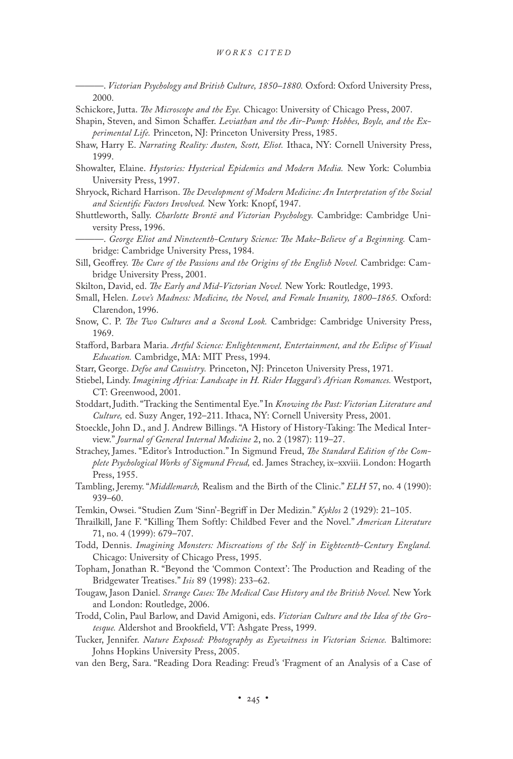———. *Victorian Psychology and British Culture, 1850–1880.* Oxford: Oxford University Press, 2000.

Schickore, Jutta. *The Microscope and the Eye.* Chicago: University of Chicago Press, 2007.

Shapin, Steven, and Simon Schaffer. *Leviathan and the Air-Pump: Hobbes, Boyle, and the Experimental Life.* Princeton, NJ: Princeton University Press, 1985.

Shaw, Harry E. *Narrating Reality: Austen, Scott, Eliot.* Ithaca, NY: Cornell University Press, 1999.

Showalter, Elaine. *Hystories: Hysterical Epidemics and Modern Media.* New York: Columbia University Press, 1997.

Shryock, Richard Harrison. *The Development of Modern Medicine: An Interpretation of the Social and Scientific Factors Involved.* New York: Knopf, 1947.

Shuttleworth, Sally. *Charlotte Brontë and Victorian Psychology.* Cambridge: Cambridge University Press, 1996.

———. *George Eliot and Nineteenth-Century Science: The Make-Believe of a Beginning.* Cambridge: Cambridge University Press, 1984.

Sill, Geoffrey. *The Cure of the Passions and the Origins of the English Novel.* Cambridge: Cambridge University Press, 2001.

Skilton, David, ed. *The Early and Mid-Victorian Novel.* New York: Routledge, 1993.

Small, Helen. *Love's Madness: Medicine, the Novel, and Female Insanity, 1800–1865.* Oxford: Clarendon, 1996.

Snow, C. P. *The Two Cultures and a Second Look.* Cambridge: Cambridge University Press, 1969.

Stafford, Barbara Maria. *Artful Science: Enlightenment, Entertainment, and the Eclipse of Visual Education.* Cambridge, MA: MIT Press, 1994.

Starr, George. *Defoe and Casuistry.* Princeton, NJ: Princeton University Press, 1971.

Stiebel, Lindy. *Imagining Africa: Landscape in H. Rider Haggard's African Romances.* Westport, CT: Greenwood, 2001.

Stoddart, Judith. "Tracking the Sentimental Eye." In *Knowing the Past: Victorian Literature and Culture,* ed. Suzy Anger, 192–211. Ithaca, NY: Cornell University Press, 2001.

Stoeckle, John D., and J. Andrew Billings. "A History of History-Taking: The Medical Interview." *Journal of General Internal Medicine* 2, no. 2 (1987): 119–27.

Strachey, James. "Editor's Introduction." In Sigmund Freud, *The Standard Edition of the Complete Psychological Works of Sigmund Freud,* ed. James Strachey, ix–xxviii. London: Hogarth Press, 1955.

Tambling, Jeremy. "*Middlemarch,* Realism and the Birth of the Clinic." *ELH* 57, no. 4 (1990): 939–60.

Temkin, Owsei. "Studien Zum 'Sinn'-Begriff in Der Medizin." *Kyklos* 2 (1929): 21–105.

Thrailkill, Jane F. "Killing Them Softly: Childbed Fever and the Novel." *American Literature* 71, no. 4 (1999): 679–707.

Todd, Dennis. *Imagining Monsters: Miscreations of the Self in Eighteenth-Century England.* Chicago: University of Chicago Press, 1995.

Topham, Jonathan R. "Beyond the 'Common Context': The Production and Reading of the Bridgewater Treatises." *Isis* 89 (1998): 233–62.

Tougaw, Jason Daniel. *Strange Cases: The Medical Case History and the British Novel.* New York and London: Routledge, 2006.

Trodd, Colin, Paul Barlow, and David Amigoni, eds. *Victorian Culture and the Idea of the Grotesque.* Aldershot and Brookfield, VT: Ashgate Press, 1999.

Tucker, Jennifer. *Nature Exposed: Photography as Eyewitness in Victorian Science.* Baltimore: Johns Hopkins University Press, 2005.

van den Berg, Sara. "Reading Dora Reading: Freud's 'Fragment of an Analysis of a Case of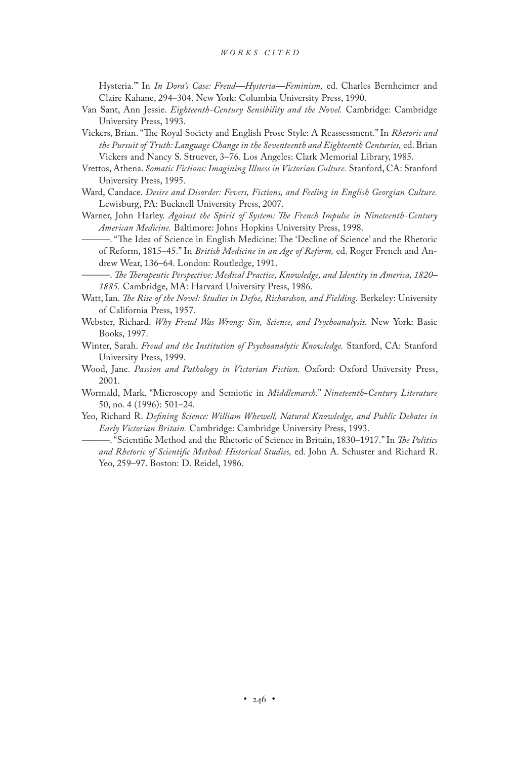Hysteria.'" In *In Dora's Case: Freud—Hysteria—Feminism,* ed. Charles Bernheimer and Claire Kahane, 294–304. New York: Columbia University Press, 1990.

Van Sant, Ann Jessie. *Eighteenth-Century Sensibility and the Novel.* Cambridge: Cambridge University Press, 1993.

Vickers, Brian. "The Royal Society and English Prose Style: A Reassessment." In *Rhetoric and the Pursuit of Truth: Language Change in the Seventeenth and Eighteenth Centuries,* ed. Brian Vickers and Nancy S. Struever, 3–76. Los Angeles: Clark Memorial Library, 1985.

Vrettos, Athena. *Somatic Fictions: Imagining Illness in Victorian Culture.* Stanford, CA: Stanford University Press, 1995.

Ward, Candace. *Desire and Disorder: Fevers, Fictions, and Feeling in English Georgian Culture.* Lewisburg, PA: Bucknell University Press, 2007.

Warner, John Harley. *Against the Spirit of System: The French Impulse in Nineteenth-Century American Medicine.* Baltimore: Johns Hopkins University Press, 1998.

———. "The Idea of Science in English Medicine: The 'Decline of Science' and the Rhetoric of Reform, 1815–45." In *British Medicine in an Age of Reform,* ed. Roger French and Andrew Wear, 136–64. London: Routledge, 1991.

———. *The Therapeutic Perspective: Medical Practice, Knowledge, and Identity in America, 1820–1885.* Cambridge, MA: Harvard University Press, 1986.

Watt, Ian. *The Rise of the Novel: Studies in Defoe, Richardson, and Fielding.* Berkeley: University of California Press, 1957.

Webster, Richard. *Why Freud Was Wrong: Sin, Science, and Psychoanalysis.* New York: Basic Books, 1997.

Winter, Sarah. *Freud and the Institution of Psychoanalytic Knowledge.* Stanford, CA: Stanford University Press, 1999.

Wood, Jane. *Passion and Pathology in Victorian Fiction.* Oxford: Oxford University Press, 2001.

Wormald, Mark. "Microscopy and Semiotic in *Middlemarch.*" *Nineteenth-Century Literature* 50, no. 4 (1996): 501–24.

Yeo, Richard R. *Defining Science: William Whewell, Natural Knowledge, and Public Debates in Early Victorian Britain.* Cambridge: Cambridge University Press, 1993.

———. "Scientific Method and the Rhetoric of Science in Britain, 1830–1917." In *The Politics and Rhetoric of Scientific Method: Historical Studies,* ed. John A. Schuster and Richard R. Yeo, 259–97. Boston: D. Reidel, 1986.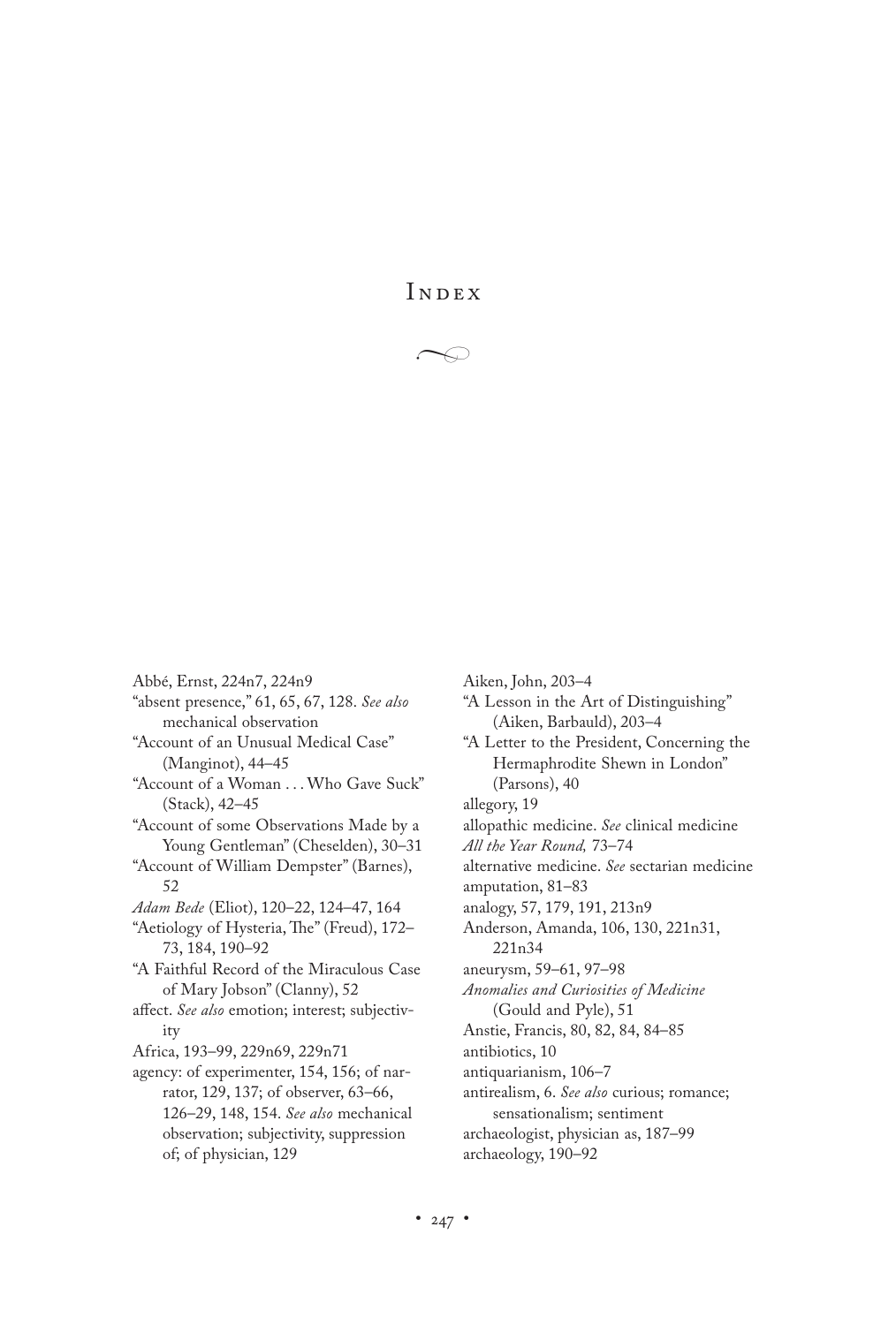# Index

Abbé, Ernst, 224n7, 224n9
"absent presence," 61, 65, 67, 128. *See also* mechanical observation
"Account of an Unusual Medical Case" (Manginot), 44–45
"Account of a Woman . . . Who Gave Suck" (Stack), 42–45
"Account of some Observations Made by a Young Gentleman" (Cheselden), 30–31
"Account of William Dempster" (Barnes), 52
*Adam Bede* (Eliot), 120–22, 124–47, 164
"Aetiology of Hysteria, The" (Freud), 172–73, 184, 190–92
"A Faithful Record of the Miraculous Case of Mary Jobson" (Clanny), 52
affect. *See also* emotion; interest; subjectivity
Africa, 193–99, 229n69, 229n71
agency: of experimenter, 154, 156; of narrator, 129, 137; of observer, 63–66, 126–29, 148, 154. *See also* mechanical observation; subjectivity, suppression of; of physician, 129
Aiken, John, 203–4
"A Lesson in the Art of Distinguishing" (Aiken, Barbauld), 203–4
"A Letter to the President, Concerning the Hermaphrodite Shewn in London" (Parsons), 40
allegory, 19
allopathic medicine. *See* clinical medicine
*All the Year Round,* 73–74
alternative medicine. *See* sectarian medicine
amputation, 81–83
analogy, 57, 179, 191, 213n9
Anderson, Amanda, 106, 130, 221n31, 221n34
aneurysm, 59–61, 97–98
*Anomalies and Curiosities of Medicine* (Gould and Pyle), 51
Anstie, Francis, 80, 82, 84, 84–85
antibiotics, 10
antiquarianism, 106–7
antirealism, 6. *See also* curious; romance; sensationalism; sentiment
archaeologist, physician as, 187–99
archaeology, 190–92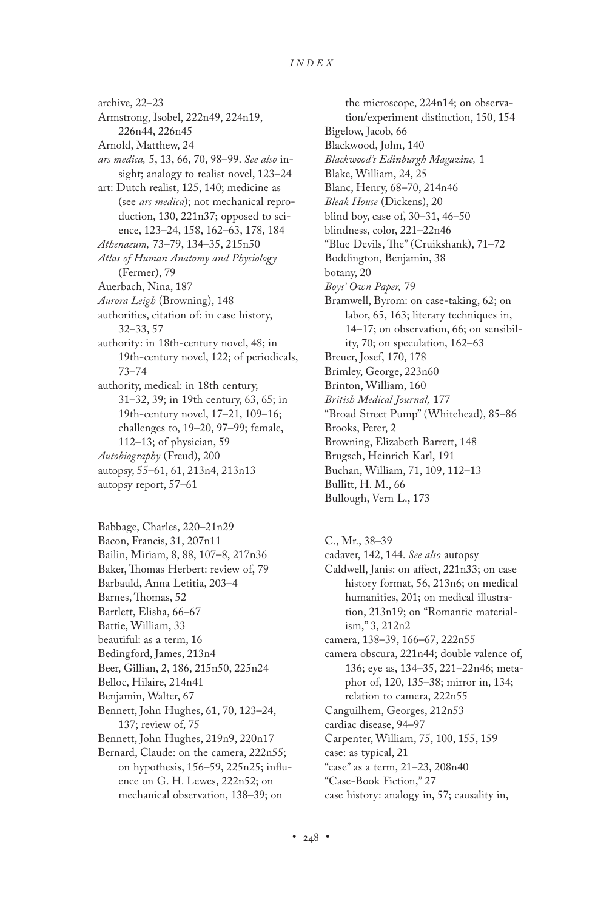archive, 22–23
Armstrong, Isobel, 222n49, 224n19, 226n44, 226n45
Arnold, Matthew, 24
*ars medica,* 5, 13, 66, 70, 98–99. *See also* insight; analogy to realist novel, 123–24
art: Dutch realist, 125, 140; medicine as (see *ars medica*); not mechanical reproduction, 130, 221n37; opposed to science, 123–24, 158, 162–63, 178, 184
*Athenaeum,* 73–79, 134–35, 215n50
*Atlas of Human Anatomy and Physiology* (Fermer), 79
Auerbach, Nina, 187
*Aurora Leigh* (Browning), 148
authorities, citation of: in case history, 32–33, 57
authority: in 18th-century novel, 48; in 19th-century novel, 122; of periodicals, 73–74
authority, medical: in 18th century, 31–32, 39; in 19th century, 63, 65; in 19th-century novel, 17–21, 109–16; challenges to, 19–20, 97–99; female, 112–13; of physician, 59
*Autobiography* (Freud), 200
autopsy, 55–61, 61, 213n4, 213n13
autopsy report, 57–61

Babbage, Charles, 220–21n29
Bacon, Francis, 31, 207n11
Bailin, Miriam, 8, 88, 107–8, 217n36
Baker, Thomas Herbert: review of, 79
Barbauld, Anna Letitia, 203–4
Barnes, Thomas, 52
Bartlett, Elisha, 66–67
Battie, William, 33
beautiful: as a term, 16
Bedingford, James, 213n4
Beer, Gillian, 2, 186, 215n50, 225n24
Belloc, Hilaire, 214n41
Benjamin, Walter, 67
Bennett, John Hughes, 61, 70, 123–24, 137; review of, 75
Bennett, John Hughes, 219n9, 220n17
Bernard, Claude: on the camera, 222n55; on hypothesis, 156–59, 225n25; influence on G. H. Lewes, 222n52; on mechanical observation, 138–39; on the microscope, 224n14; on observation/experiment distinction, 150, 154
Bigelow, Jacob, 66
Blackwood, John, 140
*Blackwood's Edinburgh Magazine,* 1
Blake, William, 24, 25
Blanc, Henry, 68–70, 214n46
*Bleak House* (Dickens), 20
blind boy, case of, 30–31, 46–50
blindness, color, 221–22n46
"Blue Devils, The" (Cruikshank), 71–72
Boddington, Benjamin, 38
botany, 20
*Boys' Own Paper,* 79
Bramwell, Byrom: on case-taking, 62; on labor, 65, 163; literary techniques in, 14–17; on observation, 66; on sensibility, 70; on speculation, 162–63
Breuer, Josef, 170, 178
Brimley, George, 223n60
Brinton, William, 160
*British Medical Journal,* 177
"Broad Street Pump" (Whitehead), 85–86
Brooks, Peter, 2
Browning, Elizabeth Barrett, 148
Brugsch, Heinrich Karl, 191
Buchan, William, 71, 109, 112–13
Bullitt, H. M., 66
Bullough, Vern L., 173

C., Mr., 38–39
cadaver, 142, 144. *See also* autopsy
Caldwell, Janis: on affect, 221n33; on case history format, 56, 213n6; on medical humanities, 201; on medical illustration, 213n19; on "Romantic materialism," 3, 212n2
camera, 138–39, 166–67, 222n55
camera obscura, 221n44; double valence of, 136; eye as, 134–35, 221–22n46; metaphor of, 120, 135–38; mirror in, 134; relation to camera, 222n55
Canguilhem, Georges, 212n53
cardiac disease, 94–97
Carpenter, William, 75, 100, 155, 159
case: as typical, 21
"case" as a term, 21–23, 208n40
"Case-Book Fiction," 27
case history: analogy in, 57; causality in,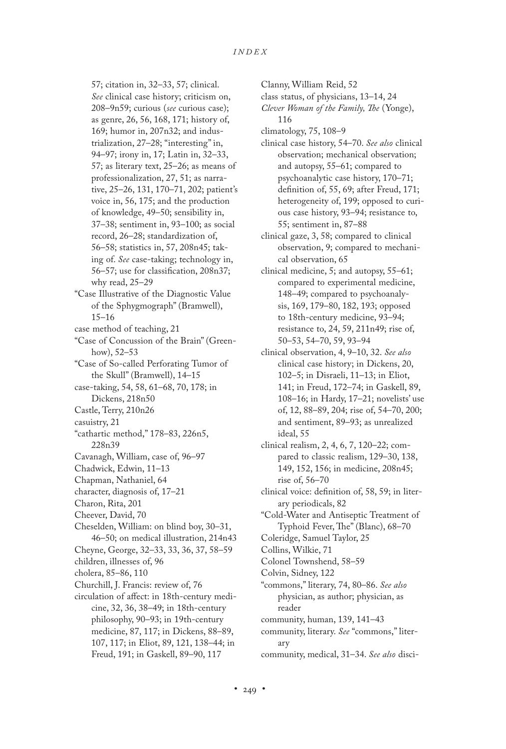57; citation in, 32–33, 57; clinical. *See* clinical case history; criticism on, 208–9n59; curious (*see* curious case); as genre, 26, 56, 168, 171; history of, 169; humor in, 207n32; and industrialization, 27–28; "interesting" in, 94–97; irony in, 17; Latin in, 32–33, 57; as literary text, 25–26; as means of professionalization, 27, 51; as narrative, 25–26, 131, 170–71, 202; patient's voice in, 56, 175; and the production of knowledge, 49–50; sensibility in, 37–38; sentiment in, 93–100; as social record, 26–28; standardization of, 56–58; statistics in, 57, 208n45; taking of. *See* case-taking; technology in, 56–57; use for classification, 208n37; why read, 25–29

"Case Illustrative of the Diagnostic Value of the Sphygmograph" (Bramwell), 15–16

case method of teaching, 21

"Case of Concussion of the Brain" (Greenhow), 52–53

"Case of So-called Perforating Tumor of the Skull" (Bramwell), 14–15

case-taking, 54, 58, 61–68, 70, 178; in Dickens, 218n50

Castle, Terry, 210n26

casuistry, 21

"cathartic method," 178–83, 226n5, 228n39

Cavanagh, William, case of, 96–97

Chadwick, Edwin, 11–13

Chapman, Nathaniel, 64

character, diagnosis of, 17–21

Charon, Rita, 201

Cheever, David, 70

Cheselden, William: on blind boy, 30–31, 46–50; on medical illustration, 214n43

Cheyne, George, 32–33, 33, 36, 37, 58–59

children, illnesses of, 96

cholera, 85–86, 110

Churchill, J. Francis: review of, 76

circulation of affect: in 18th-century medicine, 32, 36, 38–49; in 18th-century philosophy, 90–93; in 19th-century medicine, 87, 117; in Dickens, 88–89, 107, 117; in Eliot, 89, 121, 138–44; in Freud, 191; in Gaskell, 89–90, 117

Clanny, William Reid, 52

class status, of physicians, 13–14, 24

*Clever Woman of the Family, The* (Yonge), 116

climatology, 75, 108–9

clinical case history, 54–70. *See also* clinical observation; mechanical observation; and autopsy, 55–61; compared to psychoanalytic case history, 170–71; definition of, 55, 69; after Freud, 171; heterogeneity of, 199; opposed to curious case history, 93–94; resistance to, 55; sentiment in, 87–88

clinical gaze, 3, 58; compared to clinical observation, 9; compared to mechanical observation, 65

clinical medicine, 5; and autopsy, 55–61; compared to experimental medicine, 148–49; compared to psychoanalysis, 169, 179–80, 182, 193; opposed to 18th-century medicine, 93–94; resistance to, 24, 59, 211n49; rise of, 50–53, 54–70, 59, 93–94

clinical observation, 4, 9–10, 32. *See also* clinical case history; in Dickens, 20, 102–5; in Disraeli, 11–13; in Eliot, 141; in Freud, 172–74; in Gaskell, 89, 108–16; in Hardy, 17–21; novelists' use of, 12, 88–89, 204; rise of, 54–70, 200; and sentiment, 89–93; as unrealized ideal, 55

clinical realism, 2, 4, 6, 7, 120–22; compared to classic realism, 129–30, 138, 149, 152, 156; in medicine, 208n45; rise of, 56–70

clinical voice: definition of, 58, 59; in literary periodicals, 82

"Cold-Water and Antiseptic Treatment of Typhoid Fever, The" (Blanc), 68–70

Coleridge, Samuel Taylor, 25

Collins, Wilkie, 71

Colonel Townshend, 58–59

Colvin, Sidney, 122

"commons," literary, 74, 80–86. *See also* physician, as author; physician, as reader

community, human, 139, 141–43

community, literary. *See* "commons," literary

community, medical, 31–34. *See also* disci-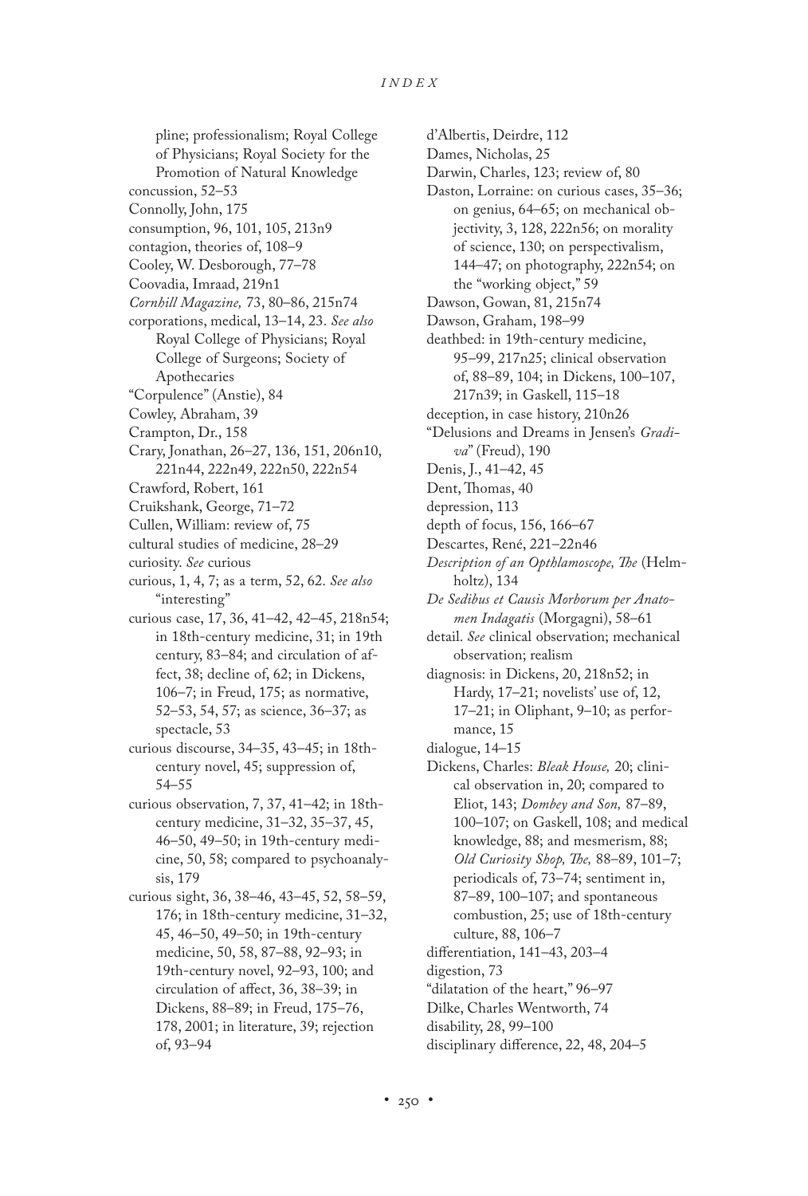pline; professionalism; Royal College of Physicians; Royal Society for the Promotion of Natural Knowledge
concussion, 52–53
Connolly, John, 175
consumption, 96, 101, 105, 213n9
contagion, theories of, 108–9
Cooley, W. Desborough, 77–78
Coovadia, Imraad, 219n1
*Cornhill Magazine,* 73, 80–86, 215n74
corporations, medical, 13–14, 23. *See also* Royal College of Physicians; Royal College of Surgeons; Society of Apothecaries
"Corpulence" (Anstie), 84
Cowley, Abraham, 39
Crampton, Dr., 158
Crary, Jonathan, 26–27, 136, 151, 206n10, 221n44, 222n49, 222n50, 222n54
Crawford, Robert, 161
Cruikshank, George, 71–72
Cullen, William: review of, 75
cultural studies of medicine, 28–29
curiosity. *See* curious
curious, 1, 4, 7; as a term, 52, 62. *See also* "interesting"
curious case, 17, 36, 41–42, 42–45, 218n54; in 18th-century medicine, 31; in 19th century, 83–84; and circulation of affect, 38; decline of, 62; in Dickens, 106–7; in Freud, 175; as normative, 52–53, 54, 57; as science, 36–37; as spectacle, 53
curious discourse, 34–35, 43–45; in 18th-century novel, 45; suppression of, 54–55
curious observation, 7, 37, 41–42; in 18th-century medicine, 31–32, 35–37, 45, 46–50, 49–50; in 19th-century medicine, 50, 58; compared to psychoanalysis, 179
curious sight, 36, 38–46, 43–45, 52, 58–59, 176; in 18th-century medicine, 31–32, 45, 46–50, 49–50; in 19th-century medicine, 50, 58, 87–88, 92–93; in 19th-century novel, 92–93, 100; and circulation of affect, 36, 38–39; in Dickens, 88–89; in Freud, 175–76, 178, 2001; in literature, 39; rejection of, 93–94
d'Albertis, Deirdre, 112
Dames, Nicholas, 25
Darwin, Charles, 123; review of, 80
Daston, Lorraine: on curious cases, 35–36; on genius, 64–65; on mechanical objectivity, 3, 128, 222n56; on morality of science, 130; on perspectivalism, 144–47; on photography, 222n54; on the "working object," 59
Dawson, Gowan, 81, 215n74
Dawson, Graham, 198–99
deathbed: in 19th-century medicine, 95–99, 217n25; clinical observation of, 88–89, 104; in Dickens, 100–107, 217n39; in Gaskell, 115–18
deception, in case history, 210n26
"Delusions and Dreams in Jensen's *Gradiva*" (Freud), 190
Denis, J., 41–42, 45
Dent, Thomas, 40
depression, 113
depth of focus, 156, 166–67
Descartes, René, 221–22n46
*Description of an Opthlamoscope, The* (Helmholtz), 134
*De Sedibus et Causis Morborum per Anatomen Indagatis* (Morgagni), 58–61
detail. *See* clinical observation; mechanical observation; realism
diagnosis: in Dickens, 20, 218n52; in Hardy, 17–21; novelists' use of, 12, 17–21; in Oliphant, 9–10; as performance, 15
dialogue, 14–15
Dickens, Charles: *Bleak House,* 20; clinical observation in, 20; compared to Eliot, 143; *Dombey and Son,* 87–89, 100–107; on Gaskell, 108; and medical knowledge, 88; and mesmerism, 88; *Old Curiosity Shop, The,* 88–89, 101–7; periodicals of, 73–74; sentiment in, 87–89, 100–107; and spontaneous combustion, 25; use of 18th-century culture, 88, 106–7
differentiation, 141–43, 203–4
digestion, 73
"dilatation of the heart," 96–97
Dilke, Charles Wentworth, 74
disability, 28, 99–100
disciplinary difference, 22, 48, 204–5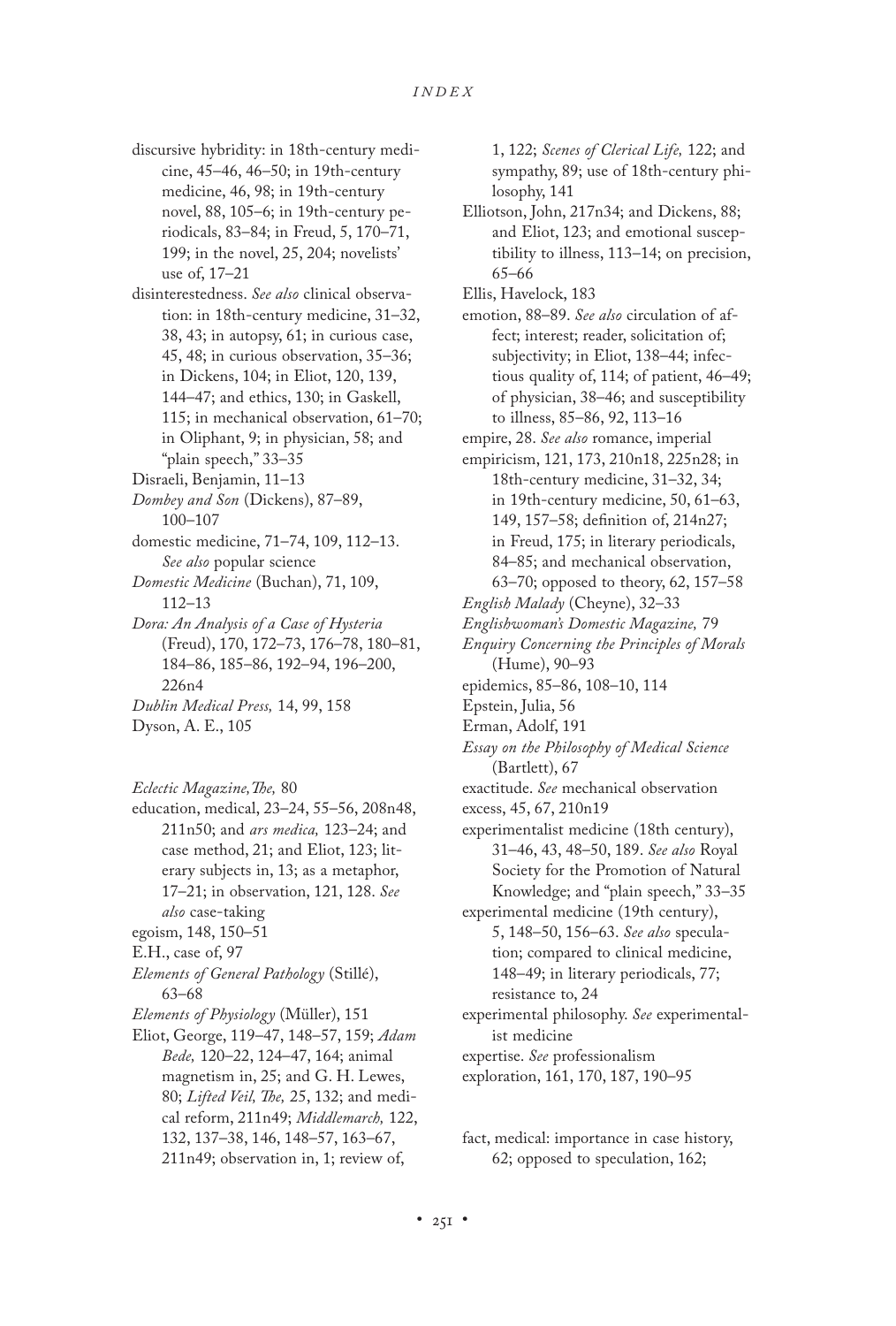discursive hybridity: in 18th-century medicine, 45–46, 46–50; in 19th-century medicine, 46, 98; in 19th-century novel, 88, 105–6; in 19th-century periodicals, 83–84; in Freud, 5, 170–71, 199; in the novel, 25, 204; novelists' use of, 17–21

disinterestedness. *See also* clinical observation: in 18th-century medicine, 31–32, 38, 43; in autopsy, 61; in curious case, 45, 48; in curious observation, 35–36; in Dickens, 104; in Eliot, 120, 139, 144–47; and ethics, 130; in Gaskell, 115; in mechanical observation, 61–70; in Oliphant, 9; in physician, 58; and "plain speech," 33–35

Disraeli, Benjamin, 11–13

*Dombey and Son* (Dickens), 87–89, 100–107

domestic medicine, 71–74, 109, 112–13. *See also* popular science

*Domestic Medicine* (Buchan), 71, 109, 112–13

*Dora: An Analysis of a Case of Hysteria* (Freud), 170, 172–73, 176–78, 180–81, 184–86, 185–86, 192–94, 196–200, 226n4

*Dublin Medical Press,* 14, 99, 158

Dyson, A. E., 105

*Eclectic Magazine, The,* 80

education, medical, 23–24, 55–56, 208n48, 211n50; and *ars medica,* 123–24; and case method, 21; and Eliot, 123; literary subjects in, 13; as a metaphor, 17–21; in observation, 121, 128. *See also* case-taking

egoism, 148, 150–51

E.H., case of, 97

*Elements of General Pathology* (Stillé), 63–68

*Elements of Physiology* (Müller), 151

Eliot, George, 119–47, 148–57, 159; *Adam Bede,* 120–22, 124–47, 164; animal magnetism in, 25; and G. H. Lewes, 80; *Lifted Veil, The,* 25, 132; and medical reform, 211n49; *Middlemarch,* 122, 132, 137–38, 146, 148–57, 163–67, 211n49; observation in, 1; review of, 1, 122; *Scenes of Clerical Life,* 122; and sympathy, 89; use of 18th-century philosophy, 141

Elliotson, John, 217n34; and Dickens, 88; and Eliot, 123; and emotional susceptibility to illness, 113–14; on precision, 65–66

Ellis, Havelock, 183

emotion, 88–89. *See also* circulation of affect; interest; reader, solicitation of; subjectivity; in Eliot, 138–44; infectious quality of, 114; of patient, 46–49; of physician, 38–46; and susceptibility to illness, 85–86, 92, 113–16

empire, 28. *See also* romance, imperial

empiricism, 121, 173, 210n18, 225n28; in 18th-century medicine, 31–32, 34; in 19th-century medicine, 50, 61–63, 149, 157–58; definition of, 214n27; in Freud, 175; in literary periodicals, 84–85; and mechanical observation, 63–70; opposed to theory, 62, 157–58

*English Malady* (Cheyne), 32–33

*Englishwoman's Domestic Magazine,* 79

*Enquiry Concerning the Principles of Morals* (Hume), 90–93

epidemics, 85–86, 108–10, 114

Epstein, Julia, 56

Erman, Adolf, 191

*Essay on the Philosophy of Medical Science* (Bartlett), 67

exactitude. *See* mechanical observation

excess, 45, 67, 210n19

experimentalist medicine (18th century), 31–46, 43, 48–50, 189. *See also* Royal Society for the Promotion of Natural Knowledge; and "plain speech," 33–35

experimental medicine (19th century), 5, 148–50, 156–63. *See also* speculation; compared to clinical medicine, 148–49; in literary periodicals, 77; resistance to, 24

experimental philosophy. *See* experimentalist medicine

expertise. *See* professionalism

exploration, 161, 170, 187, 190–95

fact, medical: importance in case history, 62; opposed to speculation, 162;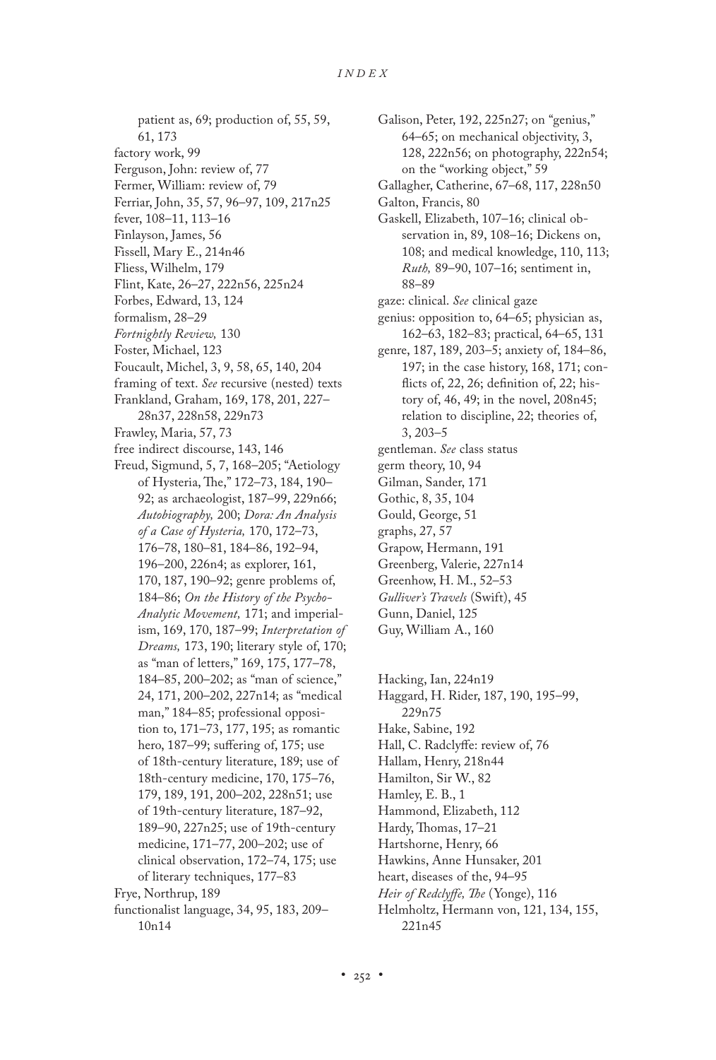patient as, 69; production of, 55, 59, 61, 173

factory work, 99

Ferguson, John: review of, 77

Fermer, William: review of, 79

Ferriar, John, 35, 57, 96–97, 109, 217n25

fever, 108–11, 113–16

Finlayson, James, 56

Fissell, Mary E., 214n46

Fliess, Wilhelm, 179

Flint, Kate, 26–27, 222n56, 225n24

Forbes, Edward, 13, 124

formalism, 28–29

*Fortnightly Review,* 130

Foster, Michael, 123

Foucault, Michel, 3, 9, 58, 65, 140, 204

framing of text. *See* recursive (nested) texts

Frankland, Graham, 169, 178, 201, 227–28n37, 228n58, 229n73

Frawley, Maria, 57, 73

free indirect discourse, 143, 146

Freud, Sigmund, 5, 7, 168–205; "Aetiology of Hysteria, The," 172–73, 184, 190–92; as archaeologist, 187–99, 229n66; *Autobiography,* 200; *Dora: An Analysis of a Case of Hysteria,* 170, 172–73, 176–78, 180–81, 184–86, 192–94, 196–200, 226n4; as explorer, 161, 170, 187, 190–92; genre problems of, 184–86; *On the History of the Psycho-Analytic Movement,* 171; and imperialism, 169, 170, 187–99; *Interpretation of Dreams,* 173, 190; literary style of, 170; as "man of letters," 169, 175, 177–78, 184–85, 200–202; as "man of science," 24, 171, 200–202, 227n14; as "medical man," 184–85; professional opposition to, 171–73, 177, 195; as romantic hero, 187–99; suffering of, 175; use of 18th-century literature, 189; use of 18th-century medicine, 170, 175–76, 179, 189, 191, 200–202, 228n51; use of 19th-century literature, 187–92, 189–90, 227n25; use of 19th-century medicine, 171–77, 200–202; use of clinical observation, 172–74, 175; use of literary techniques, 177–83

Frye, Northrup, 189

functionalist language, 34, 95, 183, 209–10n14

Galison, Peter, 192, 225n27; on "genius," 64–65; on mechanical objectivity, 3, 128, 222n56; on photography, 222n54; on the "working object," 59

Gallagher, Catherine, 67–68, 117, 228n50

Galton, Francis, 80

Gaskell, Elizabeth, 107–16; clinical observation in, 89, 108–16; Dickens on, 108; and medical knowledge, 110, 113; *Ruth,* 89–90, 107–16; sentiment in, 88–89

gaze: clinical. *See* clinical gaze

genius: opposition to, 64–65; physician as, 162–63, 182–83; practical, 64–65, 131

genre, 187, 189, 203–5; anxiety of, 184–86, 197; in the case history, 168, 171; conflicts of, 22, 26; definition of, 22; history of, 46, 49; in the novel, 208n45; relation to discipline, 22; theories of, 3, 203–5

gentleman. *See* class status

germ theory, 10, 94

Gilman, Sander, 171

Gothic, 8, 35, 104

Gould, George, 51

graphs, 27, 57

Grapow, Hermann, 191

Greenberg, Valerie, 227n14

Greenhow, H. M., 52–53

*Gulliver's Travels* (Swift), 45

Gunn, Daniel, 125

Guy, William A., 160

Hacking, Ian, 224n19

Haggard, H. Rider, 187, 190, 195–99, 229n75

Hake, Sabine, 192

Hall, C. Radclyffe: review of, 76

Hallam, Henry, 218n44

Hamilton, Sir W., 82

Hamley, E. B., 1

Hammond, Elizabeth, 112

Hardy, Thomas, 17–21

Hartshorne, Henry, 66

Hawkins, Anne Hunsaker, 201

heart, diseases of the, 94–95

*Heir of Redclyffe, The* (Yonge), 116

Helmholtz, Hermann von, 121, 134, 155, 221n45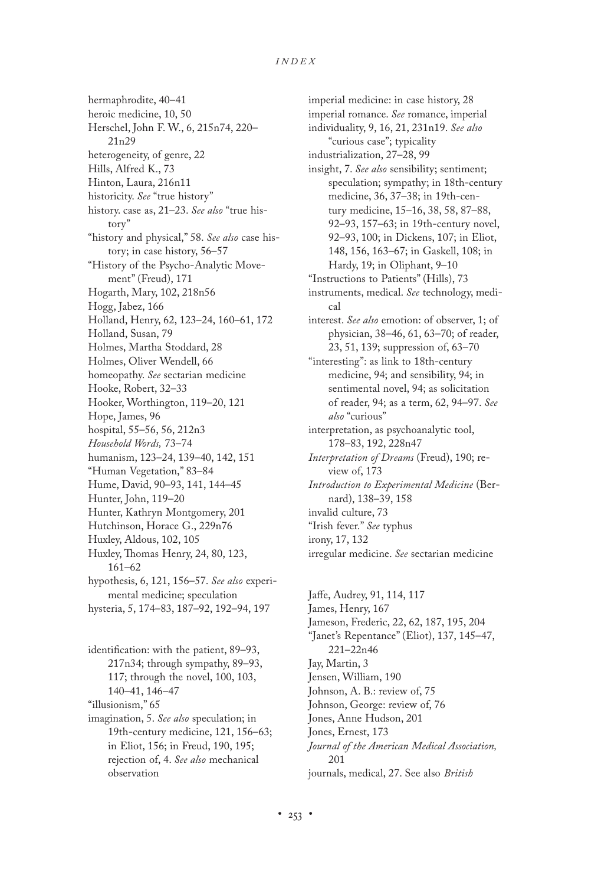hermaphrodite, 40–41
heroic medicine, 10, 50
Herschel, John F. W., 6, 215n74, 220–21n29
heterogeneity, of genre, 22
Hills, Alfred K., 73
Hinton, Laura, 216n11
historicity. *See* "true history"
history. case as, 21–23. *See also* "true history"
"history and physical," 58. *See also* case history; in case history, 56–57
"History of the Psycho-Analytic Movement" (Freud), 171
Hogarth, Mary, 102, 218n56
Hogg, Jabez, 166
Holland, Henry, 62, 123–24, 160–61, 172
Holland, Susan, 79
Holmes, Martha Stoddard, 28
Holmes, Oliver Wendell, 66
homeopathy. *See* sectarian medicine
Hooke, Robert, 32–33
Hooker, Worthington, 119–20, 121
Hope, James, 96
hospital, 55–56, 56, 212n3
*Household Words,* 73–74
humanism, 123–24, 139–40, 142, 151
"Human Vegetation," 83–84
Hume, David, 90–93, 141, 144–45
Hunter, John, 119–20
Hunter, Kathryn Montgomery, 201
Hutchinson, Horace G., 229n76
Huxley, Aldous, 102, 105
Huxley, Thomas Henry, 24, 80, 123, 161–62
hypothesis, 6, 121, 156–57. *See also* experimental medicine; speculation
hysteria, 5, 174–83, 187–92, 192–94, 197

identification: with the patient, 89–93, 217n34; through sympathy, 89–93, 117; through the novel, 100, 103, 140–41, 146–47
"illusionism," 65
imagination, 5. *See also* speculation; in 19th-century medicine, 121, 156–63; in Eliot, 156; in Freud, 190, 195; rejection of, 4. *See also* mechanical observation
imperial medicine: in case history, 28
imperial romance. *See* romance, imperial
individuality, 9, 16, 21, 231n19. *See also* "curious case"; typicality
industrialization, 27–28, 99
insight, 7. *See also* sensibility; sentiment; speculation; sympathy; in 18th-century medicine, 36, 37–38; in 19th-century medicine, 15–16, 38, 58, 87–88, 92–93, 157–63; in 19th-century novel, 92–93, 100; in Dickens, 107; in Eliot, 148, 156, 163–67; in Gaskell, 108; in Hardy, 19; in Oliphant, 9–10
"Instructions to Patients" (Hills), 73
instruments, medical. *See* technology, medical
interest. *See also* emotion: of observer, 1; of physician, 38–46, 61, 63–70; of reader, 23, 51, 139; suppression of, 63–70
"interesting": as link to 18th-century medicine, 94; and sensibility, 94; in sentimental novel, 94; as solicitation of reader, 94; as a term, 62, 94–97. *See also* "curious"
interpretation, as psychoanalytic tool, 178–83, 192, 228n47
*Interpretation of Dreams* (Freud), 190; review of, 173
*Introduction to Experimental Medicine* (Bernard), 138–39, 158
invalid culture, 73
"Irish fever." *See* typhus
irony, 17, 132
irregular medicine. *See* sectarian medicine

Jaffe, Audrey, 91, 114, 117
James, Henry, 167
Jameson, Frederic, 22, 62, 187, 195, 204
"Janet's Repentance" (Eliot), 137, 145–47, 221–22n46
Jay, Martin, 3
Jensen, William, 190
Johnson, A. B.: review of, 75
Johnson, George: review of, 76
Jones, Anne Hudson, 201
Jones, Ernest, 173
*Journal of the American Medical Association,* 201
journals, medical, 27. See also *British*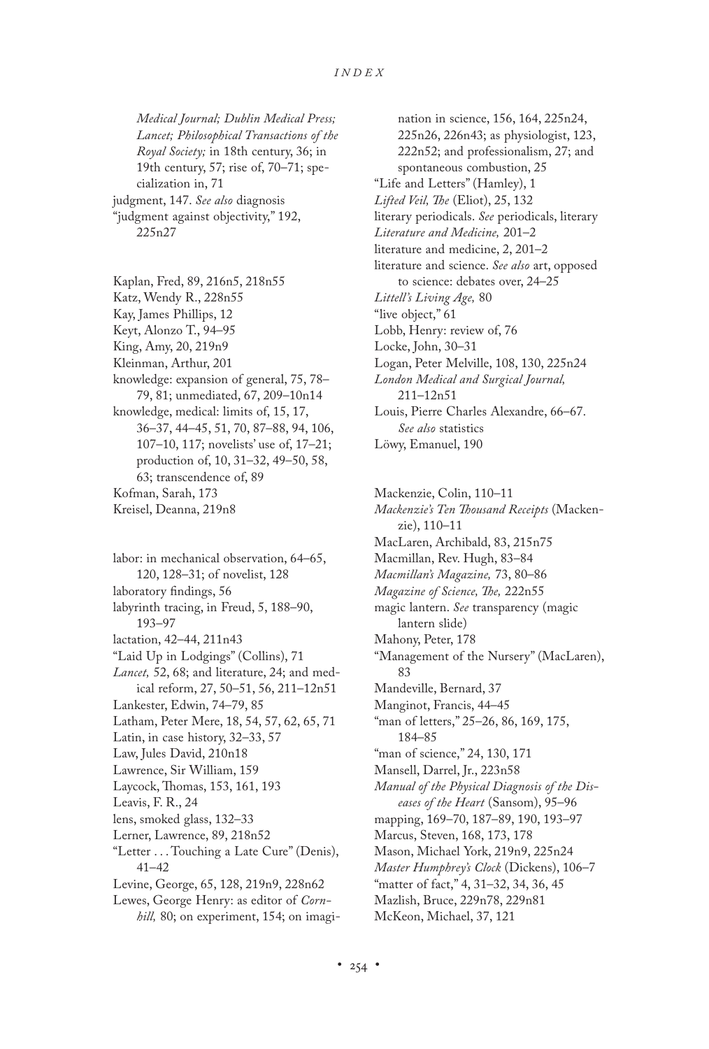*Medical Journal; Dublin Medical Press; Lancet; Philosophical Transactions of the Royal Society;* in 18th century, 36; in 19th century, 57; rise of, 70–71; specialization in, 71

judgment, 147. *See also* diagnosis

"judgment against objectivity," 192, 225n27

Kaplan, Fred, 89, 216n5, 218n55

Katz, Wendy R., 228n55

Kay, James Phillips, 12

Keyt, Alonzo T., 94–95

King, Amy, 20, 219n9

Kleinman, Arthur, 201

knowledge: expansion of general, 75, 78–79, 81; unmediated, 67, 209–10n14

knowledge, medical: limits of, 15, 17, 36–37, 44–45, 51, 70, 87–88, 94, 106, 107–10, 117; novelists' use of, 17–21; production of, 10, 31–32, 49–50, 58, 63; transcendence of, 89

Kofman, Sarah, 173

Kreisel, Deanna, 219n8

labor: in mechanical observation, 64–65, 120, 128–31; of novelist, 128

laboratory findings, 56

labyrinth tracing, in Freud, 5, 188–90, 193–97

lactation, 42–44, 211n43

"Laid Up in Lodgings" (Collins), 71

*Lancet,* 52, 68; and literature, 24; and medical reform, 27, 50–51, 56, 211–12n51

Lankester, Edwin, 74–79, 85

Latham, Peter Mere, 18, 54, 57, 62, 65, 71

Latin, in case history, 32–33, 57

Law, Jules David, 210n18

Lawrence, Sir William, 159

Laycock, Thomas, 153, 161, 193

Leavis, F. R., 24

lens, smoked glass, 132–33

Lerner, Lawrence, 89, 218n52

"Letter . . . Touching a Late Cure" (Denis), 41–42

Levine, George, 65, 128, 219n9, 228n62

Lewes, George Henry: as editor of *Cornhill,* 80; on experiment, 154; on imagination in science, 156, 164, 225n24, 225n26, 226n43; as physiologist, 123, 222n52; and professionalism, 27; and spontaneous combustion, 25

"Life and Letters" (Hamley), 1

*Lifted Veil, The* (Eliot), 25, 132

literary periodicals. *See* periodicals, literary

*Literature and Medicine,* 201–2

literature and medicine, 2, 201–2

literature and science. *See also* art, opposed to science: debates over, 24–25

*Littell's Living Age,* 80

"live object," 61

Lobb, Henry: review of, 76

Locke, John, 30–31

Logan, Peter Melville, 108, 130, 225n24

*London Medical and Surgical Journal,* 211–12n51

Louis, Pierre Charles Alexandre, 66–67. *See also* statistics

Löwy, Emanuel, 190

Mackenzie, Colin, 110–11

*Mackenzie's Ten Thousand Receipts* (Mackenzie), 110–11

MacLaren, Archibald, 83, 215n75

Macmillan, Rev. Hugh, 83–84

*Macmillan's Magazine,* 73, 80–86

*Magazine of Science, The,* 222n55

magic lantern. *See* transparency (magic lantern slide)

Mahony, Peter, 178

"Management of the Nursery" (MacLaren), 83

Mandeville, Bernard, 37

Manginot, Francis, 44–45

"man of letters," 25–26, 86, 169, 175, 184–85

"man of science," 24, 130, 171

Mansell, Darrel, Jr., 223n58

*Manual of the Physical Diagnosis of the Diseases of the Heart* (Sansom), 95–96

mapping, 169–70, 187–89, 190, 193–97

Marcus, Steven, 168, 173, 178

Mason, Michael York, 219n9, 225n24

*Master Humphrey's Clock* (Dickens), 106–7

"matter of fact," 4, 31–32, 34, 36, 45

Mazlish, Bruce, 229n78, 229n81

McKeon, Michael, 37, 121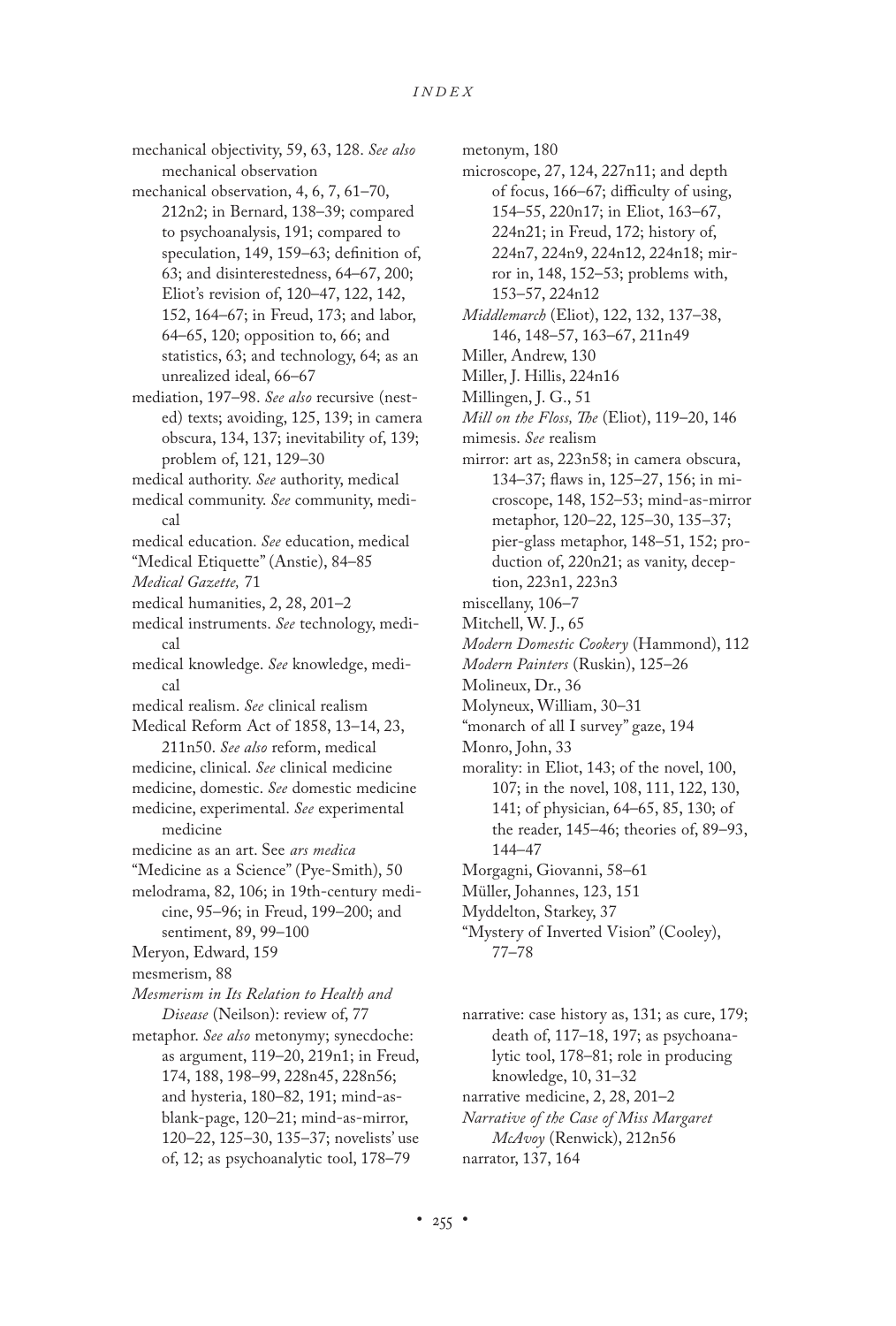mechanical objectivity, 59, 63, 128. *See also* mechanical observation

mechanical observation, 4, 6, 7, 61–70, 212n2; in Bernard, 138–39; compared to psychoanalysis, 191; compared to speculation, 149, 159–63; definition of, 63; and disinterestedness, 64–67, 200; Eliot's revision of, 120–47, 122, 142, 152, 164–67; in Freud, 173; and labor, 64–65, 120; opposition to, 66; and statistics, 63; and technology, 64; as an unrealized ideal, 66–67

mediation, 197–98. *See also* recursive (nested) texts; avoiding, 125, 139; in camera obscura, 134, 137; inevitability of, 139; problem of, 121, 129–30

medical authority. *See* authority, medical

medical community. *See* community, medical

medical education. *See* education, medical

"Medical Etiquette" (Anstie), 84–85

*Medical Gazette,* 71

medical humanities, 2, 28, 201–2

medical instruments. *See* technology, medical

medical knowledge. *See* knowledge, medical

medical realism. *See* clinical realism

Medical Reform Act of 1858, 13–14, 23, 211n50. *See also* reform, medical

medicine, clinical. *See* clinical medicine

medicine, domestic. *See* domestic medicine

medicine, experimental. *See* experimental medicine

medicine as an art. See *ars medica*

"Medicine as a Science" (Pye-Smith), 50

melodrama, 82, 106; in 19th-century medicine, 95–96; in Freud, 199–200; and sentiment, 89, 99–100

Meryon, Edward, 159

mesmerism, 88

*Mesmerism in Its Relation to Health and Disease* (Neilson): review of, 77

metaphor. *See also* metonymy; synecdoche: as argument, 119–20, 219n1; in Freud, 174, 188, 198–99, 228n45, 228n56; and hysteria, 180–82, 191; mind-as-blank-page, 120–21; mind-as-mirror, 120–22, 125–30, 135–37; novelists' use of, 12; as psychoanalytic tool, 178–79

metonym, 180

microscope, 27, 124, 227n11; and depth of focus, 166–67; difficulty of using, 154–55, 220n17; in Eliot, 163–67, 224n21; in Freud, 172; history of, 224n7, 224n9, 224n12, 224n18; mirror in, 148, 152–53; problems with, 153–57, 224n12

*Middlemarch* (Eliot), 122, 132, 137–38, 146, 148–57, 163–67, 211n49

Miller, Andrew, 130

Miller, J. Hillis, 224n16

Millingen, J. G., 51

*Mill on the Floss, The* (Eliot), 119–20, 146

mimesis. *See* realism

mirror: art as, 223n58; in camera obscura, 134–37; flaws in, 125–27, 156; in microscope, 148, 152–53; mind-as-mirror metaphor, 120–22, 125–30, 135–37; pier-glass metaphor, 148–51, 152; production of, 220n21; as vanity, deception, 223n1, 223n3

miscellany, 106–7

Mitchell, W. J., 65

*Modern Domestic Cookery* (Hammond), 112

*Modern Painters* (Ruskin), 125–26

Molineux, Dr., 36

Molyneux, William, 30–31

"monarch of all I survey" gaze, 194

Monro, John, 33

morality: in Eliot, 143; of the novel, 100, 107; in the novel, 108, 111, 122, 130, 141; of physician, 64–65, 85, 130; of the reader, 145–46; theories of, 89–93, 144–47

Morgagni, Giovanni, 58–61

Müller, Johannes, 123, 151

Myddelton, Starkey, 37

"Mystery of Inverted Vision" (Cooley), 77–78

narrative: case history as, 131; as cure, 179; death of, 117–18, 197; as psychoanalytic tool, 178–81; role in producing knowledge, 10, 31–32

narrative medicine, 2, 28, 201–2

*Narrative of the Case of Miss Margaret McAvoy* (Renwick), 212n56

narrator, 137, 164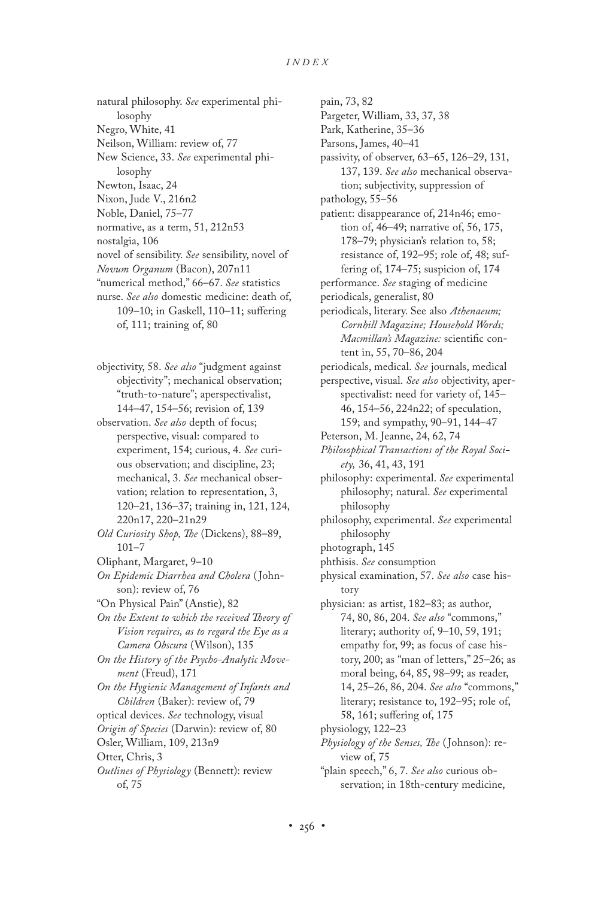natural philosophy. *See* experimental philosophy
Negro, White, 41
Neilson, William: review of, 77
New Science, 33. *See* experimental philosophy
Newton, Isaac, 24
Nixon, Jude V., 216n2
Noble, Daniel, 75–77
normative, as a term, 51, 212n53
nostalgia, 106
novel of sensibility. *See* sensibility, novel of
*Novum Organum* (Bacon), 207n11
"numerical method," 66–67. *See* statistics
nurse. *See also* domestic medicine: death of, 109–10; in Gaskell, 110–11; suffering of, 111; training of, 80

objectivity, 58. *See also* "judgment against objectivity"; mechanical observation; "truth-to-nature"; aperspectivalist, 144–47, 154–56; revision of, 139
observation. *See also* depth of focus; perspective, visual: compared to experiment, 154; curious, 4. *See* curious observation; and discipline, 23; mechanical, 3. *See* mechanical observation; relation to representation, 3, 120–21, 136–37; training in, 121, 124, 220n17, 220–21n29
*Old Curiosity Shop, The* (Dickens), 88–89, 101–7
Oliphant, Margaret, 9–10
*On Epidemic Diarrhea and Cholera* (Johnson): review of, 76
"On Physical Pain" (Anstie), 82
*On the Extent to which the received Theory of Vision requires, as to regard the Eye as a Camera Obscura* (Wilson), 135
*On the History of the Psycho-Analytic Movement* (Freud), 171
*On the Hygienic Management of Infants and Children* (Baker): review of, 79
optical devices. *See* technology, visual
*Origin of Species* (Darwin): review of, 80
Osler, William, 109, 213n9
Otter, Chris, 3
*Outlines of Physiology* (Bennett): review of, 75

pain, 73, 82
Pargeter, William, 33, 37, 38
Park, Katherine, 35–36
Parsons, James, 40–41
passivity, of observer, 63–65, 126–29, 131, 137, 139. *See also* mechanical observation; subjectivity, suppression of
pathology, 55–56
patient: disappearance of, 214n46; emotion of, 46–49; narrative of, 56, 175, 178–79; physician's relation to, 58; resistance of, 192–95; role of, 48; suffering of, 174–75; suspicion of, 174
performance. *See* staging of medicine
periodicals, generalist, 80
periodicals, literary. See also *Athenaeum; Cornhill Magazine; Household Words; Macmillan's Magazine:* scientific content in, 55, 70–86, 204
periodicals, medical. *See* journals, medical
perspective, visual. *See also* objectivity, aperspectivalist: need for variety of, 145–46, 154–56, 224n22; of speculation, 159; and sympathy, 90–91, 144–47
Peterson, M. Jeanne, 24, 62, 74
*Philosophical Transactions of the Royal Society,* 36, 41, 43, 191
philosophy: experimental. *See* experimental philosophy; natural. *See* experimental philosophy
philosophy, experimental. *See* experimental philosophy
photograph, 145
phthisis. *See* consumption
physical examination, 57. *See also* case history
physician: as artist, 182–83; as author, 74, 80, 86, 204. *See also* "commons," literary; authority of, 9–10, 59, 191; empathy for, 99; as focus of case history, 200; as "man of letters," 25–26; as moral being, 64, 85, 98–99; as reader, 14, 25–26, 86, 204. *See also* "commons," literary; resistance to, 192–95; role of, 58, 161; suffering of, 175
physiology, 122–23
*Physiology of the Senses, The* (Johnson): review of, 75
"plain speech," 6, 7. *See also* curious observation; in 18th-century medicine,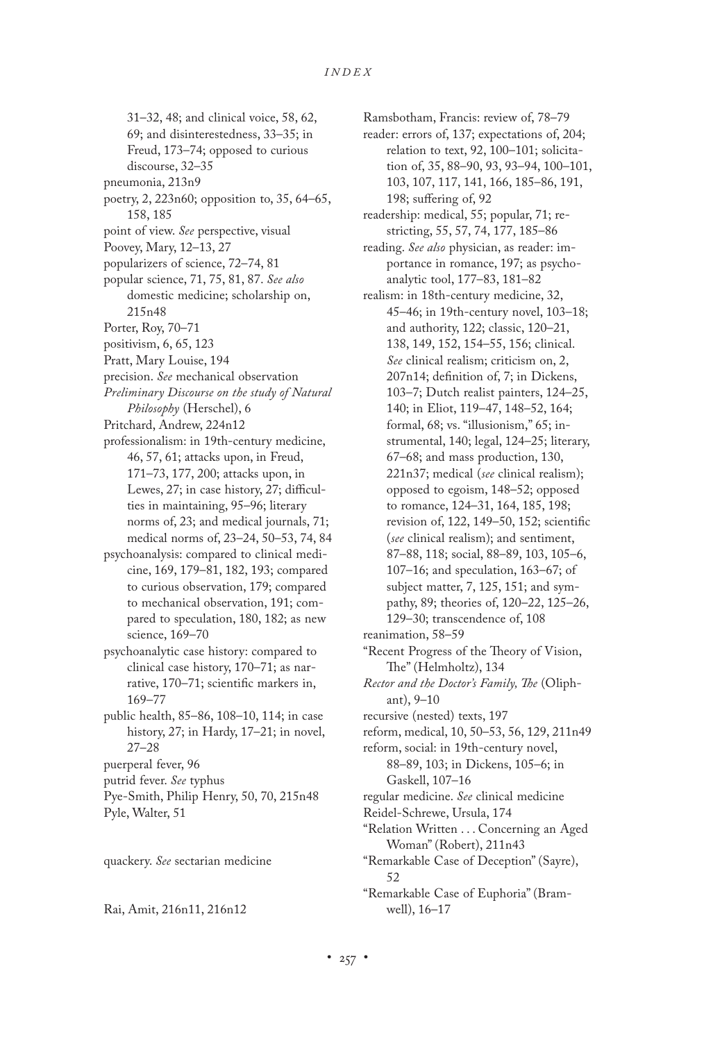31–32, 48; and clinical voice, 58, 62, 69; and disinterestedness, 33–35; in Freud, 173–74; opposed to curious discourse, 32–35

pneumonia, 213n9

poetry, 2, 223n60; opposition to, 35, 64–65, 158, 185

point of view. *See* perspective, visual

Poovey, Mary, 12–13, 27

popularizers of science, 72–74, 81

popular science, 71, 75, 81, 87. *See also* domestic medicine; scholarship on, 215n48

Porter, Roy, 70–71

positivism, 6, 65, 123

Pratt, Mary Louise, 194

precision. *See* mechanical observation

*Preliminary Discourse on the study of Natural Philosophy* (Herschel), 6

Pritchard, Andrew, 224n12

professionalism: in 19th-century medicine, 46, 57, 61; attacks upon, in Freud, 171–73, 177, 200; attacks upon, in Lewes, 27; in case history, 27; difficulties in maintaining, 95–96; literary norms of, 23; and medical journals, 71; medical norms of, 23–24, 50–53, 74, 84

psychoanalysis: compared to clinical medicine, 169, 179–81, 182, 193; compared to curious observation, 179; compared to mechanical observation, 191; compared to speculation, 180, 182; as new science, 169–70

psychoanalytic case history: compared to clinical case history, 170–71; as narrative, 170–71; scientific markers in, 169–77

public health, 85–86, 108–10, 114; in case history, 27; in Hardy, 17–21; in novel, 27–28

puerperal fever, 96

putrid fever. *See* typhus

Pye-Smith, Philip Henry, 50, 70, 215n48

Pyle, Walter, 51

quackery. *See* sectarian medicine

Rai, Amit, 216n11, 216n12

Ramsbotham, Francis: review of, 78–79

reader: errors of, 137; expectations of, 204; relation to text, 92, 100–101; solicitation of, 35, 88–90, 93, 93–94, 100–101, 103, 107, 117, 141, 166, 185–86, 191, 198; suffering of, 92

readership: medical, 55; popular, 71; restricting, 55, 57, 74, 177, 185–86

reading. *See also* physician, as reader: importance in romance, 197; as psychoanalytic tool, 177–83, 181–82

realism: in 18th-century medicine, 32, 45–46; in 19th-century novel, 103–18; and authority, 122; classic, 120–21, 138, 149, 152, 154–55, 156; clinical. *See* clinical realism; criticism on, 2, 207n14; definition of, 7; in Dickens, 103–7; Dutch realist painters, 124–25, 140; in Eliot, 119–47, 148–52, 164; formal, 68; vs. "illusionism," 65; instrumental, 140; legal, 124–25; literary, 67–68; and mass production, 130, 221n37; medical (*see* clinical realism); opposed to egoism, 148–52; opposed to romance, 124–31, 164, 185, 198; revision of, 122, 149–50, 152; scientific (*see* clinical realism); and sentiment, 87–88, 118; social, 88–89, 103, 105–6, 107–16; and speculation, 163–67; of subject matter, 7, 125, 151; and sympathy, 89; theories of, 120–22, 125–26, 129–30; transcendence of, 108

reanimation, 58–59

"Recent Progress of the Theory of Vision, The" (Helmholtz), 134

*Rector and the Doctor's Family, The* (Oliphant), 9–10

recursive (nested) texts, 197

reform, medical, 10, 50–53, 56, 129, 211n49

reform, social: in 19th-century novel, 88–89, 103; in Dickens, 105–6; in Gaskell, 107–16

regular medicine. *See* clinical medicine

Reidel-Schrewe, Ursula, 174

"Relation Written . . . Concerning an Aged Woman" (Robert), 211n43

"Remarkable Case of Deception" (Sayre), 52

"Remarkable Case of Euphoria" (Bramwell), 16–17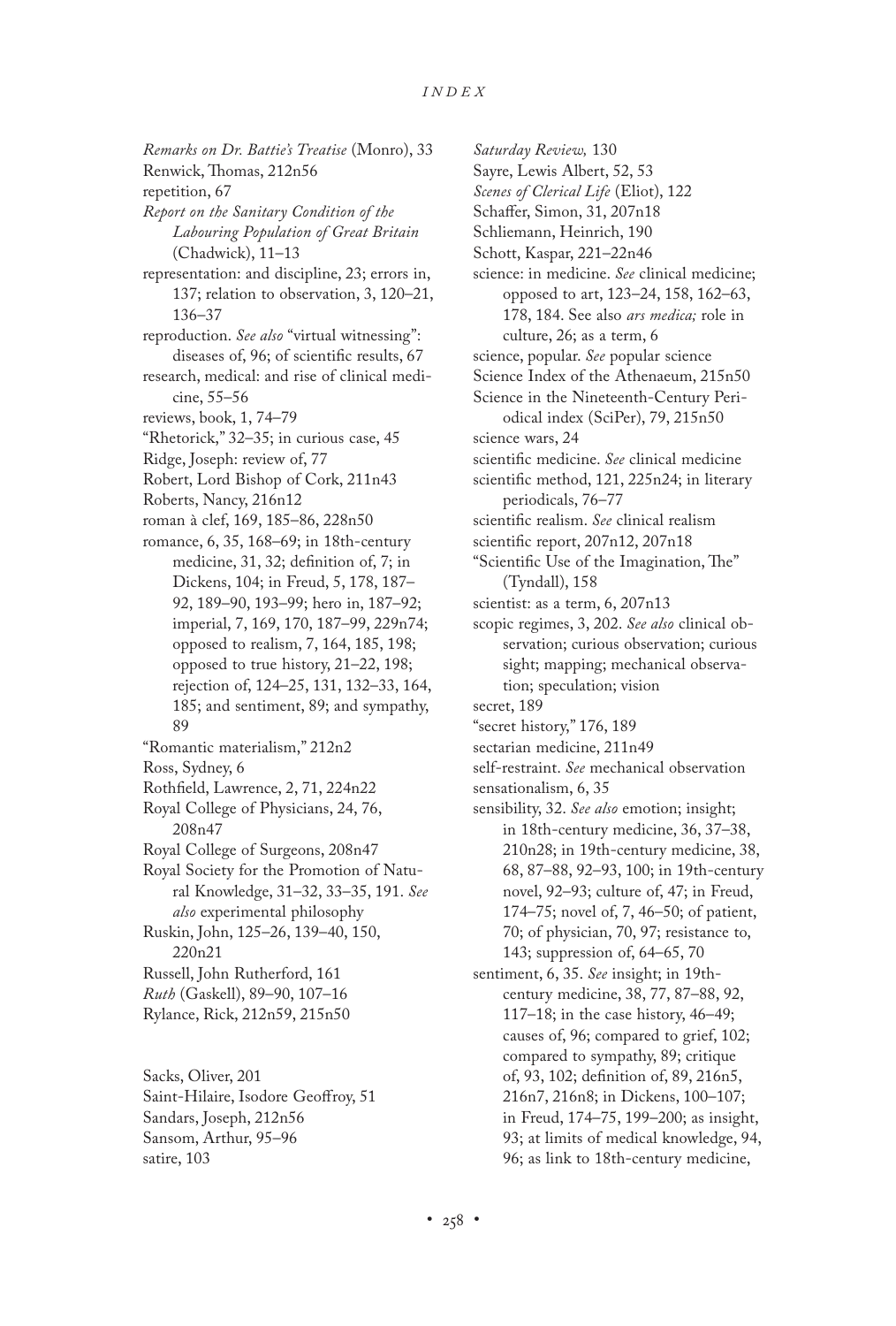*Remarks on Dr. Battie's Treatise* (Monro), 33
Renwick, Thomas, 212n56
repetition, 67
*Report on the Sanitary Condition of the Labouring Population of Great Britain* (Chadwick), 11–13
representation: and discipline, 23; errors in, 137; relation to observation, 3, 120–21, 136–37
reproduction. *See also* "virtual witnessing": diseases of, 96; of scientific results, 67
research, medical: and rise of clinical medicine, 55–56
reviews, book, 1, 74–79
"Rhetorick," 32–35; in curious case, 45
Ridge, Joseph: review of, 77
Robert, Lord Bishop of Cork, 211n43
Roberts, Nancy, 216n12
roman à clef, 169, 185–86, 228n50
romance, 6, 35, 168–69; in 18th-century medicine, 31, 32; definition of, 7; in Dickens, 104; in Freud, 5, 178, 187–92, 189–90, 193–99; hero in, 187–92; imperial, 7, 169, 170, 187–99, 229n74; opposed to realism, 7, 164, 185, 198; opposed to true history, 21–22, 198; rejection of, 124–25, 131, 132–33, 164, 185; and sentiment, 89; and sympathy, 89
"Romantic materialism," 212n2
Ross, Sydney, 6
Rothfield, Lawrence, 2, 71, 224n22
Royal College of Physicians, 24, 76, 208n47
Royal College of Surgeons, 208n47
Royal Society for the Promotion of Natural Knowledge, 31–32, 33–35, 191. *See also* experimental philosophy
Ruskin, John, 125–26, 139–40, 150, 220n21
Russell, John Rutherford, 161
*Ruth* (Gaskell), 89–90, 107–16
Rylance, Rick, 212n59, 215n50

Sacks, Oliver, 201
Saint-Hilaire, Isodore Geoffroy, 51
Sandars, Joseph, 212n56
Sansom, Arthur, 95–96
satire, 103
*Saturday Review,* 130
Sayre, Lewis Albert, 52, 53
*Scenes of Clerical Life* (Eliot), 122
Schaffer, Simon, 31, 207n18
Schliemann, Heinrich, 190
Schott, Kaspar, 221–22n46
science: in medicine. *See* clinical medicine; opposed to art, 123–24, 158, 162–63, 178, 184. See also *ars medica;* role in culture, 26; as a term, 6
science, popular. *See* popular science
Science Index of the Athenaeum, 215n50
Science in the Nineteenth-Century Periodical index (SciPer), 79, 215n50
science wars, 24
scientific medicine. *See* clinical medicine
scientific method, 121, 225n24; in literary periodicals, 76–77
scientific realism. *See* clinical realism
scientific report, 207n12, 207n18
"Scientific Use of the Imagination, The" (Tyndall), 158
scientist: as a term, 6, 207n13
scopic regimes, 3, 202. *See also* clinical observation; curious observation; curious sight; mapping; mechanical observation; speculation; vision
secret, 189
"secret history," 176, 189
sectarian medicine, 211n49
self-restraint. *See* mechanical observation
sensationalism, 6, 35
sensibility, 32. *See also* emotion; insight; in 18th-century medicine, 36, 37–38, 210n28; in 19th-century medicine, 38, 68, 87–88, 92–93, 100; in 19th-century novel, 92–93; culture of, 47; in Freud, 174–75; novel of, 7, 46–50; of patient, 70; of physician, 70, 97; resistance to, 143; suppression of, 64–65, 70
sentiment, 6, 35. *See* insight; in 19th-century medicine, 38, 77, 87–88, 92, 117–18; in the case history, 46–49; causes of, 96; compared to grief, 102; compared to sympathy, 89; critique of, 93, 102; definition of, 89, 216n5, 216n7, 216n8; in Dickens, 100–107; in Freud, 174–75, 199–200; as insight, 93; at limits of medical knowledge, 94, 96; as link to 18th-century medicine,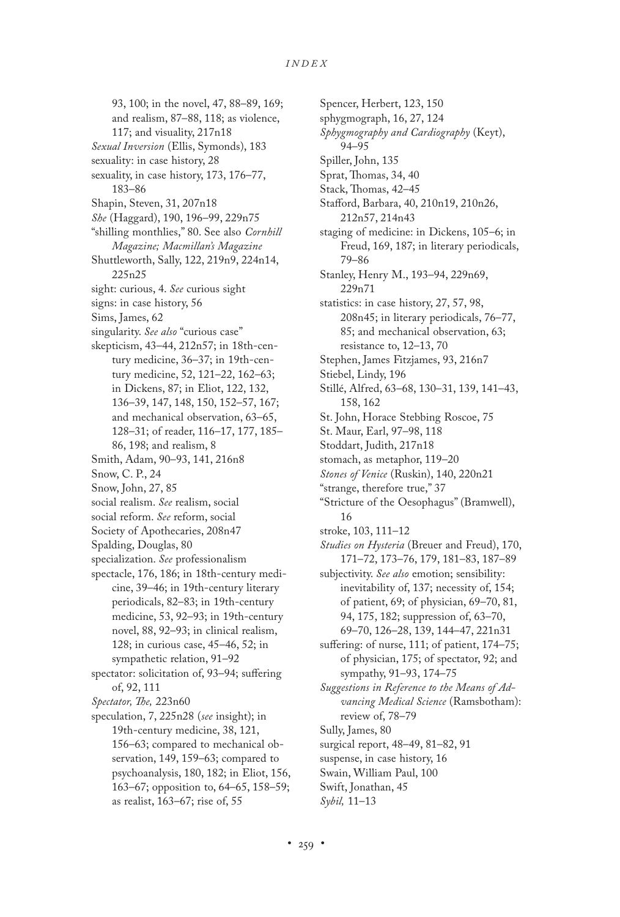93, 100; in the novel, 47, 88–89, 169; and realism, 87–88, 118; as violence, 117; and visuality, 217n18

*Sexual Inversion* (Ellis, Symonds), 183

sexuality: in case history, 28

sexuality, in case history, 173, 176–77, 183–86

Shapin, Steven, 31, 207n18

*She* (Haggard), 190, 196–99, 229n75

"shilling monthlies," 80. See also *Cornhill Magazine; Macmillan's Magazine*

Shuttleworth, Sally, 122, 219n9, 224n14, 225n25

sight: curious, 4. *See* curious sight

signs: in case history, 56

Sims, James, 62

singularity. *See also* "curious case"

skepticism, 43–44, 212n57; in 18th-century medicine, 36–37; in 19th-century medicine, 52, 121–22, 162–63; in Dickens, 87; in Eliot, 122, 132, 136–39, 147, 148, 150, 152–57, 167; and mechanical observation, 63–65, 128–31; of reader, 116–17, 177, 185–86, 198; and realism, 8

Smith, Adam, 90–93, 141, 216n8

Snow, C. P., 24

Snow, John, 27, 85

social realism. *See* realism, social

social reform. *See* reform, social

Society of Apothecaries, 208n47

Spalding, Douglas, 80

specialization. *See* professionalism

spectacle, 176, 186; in 18th-century medicine, 39–46; in 19th-century literary periodicals, 82–83; in 19th-century medicine, 53, 92–93; in 19th-century novel, 88, 92–93; in clinical realism, 128; in curious case, 45–46, 52; in sympathetic relation, 91–92

spectator: solicitation of, 93–94; suffering of, 92, 111

*Spectator, The,* 223n60

speculation, 7, 225n28 (*see* insight); in 19th-century medicine, 38, 121, 156–63; compared to mechanical observation, 149, 159–63; compared to psychoanalysis, 180, 182; in Eliot, 156, 163–67; opposition to, 64–65, 158–59; as realist, 163–67; rise of, 55

Spencer, Herbert, 123, 150

sphygmograph, 16, 27, 124

*Sphygmography and Cardiography* (Keyt), 94–95

Spiller, John, 135

Sprat, Thomas, 34, 40

Stack, Thomas, 42–45

Stafford, Barbara, 40, 210n19, 210n26, 212n57, 214n43

staging of medicine: in Dickens, 105–6; in Freud, 169, 187; in literary periodicals, 79–86

Stanley, Henry M., 193–94, 229n69, 229n71

statistics: in case history, 27, 57, 98, 208n45; in literary periodicals, 76–77, 85; and mechanical observation, 63; resistance to, 12–13, 70

Stephen, James Fitzjames, 93, 216n7

Stiebel, Lindy, 196

Stillé, Alfred, 63–68, 130–31, 139, 141–43, 158, 162

St. John, Horace Stebbing Roscoe, 75

St. Maur, Earl, 97–98, 118

Stoddart, Judith, 217n18

stomach, as metaphor, 119–20

*Stones of Venice* (Ruskin), 140, 220n21

"strange, therefore true," 37

"Stricture of the Oesophagus" (Bramwell), 16

stroke, 103, 111–12

*Studies on Hysteria* (Breuer and Freud), 170, 171–72, 173–76, 179, 181–83, 187–89

subjectivity. *See also* emotion; sensibility: inevitability of, 137; necessity of, 154; of patient, 69; of physician, 69–70, 81, 94, 175, 182; suppression of, 63–70, 69–70, 126–28, 139, 144–47, 221n31

suffering: of nurse, 111; of patient, 174–75; of physician, 175; of spectator, 92; and sympathy, 91–93, 174–75

*Suggestions in Reference to the Means of Advancing Medical Science* (Ramsbotham): review of, 78–79

Sully, James, 80

surgical report, 48–49, 81–82, 91

suspense, in case history, 16

Swain, William Paul, 100

Swift, Jonathan, 45

*Sybil,* 11–13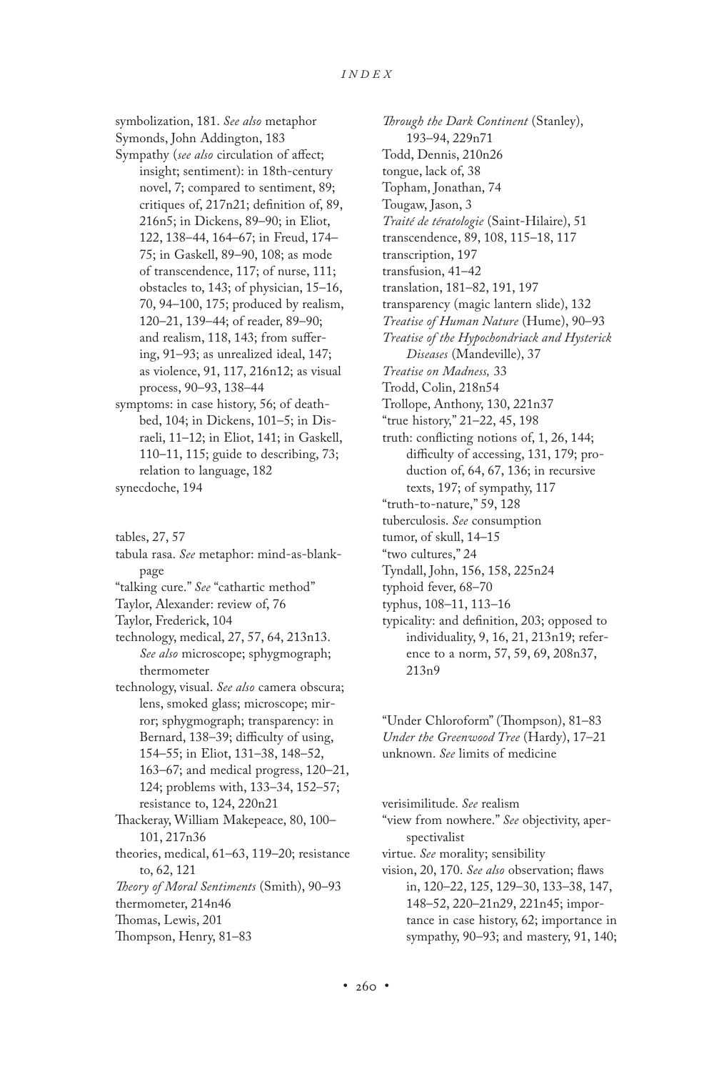symbolization, 181. *See also* metaphor
Symonds, John Addington, 183
Sympathy (*see also* circulation of affect; insight; sentiment): in 18th-century novel, 7; compared to sentiment, 89; critiques of, 217n21; definition of, 89, 216n5; in Dickens, 89–90; in Eliot, 122, 138–44, 164–67; in Freud, 174–75; in Gaskell, 89–90, 108; as mode of transcendence, 117; of nurse, 111; obstacles to, 143; of physician, 15–16, 70, 94–100, 175; produced by realism, 120–21, 139–44; of reader, 89–90; and realism, 118, 143; from suffering, 91–93; as unrealized ideal, 147; as violence, 91, 117, 216n12; as visual process, 90–93, 138–44
symptoms: in case history, 56; of deathbed, 104; in Dickens, 101–5; in Disraeli, 11–12; in Eliot, 141; in Gaskell, 110–11, 115; guide to describing, 73; relation to language, 182
synecdoche, 194

tables, 27, 57
tabula rasa. *See* metaphor: mind-as-blank-page
"talking cure." *See* "cathartic method"
Taylor, Alexander: review of, 76
Taylor, Frederick, 104
technology, medical, 27, 57, 64, 213n13. *See also* microscope; sphygmograph; thermometer
technology, visual. *See also* camera obscura; lens, smoked glass; microscope; mirror; sphygmograph; transparency: in Bernard, 138–39; difficulty of using, 154–55; in Eliot, 131–38, 148–52, 163–67; and medical progress, 120–21, 124; problems with, 133–34, 152–57; resistance to, 124, 220n21
Thackeray, William Makepeace, 80, 100–101, 217n36
theories, medical, 61–63, 119–20; resistance to, 62, 121
*Theory of Moral Sentiments* (Smith), 90–93
thermometer, 214n46
Thomas, Lewis, 201
Thompson, Henry, 81–83
*Through the Dark Continent* (Stanley), 193–94, 229n71
Todd, Dennis, 210n26
tongue, lack of, 38
Topham, Jonathan, 74
Tougaw, Jason, 3
*Traité de tératologie* (Saint-Hilaire), 51
transcendence, 89, 108, 115–18, 117
transcription, 197
transfusion, 41–42
translation, 181–82, 191, 197
transparency (magic lantern slide), 132
*Treatise of Human Nature* (Hume), 90–93
*Treatise of the Hypochondriack and Hysterick Diseases* (Mandeville), 37
*Treatise on Madness,* 33
Trodd, Colin, 218n54
Trollope, Anthony, 130, 221n37
"true history," 21–22, 45, 198
truth: conflicting notions of, 1, 26, 144; difficulty of accessing, 131, 179; production of, 64, 67, 136; in recursive texts, 197; of sympathy, 117
"truth-to-nature," 59, 128
tuberculosis. *See* consumption
tumor, of skull, 14–15
"two cultures," 24
Tyndall, John, 156, 158, 225n24
typhoid fever, 68–70
typhus, 108–11, 113–16
typicality: and definition, 203; opposed to individuality, 9, 16, 21, 213n19; reference to a norm, 57, 59, 69, 208n37, 213n9

"Under Chloroform" (Thompson), 81–83
*Under the Greenwood Tree* (Hardy), 17–21
unknown. *See* limits of medicine

verisimilitude. *See* realism
"view from nowhere." *See* objectivity, aperspectivalist
virtue. *See* morality; sensibility
vision, 20, 170. *See also* observation; flaws in, 120–22, 125, 129–30, 133–38, 147, 148–52, 220–21n29, 221n45; importance in case history, 62; importance in sympathy, 90–93; and mastery, 91, 140;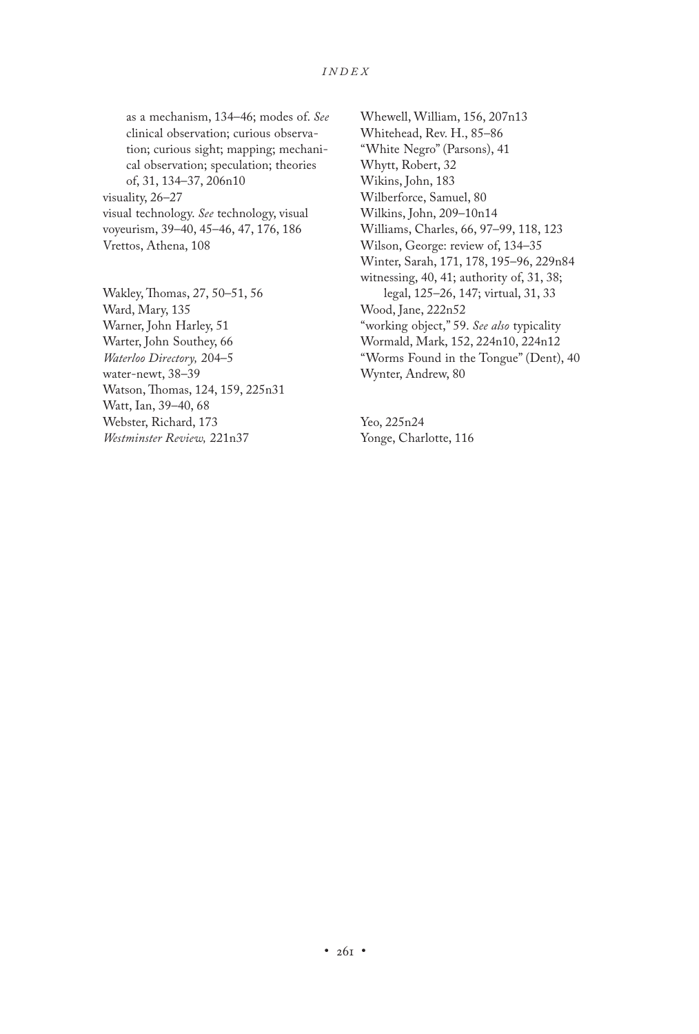as a mechanism, 134–46; modes of. *See* clinical observation; curious observation; curious sight; mapping; mechanical observation; speculation; theories of, 31, 134–37, 206n10

visuality, 26–27

visual technology. *See* technology, visual

voyeurism, 39–40, 45–46, 47, 176, 186

Vrettos, Athena, 108

Wakley, Thomas, 27, 50–51, 56

Ward, Mary, 135

Warner, John Harley, 51

Warter, John Southey, 66

*Waterloo Directory,* 204–5

water-newt, 38–39

Watson, Thomas, 124, 159, 225n31

Watt, Ian, 39–40, 68

Webster, Richard, 173

*Westminster Review,* 221n37

Whewell, William, 156, 207n13

Whitehead, Rev. H., 85–86

"White Negro" (Parsons), 41

Whytt, Robert, 32

Wikins, John, 183

Wilberforce, Samuel, 80

Wilkins, John, 209–10n14

Williams, Charles, 66, 97–99, 118, 123

Wilson, George: review of, 134–35

Winter, Sarah, 171, 178, 195–96, 229n84

witnessing, 40, 41; authority of, 31, 38; legal, 125–26, 147; virtual, 31, 33

Wood, Jane, 222n52

"working object," 59. *See also* typicality

Wormald, Mark, 152, 224n10, 224n12

"Worms Found in the Tongue" (Dent), 40

Wynter, Andrew, 80

Yeo, 225n24

Yonge, Charlotte, 116